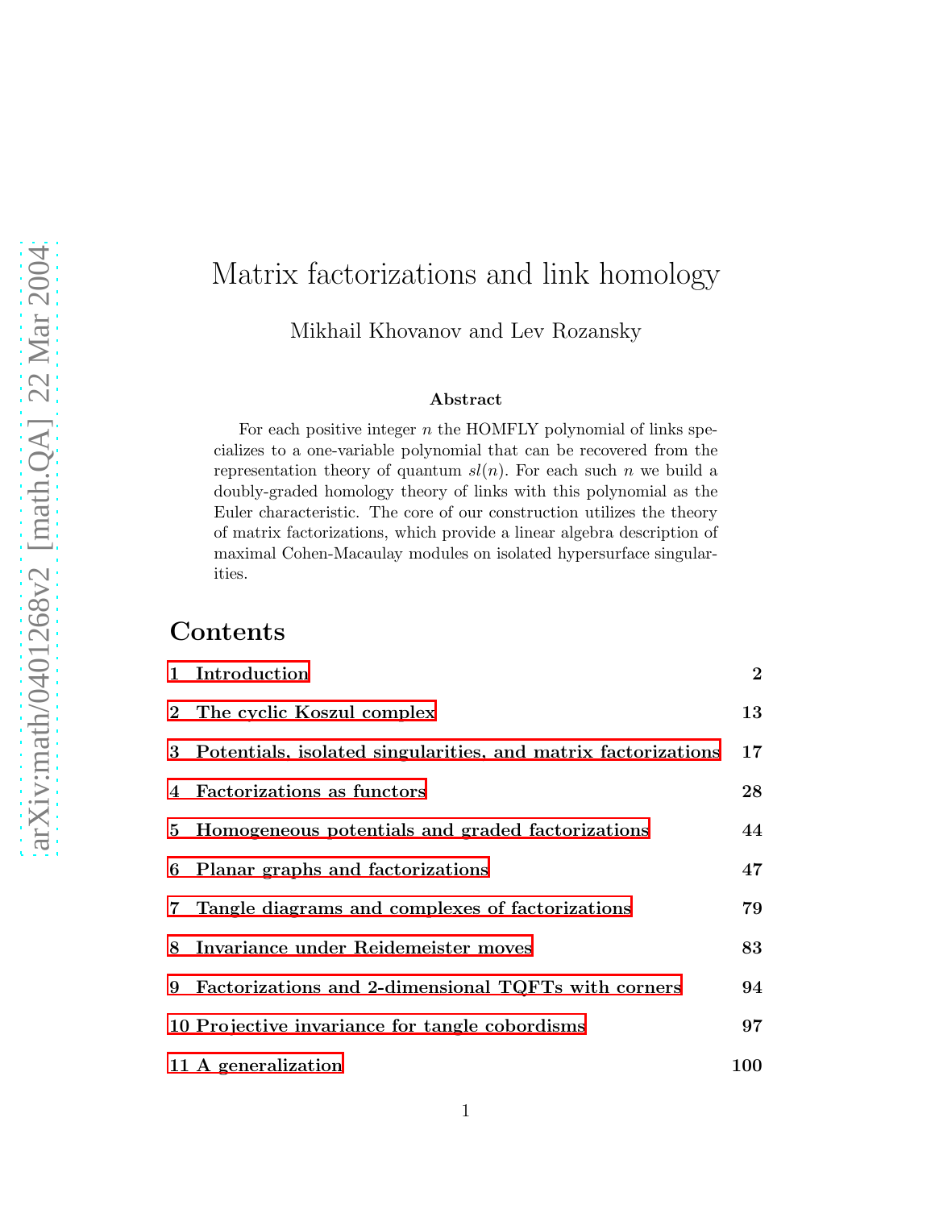# Matrix factorizations and link homology

Mikhail Khovanov and Lev Rozansky

### Abstract

For each positive integer $n$ the HOMFLY polynomial of links specializes to a one-variable polynomial that can be recovered from the representation theory of quantum $sl(n)$. For each such $n$ we build a doubly-graded homology theory of links with this polynomial as the Euler characteristic. The core of our construction utilizes the theory of matrix factorizations, which provide a linear algebra description of maximal Cohen-Macaulay modules on isolated hypersurface singularities.

## Contents

| | |
|---|---|
| **1 Introduction** | **2** |
| **2 The cyclic Koszul complex** | **13** |
| **3 Potentials, isolated singularities, and matrix factorizations** | **17** |
| **4 Factorizations as functors** | **28** |
| **5 Homogeneous potentials and graded factorizations** | **44** |
| **6 Planar graphs and factorizations** | **47** |
| **7 Tangle diagrams and complexes of factorizations** | **79** |
| **8 Invariance under Reidemeister moves** | **83** |
| **9 Factorizations and 2-dimensional TQFTs with corners** | **94** |
| **10 Projective invariance for tangle cobordisms** | **97** |
| **11 A generalization** | **100** |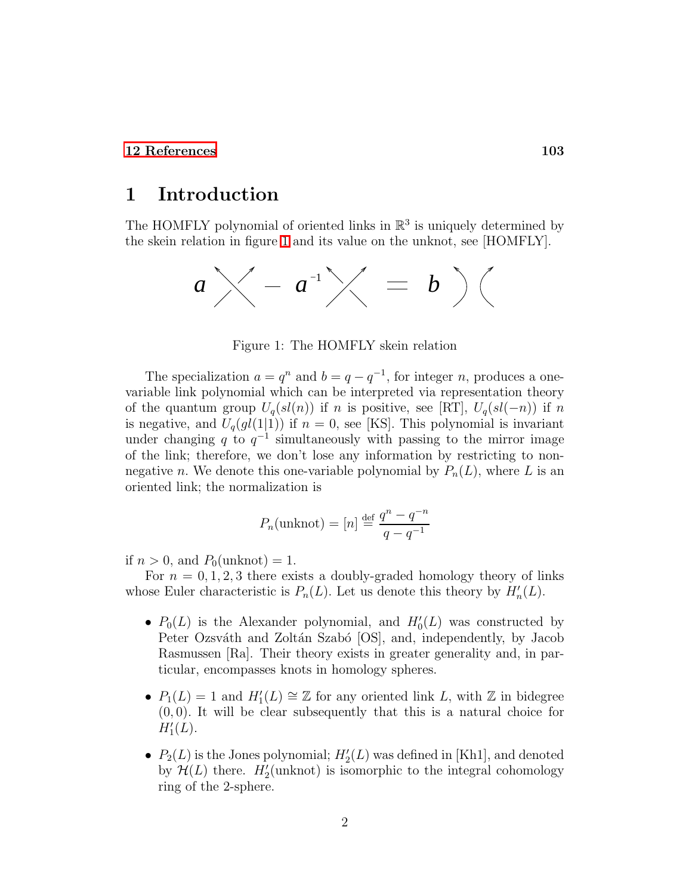## 1 Introduction

The HOMFLY polynomial of oriented links in $\mathbb{R}^3$ is uniquely determined by the skein relation in figure 1 and its value on the unknot, see [HOMFLY].

Figure 1: The HOMFLY skein relation

The specialization $a = q^n$ and $b = q - q^{-1}$, for integer $n$, produces a one-variable link polynomial which can be interpreted via representation theory of the quantum group $U_q(sl(n))$ if $n$ is positive, see [RT], $U_q(sl(-n))$ if $n$ is negative, and $U_q(gl(1|1))$ if $n = 0$, see [KS]. This polynomial is invariant under changing $q$ to $q^{-1}$ simultaneously with passing to the mirror image of the link; therefore, we don't lose any information by restricting to non-negative $n$. We denote this one-variable polynomial by $P_n(L)$, where $L$ is an oriented link; the normalization is

$$P_n(\text{unknot}) = [n] \stackrel{\text{def}}{=} \frac{q^n - q^{-n}}{q - q^{-1}}$$

if $n > 0$, and $P_0(\text{unknot}) = 1$.

For $n = 0, 1, 2, 3$ there exists a doubly-graded homology theory of links whose Euler characteristic is $P_n(L)$. Let us denote this theory by $H'_n(L)$.

- $P_0(L)$ is the Alexander polynomial, and $H'_0(L)$ was constructed by Peter Ozsváth and Zoltán Szabó [OS], and, independently, by Jacob Rasmussen [Ra]. Their theory exists in greater generality and, in particular, encompasses knots in homology spheres.

- $P_1(L) = 1$ and $H'_1(L) \cong \mathbb{Z}$ for any oriented link $L$, with $\mathbb{Z}$ in bidegree $(0, 0)$. It will be clear subsequently that this is a natural choice for $H'_1(L)$.

- $P_2(L)$ is the Jones polynomial; $H'_2(L)$ was defined in [Kh1], and denoted by $\mathcal{H}(L)$ there. $H'_2(\text{unknot})$ is isomorphic to the integral cohomology ring of the 2-sphere.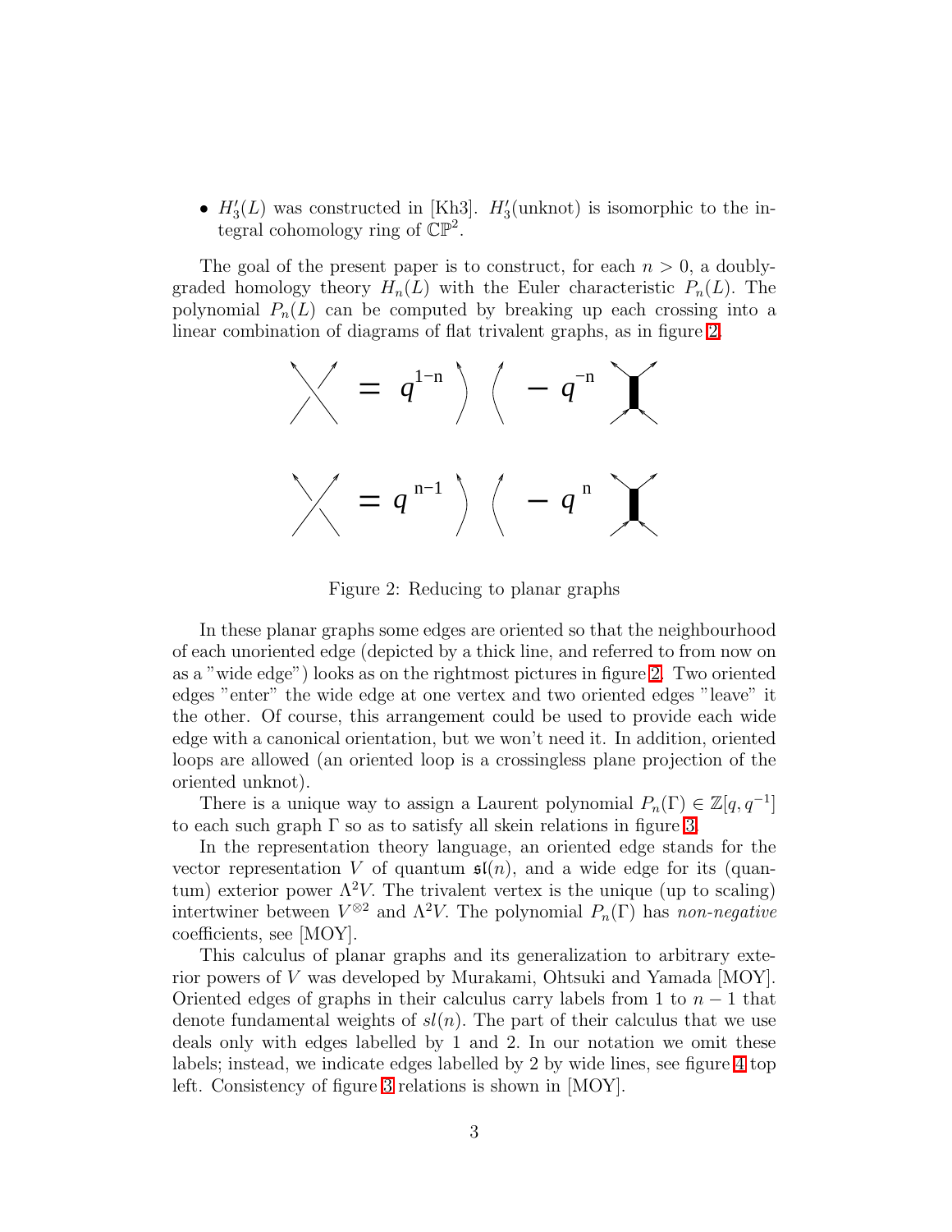- $H'_3(L)$ was constructed in [Kh3]. $H'_3(\text{unknot})$ is isomorphic to the integral cohomology ring of $\mathbb{CP}^2$.

The goal of the present paper is to construct, for each $n > 0$, a doubly-graded homology theory $H_n(L)$ with the Euler characteristic $P_n(L)$. The polynomial $P_n(L)$ can be computed by breaking up each crossing into a linear combination of diagrams of flat trivalent graphs, as in figure 2.

Figure 2: Reducing to planar graphs

In these planar graphs some edges are oriented so that the neighbourhood of each unoriented edge (depicted by a thick line, and referred to from now on as a "wide edge") looks as on the rightmost pictures in figure 2. Two oriented edges "enter" the wide edge at one vertex and two oriented edges "leave" it the other. Of course, this arrangement could be used to provide each wide edge with a canonical orientation, but we won't need it. In addition, oriented loops are allowed (an oriented loop is a crossingless plane projection of the oriented unknot).

There is a unique way to assign a Laurent polynomial $P_n(\Gamma) \in \mathbb{Z}[q, q^{-1}]$ to each such graph $\Gamma$ so as to satisfy all skein relations in figure 3.

In the representation theory language, an oriented edge stands for the vector representation $V$ of quantum $\mathfrak{sl}(n)$, and a wide edge for its (quantum) exterior power $\Lambda^2 V$. The trivalent vertex is the unique (up to scaling) intertwiner between $V^{\otimes 2}$ and $\Lambda^2 V$. The polynomial $P_n(\Gamma)$ has *non-negative* coefficients, see [MOY].

This calculus of planar graphs and its generalization to arbitrary exterior powers of $V$ was developed by Murakami, Ohtsuki and Yamada [MOY]. Oriented edges of graphs in their calculus carry labels from 1 to $n-1$ that denote fundamental weights of $sl(n)$. The part of their calculus that we use deals only with edges labelled by 1 and 2. In our notation we omit these labels; instead, we indicate edges labelled by 2 by wide lines, see figure 4 top left. Consistency of figure 3 relations is shown in [MOY].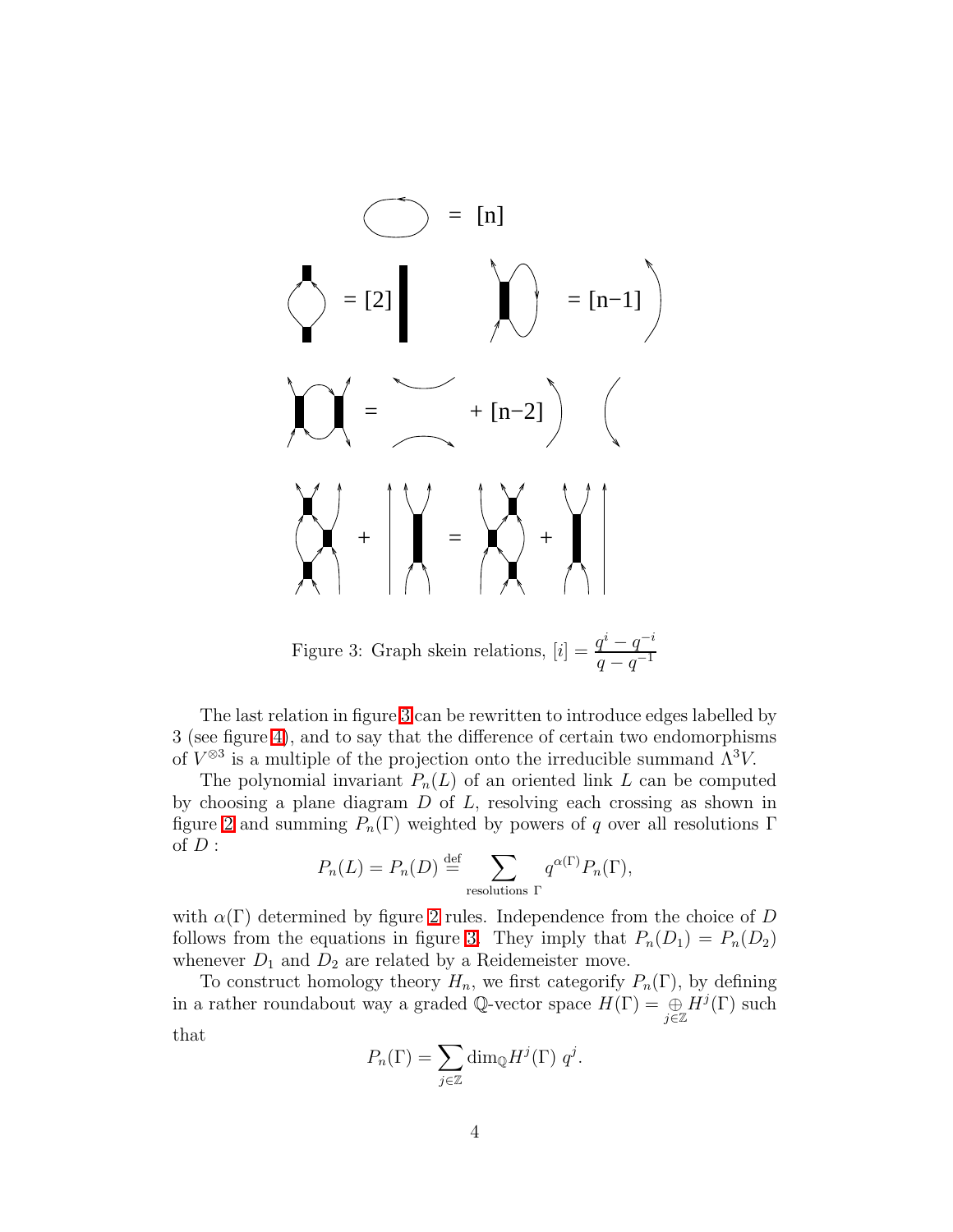Figure 3: Graph skein relations, $[i] = \dfrac{q^i - q^{-i}}{q - q^{-1}}$

The last relation in figure 3 can be rewritten to introduce edges labelled by 3 (see figure 4), and to say that the difference of certain two endomorphisms of $V^{\otimes 3}$ is a multiple of the projection onto the irreducible summand $\Lambda^3 V$.

The polynomial invariant $P_n(L)$ of an oriented link $L$ can be computed by choosing a plane diagram $D$ of $L$, resolving each crossing as shown in figure 2 and summing $P_n(\Gamma)$ weighted by powers of $q$ over all resolutions $\Gamma$ of $D$ :

$$P_n(L) = P_n(D) \stackrel{\text{def}}{=} \sum_{\text{resolutions } \Gamma} q^{\alpha(\Gamma)} P_n(\Gamma),$$

with $\alpha(\Gamma)$ determined by figure 2 rules. Independence from the choice of $D$ follows from the equations in figure 3. They imply that $P_n(D_1) = P_n(D_2)$ whenever $D_1$ and $D_2$ are related by a Reidemeister move.

To construct homology theory $H_n$, we first categorify $P_n(\Gamma)$, by defining in a rather roundabout way a graded $\mathbb{Q}$-vector space $H(\Gamma) = \underset{j \in \mathbb{Z}}{\oplus} H^j(\Gamma)$ such that

$$P_n(\Gamma) = \sum_{j \in \mathbb{Z}} \dim_{\mathbb{Q}} H^j(\Gamma)\, q^j.$$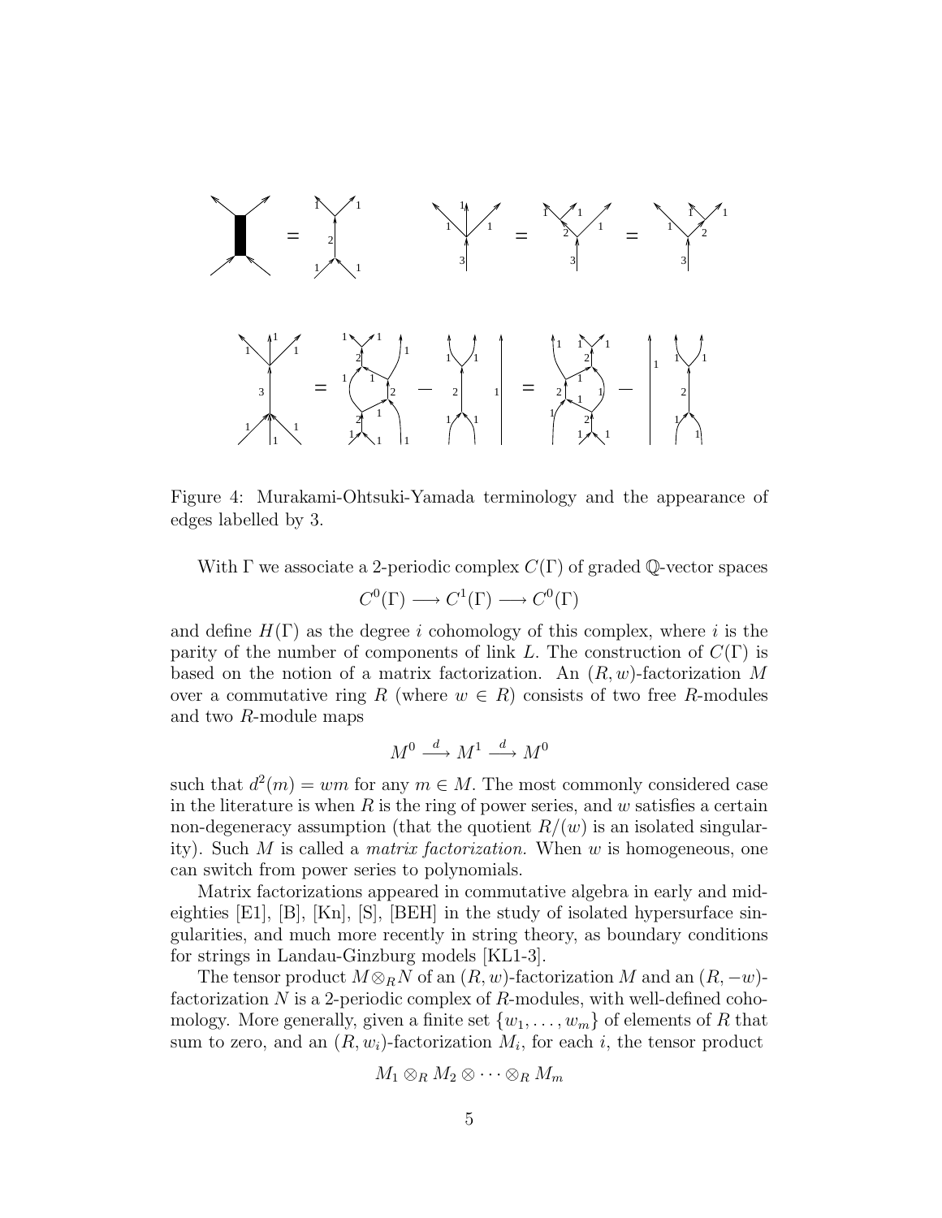Figure 4: Murakami-Ohtsuki-Yamada terminology and the appearance of edges labelled by 3.

With $\Gamma$ we associate a 2-periodic complex $C(\Gamma)$ of graded $\mathbb{Q}$-vector spaces

$$C^0(\Gamma) \longrightarrow C^1(\Gamma) \longrightarrow C^0(\Gamma)$$

and define $H(\Gamma)$ as the degree $i$ cohomology of this complex, where $i$ is the parity of the number of components of link $L$. The construction of $C(\Gamma)$ is based on the notion of a matrix factorization. An $(R, w)$-factorization $M$ over a commutative ring $R$ (where $w \in R$) consists of two free $R$-modules and two $R$-module maps

$$M^0 \xrightarrow{\ d\ } M^1 \xrightarrow{\ d\ } M^0$$

such that $d^2(m) = wm$ for any $m \in M$. The most commonly considered case in the literature is when $R$ is the ring of power series, and $w$ satisfies a certain non-degeneracy assumption (that the quotient $R/(w)$ is an isolated singularity). Such $M$ is called a *matrix factorization.* When $w$ is homogeneous, one can switch from power series to polynomials.

Matrix factorizations appeared in commutative algebra in early and mid-eighties [E1], [B], [Kn], [S], [BEH] in the study of isolated hypersurface singularities, and much more recently in string theory, as boundary conditions for strings in Landau-Ginzburg models [KL1-3].

The tensor product $M \otimes_R N$ of an $(R, w)$-factorization $M$ and an $(R, -w)$-factorization $N$ is a 2-periodic complex of $R$-modules, with well-defined cohomology. More generally, given a finite set $\{w_1, \dots, w_m\}$ of elements of $R$ that sum to zero, and an $(R, w_i)$-factorization $M_i$, for each $i$, the tensor product

$$M_1 \otimes_R M_2 \otimes \cdots \otimes_R M_m$$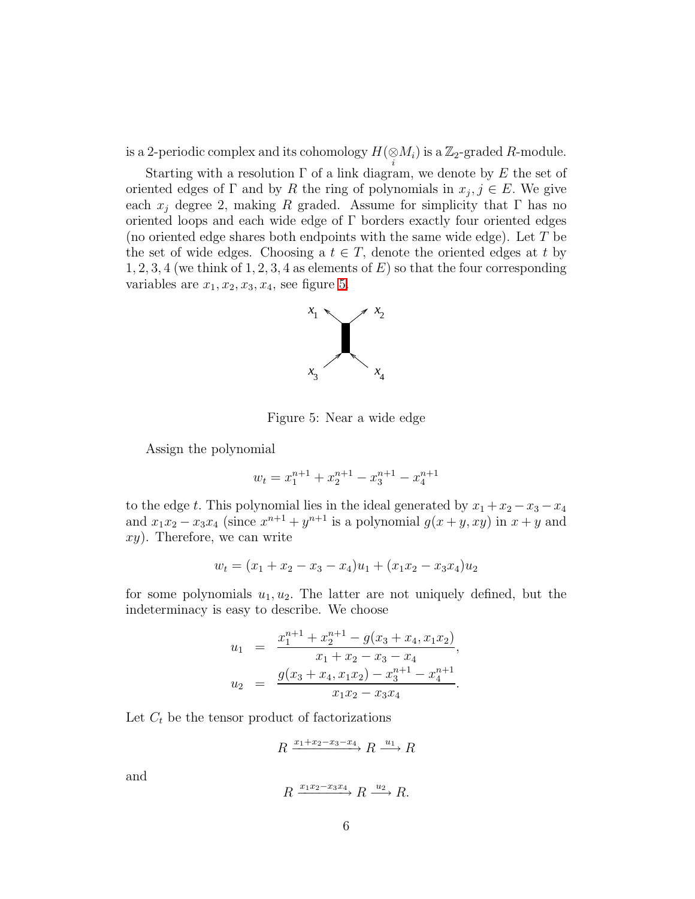is a 2-periodic complex and its cohomology $H(\underset{i}{\otimes} M_i)$ is a $\mathbb{Z}_2$-graded $R$-module.

Starting with a resolution $\Gamma$ of a link diagram, we denote by $E$ the set of oriented edges of $\Gamma$ and by $R$ the ring of polynomials in $x_j, j \in E$. We give each $x_j$ degree 2, making $R$ graded. Assume for simplicity that $\Gamma$ has no oriented loops and each wide edge of $\Gamma$ borders exactly four oriented edges (no oriented edge shares both endpoints with the same wide edge). Let $T$ be the set of wide edges. Choosing a $t \in T$, denote the oriented edges at $t$ by $1, 2, 3, 4$ (we think of $1, 2, 3, 4$ as elements of $E$) so that the four corresponding variables are $x_1, x_2, x_3, x_4$, see figure 5.

Figure 5: Near a wide edge

Assign the polynomial

$$w_t = x_1^{n+1} + x_2^{n+1} - x_3^{n+1} - x_4^{n+1}$$

to the edge $t$. This polynomial lies in the ideal generated by $x_1 + x_2 - x_3 - x_4$ and $x_1x_2 - x_3x_4$ (since $x^{n+1} + y^{n+1}$ is a polynomial $g(x+y, xy)$ in $x+y$ and $xy$). Therefore, we can write

$$w_t = (x_1 + x_2 - x_3 - x_4)u_1 + (x_1x_2 - x_3x_4)u_2$$

for some polynomials $u_1, u_2$. The latter are not uniquely defined, but the indeterminacy is easy to describe. We choose

$$\begin{aligned} u_1 &= \frac{x_1^{n+1} + x_2^{n+1} - g(x_3 + x_4, x_1x_2)}{x_1 + x_2 - x_3 - x_4}, \\ u_2 &= \frac{g(x_3 + x_4, x_1x_2) - x_3^{n+1} - x_4^{n+1}}{x_1x_2 - x_3x_4}. \end{aligned}$$

Let $C_t$ be the tensor product of factorizations

$$R \xrightarrow{x_1+x_2-x_3-x_4} R \xrightarrow{u_1} R$$

and

$$R \xrightarrow{x_1x_2-x_3x_4} R \xrightarrow{u_2} R.$$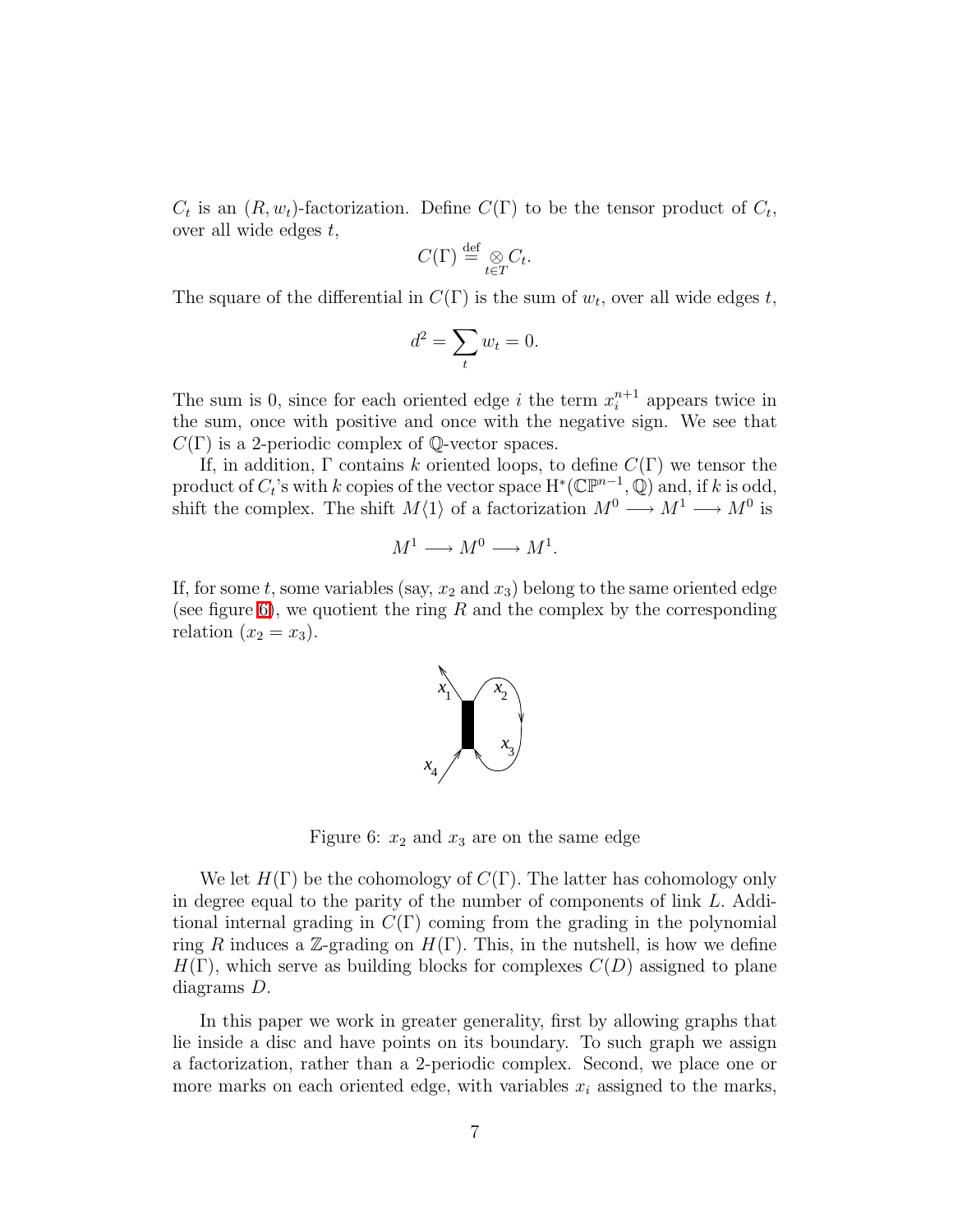$C_t$ is an $(R, w_t)$-factorization. Define $C(\Gamma)$ to be the tensor product of $C_t$, over all wide edges $t$,

$$C(\Gamma) \stackrel{\text{def}}{=} \underset{t \in T}{\otimes} C_t.$$

The square of the differential in $C(\Gamma)$ is the sum of $w_t$, over all wide edges $t$,

$$d^2 = \sum_t w_t = 0.$$

The sum is 0, since for each oriented edge $i$ the term $x_i^{n+1}$ appears twice in the sum, once with positive and once with the negative sign. We see that $C(\Gamma)$ is a 2-periodic complex of $\mathbb{Q}$-vector spaces.

If, in addition, $\Gamma$ contains $k$ oriented loops, to define $C(\Gamma)$ we tensor the product of $C_t$'s with $k$ copies of the vector space $\mathrm{H}^*(\mathbb{CP}^{n-1}, \mathbb{Q})$ and, if $k$ is odd, shift the complex. The shift $M\langle 1 \rangle$ of a factorization $M^0 \longrightarrow M^1 \longrightarrow M^0$ is

$$M^1 \longrightarrow M^0 \longrightarrow M^1.$$

If, for some $t$, some variables (say, $x_2$ and $x_3$) belong to the same oriented edge (see figure 6), we quotient the ring $R$ and the complex by the corresponding relation ($x_2 = x_3$).

Figure 6: $x_2$ and $x_3$ are on the same edge

We let $H(\Gamma)$ be the cohomology of $C(\Gamma)$. The latter has cohomology only in degree equal to the parity of the number of components of link $L$. Additional internal grading in $C(\Gamma)$ coming from the grading in the polynomial ring $R$ induces a $\mathbb{Z}$-grading on $H(\Gamma)$. This, in the nutshell, is how we define $H(\Gamma)$, which serve as building blocks for complexes $C(D)$ assigned to plane diagrams $D$.

In this paper we work in greater generality, first by allowing graphs that lie inside a disc and have points on its boundary. To such graph we assign a factorization, rather than a 2-periodic complex. Second, we place one or more marks on each oriented edge, with variables $x_i$ assigned to the marks,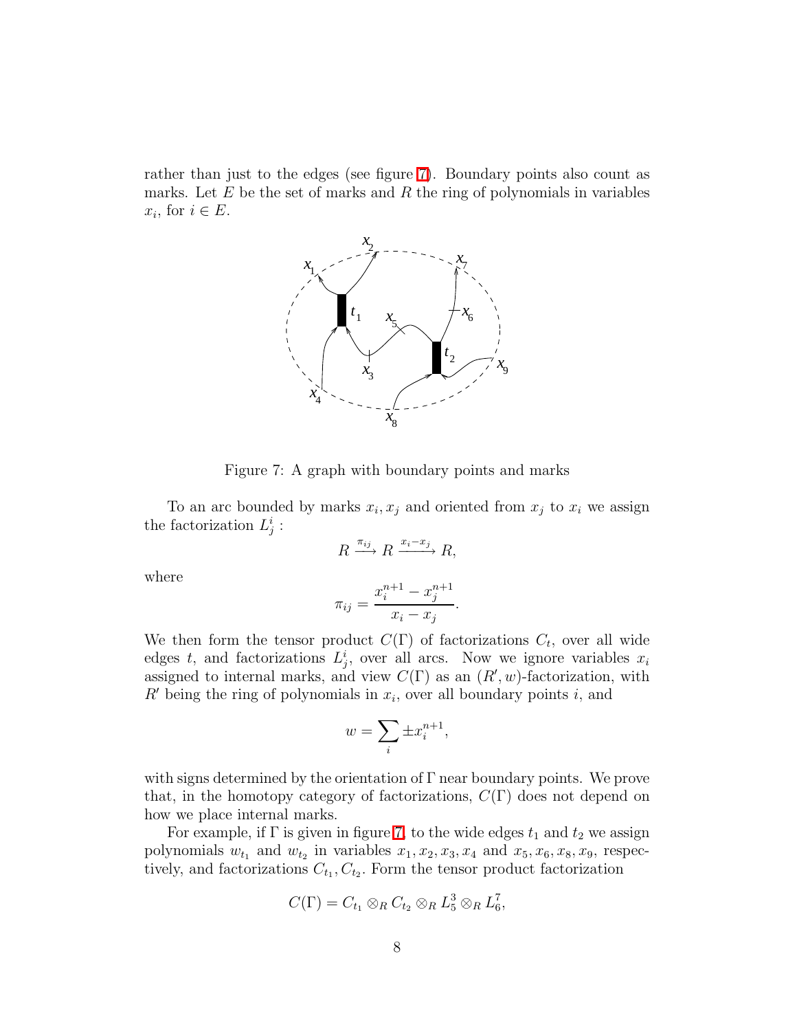rather than just to the edges (see figure 7). Boundary points also count as marks. Let $E$ be the set of marks and $R$ the ring of polynomials in variables $x_i$, for $i \in E$.

Figure 7: A graph with boundary points and marks

To an arc bounded by marks $x_i, x_j$ and oriented from $x_j$ to $x_i$ we assign the factorization $L^i_j$ :

$$R \xrightarrow{\pi_{ij}} R \xrightarrow{x_i - x_j} R,$$

where

$$\pi_{ij} = \frac{x_i^{n+1} - x_j^{n+1}}{x_i - x_j}.$$

We then form the tensor product $C(\Gamma)$ of factorizations $C_t$, over all wide edges $t$, and factorizations $L^i_j$, over all arcs. Now we ignore variables $x_i$ assigned to internal marks, and view $C(\Gamma)$ as an $(R', w)$-factorization, with $R'$ being the ring of polynomials in $x_i$, over all boundary points $i$, and

$$w = \sum_i \pm x_i^{n+1},$$

with signs determined by the orientation of $\Gamma$ near boundary points. We prove that, in the homotopy category of factorizations, $C(\Gamma)$ does not depend on how we place internal marks.

For example, if $\Gamma$ is given in figure 7, to the wide edges $t_1$ and $t_2$ we assign polynomials $w_{t_1}$ and $w_{t_2}$ in variables $x_1, x_2, x_3, x_4$ and $x_5, x_6, x_8, x_9$, respectively, and factorizations $C_{t_1}, C_{t_2}$. Form the tensor product factorization

$$C(\Gamma) = C_{t_1} \otimes_R C_{t_2} \otimes_R L^3_5 \otimes_R L^7_6,$$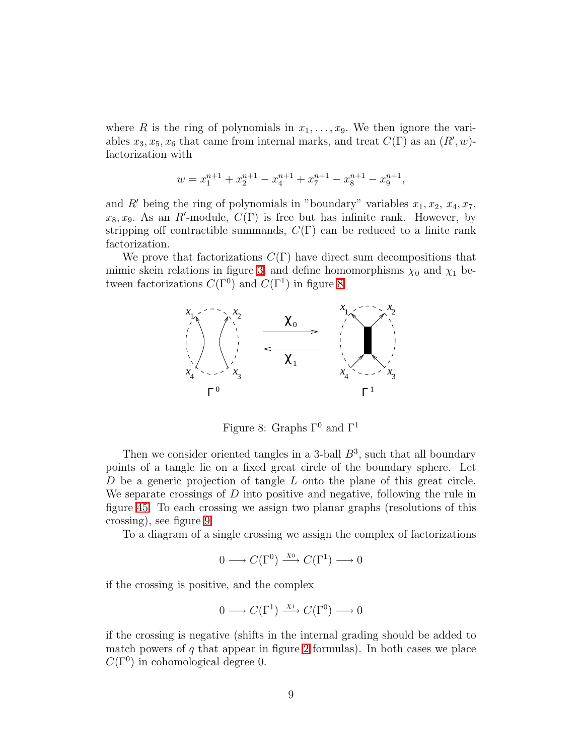where $R$ is the ring of polynomials in $x_1, \dots, x_9$. We then ignore the variables $x_3, x_5, x_6$ that came from internal marks, and treat $C(\Gamma)$ as an $(R', w)$-factorization with

$$w = x_1^{n+1} + x_2^{n+1} - x_4^{n+1} + x_7^{n+1} - x_8^{n+1} - x_9^{n+1},$$

and $R'$ being the ring of polynomials in "boundary" variables $x_1, x_2, x_4, x_7, x_8, x_9$. As an $R'$-module, $C(\Gamma)$ is free but has infinite rank. However, by stripping off contractible summands, $C(\Gamma)$ can be reduced to a finite rank factorization.

We prove that factorizations $C(\Gamma)$ have direct sum decompositions that mimic skein relations in figure 3, and define homomorphisms $\chi_0$ and $\chi_1$ between factorizations $C(\Gamma^0)$ and $C(\Gamma^1)$ in figure 8.

Figure 8: Graphs $\Gamma^0$ and $\Gamma^1$

Then we consider oriented tangles in a 3-ball $B^3$, such that all boundary points of a tangle lie on a fixed great circle of the boundary sphere. Let $D$ be a generic projection of tangle $L$ onto the plane of this great circle. We separate crossings of $D$ into positive and negative, following the rule in figure 45. To each crossing we assign two planar graphs (resolutions of this crossing), see figure 9.

To a diagram of a single crossing we assign the complex of factorizations

$$0 \longrightarrow C(\Gamma^0) \xrightarrow{\chi_0} C(\Gamma^1) \longrightarrow 0$$

if the crossing is positive, and the complex

$$0 \longrightarrow C(\Gamma^1) \xrightarrow{\chi_1} C(\Gamma^0) \longrightarrow 0$$

if the crossing is negative (shifts in the internal grading should be added to match powers of $q$ that appear in figure 2 formulas). In both cases we place $C(\Gamma^0)$ in cohomological degree 0.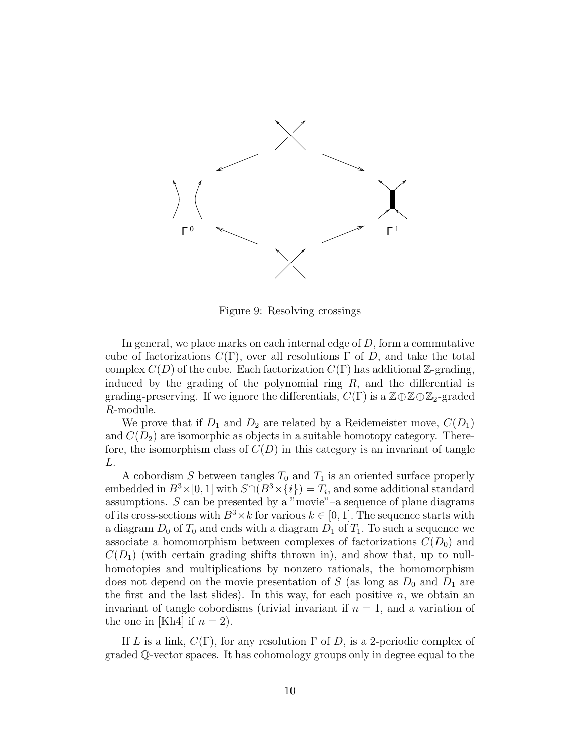Figure 9: Resolving crossings

In general, we place marks on each internal edge of $D$, form a commutative cube of factorizations $C(\Gamma)$, over all resolutions $\Gamma$ of $D$, and take the total complex $C(D)$ of the cube. Each factorization $C(\Gamma)$ has additional $\mathbb{Z}$-grading, induced by the grading of the polynomial ring $R$, and the differential is grading-preserving. If we ignore the differentials, $C(\Gamma)$ is a $\mathbb{Z}\oplus\mathbb{Z}\oplus\mathbb{Z}_2$-graded $R$-module.

We prove that if $D_1$ and $D_2$ are related by a Reidemeister move, $C(D_1)$ and $C(D_2)$ are isomorphic as objects in a suitable homotopy category. Therefore, the isomorphism class of $C(D)$ in this category is an invariant of tangle $L$.

A cobordism $S$ between tangles $T_0$ and $T_1$ is an oriented surface properly embedded in $B^3\times[0,1]$ with $S\cap(B^3\times\{i\}) = T_i$, and some additional standard assumptions. $S$ can be presented by a "movie"–a sequence of plane diagrams of its cross-sections with $B^3\times k$ for various $k\in[0,1]$. The sequence starts with a diagram $D_0$ of $T_0$ and ends with a diagram $D_1$ of $T_1$. To such a sequence we associate a homomorphism between complexes of factorizations $C(D_0)$ and $C(D_1)$ (with certain grading shifts thrown in), and show that, up to null-homotopies and multiplications by nonzero rationals, the homomorphism does not depend on the movie presentation of $S$ (as long as $D_0$ and $D_1$ are the first and the last slides). In this way, for each positive $n$, we obtain an invariant of tangle cobordisms (trivial invariant if $n=1$, and a variation of the one in [Kh4] if $n=2$).

If $L$ is a link, $C(\Gamma)$, for any resolution $\Gamma$ of $D$, is a 2-periodic complex of graded $\mathbb{Q}$-vector spaces. It has cohomology groups only in degree equal to the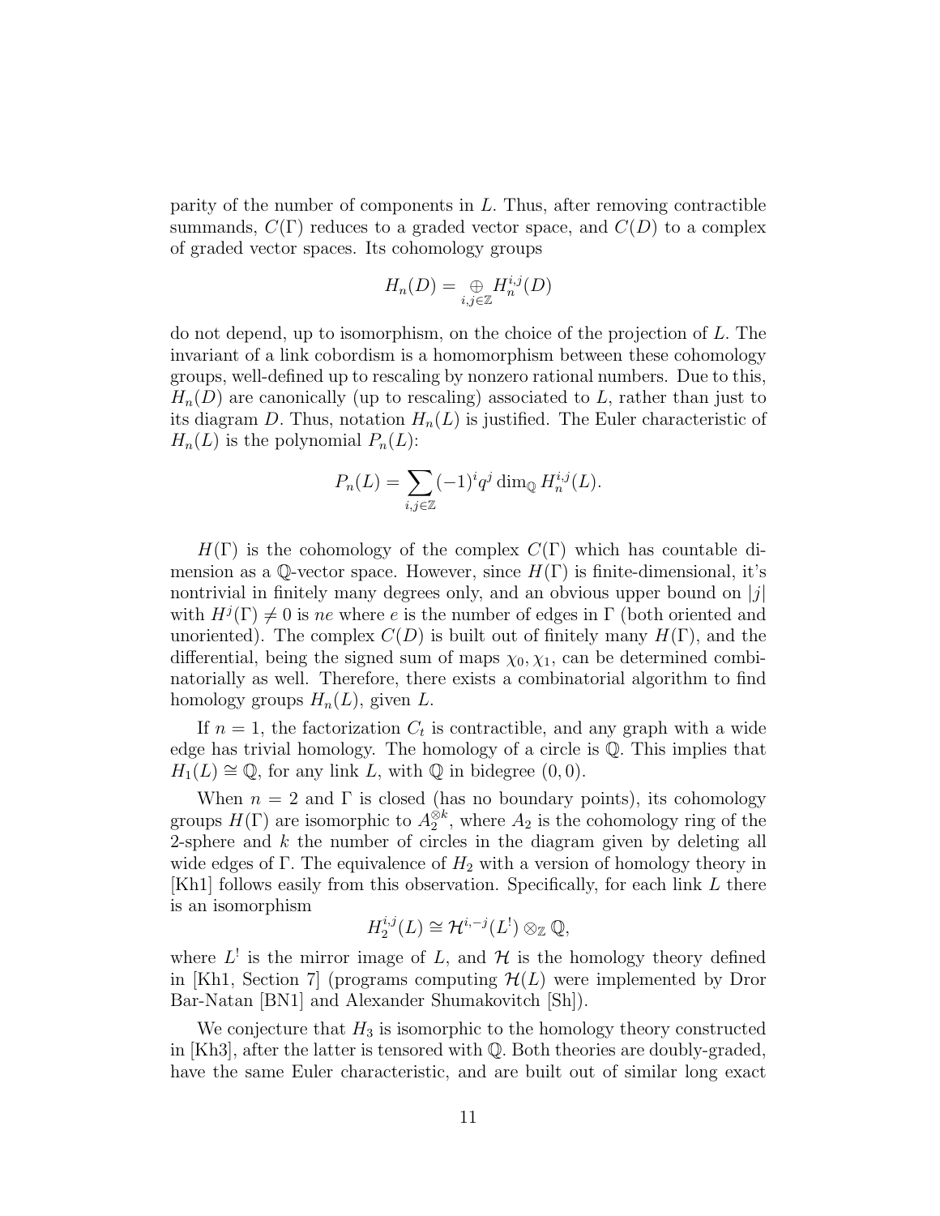parity of the number of components in $L$. Thus, after removing contractible summands, $C(\Gamma)$ reduces to a graded vector space, and $C(D)$ to a complex of graded vector spaces. Its cohomology groups

$$H_n(D) = \underset{i,j \in \mathbb{Z}}{\oplus} H_n^{i,j}(D)$$

do not depend, up to isomorphism, on the choice of the projection of $L$. The invariant of a link cobordism is a homomorphism between these cohomology groups, well-defined up to rescaling by nonzero rational numbers. Due to this, $H_n(D)$ are canonically (up to rescaling) associated to $L$, rather than just to its diagram $D$. Thus, notation $H_n(L)$ is justified. The Euler characteristic of $H_n(L)$ is the polynomial $P_n(L)$:

$$P_n(L) = \sum_{i,j \in \mathbb{Z}} (-1)^i q^j \dim_{\mathbb{Q}} H_n^{i,j}(L).$$

$H(\Gamma)$ is the cohomology of the complex $C(\Gamma)$ which has countable dimension as a $\mathbb{Q}$-vector space. However, since $H(\Gamma)$ is finite-dimensional, it's nontrivial in finitely many degrees only, and an obvious upper bound on $|j|$ with $H^j(\Gamma) \neq 0$ is $ne$ where $e$ is the number of edges in $\Gamma$ (both oriented and unoriented). The complex $C(D)$ is built out of finitely many $H(\Gamma)$, and the differential, being the signed sum of maps $\chi_0, \chi_1$, can be determined combinatorially as well. Therefore, there exists a combinatorial algorithm to find homology groups $H_n(L)$, given $L$.

If $n = 1$, the factorization $C_t$ is contractible, and any graph with a wide edge has trivial homology. The homology of a circle is $\mathbb{Q}$. This implies that $H_1(L) \cong \mathbb{Q}$, for any link $L$, with $\mathbb{Q}$ in bidegree $(0,0)$.

When $n = 2$ and $\Gamma$ is closed (has no boundary points), its cohomology groups $H(\Gamma)$ are isomorphic to $A_2^{\otimes k}$, where $A_2$ is the cohomology ring of the 2-sphere and $k$ the number of circles in the diagram given by deleting all wide edges of $\Gamma$. The equivalence of $H_2$ with a version of homology theory in [Kh1] follows easily from this observation. Specifically, for each link $L$ there is an isomorphism

$$H_2^{i,j}(L) \cong \mathcal{H}^{i,-j}(L^!) \otimes_{\mathbb{Z}} \mathbb{Q},$$

where $L^!$ is the mirror image of $L$, and $\mathcal{H}$ is the homology theory defined in [Kh1, Section 7] (programs computing $\mathcal{H}(L)$ were implemented by Dror Bar-Natan [BN1] and Alexander Shumakovitch [Sh]).

We conjecture that $H_3$ is isomorphic to the homology theory constructed in [Kh3], after the latter is tensored with $\mathbb{Q}$. Both theories are doubly-graded, have the same Euler characteristic, and are built out of similar long exact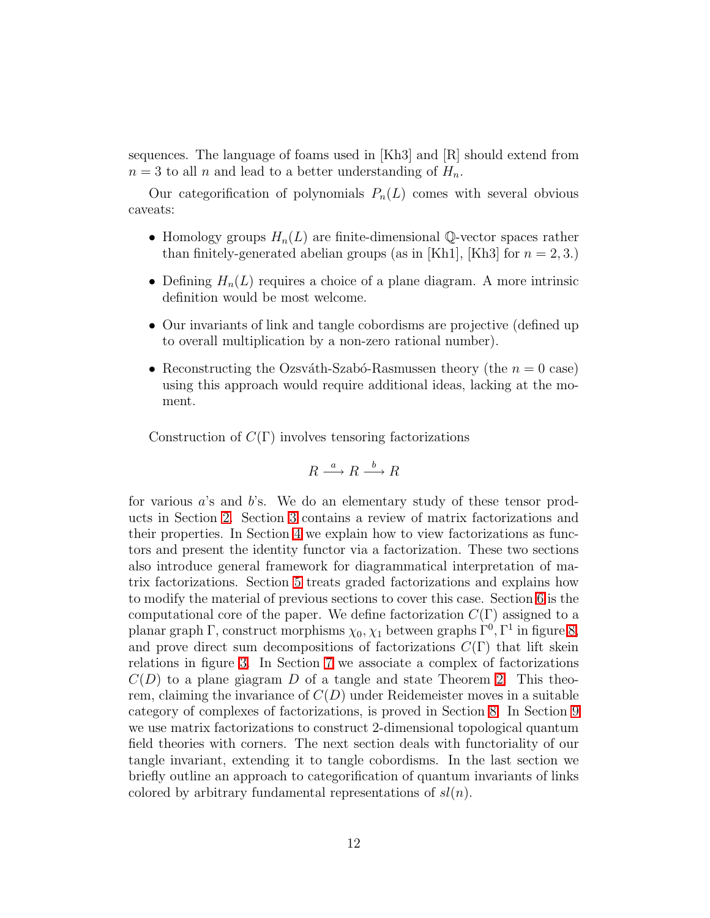sequences. The language of foams used in [Kh3] and [R] should extend from $n = 3$ to all $n$ and lead to a better understanding of $H_n$.

Our categorification of polynomials $P_n(L)$ comes with several obvious caveats:

- Homology groups $H_n(L)$ are finite-dimensional $\mathbb{Q}$-vector spaces rather than finitely-generated abelian groups (as in [Kh1], [Kh3] for $n = 2, 3$.)
- Defining $H_n(L)$ requires a choice of a plane diagram. A more intrinsic definition would be most welcome.
- Our invariants of link and tangle cobordisms are projective (defined up to overall multiplication by a non-zero rational number).
- Reconstructing the Ozsváth-Szabó-Rasmussen theory (the $n = 0$ case) using this approach would require additional ideas, lacking at the moment.

Construction of $C(\Gamma)$ involves tensoring factorizations

$$R \xrightarrow{a} R \xrightarrow{b} R$$

for various $a$'s and $b$'s. We do an elementary study of these tensor products in Section 2. Section 3 contains a review of matrix factorizations and their properties. In Section 4 we explain how to view factorizations as functors and present the identity functor via a factorization. These two sections also introduce general framework for diagrammatical interpretation of matrix factorizations. Section 5 treats graded factorizations and explains how to modify the material of previous sections to cover this case. Section 6 is the computational core of the paper. We define factorization $C(\Gamma)$ assigned to a planar graph $\Gamma$, construct morphisms $\chi_0, \chi_1$ between graphs $\Gamma^0, \Gamma^1$ in figure 8, and prove direct sum decompositions of factorizations $C(\Gamma)$ that lift skein relations in figure 3. In Section 7 we associate a complex of factorizations $C(D)$ to a plane giagram $D$ of a tangle and state Theorem 2. This theorem, claiming the invariance of $C(D)$ under Reidemeister moves in a suitable category of complexes of factorizations, is proved in Section 8. In Section 9 we use matrix factorizations to construct 2-dimensional topological quantum field theories with corners. The next section deals with functoriality of our tangle invariant, extending it to tangle cobordisms. In the last section we briefly outline an approach to categorification of quantum invariants of links colored by arbitrary fundamental representations of $sl(n)$.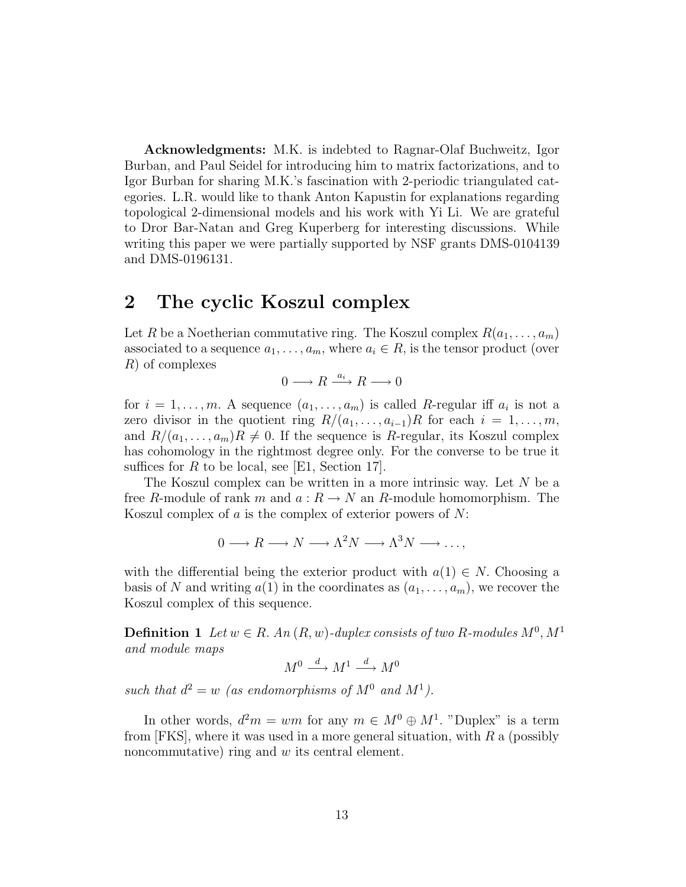**Acknowledgments:** M.K. is indebted to Ragnar-Olaf Buchweitz, Igor Burban, and Paul Seidel for introducing him to matrix factorizations, and to Igor Burban for sharing M.K.'s fascination with 2-periodic triangulated categories. L.R. would like to thank Anton Kapustin for explanations regarding topological 2-dimensional models and his work with Yi Li. We are grateful to Dror Bar-Natan and Greg Kuperberg for interesting discussions. While writing this paper we were partially supported by NSF grants DMS-0104139 and DMS-0196131.

## 2 The cyclic Koszul complex

Let $R$ be a Noetherian commutative ring. The Koszul complex $R(a_1, \dots, a_m)$ associated to a sequence $a_1, \dots, a_m$, where $a_i \in R$, is the tensor product (over $R$) of complexes

$$0 \longrightarrow R \xrightarrow{a_i} R \longrightarrow 0$$

for $i = 1, \dots, m$. A sequence $(a_1, \dots, a_m)$ is called $R$-regular iff $a_i$ is not a zero divisor in the quotient ring $R/(a_1, \dots, a_{i-1})R$ for each $i = 1, \dots, m$, and $R/(a_1, \dots, a_m)R \neq 0$. If the sequence is $R$-regular, its Koszul complex has cohomology in the rightmost degree only. For the converse to be true it suffices for $R$ to be local, see [E1, Section 17].

The Koszul complex can be written in a more intrinsic way. Let $N$ be a free $R$-module of rank $m$ and $a : R \to N$ an $R$-module homomorphism. The Koszul complex of $a$ is the complex of exterior powers of $N$:

$$0 \longrightarrow R \longrightarrow N \longrightarrow \Lambda^2 N \longrightarrow \Lambda^3 N \longrightarrow \dots,$$

with the differential being the exterior product with $a(1) \in N$. Choosing a basis of $N$ and writing $a(1)$ in the coordinates as $(a_1, \dots, a_m)$, we recover the Koszul complex of this sequence.

**Definition 1** *Let $w \in R$. An $(R, w)$-duplex consists of two $R$-modules $M^0, M^1$ and module maps*

$$M^0 \xrightarrow{d} M^1 \xrightarrow{d} M^0$$

*such that $d^2 = w$ (as endomorphisms of $M^0$ and $M^1$).*

In other words, $d^2 m = wm$ for any $m \in M^0 \oplus M^1$. "Duplex" is a term from [FKS], where it was used in a more general situation, with $R$ a (possibly noncommutative) ring and $w$ its central element.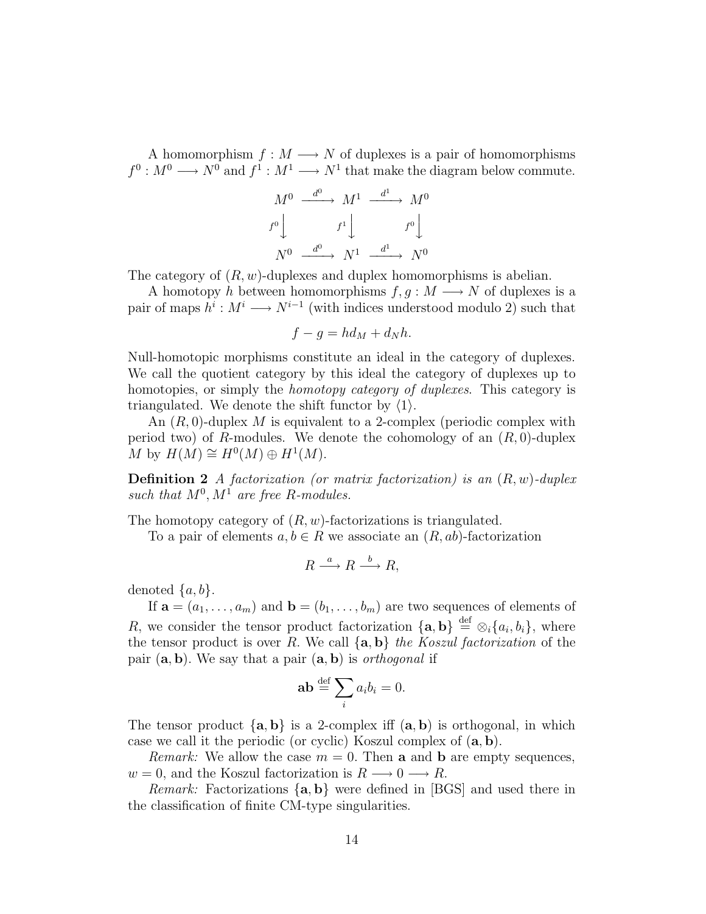A homomorphism $f : M \longrightarrow N$ of duplexes is a pair of homomorphisms $f^0 : M^0 \longrightarrow N^0$ and $f^1 : M^1 \longrightarrow N^1$ that make the diagram below commute.

$$\begin{array}{ccccc} M^0 & \xrightarrow{d^0} & M^1 & \xrightarrow{d^1} & M^0 \\ {\scriptstyle f^0}\downarrow & & {\scriptstyle f^1}\downarrow & & {\scriptstyle f^0}\downarrow \\ N^0 & \xrightarrow{d^0} & N^1 & \xrightarrow{d^1} & N^0 \end{array}$$

The category of $(R, w)$-duplexes and duplex homomorphisms is abelian.

A homotopy $h$ between homomorphisms $f, g : M \longrightarrow N$ of duplexes is a pair of maps $h^i : M^i \longrightarrow N^{i-1}$ (with indices understood modulo 2) such that

$$f - g = hd_M + d_N h.$$

Null-homotopic morphisms constitute an ideal in the category of duplexes. We call the quotient category by this ideal the category of duplexes up to homotopies, or simply the *homotopy category of duplexes*. This category is triangulated. We denote the shift functor by $\langle 1 \rangle$.

An $(R, 0)$-duplex $M$ is equivalent to a 2-complex (periodic complex with period two) of $R$-modules. We denote the cohomology of an $(R, 0)$-duplex $M$ by $H(M) \cong H^0(M) \oplus H^1(M)$.

**Definition 2** *A factorization (or matrix factorization) is an $(R, w)$-duplex such that $M^0, M^1$ are free $R$-modules.*

The homotopy category of $(R, w)$-factorizations is triangulated.

To a pair of elements $a, b \in R$ we associate an $(R, ab)$-factorization

$$R \xrightarrow{a} R \xrightarrow{b} R,$$

denoted $\{a, b\}$.

If $\mathbf{a} = (a_1, \dots, a_m)$ and $\mathbf{b} = (b_1, \dots, b_m)$ are two sequences of elements of $R$, we consider the tensor product factorization $\{\mathbf{a}, \mathbf{b}\} \overset{\text{def}}{=} \otimes_i \{a_i, b_i\}$, where the tensor product is over $R$. We call $\{\mathbf{a}, \mathbf{b}\}$ *the Koszul factorization* of the pair $(\mathbf{a}, \mathbf{b})$. We say that a pair $(\mathbf{a}, \mathbf{b})$ is *orthogonal* if

$$\mathbf{ab} \overset{\text{def}}{=} \sum_i a_i b_i = 0.$$

The tensor product $\{\mathbf{a}, \mathbf{b}\}$ is a 2-complex iff $(\mathbf{a}, \mathbf{b})$ is orthogonal, in which case we call it the periodic (or cyclic) Koszul complex of $(\mathbf{a}, \mathbf{b})$.

*Remark:* We allow the case $m = 0$. Then $\mathbf{a}$ and $\mathbf{b}$ are empty sequences, $w = 0$, and the Koszul factorization is $R \longrightarrow 0 \longrightarrow R$.

*Remark:* Factorizations $\{\mathbf{a}, \mathbf{b}\}$ were defined in [BGS] and used there in the classification of finite CM-type singularities.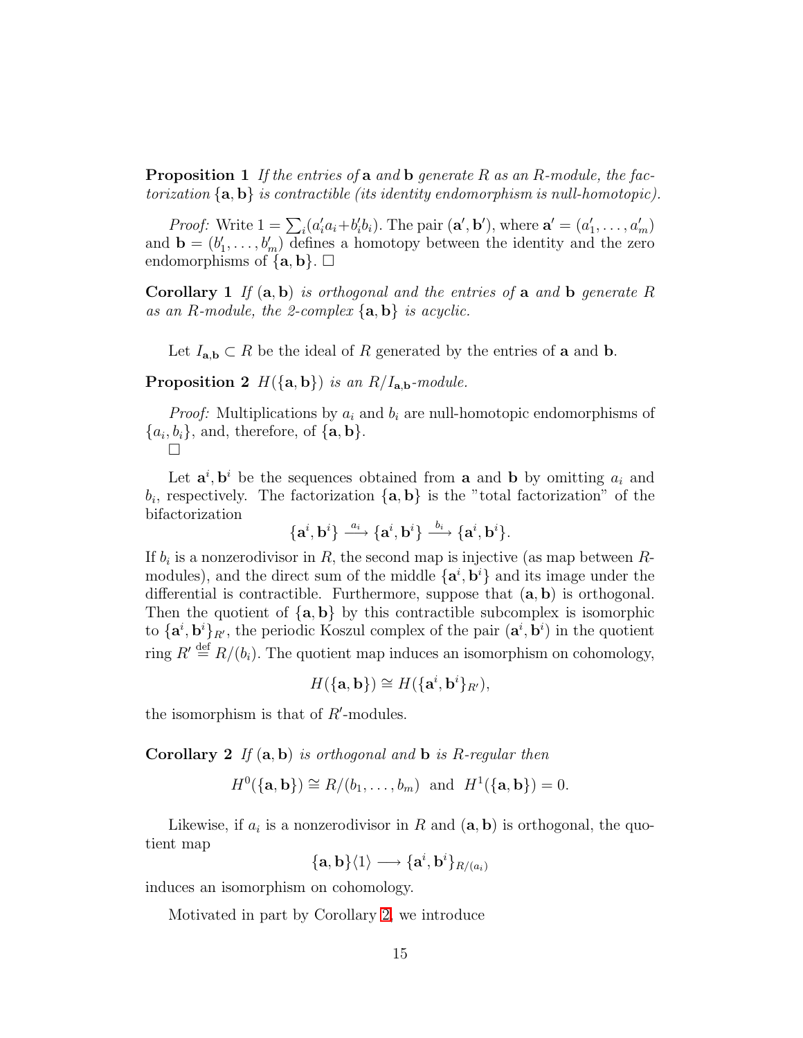**Proposition 1** *If the entries of* $\mathbf{a}$ *and* $\mathbf{b}$ *generate* $R$ *as an* $R$*-module, the factorization* $\{\mathbf{a}, \mathbf{b}\}$ *is contractible (its identity endomorphism is null-homotopic).*

*Proof:* Write $1 = \sum_i (a'_i a_i + b'_i b_i)$. The pair $(\mathbf{a}', \mathbf{b}')$, where $\mathbf{a}' = (a'_1, \dots, a'_m)$ and $\mathbf{b} = (b'_1, \dots, b'_m)$ defines a homotopy between the identity and the zero endomorphisms of $\{\mathbf{a}, \mathbf{b}\}$. $\square$

**Corollary 1** *If* $(\mathbf{a}, \mathbf{b})$ *is orthogonal and the entries of* $\mathbf{a}$ *and* $\mathbf{b}$ *generate* $R$ *as an* $R$*-module, the 2-complex* $\{\mathbf{a}, \mathbf{b}\}$ *is acyclic.*

Let $I_{\mathbf{a},\mathbf{b}} \subset R$ be the ideal of $R$ generated by the entries of $\mathbf{a}$ and $\mathbf{b}$.

**Proposition 2** $H(\{\mathbf{a}, \mathbf{b}\})$ *is an* $R/I_{\mathbf{a},\mathbf{b}}$*-module.*

*Proof:* Multiplications by $a_i$ and $b_i$ are null-homotopic endomorphisms of $\{a_i, b_i\}$, and, therefore, of $\{\mathbf{a}, \mathbf{b}\}$.
$\square$

Let $\mathbf{a}^i, \mathbf{b}^i$ be the sequences obtained from $\mathbf{a}$ and $\mathbf{b}$ by omitting $a_i$ and $b_i$, respectively. The factorization $\{\mathbf{a}, \mathbf{b}\}$ is the "total factorization" of the bifactorization

$$\{\mathbf{a}^i, \mathbf{b}^i\} \xrightarrow{a_i} \{\mathbf{a}^i, \mathbf{b}^i\} \xrightarrow{b_i} \{\mathbf{a}^i, \mathbf{b}^i\}.$$

If $b_i$ is a nonzerodivisor in $R$, the second map is injective (as map between $R$-modules), and the direct sum of the middle $\{\mathbf{a}^i, \mathbf{b}^i\}$ and its image under the differential is contractible. Furthermore, suppose that $(\mathbf{a}, \mathbf{b})$ is orthogonal. Then the quotient of $\{\mathbf{a}, \mathbf{b}\}$ by this contractible subcomplex is isomorphic to $\{\mathbf{a}^i, \mathbf{b}^i\}_{R'}$, the periodic Koszul complex of the pair $(\mathbf{a}^i, \mathbf{b}^i)$ in the quotient ring $R' \stackrel{\text{def}}{=} R/(b_i)$. The quotient map induces an isomorphism on cohomology,

$$H(\{\mathbf{a}, \mathbf{b}\}) \cong H(\{\mathbf{a}^i, \mathbf{b}^i\}_{R'}),$$

the isomorphism is that of $R'$-modules.

**Corollary 2** *If* $(\mathbf{a}, \mathbf{b})$ *is orthogonal and* $\mathbf{b}$ *is* $R$*-regular then*

$$H^0(\{\mathbf{a}, \mathbf{b}\}) \cong R/(b_1, \dots, b_m) \text{ and } H^1(\{\mathbf{a}, \mathbf{b}\}) = 0.$$

Likewise, if $a_i$ is a nonzerodivisor in $R$ and $(\mathbf{a}, \mathbf{b})$ is orthogonal, the quotient map

$$\{\mathbf{a}, \mathbf{b}\}\langle 1 \rangle \longrightarrow \{\mathbf{a}^i, \mathbf{b}^i\}_{R/(a_i)}$$

induces an isomorphism on cohomology.

Motivated in part by Corollary 2, we introduce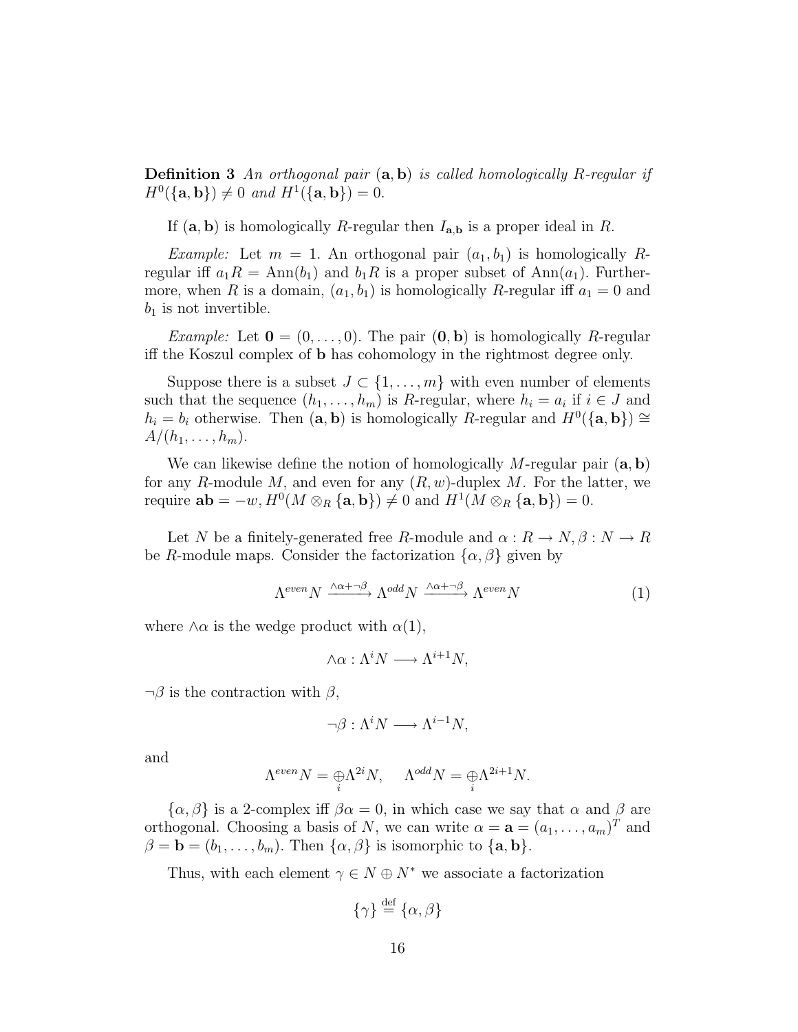**Definition 3** *An orthogonal pair* $(\mathbf{a}, \mathbf{b})$ *is called homologically R-regular if* $H^0(\{\mathbf{a}, \mathbf{b}\}) \neq 0$ *and* $H^1(\{\mathbf{a}, \mathbf{b}\}) = 0$.

If $(\mathbf{a}, \mathbf{b})$ is homologically $R$-regular then $I_{\mathbf{a},\mathbf{b}}$ is a proper ideal in $R$.

*Example:* Let $m = 1$. An orthogonal pair $(a_1, b_1)$ is homologically $R$-regular iff $a_1 R = \mathrm{Ann}(b_1)$ and $b_1 R$ is a proper subset of $\mathrm{Ann}(a_1)$. Furthermore, when $R$ is a domain, $(a_1, b_1)$ is homologically $R$-regular iff $a_1 = 0$ and $b_1$ is not invertible.

*Example:* Let $\mathbf{0} = (0, \ldots, 0)$. The pair $(\mathbf{0}, \mathbf{b})$ is homologically $R$-regular iff the Koszul complex of $\mathbf{b}$ has cohomology in the rightmost degree only.

Suppose there is a subset $J \subset \{1, \ldots, m\}$ with even number of elements such that the sequence $(h_1, \ldots, h_m)$ is $R$-regular, where $h_i = a_i$ if $i \in J$ and $h_i = b_i$ otherwise. Then $(\mathbf{a}, \mathbf{b})$ is homologically $R$-regular and $H^0(\{\mathbf{a}, \mathbf{b}\}) \cong A/(h_1, \ldots, h_m)$.

We can likewise define the notion of homologically $M$-regular pair $(\mathbf{a}, \mathbf{b})$ for any $R$-module $M$, and even for any $(R, w)$-duplex $M$. For the latter, we require $\mathbf{ab} = -w$, $H^0(M \otimes_R \{\mathbf{a}, \mathbf{b}\}) \neq 0$ and $H^1(M \otimes_R \{\mathbf{a}, \mathbf{b}\}) = 0$.

Let $N$ be a finitely-generated free $R$-module and $\alpha : R \to N, \beta : N \to R$ be $R$-module maps. Consider the factorization $\{\alpha, \beta\}$ given by

$$\Lambda^{even} N \xrightarrow{\wedge\alpha + \neg\beta} \Lambda^{odd} N \xrightarrow{\wedge\alpha + \neg\beta} \Lambda^{even} N \tag{1}$$

where $\wedge\alpha$ is the wedge product with $\alpha(1)$,

$$\wedge\alpha : \Lambda^i N \longrightarrow \Lambda^{i+1} N,$$

$\neg\beta$ is the contraction with $\beta$,

$$\neg\beta : \Lambda^i N \longrightarrow \Lambda^{i-1} N,$$

and

$$\Lambda^{even} N = \underset{i}{\oplus} \Lambda^{2i} N, \quad \Lambda^{odd} N = \underset{i}{\oplus} \Lambda^{2i+1} N.$$

$\{\alpha, \beta\}$ is a 2-complex iff $\beta\alpha = 0$, in which case we say that $\alpha$ and $\beta$ are orthogonal. Choosing a basis of $N$, we can write $\alpha = \mathbf{a} = (a_1, \ldots, a_m)^T$ and $\beta = \mathbf{b} = (b_1, \ldots, b_m)$. Then $\{\alpha, \beta\}$ is isomorphic to $\{\mathbf{a}, \mathbf{b}\}$.

Thus, with each element $\gamma \in N \oplus N^*$ we associate a factorization

$$\{\gamma\} \stackrel{\mathrm{def}}{=} \{\alpha, \beta\}$$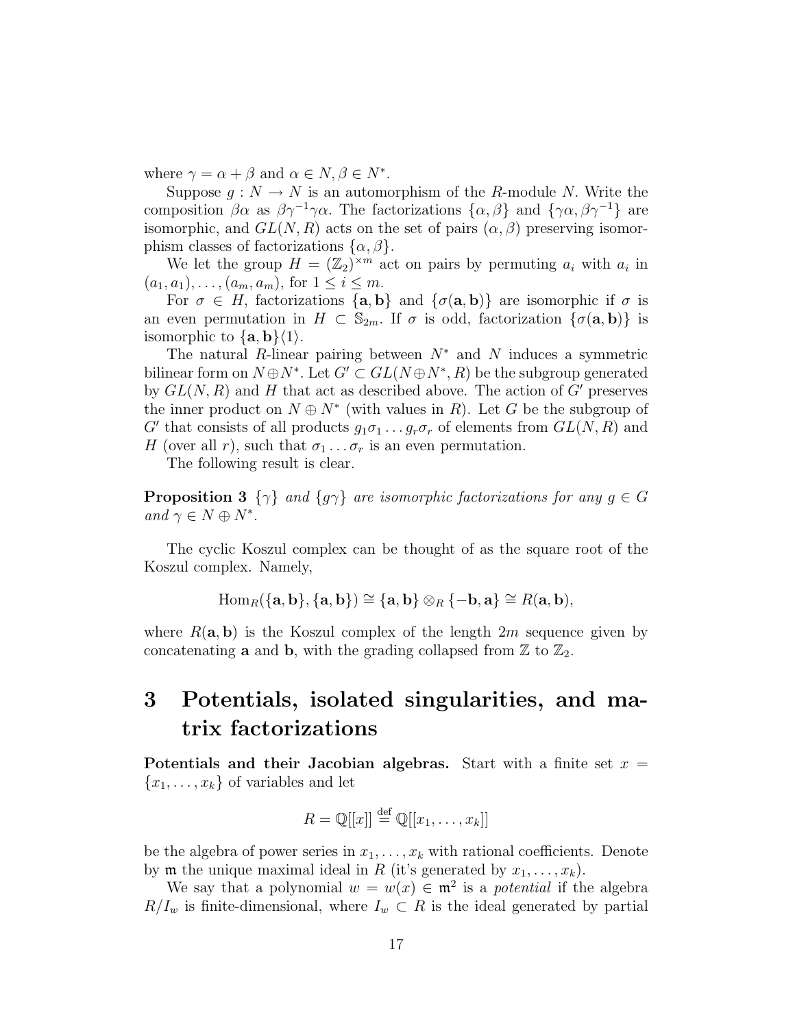where $\gamma = \alpha + \beta$ and $\alpha \in N, \beta \in N^*$.

Suppose $g : N \to N$ is an automorphism of the $R$-module $N$. Write the composition $\beta\alpha$ as $\beta\gamma^{-1}\gamma\alpha$. The factorizations $\{\alpha, \beta\}$ and $\{\gamma\alpha, \beta\gamma^{-1}\}$ are isomorphic, and $GL(N, R)$ acts on the set of pairs $(\alpha, \beta)$ preserving isomorphism classes of factorizations $\{\alpha, \beta\}$.

We let the group $H = (\mathbb{Z}_2)^{\times m}$ act on pairs by permuting $a_i$ with $a_i$ in $(a_1, a_1), \ldots, (a_m, a_m)$, for $1 \le i \le m$.

For $\sigma \in H$, factorizations $\{\mathbf{a}, \mathbf{b}\}$ and $\{\sigma(\mathbf{a}, \mathbf{b})\}$ are isomorphic if $\sigma$ is an even permutation in $H \subset \mathbb{S}_{2m}$. If $\sigma$ is odd, factorization $\{\sigma(\mathbf{a}, \mathbf{b})\}$ is isomorphic to $\{\mathbf{a}, \mathbf{b}\}\langle 1 \rangle$.

The natural $R$-linear pairing between $N^*$ and $N$ induces a symmetric bilinear form on $N \oplus N^*$. Let $G' \subset GL(N \oplus N^*, R)$ be the subgroup generated by $GL(N, R)$ and $H$ that act as described above. The action of $G'$ preserves the inner product on $N \oplus N^*$ (with values in $R$). Let $G$ be the subgroup of $G'$ that consists of all products $g_1\sigma_1 \ldots g_r\sigma_r$ of elements from $GL(N, R)$ and $H$ (over all $r$), such that $\sigma_1 \ldots \sigma_r$ is an even permutation.

The following result is clear.

**Proposition 3** *$\{\gamma\}$ and $\{g\gamma\}$ are isomorphic factorizations for any $g \in G$ and $\gamma \in N \oplus N^*$.*

The cyclic Koszul complex can be thought of as the square root of the Koszul complex. Namely,

$$\mathrm{Hom}_R(\{\mathbf{a}, \mathbf{b}\}, \{\mathbf{a}, \mathbf{b}\}) \cong \{\mathbf{a}, \mathbf{b}\} \otimes_R \{-\mathbf{b}, \mathbf{a}\} \cong R(\mathbf{a}, \mathbf{b}),$$

where $R(\mathbf{a}, \mathbf{b})$ is the Koszul complex of the length $2m$ sequence given by concatenating $\mathbf{a}$ and $\mathbf{b}$, with the grading collapsed from $\mathbb{Z}$ to $\mathbb{Z}_2$.

# 3 Potentials, isolated singularities, and matrix factorizations

**Potentials and their Jacobian algebras.** Start with a finite set $x = \{x_1, \ldots, x_k\}$ of variables and let

$$R = \mathbb{Q}[[x]] \stackrel{\mathrm{def}}{=} \mathbb{Q}[[x_1, \ldots, x_k]]$$

be the algebra of power series in $x_1, \ldots, x_k$ with rational coefficients. Denote by $\mathfrak{m}$ the unique maximal ideal in $R$ (it's generated by $x_1, \ldots, x_k$).

We say that a polynomial $w = w(x) \in \mathfrak{m}^2$ is a *potential* if the algebra $R/I_w$ is finite-dimensional, where $I_w \subset R$ is the ideal generated by partial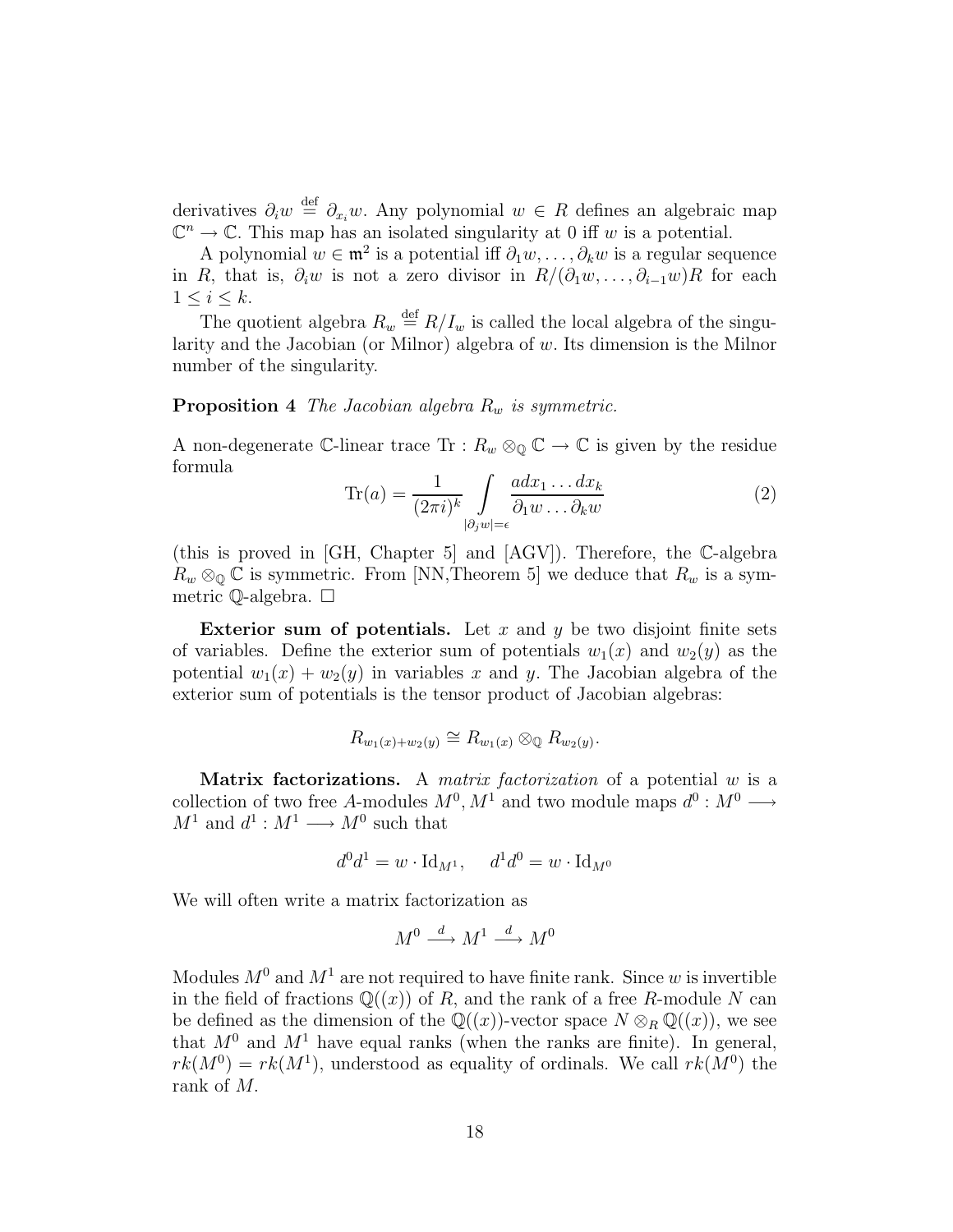derivatives $\partial_i w \stackrel{\text{def}}{=} \partial_{x_i} w$. Any polynomial $w \in R$ defines an algebraic map $\mathbb{C}^n \to \mathbb{C}$. This map has an isolated singularity at 0 iff $w$ is a potential.

A polynomial $w \in \mathfrak{m}^2$ is a potential iff $\partial_1 w, \dots, \partial_k w$ is a regular sequence in $R$, that is, $\partial_i w$ is not a zero divisor in $R/(\partial_1 w, \dots, \partial_{i-1} w)R$ for each $1 \le i \le k$.

The quotient algebra $R_w \stackrel{\text{def}}{=} R/I_w$ is called the local algebra of the singularity and the Jacobian (or Milnor) algebra of $w$. Its dimension is the Milnor number of the singularity.

**Proposition 4** *The Jacobian algebra $R_w$ is symmetric.*

A non-degenerate $\mathbb{C}$-linear trace $\mathrm{Tr} : R_w \otimes_{\mathbb{Q}} \mathbb{C} \to \mathbb{C}$ is given by the residue formula

$$\mathrm{Tr}(a) = \frac{1}{(2\pi i)^k} \int\limits_{|\partial_j w| = \epsilon} \frac{a dx_1 \dots dx_k}{\partial_1 w \dots \partial_k w} \tag{2}$$

(this is proved in [GH, Chapter 5] and [AGV]). Therefore, the $\mathbb{C}$-algebra $R_w \otimes_{\mathbb{Q}} \mathbb{C}$ is symmetric. From [NN,Theorem 5] we deduce that $R_w$ is a symmetric $\mathbb{Q}$-algebra. $\square$

**Exterior sum of potentials.** Let $x$ and $y$ be two disjoint finite sets of variables. Define the exterior sum of potentials $w_1(x)$ and $w_2(y)$ as the potential $w_1(x) + w_2(y)$ in variables $x$ and $y$. The Jacobian algebra of the exterior sum of potentials is the tensor product of Jacobian algebras:

$$R_{w_1(x)+w_2(y)} \cong R_{w_1(x)} \otimes_{\mathbb{Q}} R_{w_2(y)}.$$

**Matrix factorizations.** A *matrix factorization* of a potential $w$ is a collection of two free $A$-modules $M^0, M^1$ and two module maps $d^0 : M^0 \longrightarrow M^1$ and $d^1 : M^1 \longrightarrow M^0$ such that

$$d^0 d^1 = w \cdot \mathrm{Id}_{M^1}, \quad d^1 d^0 = w \cdot \mathrm{Id}_{M^0}$$

We will often write a matrix factorization as

$$M^0 \xrightarrow{d} M^1 \xrightarrow{d} M^0$$

Modules $M^0$ and $M^1$ are not required to have finite rank. Since $w$ is invertible in the field of fractions $\mathbb{Q}((x))$ of $R$, and the rank of a free $R$-module $N$ can be defined as the dimension of the $\mathbb{Q}((x))$-vector space $N \otimes_R \mathbb{Q}((x))$, we see that $M^0$ and $M^1$ have equal ranks (when the ranks are finite). In general, $rk(M^0) = rk(M^1)$, understood as equality of ordinals. We call $rk(M^0)$ the rank of $M$.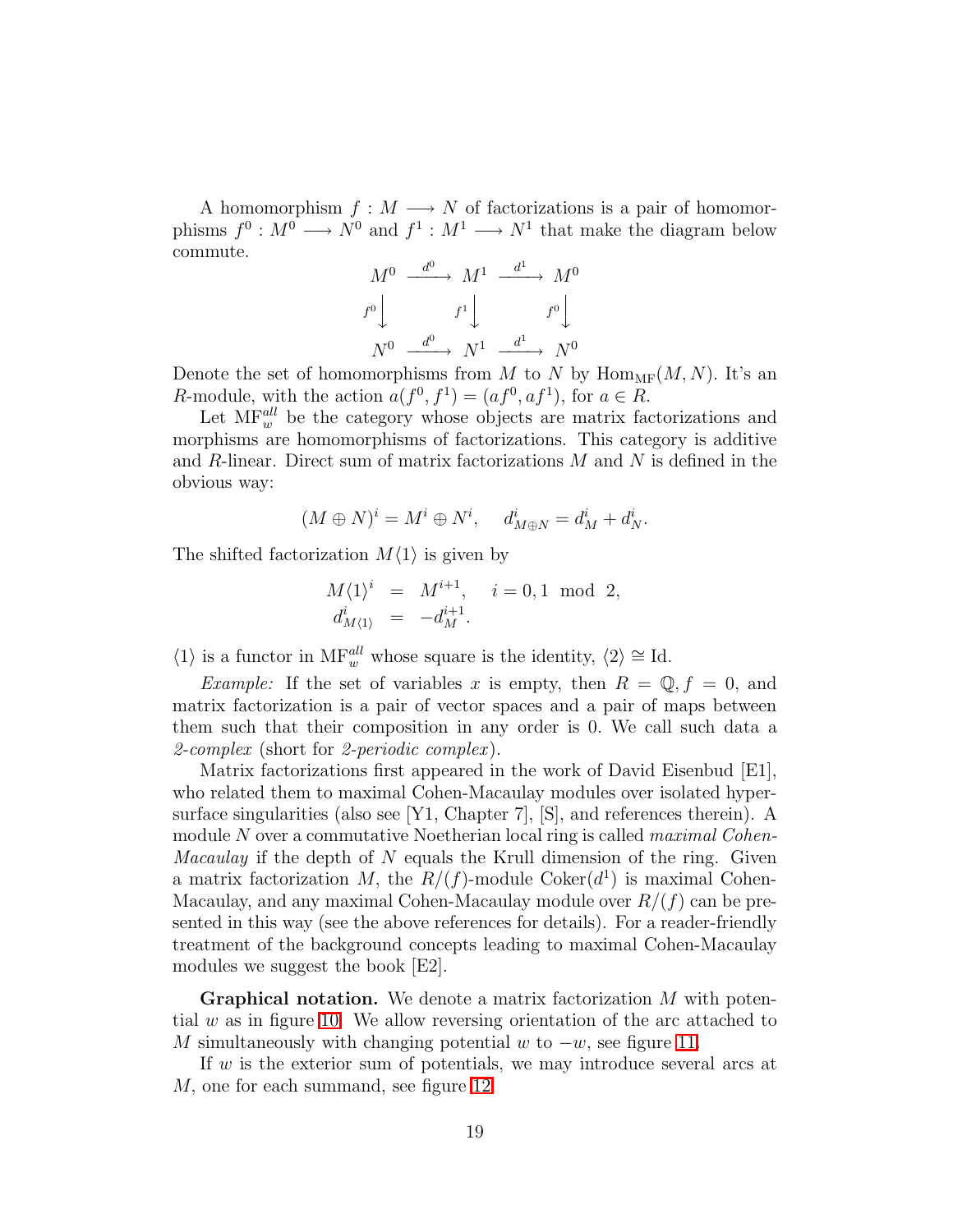A homomorphism $f : M \longrightarrow N$ of factorizations is a pair of homomorphisms $f^0 : M^0 \longrightarrow N^0$ and $f^1 : M^1 \longrightarrow N^1$ that make the diagram below commute.

$$\begin{array}{ccccc} M^0 & \xrightarrow{d^0} & M^1 & \xrightarrow{d^1} & M^0 \\ {\scriptstyle f^0}\downarrow & & {\scriptstyle f^1}\downarrow & & {\scriptstyle f^0}\downarrow \\ N^0 & \xrightarrow{d^0} & N^1 & \xrightarrow{d^1} & N^0 \end{array}$$

Denote the set of homomorphisms from $M$ to $N$ by $\mathrm{Hom}_{\mathrm{MF}}(M, N)$. It's an $R$-module, with the action $a(f^0, f^1) = (af^0, af^1)$, for $a \in R$.

Let $\mathrm{MF}_w^{all}$ be the category whose objects are matrix factorizations and morphisms are homomorphisms of factorizations. This category is additive and $R$-linear. Direct sum of matrix factorizations $M$ and $N$ is defined in the obvious way:

$$(M \oplus N)^i = M^i \oplus N^i, \quad d^i_{M\oplus N} = d^i_M + d^i_N.$$

The shifted factorization $M\langle 1\rangle$ is given by

$$\begin{aligned} M\langle 1\rangle^i &= M^{i+1}, \quad i = 0, 1 \mod 2, \\ d^i_{M\langle 1\rangle} &= -d^{i+1}_M. \end{aligned}$$

$\langle 1\rangle$ is a functor in $\mathrm{MF}_w^{all}$ whose square is the identity, $\langle 2\rangle \cong \mathrm{Id}$.

*Example:* If the set of variables $x$ is empty, then $R = \mathbb{Q}, f = 0$, and matrix factorization is a pair of vector spaces and a pair of maps between them such that their composition in any order is 0. We call such data a *2-complex* (short for *2-periodic complex*).

Matrix factorizations first appeared in the work of David Eisenbud [E1], who related them to maximal Cohen-Macaulay modules over isolated hypersurface singularities (also see [Y1, Chapter 7], [S], and references therein). A module $N$ over a commutative Noetherian local ring is called *maximal Cohen-Macaulay* if the depth of $N$ equals the Krull dimension of the ring. Given a matrix factorization $M$, the $R/(f)$-module $\mathrm{Coker}(d^1)$ is maximal Cohen-Macaulay, and any maximal Cohen-Macaulay module over $R/(f)$ can be presented in this way (see the above references for details). For a reader-friendly treatment of the background concepts leading to maximal Cohen-Macaulay modules we suggest the book [E2].

**Graphical notation.** We denote a matrix factorization $M$ with potential $w$ as in figure 10. We allow reversing orientation of the arc attached to $M$ simultaneously with changing potential $w$ to $-w$, see figure 11.

If $w$ is the exterior sum of potentials, we may introduce several arcs at $M$, one for each summand, see figure 12.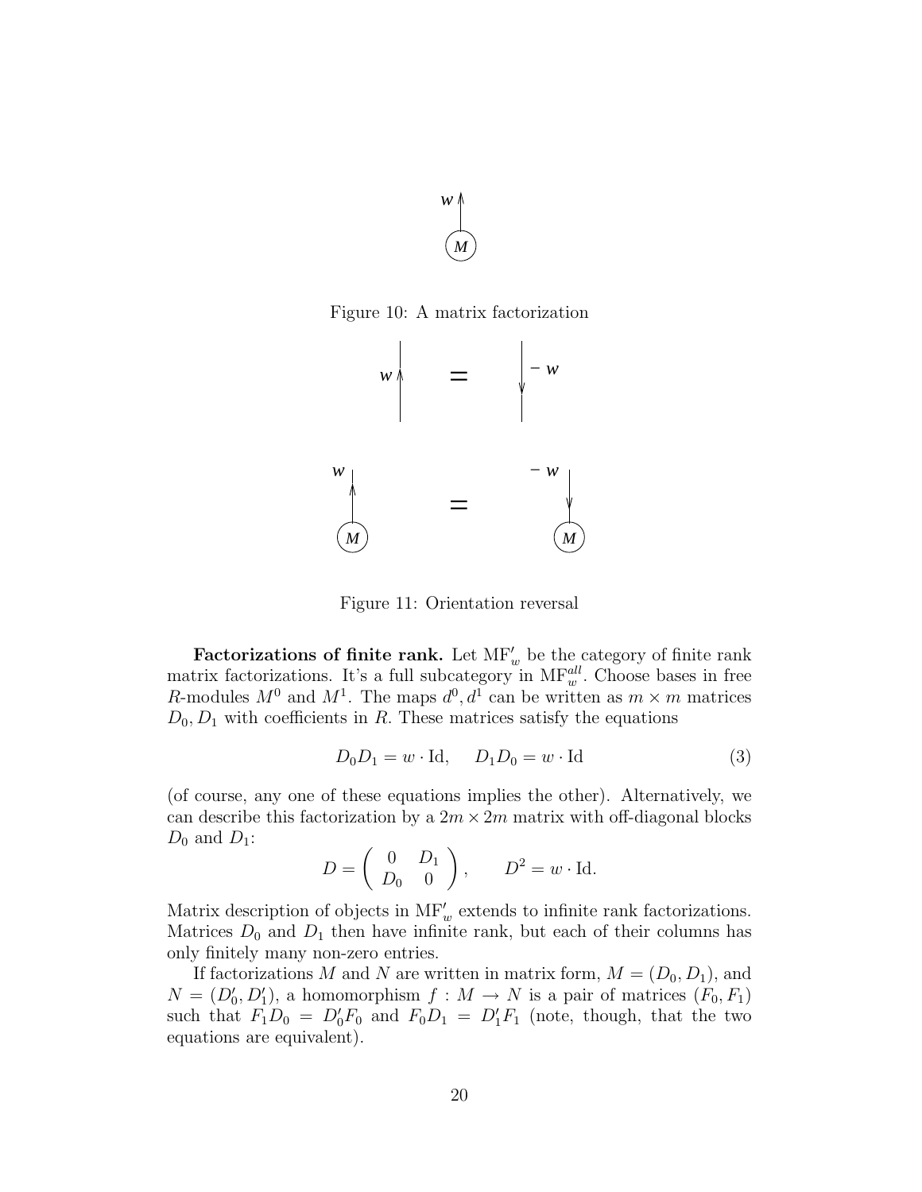Figure 10: A matrix factorization

Figure 11: Orientation reversal

**Factorizations of finite rank.** Let $\mathrm{MF}'_w$ be the category of finite rank matrix factorizations. It's a full subcategory in $\mathrm{MF}^{all}_w$. Choose bases in free $R$-modules $M^0$ and $M^1$. The maps $d^0, d^1$ can be written as $m \times m$ matrices $D_0, D_1$ with coefficients in $R$. These matrices satisfy the equations

$$D_0 D_1 = w \cdot \mathrm{Id}, \quad D_1 D_0 = w \cdot \mathrm{Id} \tag{3}$$

(of course, any one of these equations implies the other). Alternatively, we can describe this factorization by a $2m \times 2m$ matrix with off-diagonal blocks $D_0$ and $D_1$:

$$D = \begin{pmatrix} 0 & D_1 \\ D_0 & 0 \end{pmatrix}, \qquad D^2 = w \cdot \mathrm{Id}.$$

Matrix description of objects in $\mathrm{MF}'_w$ extends to infinite rank factorizations. Matrices $D_0$ and $D_1$ then have infinite rank, but each of their columns has only finitely many non-zero entries.

If factorizations $M$ and $N$ are written in matrix form, $M = (D_0, D_1)$, and $N = (D'_0, D'_1)$, a homomorphism $f : M \to N$ is a pair of matrices $(F_0, F_1)$ such that $F_1 D_0 = D'_0 F_0$ and $F_0 D_1 = D'_1 F_1$ (note, though, that the two equations are equivalent).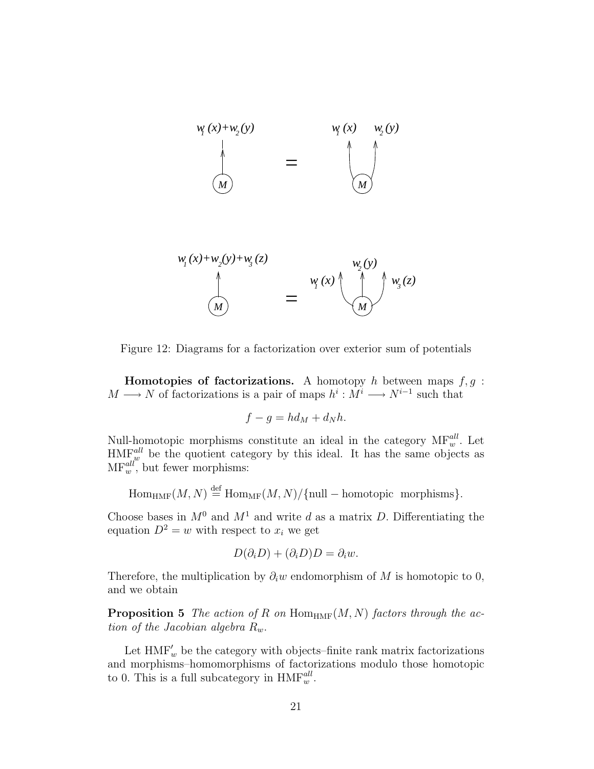Figure 12: Diagrams for a factorization over exterior sum of potentials

**Homotopies of factorizations.** A homotopy $h$ between maps $f, g : M \longrightarrow N$ of factorizations is a pair of maps $h^i : M^i \longrightarrow N^{i-1}$ such that

$$f - g = hd_M + d_N h.$$

Null-homotopic morphisms constitute an ideal in the category $\mathrm{MF}_w^{all}$. Let $\mathrm{HMF}_w^{all}$ be the quotient category by this ideal. It has the same objects as $\mathrm{MF}_w^{all}$, but fewer morphisms:

$$\mathrm{Hom}_{\mathrm{HMF}}(M, N) \stackrel{\mathrm{def}}{=} \mathrm{Hom}_{\mathrm{MF}}(M, N)/\{\mathrm{null-homotopic\ \ morphisms}\}.$$

Choose bases in $M^0$ and $M^1$ and write $d$ as a matrix $D$. Differentiating the equation $D^2 = w$ with respect to $x_i$ we get

$$D(\partial_i D) + (\partial_i D)D = \partial_i w.$$

Therefore, the multiplication by $\partial_i w$ endomorphism of $M$ is homotopic to 0, and we obtain

**Proposition 5** *The action of $R$ on $\mathrm{Hom}_{\mathrm{HMF}}(M, N)$ factors through the action of the Jacobian algebra $R_w$.*

Let $\mathrm{HMF}'_w$ be the category with objects–finite rank matrix factorizations and morphisms–homomorphisms of factorizations modulo those homotopic to 0. This is a full subcategory in $\mathrm{HMF}_w^{all}$.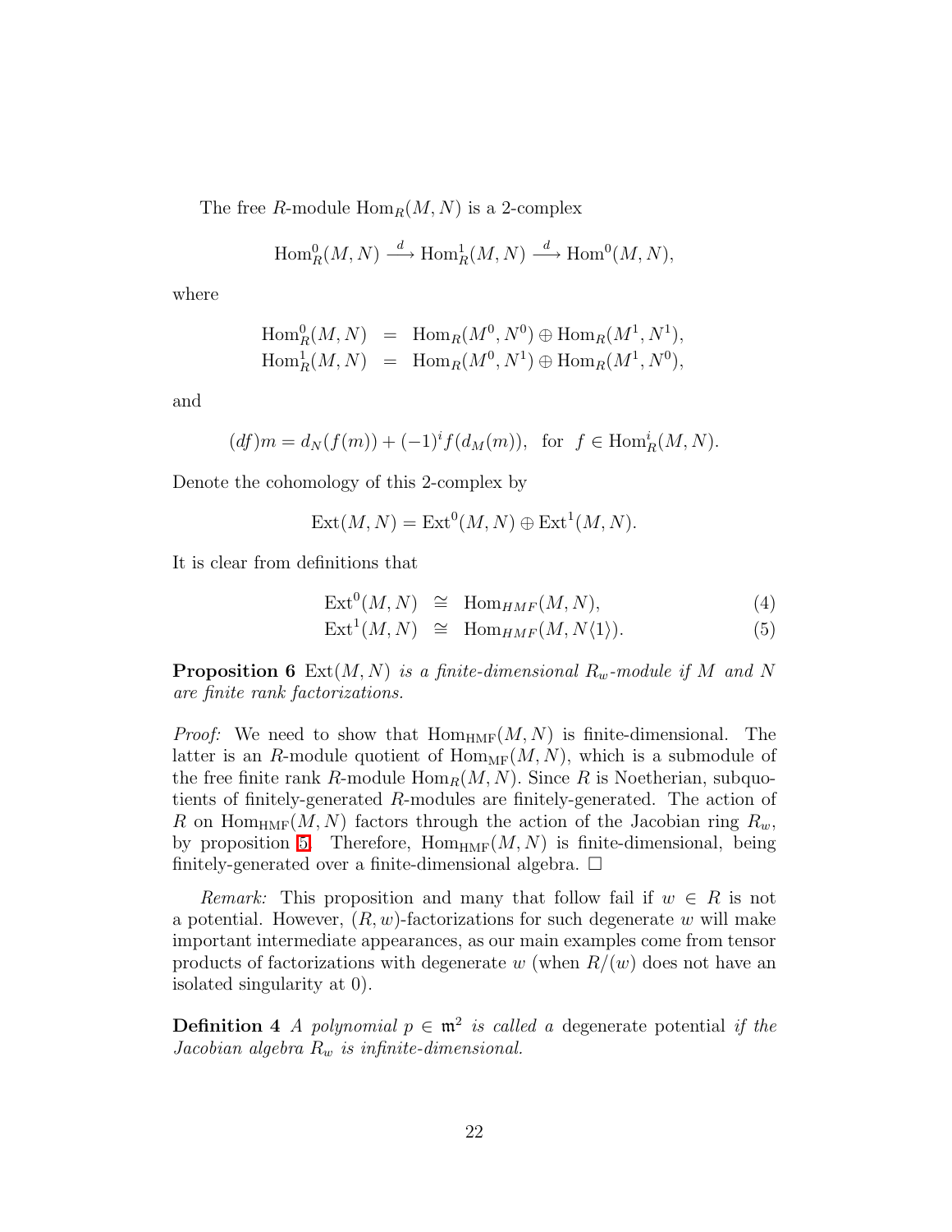The free $R$-module $\mathrm{Hom}_R(M,N)$ is a 2-complex

$$\mathrm{Hom}^0_R(M,N) \xrightarrow{d} \mathrm{Hom}^1_R(M,N) \xrightarrow{d} \mathrm{Hom}^0(M,N),$$

where

$$\begin{aligned}
\mathrm{Hom}^0_R(M,N) &= \mathrm{Hom}_R(M^0,N^0) \oplus \mathrm{Hom}_R(M^1,N^1), \\
\mathrm{Hom}^1_R(M,N) &= \mathrm{Hom}_R(M^0,N^1) \oplus \mathrm{Hom}_R(M^1,N^0),
\end{aligned}$$

and

$$(df)m = d_N(f(m)) + (-1)^i f(d_M(m)), \ \text{ for } \ f \in \mathrm{Hom}^i_R(M,N).$$

Denote the cohomology of this 2-complex by

$$\mathrm{Ext}(M,N) = \mathrm{Ext}^0(M,N) \oplus \mathrm{Ext}^1(M,N).$$

It is clear from definitions that

$$\mathrm{Ext}^0(M,N) \cong \mathrm{Hom}_{HMF}(M,N), \tag{4}$$

$$\mathrm{Ext}^1(M,N) \cong \mathrm{Hom}_{HMF}(M,N\langle 1\rangle). \tag{5}$$

**Proposition 6** *$\mathrm{Ext}(M,N)$ is a finite-dimensional $R_w$-module if $M$ and $N$ are finite rank factorizations.*

*Proof:* We need to show that $\mathrm{Hom}_{\mathrm{HMF}}(M,N)$ is finite-dimensional. The latter is an $R$-module quotient of $\mathrm{Hom}_{\mathrm{MF}}(M,N)$, which is a submodule of the free finite rank $R$-module $\mathrm{Hom}_R(M,N)$. Since $R$ is Noetherian, subquotients of finitely-generated $R$-modules are finitely-generated. The action of $R$ on $\mathrm{Hom}_{\mathrm{HMF}}(M,N)$ factors through the action of the Jacobian ring $R_w$, by proposition 5. Therefore, $\mathrm{Hom}_{\mathrm{HMF}}(M,N)$ is finite-dimensional, being finitely-generated over a finite-dimensional algebra. $\square$

*Remark:* This proposition and many that follow fail if $w \in R$ is not a potential. However, $(R,w)$-factorizations for such degenerate $w$ will make important intermediate appearances, as our main examples come from tensor products of factorizations with degenerate $w$ (when $R/(w)$ does not have an isolated singularity at 0).

**Definition 4** *A polynomial $p \in \mathfrak{m}^2$ is called a* degenerate potential *if the Jacobian algebra $R_w$ is infinite-dimensional.*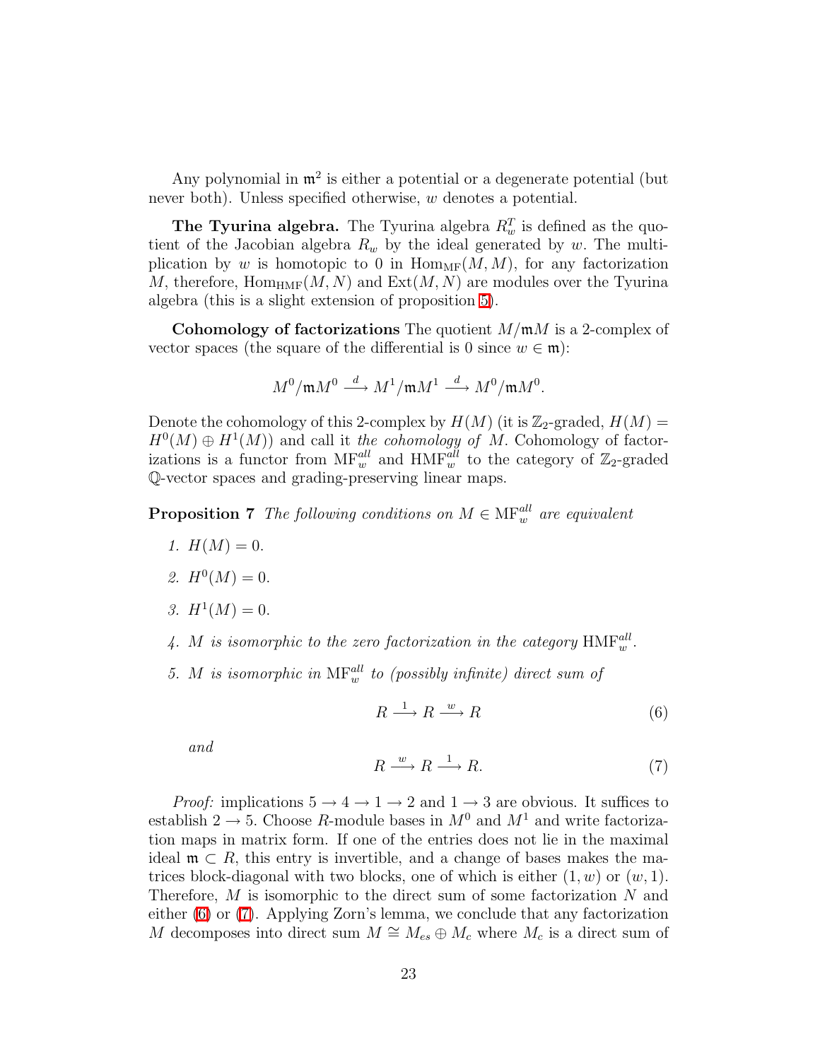Any polynomial in $\mathfrak{m}^2$ is either a potential or a degenerate potential (but never both). Unless specified otherwise, $w$ denotes a potential.

**The Tyurina algebra.** The Tyurina algebra $R^T_w$ is defined as the quotient of the Jacobian algebra $R_w$ by the ideal generated by $w$. The multiplication by $w$ is homotopic to 0 in $\mathrm{Hom}_{\mathrm{MF}}(M,M)$, for any factorization $M$, therefore, $\mathrm{Hom}_{\mathrm{HMF}}(M,N)$ and $\mathrm{Ext}(M,N)$ are modules over the Tyurina algebra (this is a slight extension of proposition 5).

**Cohomology of factorizations** The quotient $M/\mathfrak{m}M$ is a 2-complex of vector spaces (the square of the differential is 0 since $w \in \mathfrak{m}$):

$$M^0/\mathfrak{m}M^0 \xrightarrow{d} M^1/\mathfrak{m}M^1 \xrightarrow{d} M^0/\mathfrak{m}M^0.$$

Denote the cohomology of this 2-complex by $H(M)$ (it is $\mathbb{Z}_2$-graded, $H(M) = H^0(M) \oplus H^1(M)$) and call it *the cohomology of* $M$. Cohomology of factorizations is a functor from $\mathrm{MF}^{all}_w$ and $\mathrm{HMF}^{all}_w$ to the category of $\mathbb{Z}_2$-graded $\mathbb{Q}$-vector spaces and grading-preserving linear maps.

**Proposition 7** *The following conditions on $M \in \mathrm{MF}^{all}_w$ are equivalent*

1. $H(M) = 0$.
2. $H^0(M) = 0$.
3. $H^1(M) = 0$.
4. *$M$ is isomorphic to the zero factorization in the category $\mathrm{HMF}^{all}_w$.*
5. *$M$ is isomorphic in $\mathrm{MF}^{all}_w$ to (possibly infinite) direct sum of*

$$R \xrightarrow{1} R \xrightarrow{w} R \tag{6}$$

*and*

$$R \xrightarrow{w} R \xrightarrow{1} R. \tag{7}$$

*Proof:* implications $5 \to 4 \to 1 \to 2$ and $1 \to 3$ are obvious. It suffices to establish $2 \to 5$. Choose $R$-module bases in $M^0$ and $M^1$ and write factorization maps in matrix form. If one of the entries does not lie in the maximal ideal $\mathfrak{m} \subset R$, this entry is invertible, and a change of bases makes the matrices block-diagonal with two blocks, one of which is either $(1, w)$ or $(w, 1)$. Therefore, $M$ is isomorphic to the direct sum of some factorization $N$ and either (6) or (7). Applying Zorn's lemma, we conclude that any factorization $M$ decomposes into direct sum $M \cong M_{es} \oplus M_c$ where $M_c$ is a direct sum of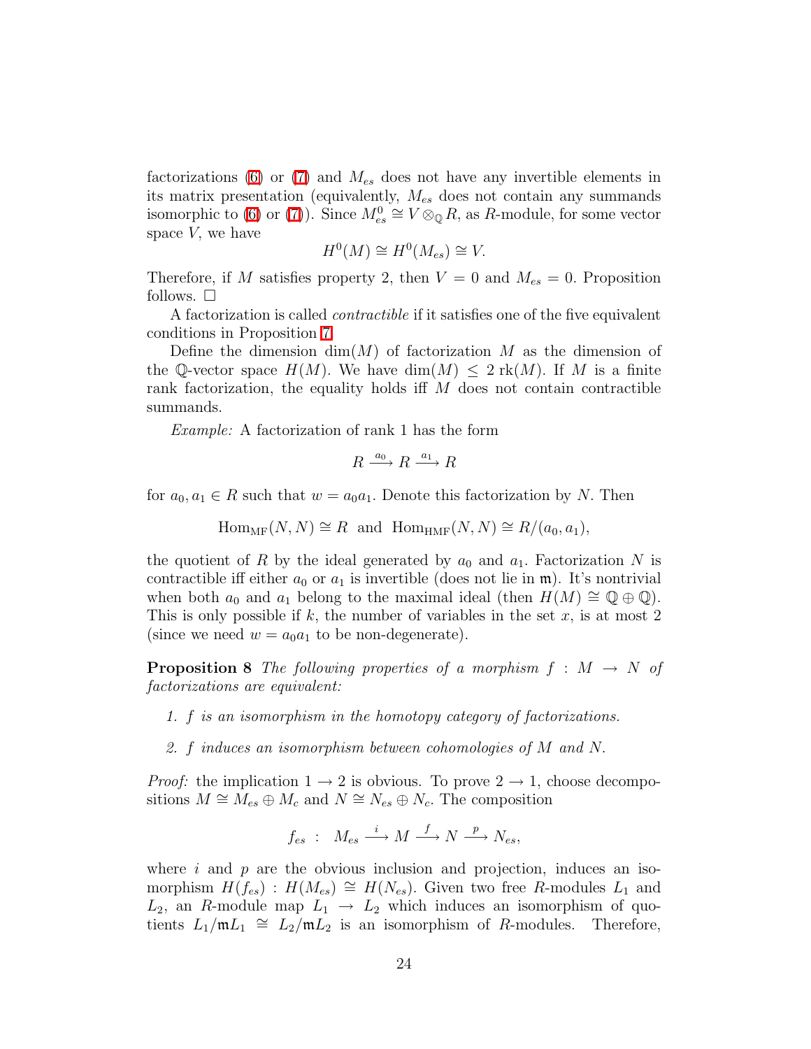factorizations (6) or (7) and $M_{es}$ does not have any invertible elements in its matrix presentation (equivalently, $M_{es}$ does not contain any summands isomorphic to (6) or (7)). Since $M^0_{es} \cong V \otimes_{\mathbb{Q}} R$, as $R$-module, for some vector space $V$, we have

$$H^0(M) \cong H^0(M_{es}) \cong V.$$

Therefore, if $M$ satisfies property 2, then $V = 0$ and $M_{es} = 0$. Proposition follows. $\square$

A factorization is called *contractible* if it satisfies one of the five equivalent conditions in Proposition 7.

Define the dimension $\dim(M)$ of factorization $M$ as the dimension of the $\mathbb{Q}$-vector space $H(M)$. We have $\dim(M) \leq 2\,\mathrm{rk}(M)$. If $M$ is a finite rank factorization, the equality holds iff $M$ does not contain contractible summands.

*Example:* A factorization of rank 1 has the form

$$R \xrightarrow{a_0} R \xrightarrow{a_1} R$$

for $a_0, a_1 \in R$ such that $w = a_0 a_1$. Denote this factorization by $N$. Then

$$\mathrm{Hom}_{\mathrm{MF}}(N, N) \cong R \ \text{ and } \ \mathrm{Hom}_{\mathrm{HMF}}(N, N) \cong R/(a_0, a_1),$$

the quotient of $R$ by the ideal generated by $a_0$ and $a_1$. Factorization $N$ is contractible iff either $a_0$ or $a_1$ is invertible (does not lie in $\mathfrak{m}$). It's nontrivial when both $a_0$ and $a_1$ belong to the maximal ideal (then $H(M) \cong \mathbb{Q} \oplus \mathbb{Q}$). This is only possible if $k$, the number of variables in the set $x$, is at most 2 (since we need $w = a_0 a_1$ to be non-degenerate).

**Proposition 8** *The following properties of a morphism $f : M \to N$ of factorizations are equivalent:*

1. *$f$ is an isomorphism in the homotopy category of factorizations.*
2. *$f$ induces an isomorphism between cohomologies of $M$ and $N$.*

*Proof:* the implication $1 \to 2$ is obvious. To prove $2 \to 1$, choose decompositions $M \cong M_{es} \oplus M_c$ and $N \cong N_{es} \oplus N_c$. The composition

$$f_{es} \ : \ M_{es} \xrightarrow{i} M \xrightarrow{f} N \xrightarrow{p} N_{es},$$

where $i$ and $p$ are the obvious inclusion and projection, induces an isomorphism $H(f_{es}) : H(M_{es}) \cong H(N_{es})$. Given two free $R$-modules $L_1$ and $L_2$, an $R$-module map $L_1 \to L_2$ which induces an isomorphism of quotients $L_1/\mathfrak{m}L_1 \cong L_2/\mathfrak{m}L_2$ is an isomorphism of $R$-modules. Therefore,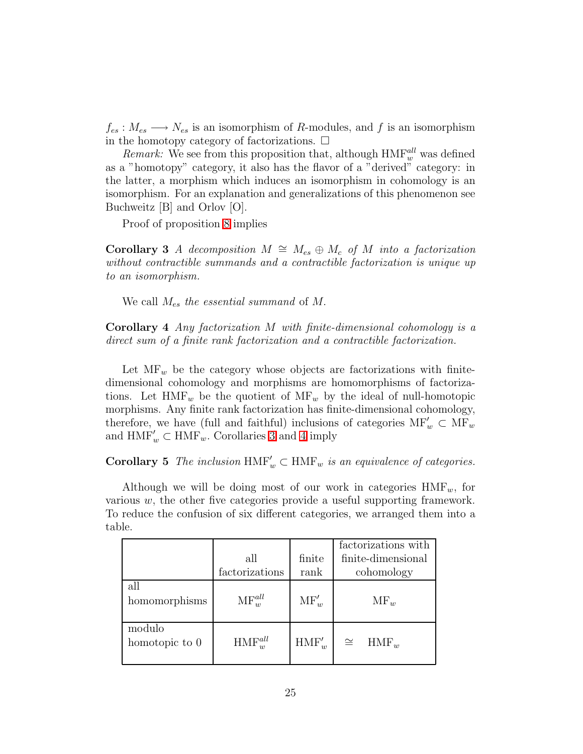$f_{es} : M_{es} \longrightarrow N_{es}$ is an isomorphism of $R$-modules, and $f$ is an isomorphism in the homotopy category of factorizations. □

*Remark:* We see from this proposition that, although $\mathrm{HMF}_w^{all}$ was defined as a "homotopy" category, it also has the flavor of a "derived" category: in the latter, a morphism which induces an isomorphism in cohomology is an isomorphism. For an explanation and generalizations of this phenomenon see Buchweitz [B] and Orlov [O].

Proof of proposition 8 implies

**Corollary 3** *A decomposition $M \cong M_{es} \oplus M_c$ of $M$ into a factorization without contractible summands and a contractible factorization is unique up to an isomorphism.*

We call $M_{es}$ *the essential summand* of $M$.

**Corollary 4** *Any factorization $M$ with finite-dimensional cohomology is a direct sum of a finite rank factorization and a contractible factorization.*

Let $\mathrm{MF}_w$ be the category whose objects are factorizations with finite-dimensional cohomology and morphisms are homomorphisms of factorizations. Let $\mathrm{HMF}_w$ be the quotient of $\mathrm{MF}_w$ by the ideal of null-homotopic morphisms. Any finite rank factorization has finite-dimensional cohomology, therefore, we have (full and faithful) inclusions of categories $\mathrm{MF}'_w \subset \mathrm{MF}_w$ and $\mathrm{HMF}'_w \subset \mathrm{HMF}_w$. Corollaries 3 and 4 imply

**Corollary 5** *The inclusion $\mathrm{HMF}'_w \subset \mathrm{HMF}_w$ is an equivalence of categories.*

Although we will be doing most of our work in categories $\mathrm{HMF}_w$, for various $w$, the other five categories provide a useful supporting framework. To reduce the confusion of six different categories, we arranged them into a table.

| | all factorizations | finite rank | factorizations with finite-dimensional cohomology |
|---|---|---|---|
| all homomorphisms | $\mathrm{MF}_w^{all}$ | $\mathrm{MF}'_w$ | $\mathrm{MF}_w$ |
| modulo homotopic to 0 | $\mathrm{HMF}_w^{all}$ | $\mathrm{HMF}'_w$ | $\cong \quad \mathrm{HMF}_w$ |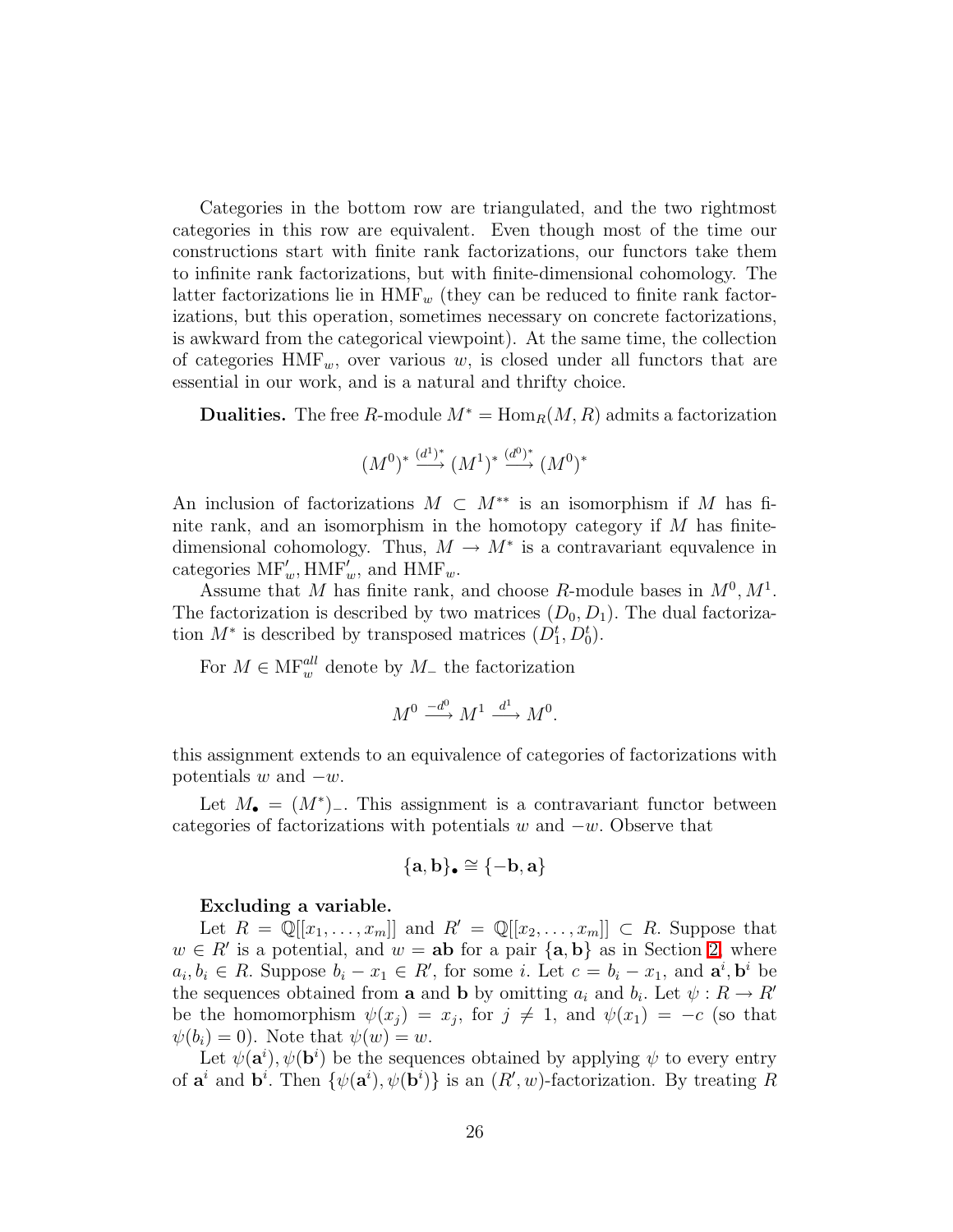Categories in the bottom row are triangulated, and the two rightmost categories in this row are equivalent. Even though most of the time our constructions start with finite rank factorizations, our functors take them to infinite rank factorizations, but with finite-dimensional cohomology. The latter factorizations lie in $\mathrm{HMF}_w$ (they can be reduced to finite rank factorizations, but this operation, sometimes necessary on concrete factorizations, is awkward from the categorical viewpoint). At the same time, the collection of categories $\mathrm{HMF}_w$, over various $w$, is closed under all functors that are essential in our work, and is a natural and thrifty choice.

**Dualities.** The free $R$-module $M^* = \mathrm{Hom}_R(M, R)$ admits a factorization

$$(M^0)^* \xrightarrow{(d^1)^*} (M^1)^* \xrightarrow{(d^0)^*} (M^0)^*$$

An inclusion of factorizations $M \subset M^{**}$ is an isomorphism if $M$ has finite rank, and an isomorphism in the homotopy category if $M$ has finite-dimensional cohomology. Thus, $M \to M^*$ is a contravariant equvalence in categories $\mathrm{MF}'_w, \mathrm{HMF}'_w$, and $\mathrm{HMF}_w$.

Assume that $M$ has finite rank, and choose $R$-module bases in $M^0, M^1$. The factorization is described by two matrices $(D_0, D_1)$. The dual factorization $M^*$ is described by transposed matrices $(D_1^t, D_0^t)$.

For $M \in \mathrm{MF}_w^{all}$ denote by $M_-$ the factorization

$$M^0 \xrightarrow{-d^0} M^1 \xrightarrow{d^1} M^0.$$

this assignment extends to an equivalence of categories of factorizations with potentials $w$ and $-w$.

Let $M_\bullet = (M^*)_-$. This assignment is a contravariant functor between categories of factorizations with potentials $w$ and $-w$. Observe that

$$\{\mathbf{a}, \mathbf{b}\}_\bullet \cong \{-\mathbf{b}, \mathbf{a}\}$$

**Excluding a variable.**

Let $R = \mathbb{Q}[[x_1, \dots, x_m]]$ and $R' = \mathbb{Q}[[x_2, \dots, x_m]] \subset R$. Suppose that $w \in R'$ is a potential, and $w = \mathbf{ab}$ for a pair $\{\mathbf{a}, \mathbf{b}\}$ as in Section 2, where $a_i, b_i \in R$. Suppose $b_i - x_1 \in R'$, for some $i$. Let $c = b_i - x_1$, and $\mathbf{a}^i, \mathbf{b}^i$ be the sequences obtained from $\mathbf{a}$ and $\mathbf{b}$ by omitting $a_i$ and $b_i$. Let $\psi : R \to R'$ be the homomorphism $\psi(x_j) = x_j$, for $j \neq 1$, and $\psi(x_1) = -c$ (so that $\psi(b_i) = 0$). Note that $\psi(w) = w$.

Let $\psi(\mathbf{a}^i), \psi(\mathbf{b}^i)$ be the sequences obtained by applying $\psi$ to every entry of $\mathbf{a}^i$ and $\mathbf{b}^i$. Then $\{\psi(\mathbf{a}^i), \psi(\mathbf{b}^i)\}$ is an $(R', w)$-factorization. By treating $R$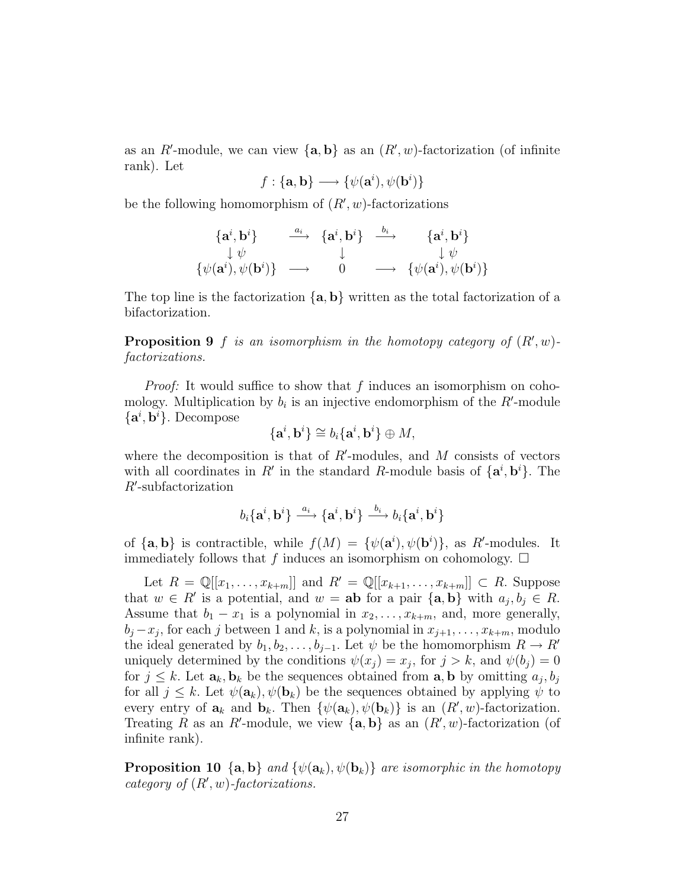as an $R'$-module, we can view $\{\mathbf{a}, \mathbf{b}\}$ as an $(R', w)$-factorization (of infinite rank). Let

$$f : \{\mathbf{a}, \mathbf{b}\} \longrightarrow \{\psi(\mathbf{a}^i), \psi(\mathbf{b}^i)\}$$

be the following homomorphism of $(R', w)$-factorizations

$$\begin{array}{ccccc} \{\mathbf{a}^i, \mathbf{b}^i\} & \xrightarrow{a_i} & \{\mathbf{a}^i, \mathbf{b}^i\} & \xrightarrow{b_i} & \{\mathbf{a}^i, \mathbf{b}^i\} \\ \downarrow \psi & & \downarrow & & \downarrow \psi \\ \{\psi(\mathbf{a}^i), \psi(\mathbf{b}^i)\} & \longrightarrow & 0 & \longrightarrow & \{\psi(\mathbf{a}^i), \psi(\mathbf{b}^i)\} \end{array}$$

The top line is the factorization $\{\mathbf{a}, \mathbf{b}\}$ written as the total factorization of a bifactorization.

**Proposition 9** *$f$ is an isomorphism in the homotopy category of $(R', w)$-factorizations.*

*Proof:* It would suffice to show that $f$ induces an isomorphism on cohomology. Multiplication by $b_i$ is an injective endomorphism of the $R'$-module $\{\mathbf{a}^i, \mathbf{b}^i\}$. Decompose

$$\{\mathbf{a}^i, \mathbf{b}^i\} \cong b_i\{\mathbf{a}^i, \mathbf{b}^i\} \oplus M,$$

where the decomposition is that of $R'$-modules, and $M$ consists of vectors with all coordinates in $R'$ in the standard $R$-module basis of $\{\mathbf{a}^i, \mathbf{b}^i\}$. The $R'$-subfactorization

$$b_i\{\mathbf{a}^i, \mathbf{b}^i\} \xrightarrow{a_i} \{\mathbf{a}^i, \mathbf{b}^i\} \xrightarrow{b_i} b_i\{\mathbf{a}^i, \mathbf{b}^i\}$$

of $\{\mathbf{a}, \mathbf{b}\}$ is contractible, while $f(M) = \{\psi(\mathbf{a}^i), \psi(\mathbf{b}^i)\}$, as $R'$-modules. It immediately follows that $f$ induces an isomorphism on cohomology. $\square$

Let $R = \mathbb{Q}[[x_1, \dots, x_{k+m}]]$ and $R' = \mathbb{Q}[[x_{k+1}, \dots, x_{k+m}]] \subset R$. Suppose that $w \in R'$ is a potential, and $w = \mathbf{ab}$ for a pair $\{\mathbf{a}, \mathbf{b}\}$ with $a_j, b_j \in R$. Assume that $b_1 - x_1$ is a polynomial in $x_2, \dots, x_{k+m}$, and, more generally, $b_j - x_j$, for each $j$ between 1 and $k$, is a polynomial in $x_{j+1}, \dots, x_{k+m}$, modulo the ideal generated by $b_1, b_2, \dots, b_{j-1}$. Let $\psi$ be the homomorphism $R \to R'$ uniquely determined by the conditions $\psi(x_j) = x_j$, for $j > k$, and $\psi(b_j) = 0$ for $j \le k$. Let $\mathbf{a}_k, \mathbf{b}_k$ be the sequences obtained from $\mathbf{a}, \mathbf{b}$ by omitting $a_j, b_j$ for all $j \le k$. Let $\psi(\mathbf{a}_k), \psi(\mathbf{b}_k)$ be the sequences obtained by applying $\psi$ to every entry of $\mathbf{a}_k$ and $\mathbf{b}_k$. Then $\{\psi(\mathbf{a}_k), \psi(\mathbf{b}_k)\}$ is an $(R', w)$-factorization. Treating $R$ as an $R'$-module, we view $\{\mathbf{a}, \mathbf{b}\}$ as an $(R', w)$-factorization (of infinite rank).

**Proposition 10** *$\{\mathbf{a}, \mathbf{b}\}$ and $\{\psi(\mathbf{a}_k), \psi(\mathbf{b}_k)\}$ are isomorphic in the homotopy category of $(R', w)$-factorizations.*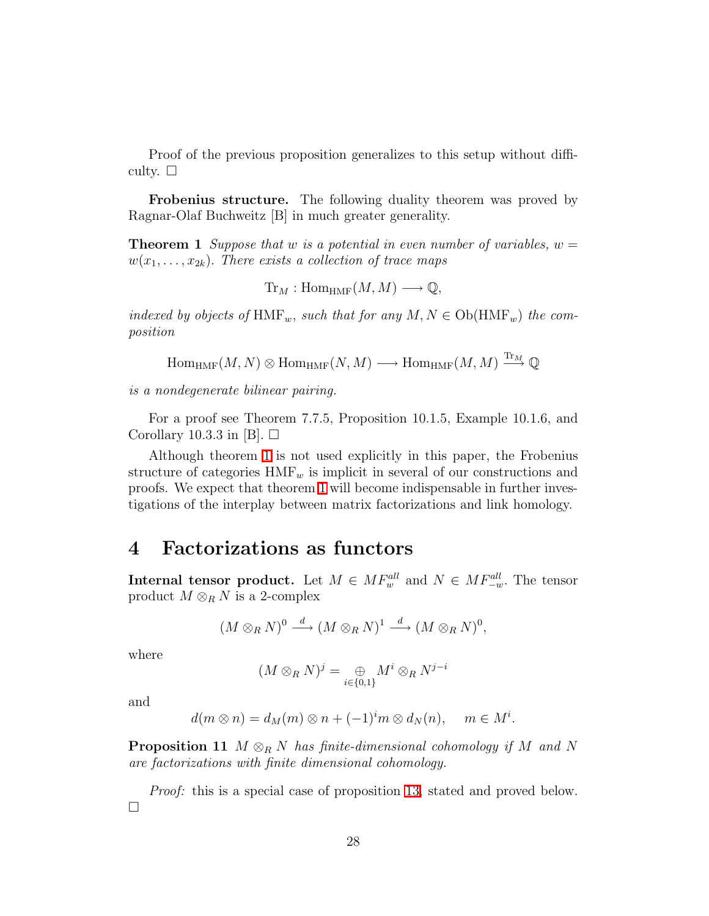Proof of the previous proposition generalizes to this setup without difficulty. □

**Frobenius structure.** The following duality theorem was proved by Ragnar-Olaf Buchweitz [B] in much greater generality.

**Theorem 1** *Suppose that $w$ is a potential in even number of variables, $w = w(x_1, \dots, x_{2k})$. There exists a collection of trace maps*

$$\mathrm{Tr}_M : \mathrm{Hom}_{\mathrm{HMF}}(M, M) \longrightarrow \mathbb{Q},$$

*indexed by objects of $\mathrm{HMF}_w$, such that for any $M, N \in \mathrm{Ob}(\mathrm{HMF}_w)$ the composition*

$$\mathrm{Hom}_{\mathrm{HMF}}(M, N) \otimes \mathrm{Hom}_{\mathrm{HMF}}(N, M) \longrightarrow \mathrm{Hom}_{\mathrm{HMF}}(M, M) \xrightarrow{\mathrm{Tr}_M} \mathbb{Q}$$

*is a nondegenerate bilinear pairing.*

For a proof see Theorem 7.7.5, Proposition 10.1.5, Example 10.1.6, and Corollary 10.3.3 in [B]. □

Although theorem 1 is not used explicitly in this paper, the Frobenius structure of categories $\mathrm{HMF}_w$ is implicit in several of our constructions and proofs. We expect that theorem 1 will become indispensable in further investigations of the interplay between matrix factorizations and link homology.

# 4 Factorizations as functors

**Internal tensor product.** Let $M \in MF_w^{all}$ and $N \in MF_{-w}^{all}$. The tensor product $M \otimes_R N$ is a 2-complex

$$(M \otimes_R N)^0 \xrightarrow{d} (M \otimes_R N)^1 \xrightarrow{d} (M \otimes_R N)^0,$$

where

$$(M \otimes_R N)^j = \underset{i \in \{0,1\}}{\oplus} M^i \otimes_R N^{j-i}$$

and

$$d(m \otimes n) = d_M(m) \otimes n + (-1)^i m \otimes d_N(n), \quad m \in M^i.$$

**Proposition 11** *$M \otimes_R N$ has finite-dimensional cohomology if $M$ and $N$ are factorizations with finite dimensional cohomology.*

*Proof:* this is a special case of proposition 13, stated and proved below. □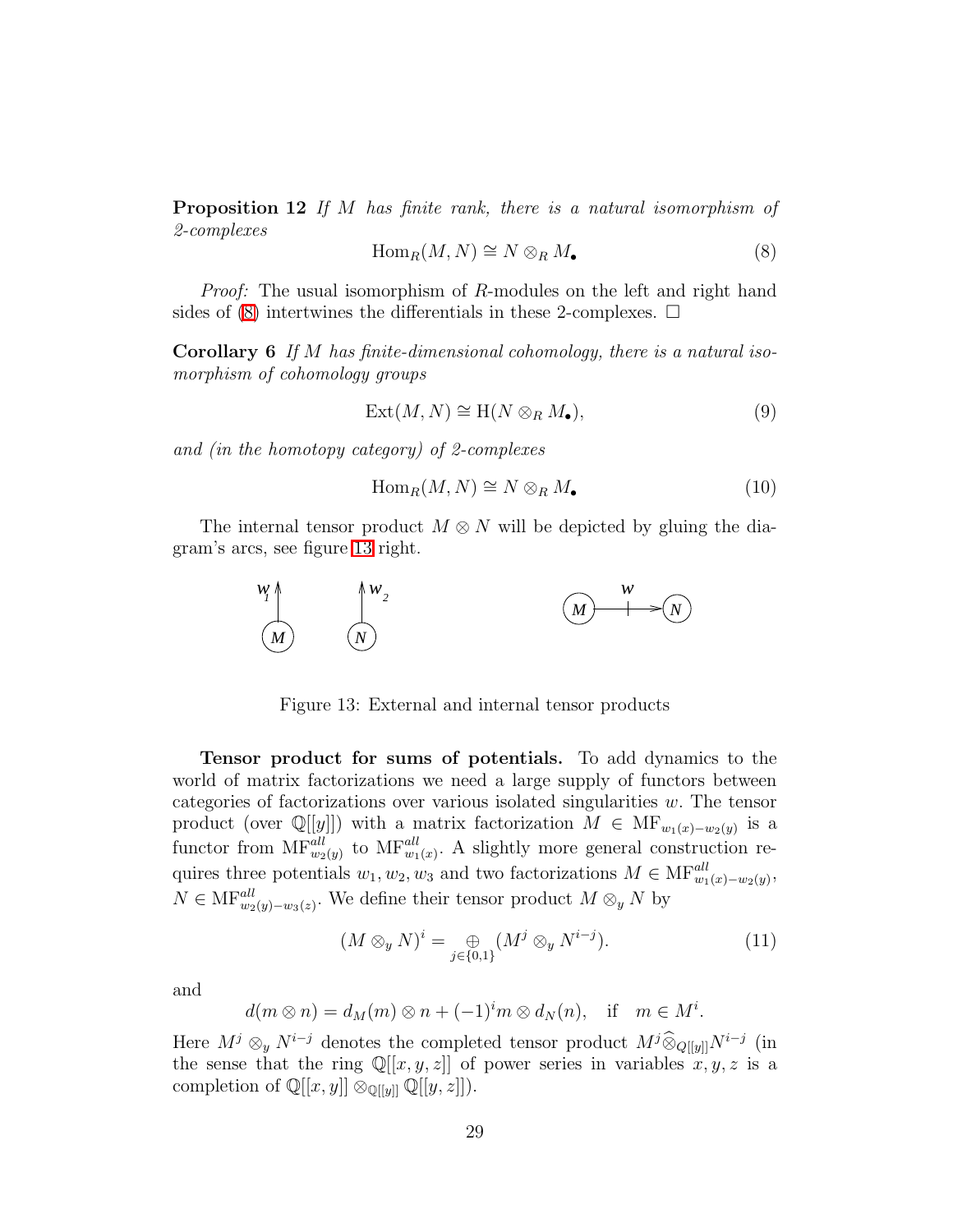**Proposition 12** *If $M$ has finite rank, there is a natural isomorphism of 2-complexes*

$$\mathrm{Hom}_R(M, N) \cong N \otimes_R M_\bullet \tag{8}$$

*Proof:* The usual isomorphism of $R$-modules on the left and right hand sides of (8) intertwines the differentials in these 2-complexes. $\square$

**Corollary 6** *If $M$ has finite-dimensional cohomology, there is a natural isomorphism of cohomology groups*

$$\mathrm{Ext}(M, N) \cong \mathrm{H}(N \otimes_R M_\bullet), \tag{9}$$

*and (in the homotopy category) of 2-complexes*

$$\mathrm{Hom}_R(M, N) \cong N \otimes_R M_\bullet \tag{10}$$

The internal tensor product $M \otimes N$ will be depicted by gluing the diagram's arcs, see figure 13 right.

Figure 13: External and internal tensor products

**Tensor product for sums of potentials.** To add dynamics to the world of matrix factorizations we need a large supply of functors between categories of factorizations over various isolated singularities $w$. The tensor product (over $\mathbb{Q}[[y]]$) with a matrix factorization $M \in \mathrm{MF}_{w_1(x)-w_2(y)}$ is a functor from $\mathrm{MF}^{all}_{w_2(y)}$ to $\mathrm{MF}^{all}_{w_1(x)}$. A slightly more general construction requires three potentials $w_1, w_2, w_3$ and two factorizations $M \in \mathrm{MF}^{all}_{w_1(x)-w_2(y)}$, $N \in \mathrm{MF}^{all}_{w_2(y)-w_3(z)}$. We define their tensor product $M \otimes_y N$ by

$$(M \otimes_y N)^i = \underset{j \in \{0,1\}}{\oplus} (M^j \otimes_y N^{i-j}). \tag{11}$$

and

$$d(m \otimes n) = d_M(m) \otimes n + (-1)^i m \otimes d_N(n), \quad \text{if} \quad m \in M^i.$$

Here $M^j \otimes_y N^{i-j}$ denotes the completed tensor product $M^j \widehat{\otimes}_{Q[[y]]} N^{i-j}$ (in the sense that the ring $\mathbb{Q}[[x, y, z]]$ of power series in variables $x, y, z$ is a completion of $\mathbb{Q}[[x, y]] \otimes_{\mathbb{Q}[[y]]} \mathbb{Q}[[y, z]]$).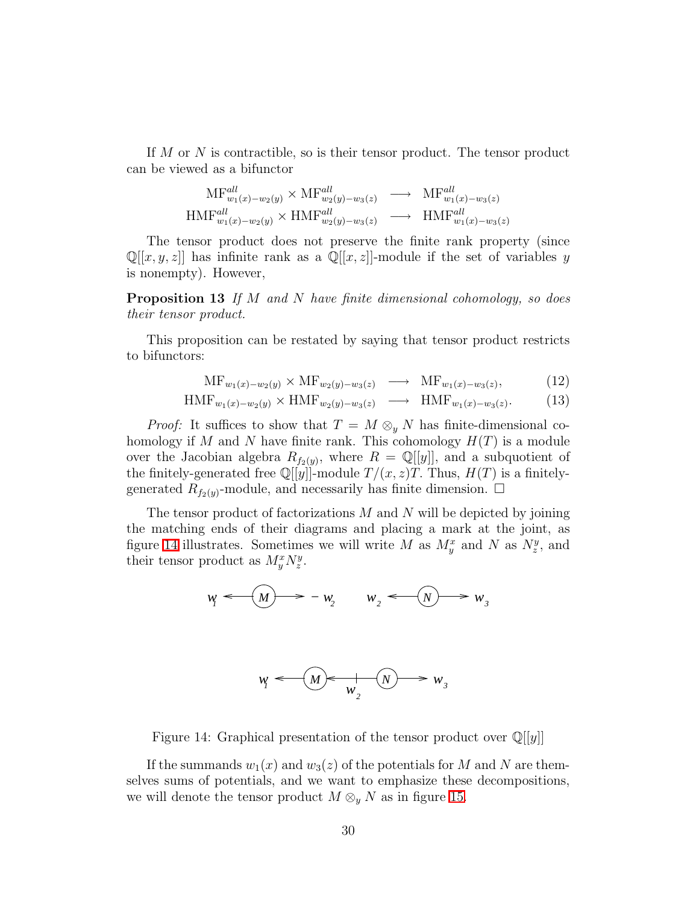If $M$ or $N$ is contractible, so is their tensor product. The tensor product can be viewed as a bifunctor

$$\begin{aligned}
\mathrm{MF}^{all}_{w_1(x)-w_2(y)} \times \mathrm{MF}^{all}_{w_2(y)-w_3(z)} &\longrightarrow \mathrm{MF}^{all}_{w_1(x)-w_3(z)} \\
\mathrm{HMF}^{all}_{w_1(x)-w_2(y)} \times \mathrm{HMF}^{all}_{w_2(y)-w_3(z)} &\longrightarrow \mathrm{HMF}^{all}_{w_1(x)-w_3(z)}
\end{aligned}$$

The tensor product does not preserve the finite rank property (since $\mathbb{Q}[[x,y,z]]$ has infinite rank as a $\mathbb{Q}[[x,z]]$-module if the set of variables $y$ is nonempty). However,

**Proposition 13** *If $M$ and $N$ have finite dimensional cohomology, so does their tensor product.*

This proposition can be restated by saying that tensor product restricts to bifunctors:

$$\mathrm{MF}_{w_1(x)-w_2(y)} \times \mathrm{MF}_{w_2(y)-w_3(z)} \longrightarrow \mathrm{MF}_{w_1(x)-w_3(z)}, \tag{12}$$

$$\mathrm{HMF}_{w_1(x)-w_2(y)} \times \mathrm{HMF}_{w_2(y)-w_3(z)} \longrightarrow \mathrm{HMF}_{w_1(x)-w_3(z)}. \tag{13}$$

*Proof:* It suffices to show that $T = M \otimes_y N$ has finite-dimensional cohomology if $M$ and $N$ have finite rank. This cohomology $H(T)$ is a module over the Jacobian algebra $R_{f_2(y)}$, where $R = \mathbb{Q}[[y]]$, and a subquotient of the finitely-generated free $\mathbb{Q}[[y]]$-module $T/(x,z)T$. Thus, $H(T)$ is a finitely-generated $R_{f_2(y)}$-module, and necessarily has finite dimension. $\square$

The tensor product of factorizations $M$ and $N$ will be depicted by joining the matching ends of their diagrams and placing a mark at the joint, as figure 14 illustrates. Sometimes we will write $M$ as $M^x_y$ and $N$ as $N^y_z$, and their tensor product as $M^x_y N^y_z$.

Figure 14: Graphical presentation of the tensor product over $\mathbb{Q}[[y]]$

If the summands $w_1(x)$ and $w_3(z)$ of the potentials for $M$ and $N$ are themselves sums of potentials, and we want to emphasize these decompositions, we will denote the tensor product $M \otimes_y N$ as in figure 15.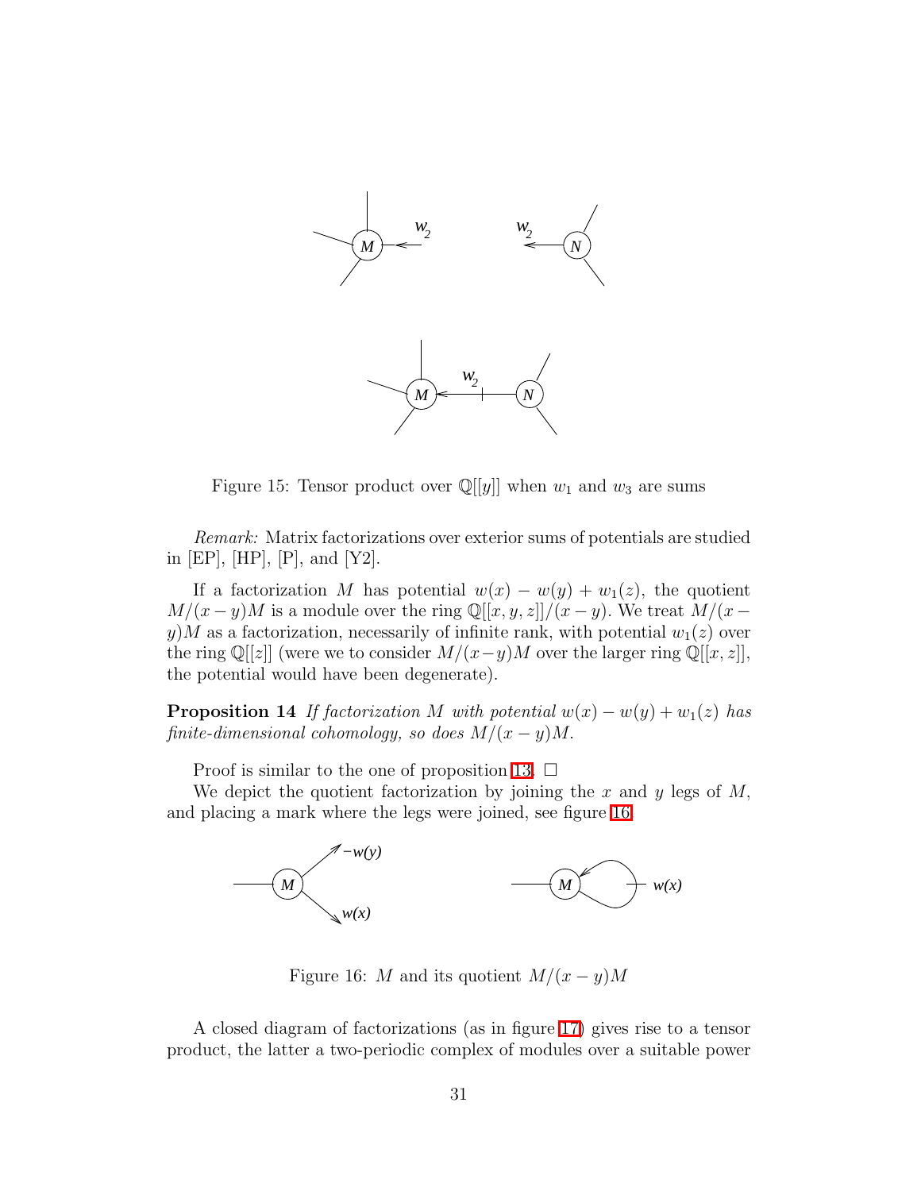Figure 15: Tensor product over $\mathbb{Q}[[y]]$ when $w_1$ and $w_3$ are sums

*Remark:* Matrix factorizations over exterior sums of potentials are studied in [EP], [HP], [P], and [Y2].

If a factorization $M$ has potential $w(x) - w(y) + w_1(z)$, the quotient $M/(x-y)M$ is a module over the ring $\mathbb{Q}[[x, y, z]]/(x - y)$. We treat $M/(x - y)M$ as a factorization, necessarily of infinite rank, with potential $w_1(z)$ over the ring $\mathbb{Q}[[z]]$ (were we to consider $M/(x-y)M$ over the larger ring $\mathbb{Q}[[x, z]]$, the potential would have been degenerate).

**Proposition 14** *If factorization $M$ with potential $w(x) - w(y) + w_1(z)$ has finite-dimensional cohomology, so does $M/(x - y)M$.*

Proof is similar to the one of proposition 13. $\square$

We depict the quotient factorization by joining the $x$ and $y$ legs of $M$, and placing a mark where the legs were joined, see figure 16.

Figure 16: $M$ and its quotient $M/(x - y)M$

A closed diagram of factorizations (as in figure 17) gives rise to a tensor product, the latter a two-periodic complex of modules over a suitable power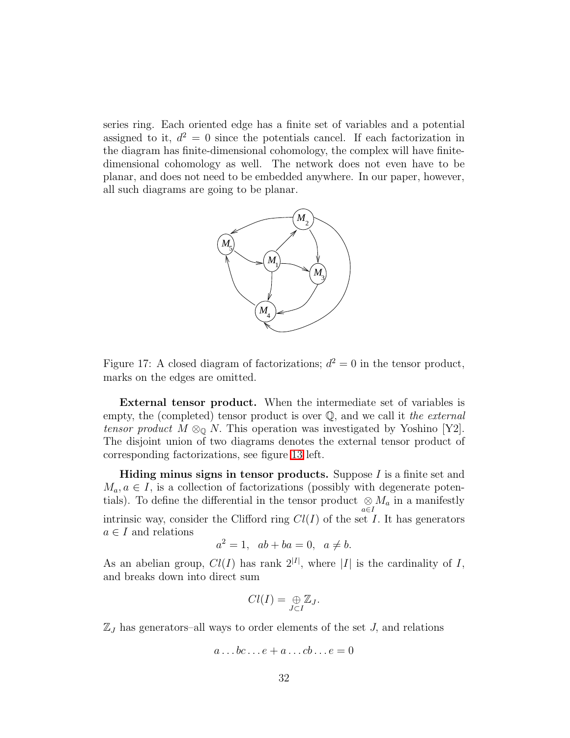series ring. Each oriented edge has a finite set of variables and a potential assigned to it, $d^2 = 0$ since the potentials cancel. If each factorization in the diagram has finite-dimensional cohomology, the complex will have finite-dimensional cohomology as well. The network does not even have to be planar, and does not need to be embedded anywhere. In our paper, however, all such diagrams are going to be planar.

Figure 17: A closed diagram of factorizations; $d^2 = 0$ in the tensor product, marks on the edges are omitted.

**External tensor product.** When the intermediate set of variables is empty, the (completed) tensor product is over $\mathbb{Q}$, and we call it *the external tensor product* $M \otimes_{\mathbb{Q}} N$. This operation was investigated by Yoshino [Y2]. The disjoint union of two diagrams denotes the external tensor product of corresponding factorizations, see figure 13 left.

**Hiding minus signs in tensor products.** Suppose $I$ is a finite set and $M_a, a \in I$, is a collection of factorizations (possibly with degenerate potentials). To define the differential in the tensor product $\underset{a\in I}{\otimes} M_a$ in a manifestly intrinsic way, consider the Clifford ring $Cl(I)$ of the set $I$. It has generators $a \in I$ and relations

$$a^2 = 1, \quad ab + ba = 0, \quad a \neq b.$$

As an abelian group, $Cl(I)$ has rank $2^{|I|}$, where $|I|$ is the cardinality of $I$, and breaks down into direct sum

$$Cl(I) = \underset{J \subset I}{\oplus} \mathbb{Z}_J.$$

$\mathbb{Z}_J$ has generators–all ways to order elements of the set $J$, and relations

$$a \dots bc \dots e + a \dots cb \dots e = 0$$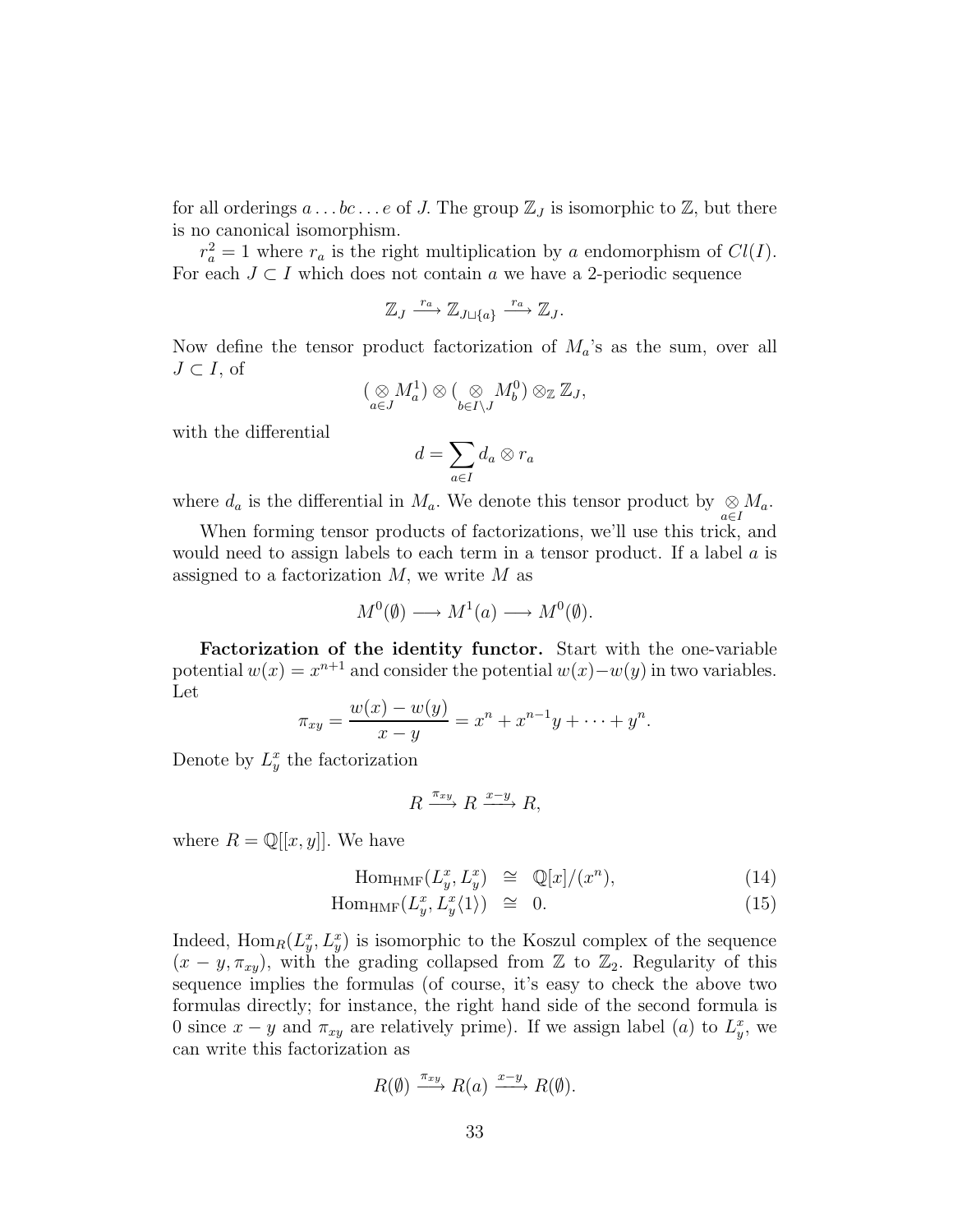for all orderings $a \dots bc \dots e$ of $J$. The group $\mathbb{Z}_J$ is isomorphic to $\mathbb{Z}$, but there is no canonical isomorphism.

$r_a^2 = 1$ where $r_a$ is the right multiplication by $a$ endomorphism of $Cl(I)$. For each $J \subset I$ which does not contain $a$ we have a 2-periodic sequence

$$\mathbb{Z}_J \xrightarrow{r_a} \mathbb{Z}_{J \sqcup \{a\}} \xrightarrow{r_a} \mathbb{Z}_J.$$

Now define the tensor product factorization of $M_a$'s as the sum, over all $J \subset I$, of

$$(\underset{a \in J}{\otimes} M_a^1) \otimes (\underset{b \in I \setminus J}{\otimes} M_b^0) \otimes_{\mathbb{Z}} \mathbb{Z}_J,$$

with the differential

$$d = \sum_{a \in I} d_a \otimes r_a$$

where $d_a$ is the differential in $M_a$. We denote this tensor product by $\underset{a \in I}{\otimes} M_a$.

When forming tensor products of factorizations, we'll use this trick, and would need to assign labels to each term in a tensor product. If a label $a$ is assigned to a factorization $M$, we write $M$ as

$$M^0(\emptyset) \longrightarrow M^1(a) \longrightarrow M^0(\emptyset).$$

**Factorization of the identity functor.** Start with the one-variable potential $w(x) = x^{n+1}$ and consider the potential $w(x) - w(y)$ in two variables. Let

$$\pi_{xy} = \frac{w(x) - w(y)}{x - y} = x^n + x^{n-1}y + \dots + y^n.$$

Denote by $L_y^x$ the factorization

$$R \xrightarrow{\pi_{xy}} R \xrightarrow{x-y} R,$$

where $R = \mathbb{Q}[[x, y]]$. We have

$$\mathrm{Hom}_{\mathrm{HMF}}(L_y^x, L_y^x) \cong \mathbb{Q}[x]/(x^n), \quad (14)$$

$$\mathrm{Hom}_{\mathrm{HMF}}(L_y^x, L_y^x\langle 1 \rangle) \cong 0. \quad (15)$$

Indeed, $\mathrm{Hom}_R(L_y^x, L_y^x)$ is isomorphic to the Koszul complex of the sequence $(x - y, \pi_{xy})$, with the grading collapsed from $\mathbb{Z}$ to $\mathbb{Z}_2$. Regularity of this sequence implies the formulas (of course, it's easy to check the above two formulas directly; for instance, the right hand side of the second formula is 0 since $x - y$ and $\pi_{xy}$ are relatively prime). If we assign label $(a)$ to $L_y^x$, we can write this factorization as

$$R(\emptyset) \xrightarrow{\pi_{xy}} R(a) \xrightarrow{x-y} R(\emptyset).$$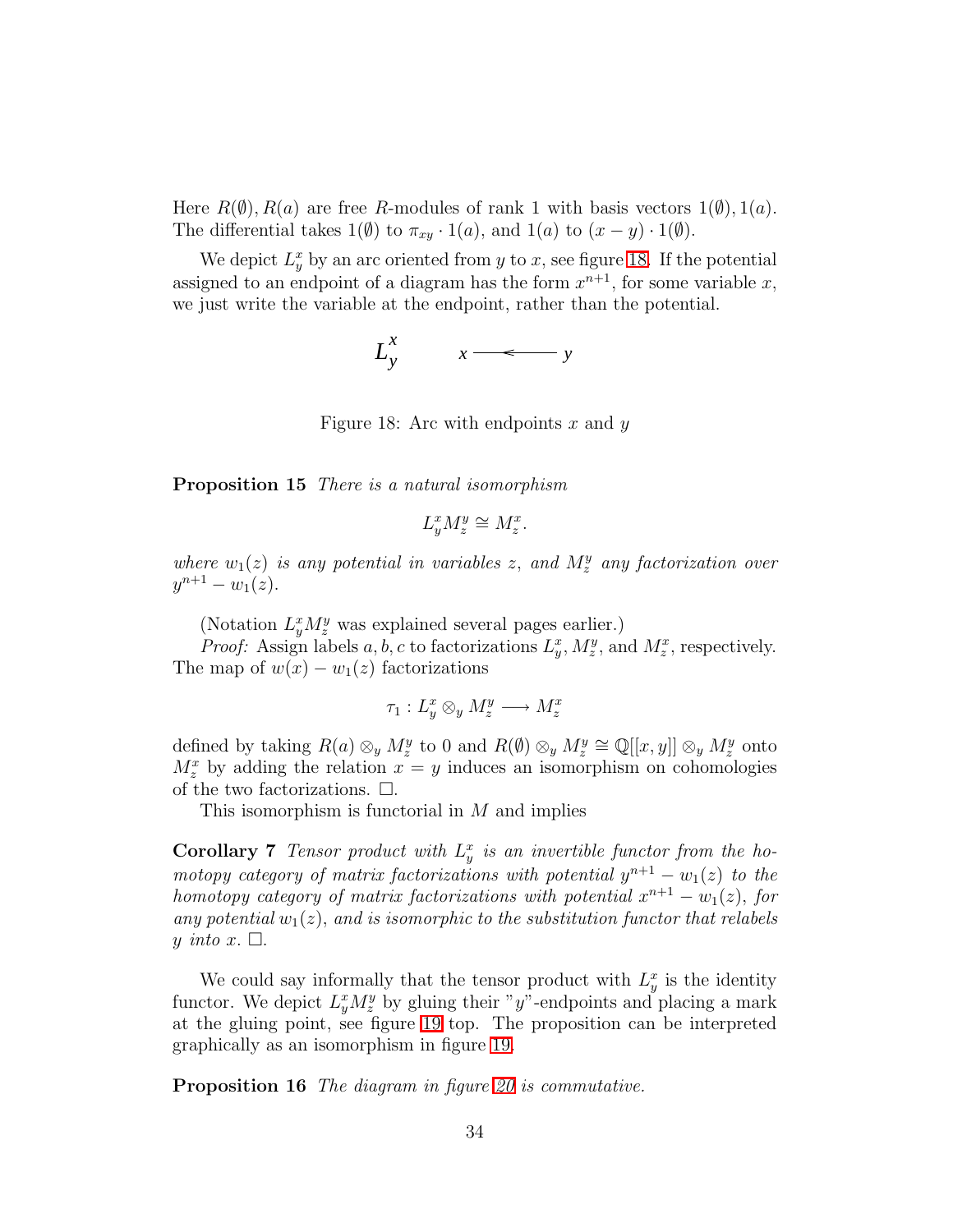Here $R(\emptyset), R(a)$ are free $R$-modules of rank 1 with basis vectors $1(\emptyset), 1(a)$. The differential takes $1(\emptyset)$ to $\pi_{xy} \cdot 1(a)$, and $1(a)$ to $(x-y) \cdot 1(\emptyset)$.

We depict $L^x_y$ by an arc oriented from $y$ to $x$, see figure 18. If the potential assigned to an endpoint of a diagram has the form $x^{n+1}$, for some variable $x$, we just write the variable at the endpoint, rather than the potential.

$L^x_y$ $x$ ——<—— $y$

Figure 18: Arc with endpoints $x$ and $y$

**Proposition 15** *There is a natural isomorphism*

$$L^x_y M^y_z \cong M^x_z.$$

*where $w_1(z)$ is any potential in variables $z$, and $M^y_z$ any factorization over $y^{n+1} - w_1(z)$.*

(Notation $L^x_y M^y_z$ was explained several pages earlier.)

*Proof:* Assign labels $a, b, c$ to factorizations $L^x_y, M^y_z$, and $M^x_z$, respectively. The map of $w(x) - w_1(z)$ factorizations

$$\tau_1 : L^x_y \otimes_y M^y_z \longrightarrow M^x_z$$

defined by taking $R(a) \otimes_y M^y_z$ to 0 and $R(\emptyset) \otimes_y M^y_z \cong \mathbb{Q}[[x, y]] \otimes_y M^y_z$ onto $M^x_z$ by adding the relation $x = y$ induces an isomorphism on cohomologies of the two factorizations. $\square$.

This isomorphism is functorial in $M$ and implies

**Corollary 7** *Tensor product with $L^x_y$ is an invertible functor from the homotopy category of matrix factorizations with potential $y^{n+1} - w_1(z)$ to the homotopy category of matrix factorizations with potential $x^{n+1} - w_1(z)$, for any potential $w_1(z)$, and is isomorphic to the substitution functor that relabels $y$ into $x$.* $\square$.

We could say informally that the tensor product with $L^x_y$ is the identity functor. We depict $L^x_y M^y_z$ by gluing their "$y$"-endpoints and placing a mark at the gluing point, see figure 19 top. The proposition can be interpreted graphically as an isomorphism in figure 19.

**Proposition 16** *The diagram in figure 20 is commutative.*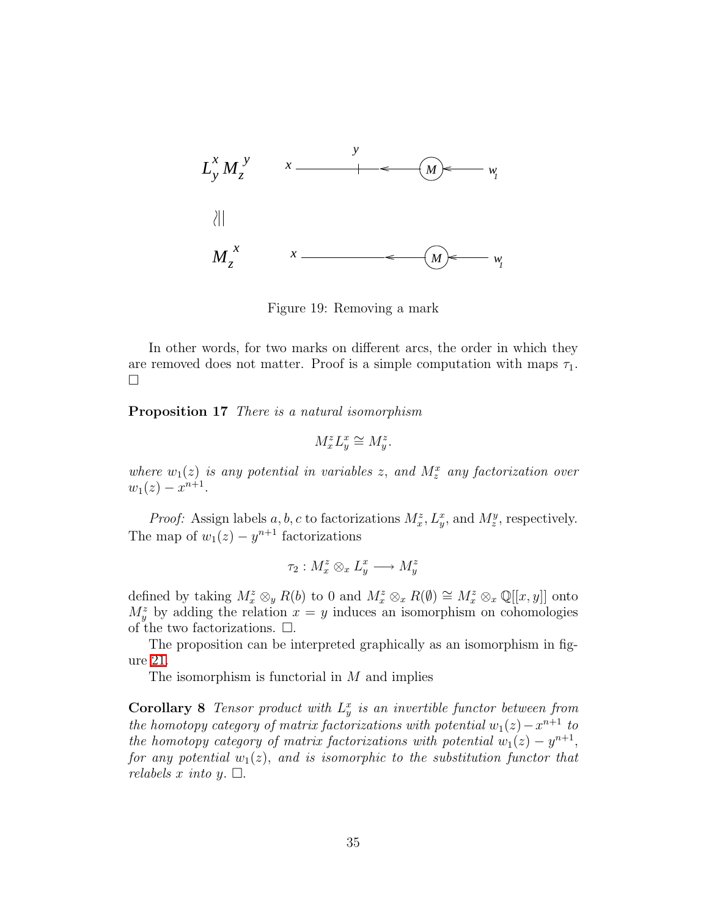Figure 19: Removing a mark

In other words, for two marks on different arcs, the order in which they are removed does not matter. Proof is a simple computation with maps $\tau_1$. $\square$

**Proposition 17** *There is a natural isomorphism*

$$M_x^z L_y^x \cong M_y^z.$$

*where $w_1(z)$ is any potential in variables $z$, and $M_z^x$ any factorization over $w_1(z) - x^{n+1}$.*

*Proof:* Assign labels $a, b, c$ to factorizations $M_x^z$, $L_y^x$, and $M_z^y$, respectively. The map of $w_1(z) - y^{n+1}$ factorizations

$$\tau_2 : M_x^z \otimes_x L_y^x \longrightarrow M_y^z$$

defined by taking $M_x^z \otimes_y R(b)$ to 0 and $M_x^z \otimes_x R(\emptyset) \cong M_x^z \otimes_x \mathbb{Q}[[x,y]]$ onto $M_y^z$ by adding the relation $x = y$ induces an isomorphism on cohomologies of the two factorizations. $\square$.

The proposition can be interpreted graphically as an isomorphism in figure 21.

The isomorphism is functorial in $M$ and implies

**Corollary 8** *Tensor product with $L_y^x$ is an invertible functor between from the homotopy category of matrix factorizations with potential $w_1(z) - x^{n+1}$ to the homotopy category of matrix factorizations with potential $w_1(z) - y^{n+1}$, for any potential $w_1(z)$, and is isomorphic to the substitution functor that relabels $x$ into $y$.* $\square$.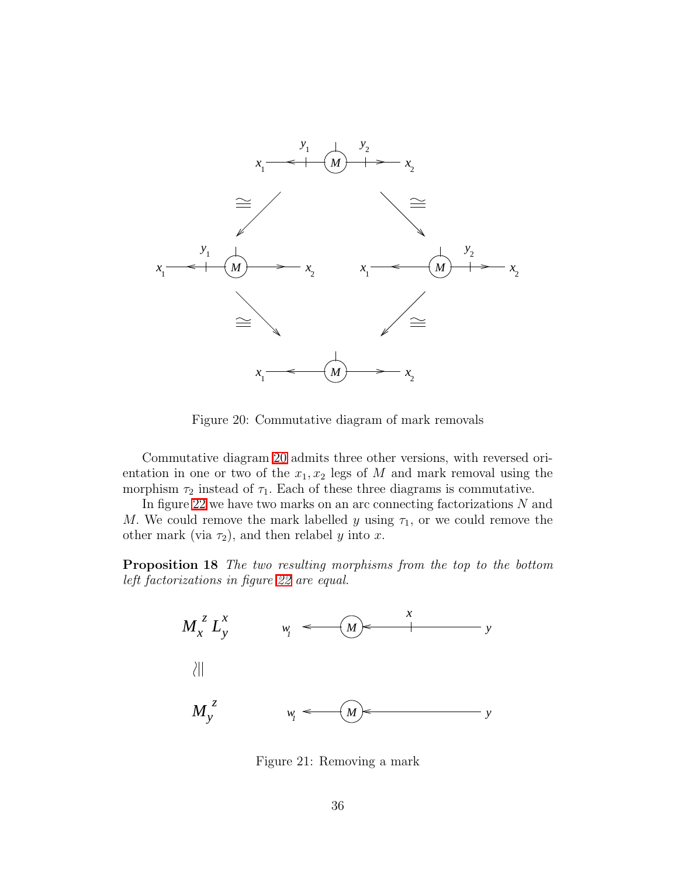Figure 20: Commutative diagram of mark removals

Commutative diagram 20 admits three other versions, with reversed orientation in one or two of the $x_1, x_2$ legs of $M$ and mark removal using the morphism $\tau_2$ instead of $\tau_1$. Each of these three diagrams is commutative.

In figure 22 we have two marks on an arc connecting factorizations $N$ and $M$. We could remove the mark labelled $y$ using $\tau_1$, or we could remove the other mark (via $\tau_2$), and then relabel $y$ into $x$.

**Proposition 18** *The two resulting morphisms from the top to the bottom left factorizations in figure 22 are equal.*

Figure 21: Removing a mark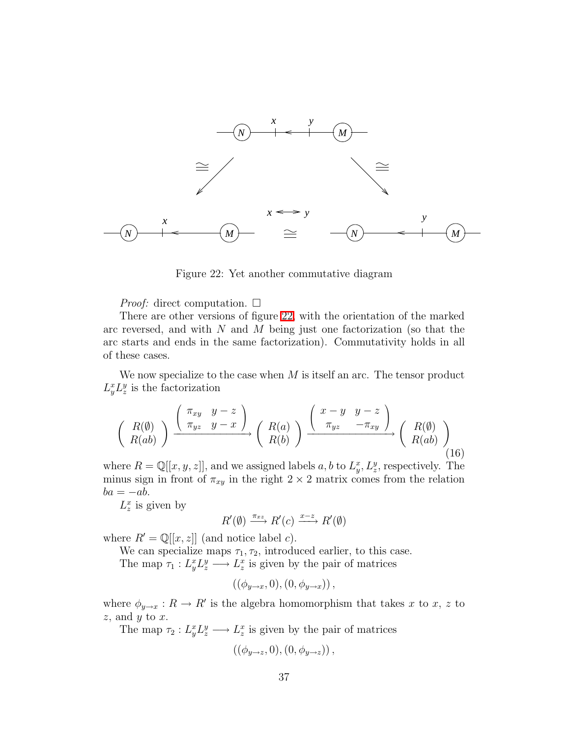Figure 22: Yet another commutative diagram

*Proof:* direct computation. □

There are other versions of figure 22, with the orientation of the marked arc reversed, and with $N$ and $M$ being just one factorization (so that the arc starts and ends in the same factorization). Commutativity holds in all of these cases.

We now specialize to the case when $M$ is itself an arc. The tensor product $L_y^x L_z^y$ is the factorization

$$\begin{pmatrix} R(\emptyset) \\ R(ab) \end{pmatrix} \xrightarrow{\begin{pmatrix} \pi_{xy} & y-z \\ \pi_{yz} & y-x \end{pmatrix}} \begin{pmatrix} R(a) \\ R(b) \end{pmatrix} \xrightarrow{\begin{pmatrix} x-y & y-z \\ \pi_{yz} & -\pi_{xy} \end{pmatrix}} \begin{pmatrix} R(\emptyset) \\ R(ab) \end{pmatrix} \tag{16}$$

where $R = \mathbb{Q}[[x,y,z]]$, and we assigned labels $a, b$ to $L_y^x, L_z^y$, respectively. The minus sign in front of $\pi_{xy}$ in the right $2\times 2$ matrix comes from the relation $ba = -ab$.

$L_z^x$ is given by

$$R'(\emptyset) \xrightarrow{\pi_{xz}} R'(c) \xrightarrow{x-z} R'(\emptyset)$$

where $R' = \mathbb{Q}[[x,z]]$ (and notice label $c$).

We can specialize maps $\tau_1, \tau_2$, introduced earlier, to this case.

The map $\tau_1 : L_y^x L_z^y \longrightarrow L_z^x$ is given by the pair of matrices

$$((\phi_{y\to x}, 0), (0, \phi_{y\to x})),$$

where $\phi_{y\to x} : R \to R'$ is the algebra homomorphism that takes $x$ to $x$, $z$ to $z$, and $y$ to $x$.

The map $\tau_2 : L_y^x L_z^y \longrightarrow L_z^x$ is given by the pair of matrices

$$((\phi_{y\to z}, 0), (0, \phi_{y\to z})),$$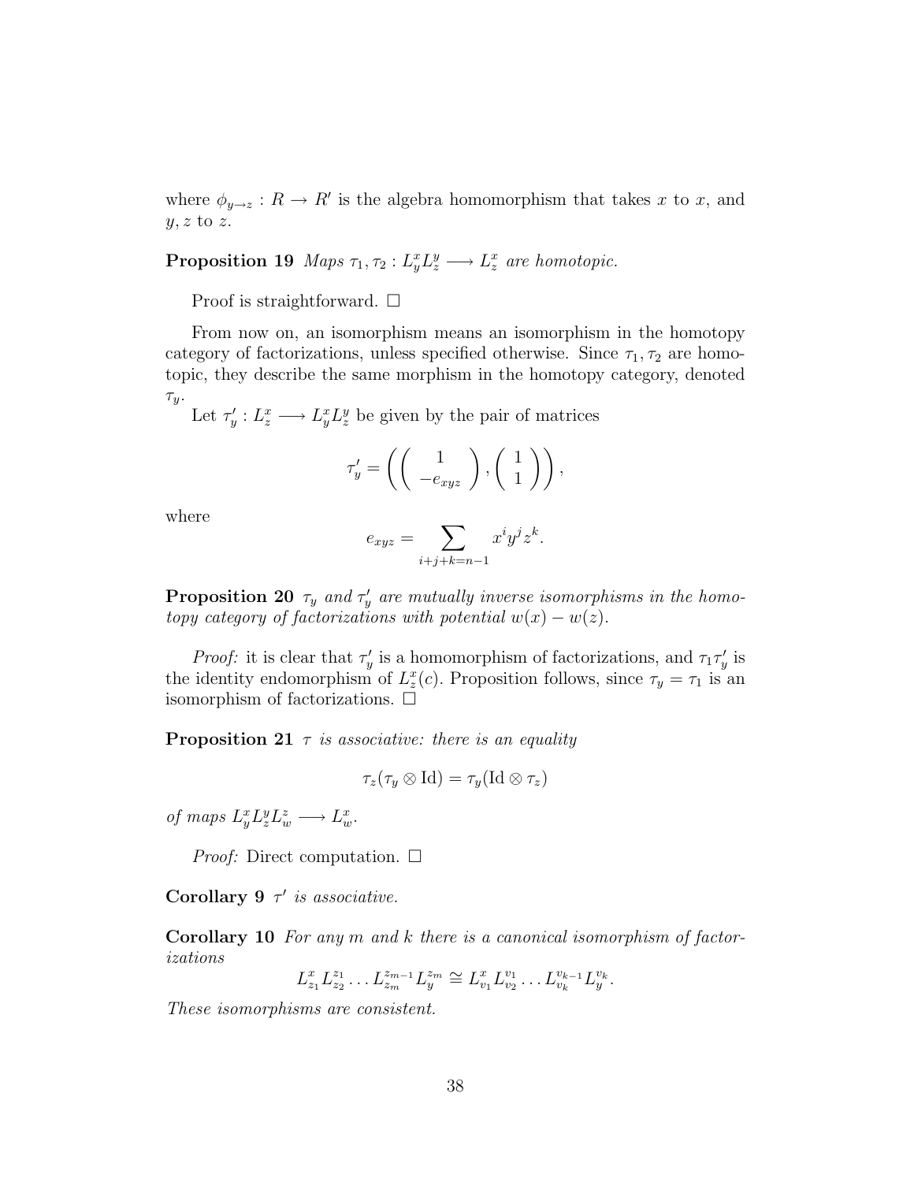where $\phi_{y\to z} : R \to R'$ is the algebra homomorphism that takes $x$ to $x$, and $y, z$ to $z$.

**Proposition 19** *Maps $\tau_1, \tau_2 : L^x_y L^y_z \longrightarrow L^x_z$ are homotopic.*

Proof is straightforward. $\square$

From now on, an isomorphism means an isomorphism in the homotopy category of factorizations, unless specified otherwise. Since $\tau_1, \tau_2$ are homotopic, they describe the same morphism in the homotopy category, denoted $\tau_y$.

Let $\tau'_y : L^x_z \longrightarrow L^x_y L^y_z$ be given by the pair of matrices

$$\tau'_y = \left( \left( \begin{array}{c} 1 \\ -e_{xyz} \end{array} \right), \left( \begin{array}{c} 1 \\ 1 \end{array} \right) \right),$$

where

$$e_{xyz} = \sum_{i+j+k=n-1} x^i y^j z^k.$$

**Proposition 20** *$\tau_y$ and $\tau'_y$ are mutually inverse isomorphisms in the homotopy category of factorizations with potential $w(x) - w(z)$.*

*Proof:* it is clear that $\tau'_y$ is a homomorphism of factorizations, and $\tau_1 \tau'_y$ is the identity endomorphism of $L^x_z(c)$. Proposition follows, since $\tau_y = \tau_1$ is an isomorphism of factorizations. $\square$

**Proposition 21** *$\tau$ is associative: there is an equality*

$$\tau_z(\tau_y \otimes \mathrm{Id}) = \tau_y(\mathrm{Id} \otimes \tau_z)$$

*of maps $L^x_y L^y_z L^z_w \longrightarrow L^x_w$.*

*Proof:* Direct computation. $\square$

**Corollary 9** *$\tau'$ is associative.*

**Corollary 10** *For any $m$ and $k$ there is a canonical isomorphism of factorizations*

$$L^x_{z_1} L^{z_1}_{z_2} \dots L^{z_{m-1}}_{z_m} L^{z_m}_y \cong L^x_{v_1} L^{v_1}_{v_2} \dots L^{v_{k-1}}_{v_k} L^{v_k}_y.$$

*These isomorphisms are consistent.*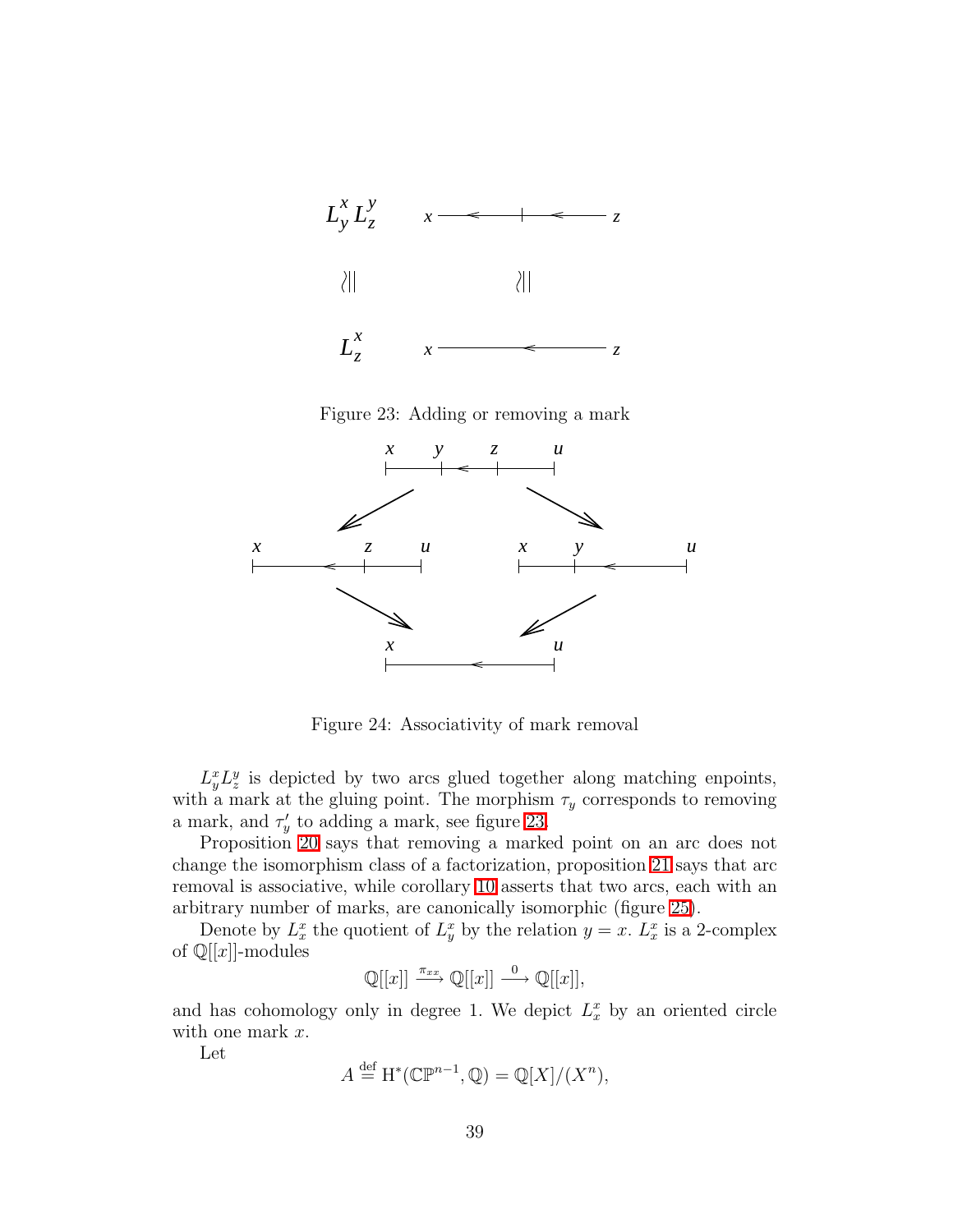Figure 23: Adding or removing a mark

Figure 24: Associativity of mark removal

$L^x_y L^y_z$ is depicted by two arcs glued together along matching enpoints, with a mark at the gluing point. The morphism $\tau_y$ corresponds to removing a mark, and $\tau'_y$ to adding a mark, see figure 23.

Proposition 20 says that removing a marked point on an arc does not change the isomorphism class of a factorization, proposition 21 says that arc removal is associative, while corollary 10 asserts that two arcs, each with an arbitrary number of marks, are canonically isomorphic (figure 25).

Denote by $L^x_x$ the quotient of $L^x_y$ by the relation $y = x$. $L^x_x$ is a 2-complex of $\mathbb{Q}[[x]]$-modules

$$\mathbb{Q}[[x]] \xrightarrow{\pi_{xx}} \mathbb{Q}[[x]] \xrightarrow{0} \mathbb{Q}[[x]],$$

and has cohomology only in degree 1. We depict $L^x_x$ by an oriented circle with one mark $x$.

Let

$$A \overset{\mathrm{def}}{=} \mathrm{H}^*(\mathbb{CP}^{n-1}, \mathbb{Q}) = \mathbb{Q}[X]/(X^n),$$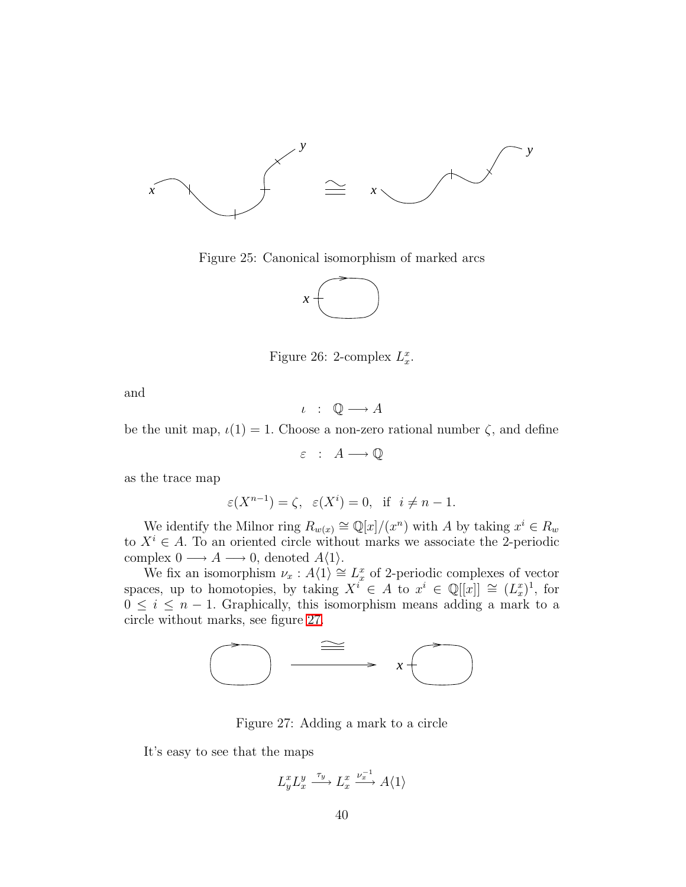Figure 25: Canonical isomorphism of marked arcs

Figure 26: 2-complex $L_x^x$.

and

$$\iota \quad : \quad \mathbb{Q} \longrightarrow A$$

be the unit map, $\iota(1) = 1$. Choose a non-zero rational number $\zeta$, and define

$$\varepsilon \quad : \quad A \longrightarrow \mathbb{Q}$$

as the trace map

$$\varepsilon(X^{n-1}) = \zeta, \quad \varepsilon(X^i) = 0, \quad \text{if} \quad i \neq n-1.$$

We identify the Milnor ring $R_{w(x)} \cong \mathbb{Q}[x]/(x^n)$ with $A$ by taking $x^i \in R_w$ to $X^i \in A$. To an oriented circle without marks we associate the 2-periodic complex $0 \longrightarrow A \longrightarrow 0$, denoted $A\langle 1 \rangle$.

We fix an isomorphism $\nu_x : A\langle 1 \rangle \cong L_x^x$ of 2-periodic complexes of vector spaces, up to homotopies, by taking $X^i \in A$ to $x^i \in \mathbb{Q}[[x]] \cong (L_x^x)^1$, for $0 \leq i \leq n-1$. Graphically, this isomorphism means adding a mark to a circle without marks, see figure 27.

Figure 27: Adding a mark to a circle

It's easy to see that the maps

$$L_y^x L_x^y \xrightarrow{\tau_y} L_x^x \xrightarrow{\nu_x^{-1}} A\langle 1 \rangle$$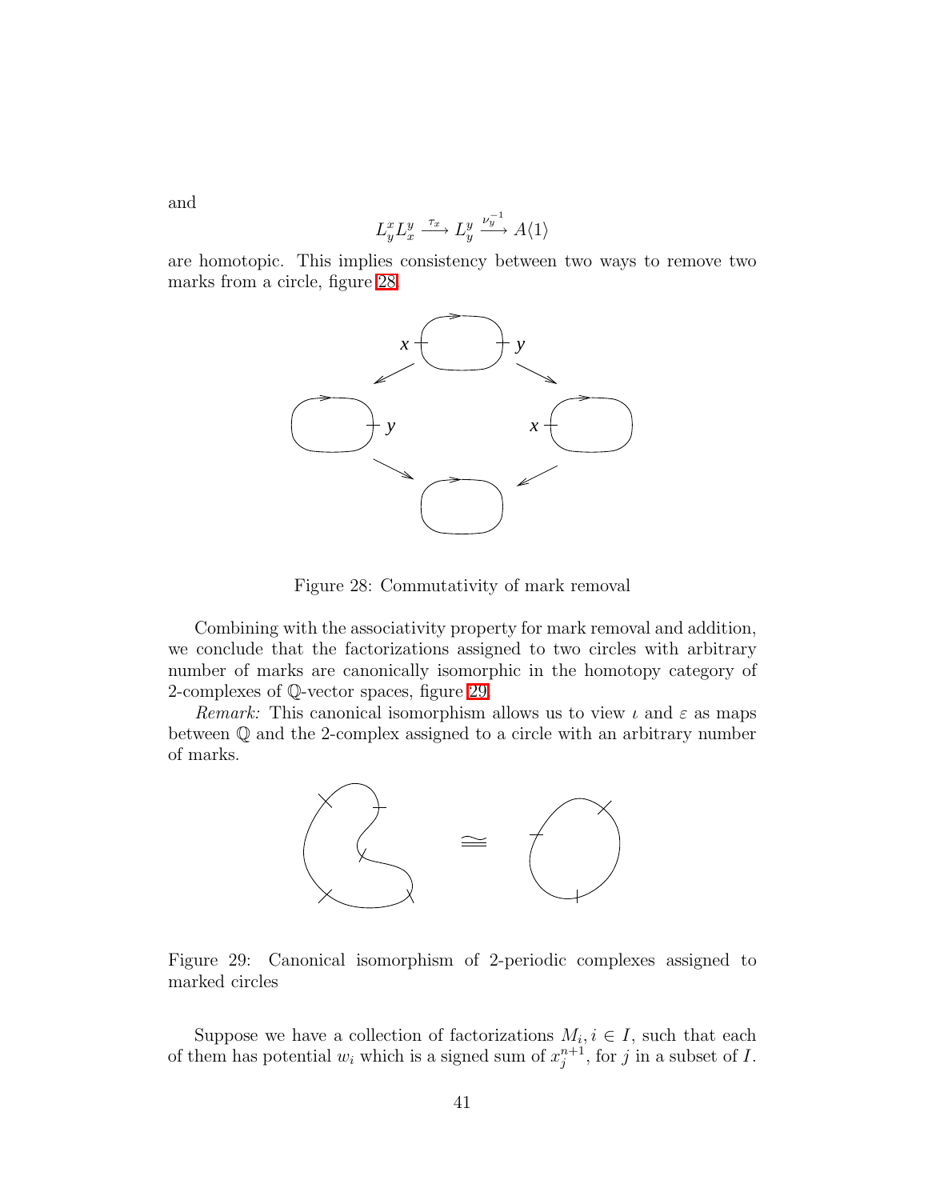and

$$L^x_y L^y_x \xrightarrow{\tau_x} L^y_y \xrightarrow{\nu_y^{-1}} A\langle 1 \rangle$$

are homotopic. This implies consistency between two ways to remove two marks from a circle, figure 28.

Figure 28: Commutativity of mark removal

Combining with the associativity property for mark removal and addition, we conclude that the factorizations assigned to two circles with arbitrary number of marks are canonically isomorphic in the homotopy category of 2-complexes of $\mathbb{Q}$-vector spaces, figure 29.

*Remark:* This canonical isomorphism allows us to view $\iota$ and $\varepsilon$ as maps between $\mathbb{Q}$ and the 2-complex assigned to a circle with an arbitrary number of marks.

Figure 29: Canonical isomorphism of 2-periodic complexes assigned to marked circles

Suppose we have a collection of factorizations $M_i, i \in I$, such that each of them has potential $w_i$ which is a signed sum of $x_j^{n+1}$, for $j$ in a subset of $I$.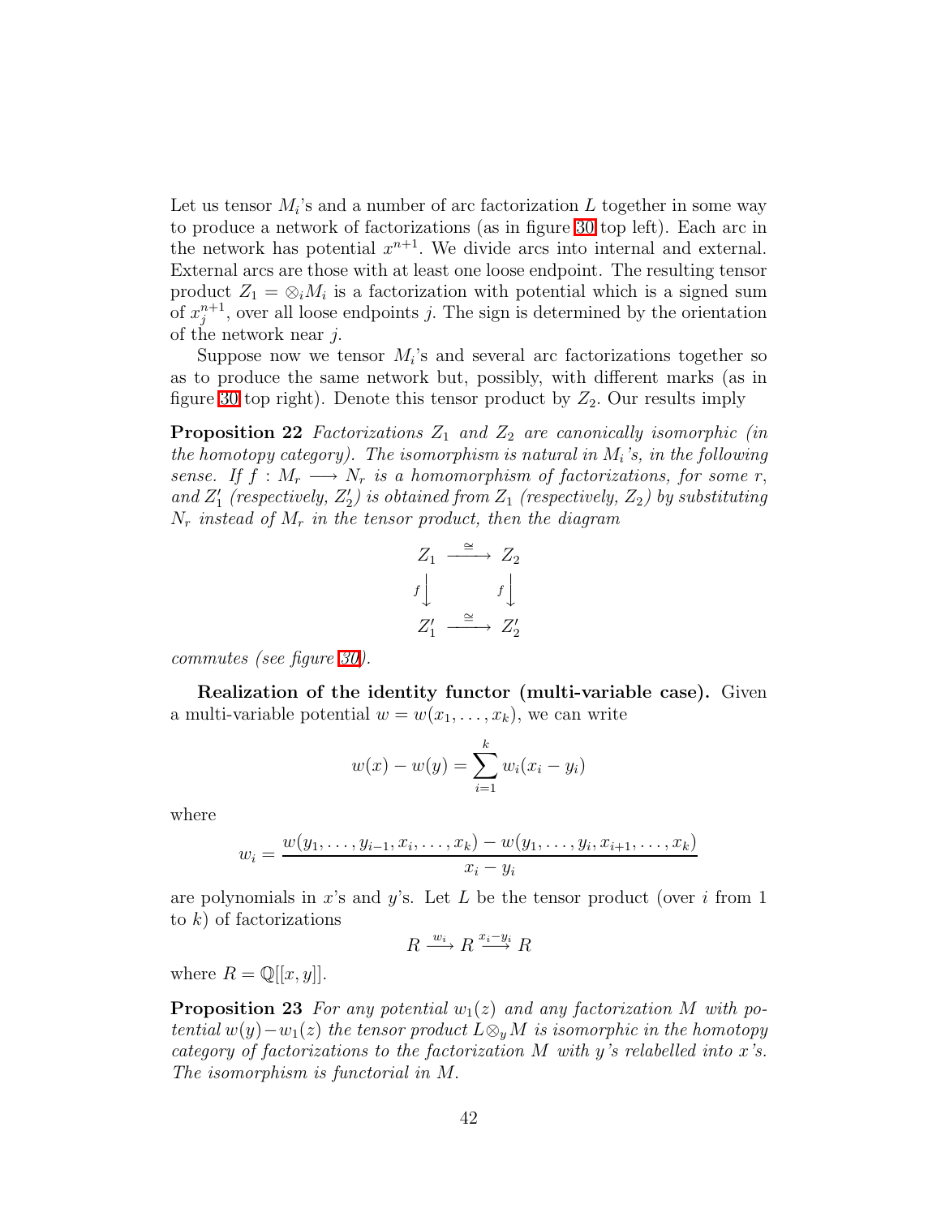Let us tensor $M_i$'s and a number of arc factorization $L$ together in some way to produce a network of factorizations (as in figure 30 top left). Each arc in the network has potential $x^{n+1}$. We divide arcs into internal and external. External arcs are those with at least one loose endpoint. The resulting tensor product $Z_1 = \otimes_i M_i$ is a factorization with potential which is a signed sum of $x_j^{n+1}$, over all loose endpoints $j$. The sign is determined by the orientation of the network near $j$.

Suppose now we tensor $M_i$'s and several arc factorizations together so as to produce the same network but, possibly, with different marks (as in figure 30 top right). Denote this tensor product by $Z_2$. Our results imply

**Proposition 22** *Factorizations $Z_1$ and $Z_2$ are canonically isomorphic (in the homotopy category). The isomorphism is natural in $M_i$'s, in the following sense. If $f : M_r \longrightarrow N_r$ is a homomorphism of factorizations, for some $r$, and $Z_1'$ (respectively, $Z_2'$) is obtained from $Z_1$ (respectively, $Z_2$) by substituting $N_r$ instead of $M_r$ in the tensor product, then the diagram*

$$\begin{array}{ccc} Z_1 & \xrightarrow{\cong} & Z_2 \\ {\scriptstyle f}\downarrow & & {\scriptstyle f}\downarrow \\ Z_1' & \xrightarrow{\cong} & Z_2' \end{array}$$

*commutes (see figure 30).*

**Realization of the identity functor (multi-variable case).** Given a multi-variable potential $w = w(x_1, \dots, x_k)$, we can write

$$w(x) - w(y) = \sum_{i=1}^{k} w_i(x_i - y_i)$$

where

$$w_i = \frac{w(y_1, \dots, y_{i-1}, x_i, \dots, x_k) - w(y_1, \dots, y_i, x_{i+1}, \dots, x_k)}{x_i - y_i}$$

are polynomials in $x$'s and $y$'s. Let $L$ be the tensor product (over $i$ from 1 to $k$) of factorizations

$$R \xrightarrow{w_i} R \xrightarrow{x_i - y_i} R$$

where $R = \mathbb{Q}[[x, y]]$.

**Proposition 23** *For any potential $w_1(z)$ and any factorization $M$ with potential $w(y) - w_1(z)$ the tensor product $L \otimes_y M$ is isomorphic in the homotopy category of factorizations to the factorization $M$ with $y$'s relabelled into $x$'s. The isomorphism is functorial in $M$.*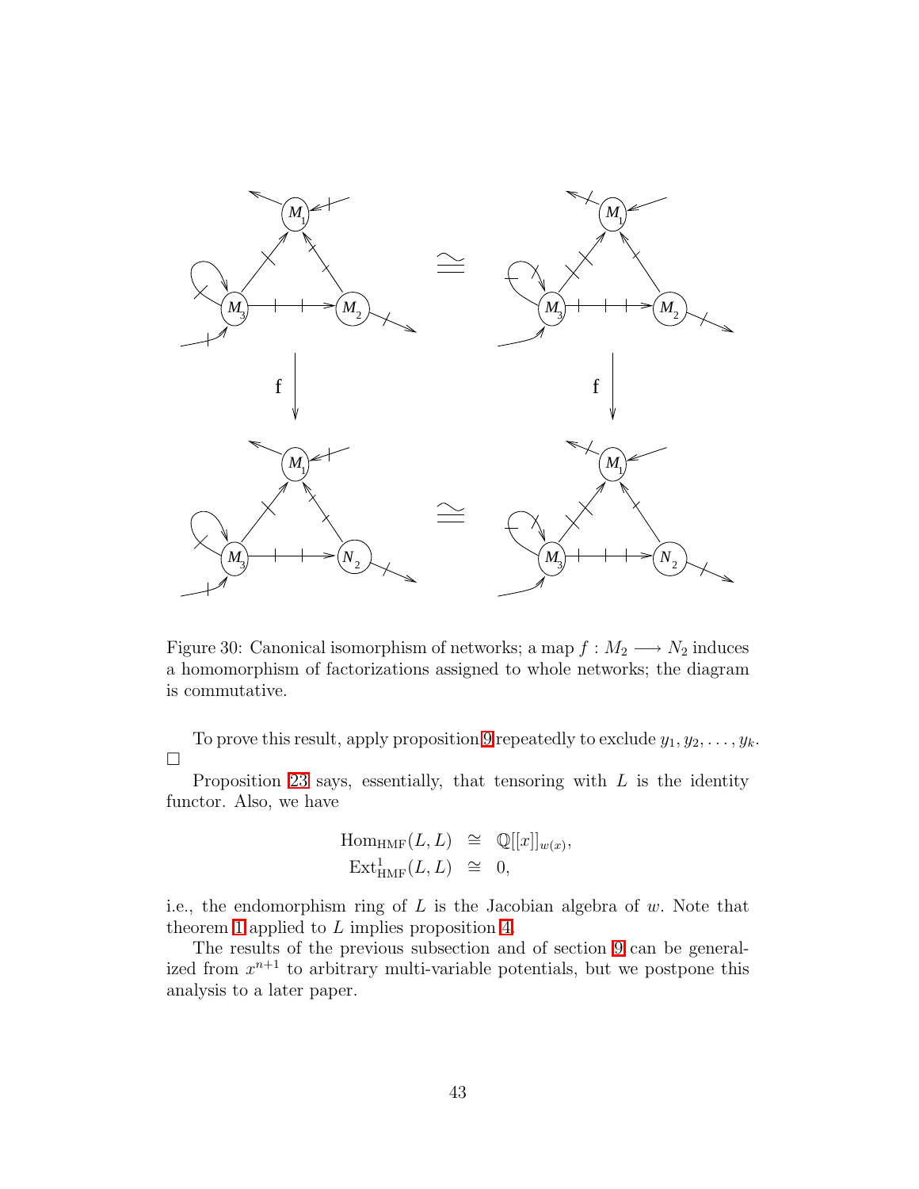Figure 30: Canonical isomorphism of networks; a map $f : M_2 \longrightarrow N_2$ induces a homomorphism of factorizations assigned to whole networks; the diagram is commutative.

To prove this result, apply proposition 9 repeatedly to exclude $y_1, y_2, \ldots, y_k$. □

Proposition 23 says, essentially, that tensoring with $L$ is the identity functor. Also, we have

$$\begin{aligned} \mathrm{Hom}_{\mathrm{HMF}}(L, L) &\cong \mathbb{Q}[[x]]_{w(x)}, \\ \mathrm{Ext}^1_{\mathrm{HMF}}(L, L) &\cong 0, \end{aligned}$$

i.e., the endomorphism ring of $L$ is the Jacobian algebra of $w$. Note that theorem 1 applied to $L$ implies proposition 4.

The results of the previous subsection and of section 9 can be generalized from $x^{n+1}$ to arbitrary multi-variable potentials, but we postpone this analysis to a later paper.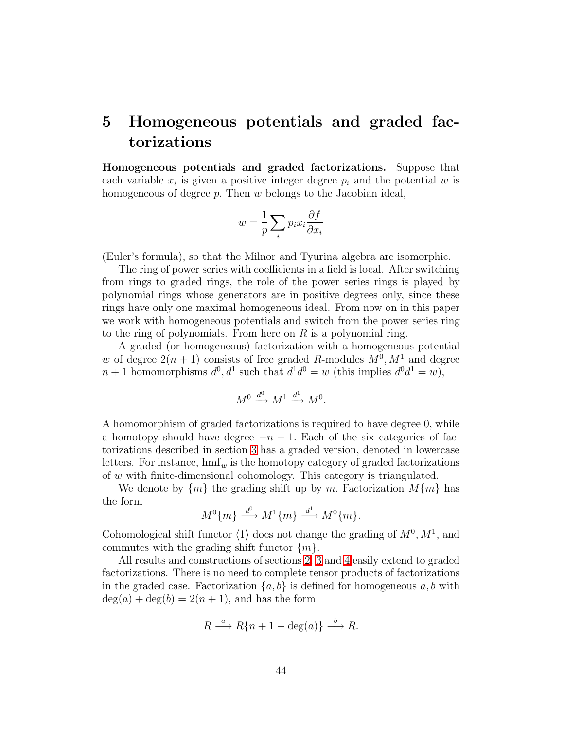# 5 Homogeneous potentials and graded factorizations

**Homogeneous potentials and graded factorizations.** Suppose that each variable $x_i$ is given a positive integer degree $p_i$ and the potential $w$ is homogeneous of degree $p$. Then $w$ belongs to the Jacobian ideal,

$$w = \frac{1}{p}\sum_i p_i x_i \frac{\partial f}{\partial x_i}$$

(Euler's formula), so that the Milnor and Tyurina algebra are isomorphic.

The ring of power series with coefficients in a field is local. After switching from rings to graded rings, the role of the power series rings is played by polynomial rings whose generators are in positive degrees only, since these rings have only one maximal homogeneous ideal. From now on in this paper we work with homogeneous potentials and switch from the power series ring to the ring of polynomials. From here on $R$ is a polynomial ring.

A graded (or homogeneous) factorization with a homogeneous potential $w$ of degree $2(n+1)$ consists of free graded $R$-modules $M^0, M^1$ and degree $n+1$ homomorphisms $d^0, d^1$ such that $d^1 d^0 = w$ (this implies $d^0 d^1 = w$),

$$M^0 \xrightarrow{d^0} M^1 \xrightarrow{d^1} M^0.$$

A homomorphism of graded factorizations is required to have degree 0, while a homotopy should have degree $-n-1$. Each of the six categories of factorizations described in section 3 has a graded version, denoted in lowercase letters. For instance, $\mathrm{hmf}_w$ is the homotopy category of graded factorizations of $w$ with finite-dimensional cohomology. This category is triangulated.

We denote by $\{m\}$ the grading shift up by $m$. Factorization $M\{m\}$ has the form

$$M^0\{m\} \xrightarrow{d^0} M^1\{m\} \xrightarrow{d^1} M^0\{m\}.$$

Cohomological shift functor $\langle 1 \rangle$ does not change the grading of $M^0, M^1$, and commutes with the grading shift functor $\{m\}$.

All results and constructions of sections 2, 3 and 4 easily extend to graded factorizations. There is no need to complete tensor products of factorizations in the graded case. Factorization $\{a, b\}$ is defined for homogeneous $a, b$ with $\deg(a) + \deg(b) = 2(n+1)$, and has the form

$$R \xrightarrow{a} R\{n+1-\deg(a)\} \xrightarrow{b} R.$$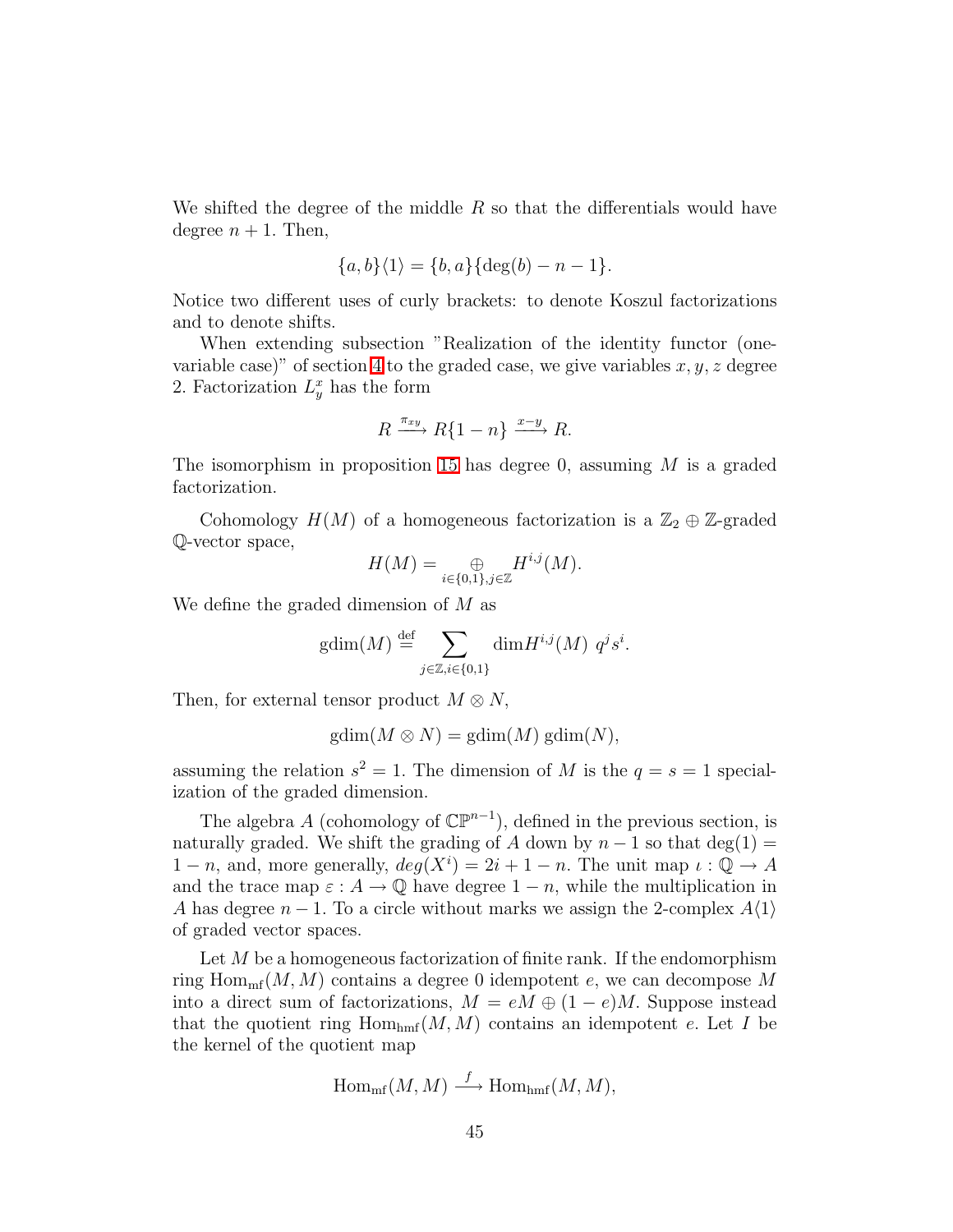We shifted the degree of the middle $R$ so that the differentials would have degree $n+1$. Then,

$$\{a,b\}\langle 1\rangle = \{b,a\}\{\deg(b) - n - 1\}.$$

Notice two different uses of curly brackets: to denote Koszul factorizations and to denote shifts.

When extending subsection "Realization of the identity functor (one-variable case)" of section 4 to the graded case, we give variables $x, y, z$ degree 2. Factorization $L^x_y$ has the form

$$R \xrightarrow{\pi_{xy}} R\{1-n\} \xrightarrow{x-y} R.$$

The isomorphism in proposition 15 has degree 0, assuming $M$ is a graded factorization.

Cohomology $H(M)$ of a homogeneous factorization is a $\mathbb{Z}_2 \oplus \mathbb{Z}$-graded $\mathbb{Q}$-vector space,

$$H(M) = \underset{i\in\{0,1\}, j\in\mathbb{Z}}{\oplus} H^{i,j}(M).$$

We define the graded dimension of $M$ as

$$\mathrm{gdim}(M) \stackrel{\mathrm{def}}{=} \sum_{j\in\mathbb{Z}, i\in\{0,1\}} \mathrm{dim} H^{i,j}(M)\ q^j s^i.$$

Then, for external tensor product $M \otimes N$,

$$\mathrm{gdim}(M\otimes N) = \mathrm{gdim}(M)\,\mathrm{gdim}(N),$$

assuming the relation $s^2 = 1$. The dimension of $M$ is the $q = s = 1$ specialization of the graded dimension.

The algebra $A$ (cohomology of $\mathbb{CP}^{n-1}$), defined in the previous section, is naturally graded. We shift the grading of $A$ down by $n-1$ so that $\deg(1) = 1-n$, and, more generally, $deg(X^i) = 2i + 1 - n$. The unit map $\iota : \mathbb{Q} \to A$ and the trace map $\varepsilon : A \to \mathbb{Q}$ have degree $1-n$, while the multiplication in $A$ has degree $n-1$. To a circle without marks we assign the 2-complex $A\langle 1\rangle$ of graded vector spaces.

Let $M$ be a homogeneous factorization of finite rank. If the endomorphism ring $\mathrm{Hom}_{\mathrm{mf}}(M, M)$ contains a degree 0 idempotent $e$, we can decompose $M$ into a direct sum of factorizations, $M = eM \oplus (1-e)M$. Suppose instead that the quotient ring $\mathrm{Hom}_{\mathrm{hmf}}(M, M)$ contains an idempotent $e$. Let $I$ be the kernel of the quotient map

$$\mathrm{Hom}_{\mathrm{mf}}(M, M) \xrightarrow{f} \mathrm{Hom}_{\mathrm{hmf}}(M, M),$$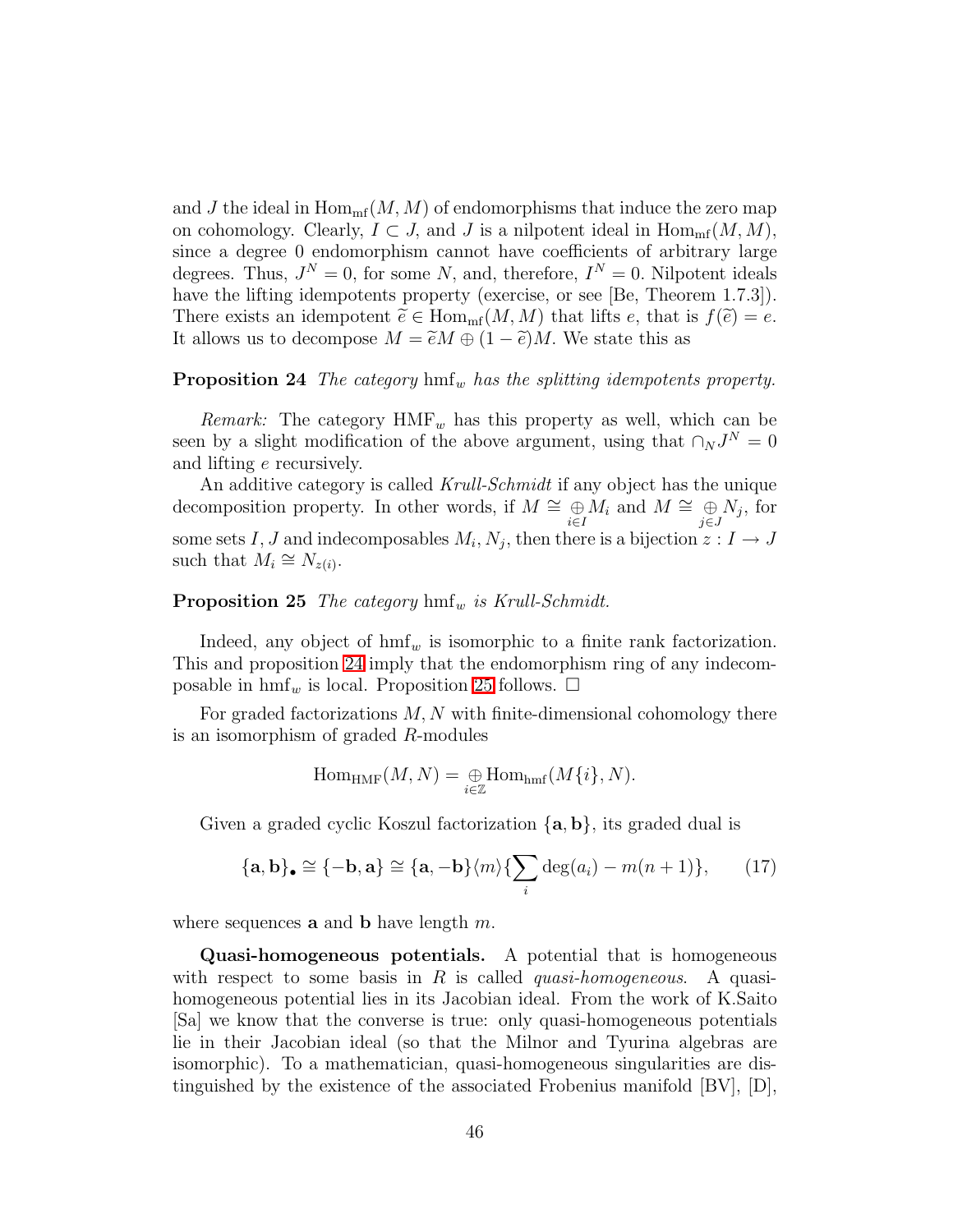and $J$ the ideal in $\mathrm{Hom}_{\mathrm{mf}}(M, M)$ of endomorphisms that induce the zero map on cohomology. Clearly, $I \subset J$, and $J$ is a nilpotent ideal in $\mathrm{Hom}_{\mathrm{mf}}(M, M)$, since a degree 0 endomorphism cannot have coefficients of arbitrary large degrees. Thus, $J^N = 0$, for some $N$, and, therefore, $I^N = 0$. Nilpotent ideals have the lifting idempotents property (exercise, or see [Be, Theorem 1.7.3]). There exists an idempotent $\widetilde{e} \in \mathrm{Hom}_{\mathrm{mf}}(M, M)$ that lifts $e$, that is $f(\widetilde{e}) = e$. It allows us to decompose $M = \widetilde{e}M \oplus (1 - \widetilde{e})M$. We state this as

**Proposition 24** *The category* $\mathrm{hmf}_w$ *has the splitting idempotents property.*

*Remark:* The category $\mathrm{HMF}_w$ has this property as well, which can be seen by a slight modification of the above argument, using that $\cap_N J^N = 0$ and lifting $e$ recursively.

An additive category is called *Krull-Schmidt* if any object has the unique decomposition property. In other words, if $M \cong \underset{i \in I}{\oplus} M_i$ and $M \cong \underset{j \in J}{\oplus} N_j$, for some sets $I, J$ and indecomposables $M_i, N_j$, then there is a bijection $z : I \to J$ such that $M_i \cong N_{z(i)}$.

**Proposition 25** *The category* $\mathrm{hmf}_w$ *is Krull-Schmidt.*

Indeed, any object of $\mathrm{hmf}_w$ is isomorphic to a finite rank factorization. This and proposition 24 imply that the endomorphism ring of any indecomposable in $\mathrm{hmf}_w$ is local. Proposition 25 follows. $\square$

For graded factorizations $M, N$ with finite-dimensional cohomology there is an isomorphism of graded $R$-modules

$$\mathrm{Hom}_{\mathrm{HMF}}(M, N) = \underset{i \in \mathbb{Z}}{\oplus} \mathrm{Hom}_{\mathrm{hmf}}(M\{i\}, N).$$

Given a graded cyclic Koszul factorization $\{\mathbf{a}, \mathbf{b}\}$, its graded dual is

$$\{\mathbf{a}, \mathbf{b}\}_\bullet \cong \{-\mathbf{b}, \mathbf{a}\} \cong \{\mathbf{a}, -\mathbf{b}\}\langle m \rangle \{\sum_i \deg(a_i) - m(n+1)\}, \qquad (17)$$

where sequences $\mathbf{a}$ and $\mathbf{b}$ have length $m$.

**Quasi-homogeneous potentials.** A potential that is homogeneous with respect to some basis in $R$ is called *quasi-homogeneous*. A quasi-homogeneous potential lies in its Jacobian ideal. From the work of K.Saito [Sa] we know that the converse is true: only quasi-homogeneous potentials lie in their Jacobian ideal (so that the Milnor and Tyurina algebras are isomorphic). To a mathematician, quasi-homogeneous singularities are distinguished by the existence of the associated Frobenius manifold [BV], [D],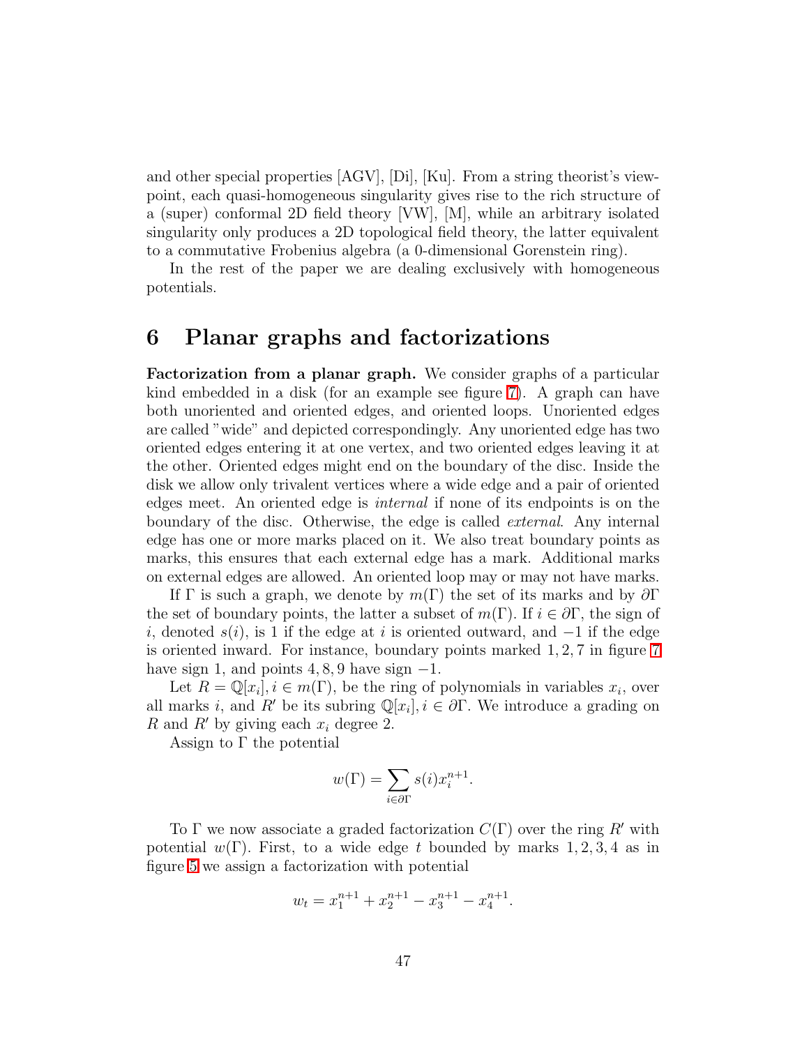and other special properties [AGV], [Di], [Ku]. From a string theorist's viewpoint, each quasi-homogeneous singularity gives rise to the rich structure of a (super) conformal 2D field theory [VW], [M], while an arbitrary isolated singularity only produces a 2D topological field theory, the latter equivalent to a commutative Frobenius algebra (a 0-dimensional Gorenstein ring).

In the rest of the paper we are dealing exclusively with homogeneous potentials.

# 6 Planar graphs and factorizations

**Factorization from a planar graph.** We consider graphs of a particular kind embedded in a disk (for an example see figure 7). A graph can have both unoriented and oriented edges, and oriented loops. Unoriented edges are called "wide" and depicted correspondingly. Any unoriented edge has two oriented edges entering it at one vertex, and two oriented edges leaving it at the other. Oriented edges might end on the boundary of the disc. Inside the disk we allow only trivalent vertices where a wide edge and a pair of oriented edges meet. An oriented edge is *internal* if none of its endpoints is on the boundary of the disc. Otherwise, the edge is called *external*. Any internal edge has one or more marks placed on it. We also treat boundary points as marks, this ensures that each external edge has a mark. Additional marks on external edges are allowed. An oriented loop may or may not have marks.

If $\Gamma$ is such a graph, we denote by $m(\Gamma)$ the set of its marks and by $\partial\Gamma$ the set of boundary points, the latter a subset of $m(\Gamma)$. If $i \in \partial\Gamma$, the sign of $i$, denoted $s(i)$, is 1 if the edge at $i$ is oriented outward, and $-1$ if the edge is oriented inward. For instance, boundary points marked $1, 2, 7$ in figure 7 have sign 1, and points $4, 8, 9$ have sign $-1$.

Let $R = \mathbb{Q}[x_i], i \in m(\Gamma)$, be the ring of polynomials in variables $x_i$, over all marks $i$, and $R'$ be its subring $\mathbb{Q}[x_i], i \in \partial\Gamma$. We introduce a grading on $R$ and $R'$ by giving each $x_i$ degree 2.

Assign to $\Gamma$ the potential

$$w(\Gamma) = \sum_{i \in \partial\Gamma} s(i) x_i^{n+1}.$$

To $\Gamma$ we now associate a graded factorization $C(\Gamma)$ over the ring $R'$ with potential $w(\Gamma)$. First, to a wide edge $t$ bounded by marks $1, 2, 3, 4$ as in figure 5 we assign a factorization with potential

$$w_t = x_1^{n+1} + x_2^{n+1} - x_3^{n+1} - x_4^{n+1}.$$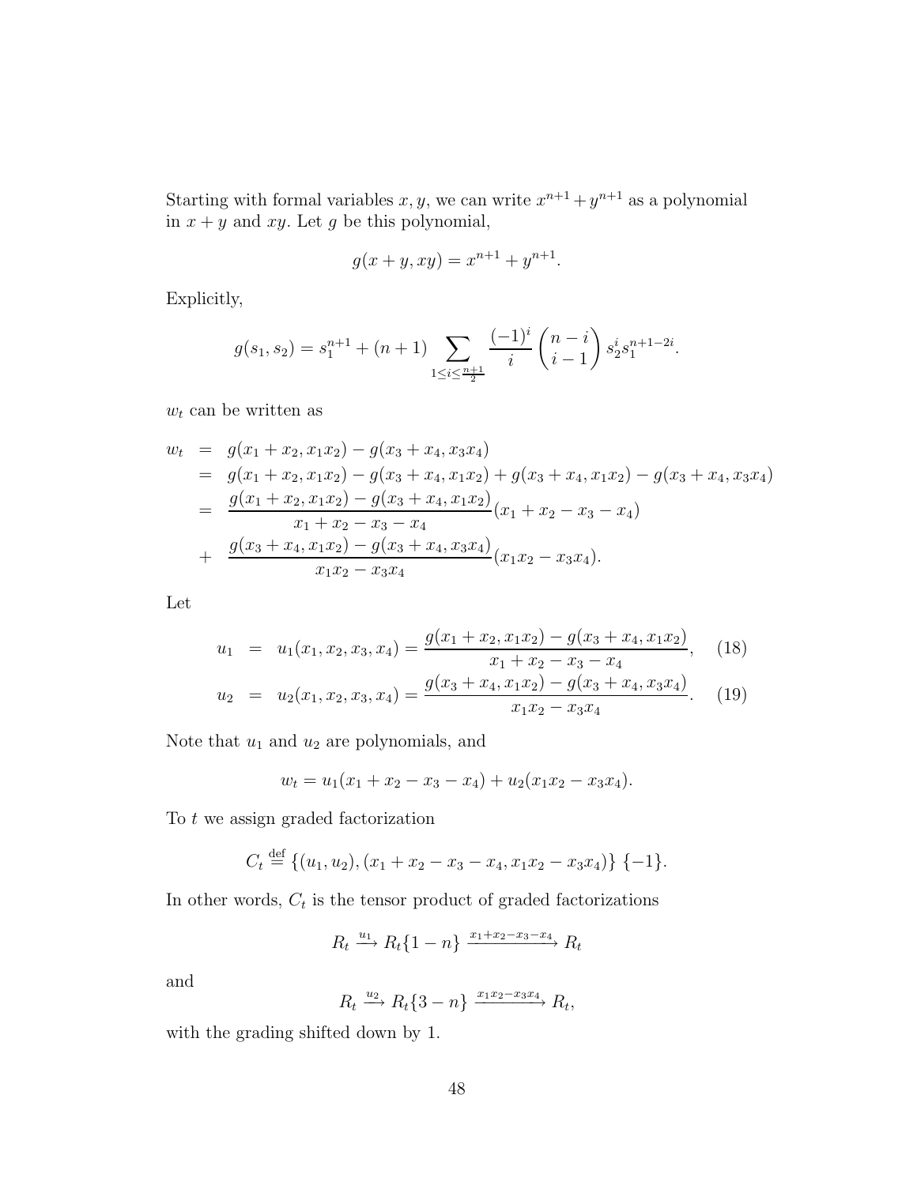Starting with formal variables $x, y$, we can write $x^{n+1} + y^{n+1}$ as a polynomial in $x + y$ and $xy$. Let $g$ be this polynomial,

$$g(x+y, xy) = x^{n+1} + y^{n+1}.$$

Explicitly,

$$g(s_1, s_2) = s_1^{n+1} + (n+1) \sum_{1 \leq i \leq \frac{n+1}{2}} \frac{(-1)^i}{i} \binom{n-i}{i-1} s_2^i s_1^{n+1-2i}.$$

$w_t$ can be written as

$$\begin{aligned}
w_t &= g(x_1 + x_2, x_1 x_2) - g(x_3 + x_4, x_3 x_4) \\
&= g(x_1 + x_2, x_1 x_2) - g(x_3 + x_4, x_1 x_2) + g(x_3 + x_4, x_1 x_2) - g(x_3 + x_4, x_3 x_4) \\
&= \frac{g(x_1 + x_2, x_1 x_2) - g(x_3 + x_4, x_1 x_2)}{x_1 + x_2 - x_3 - x_4}(x_1 + x_2 - x_3 - x_4) \\
&+ \frac{g(x_3 + x_4, x_1 x_2) - g(x_3 + x_4, x_3 x_4)}{x_1 x_2 - x_3 x_4}(x_1 x_2 - x_3 x_4).
\end{aligned}$$

Let

$$u_1 = u_1(x_1, x_2, x_3, x_4) = \frac{g(x_1 + x_2, x_1 x_2) - g(x_3 + x_4, x_1 x_2)}{x_1 + x_2 - x_3 - x_4}, \quad (18)$$

$$u_2 = u_2(x_1, x_2, x_3, x_4) = \frac{g(x_3 + x_4, x_1 x_2) - g(x_3 + x_4, x_3 x_4)}{x_1 x_2 - x_3 x_4}. \quad (19)$$

Note that $u_1$ and $u_2$ are polynomials, and

$$w_t = u_1(x_1 + x_2 - x_3 - x_4) + u_2(x_1 x_2 - x_3 x_4).$$

To $t$ we assign graded factorization

$$C_t \stackrel{\text{def}}{=} \{(u_1, u_2), (x_1 + x_2 - x_3 - x_4, x_1 x_2 - x_3 x_4)\} \{-1\}.$$

In other words, $C_t$ is the tensor product of graded factorizations

$$R_t \xrightarrow{u_1} R_t\{1-n\} \xrightarrow{x_1 + x_2 - x_3 - x_4} R_t$$

and

$$R_t \xrightarrow{u_2} R_t\{3-n\} \xrightarrow{x_1 x_2 - x_3 x_4} R_t,$$

with the grading shifted down by 1.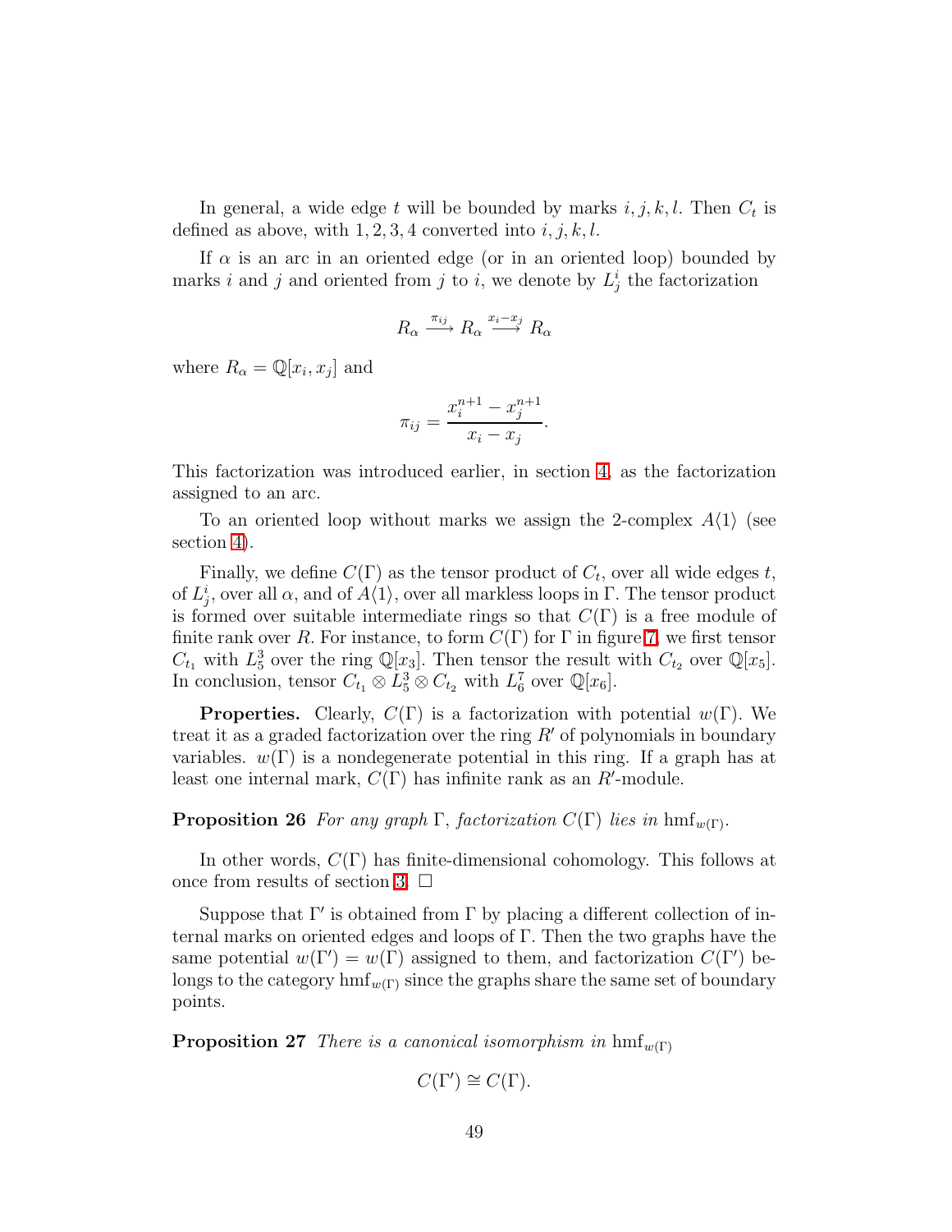In general, a wide edge $t$ will be bounded by marks $i, j, k, l$. Then $C_t$ is defined as above, with $1, 2, 3, 4$ converted into $i, j, k, l$.

If $\alpha$ is an arc in an oriented edge (or in an oriented loop) bounded by marks $i$ and $j$ and oriented from $j$ to $i$, we denote by $L^i_j$ the factorization

$$R_\alpha \xrightarrow{\pi_{ij}} R_\alpha \xrightarrow{x_i - x_j} R_\alpha$$

where $R_\alpha = \mathbb{Q}[x_i, x_j]$ and

$$\pi_{ij} = \frac{x_i^{n+1} - x_j^{n+1}}{x_i - x_j}.$$

This factorization was introduced earlier, in section 4, as the factorization assigned to an arc.

To an oriented loop without marks we assign the 2-complex $A\langle 1 \rangle$ (see section 4).

Finally, we define $C(\Gamma)$ as the tensor product of $C_t$, over all wide edges $t$, of $L^i_j$, over all $\alpha$, and of $A\langle 1 \rangle$, over all markless loops in $\Gamma$. The tensor product is formed over suitable intermediate rings so that $C(\Gamma)$ is a free module of finite rank over $R$. For instance, to form $C(\Gamma)$ for $\Gamma$ in figure 7, we first tensor $C_{t_1}$ with $L^3_5$ over the ring $\mathbb{Q}[x_3]$. Then tensor the result with $C_{t_2}$ over $\mathbb{Q}[x_5]$. In conclusion, tensor $C_{t_1} \otimes L^3_5 \otimes C_{t_2}$ with $L^7_6$ over $\mathbb{Q}[x_6]$.

**Properties.** Clearly, $C(\Gamma)$ is a factorization with potential $w(\Gamma)$. We treat it as a graded factorization over the ring $R'$ of polynomials in boundary variables. $w(\Gamma)$ is a nondegenerate potential in this ring. If a graph has at least one internal mark, $C(\Gamma)$ has infinite rank as an $R'$-module.

**Proposition 26** *For any graph $\Gamma$, factorization $C(\Gamma)$ lies in $\mathrm{hmf}_{w(\Gamma)}$.*

In other words, $C(\Gamma)$ has finite-dimensional cohomology. This follows at once from results of section 3. $\square$

Suppose that $\Gamma'$ is obtained from $\Gamma$ by placing a different collection of internal marks on oriented edges and loops of $\Gamma$. Then the two graphs have the same potential $w(\Gamma') = w(\Gamma)$ assigned to them, and factorization $C(\Gamma')$ belongs to the category $\mathrm{hmf}_{w(\Gamma)}$ since the graphs share the same set of boundary points.

**Proposition 27** *There is a canonical isomorphism in $\mathrm{hmf}_{w(\Gamma)}$*

$$C(\Gamma') \cong C(\Gamma).$$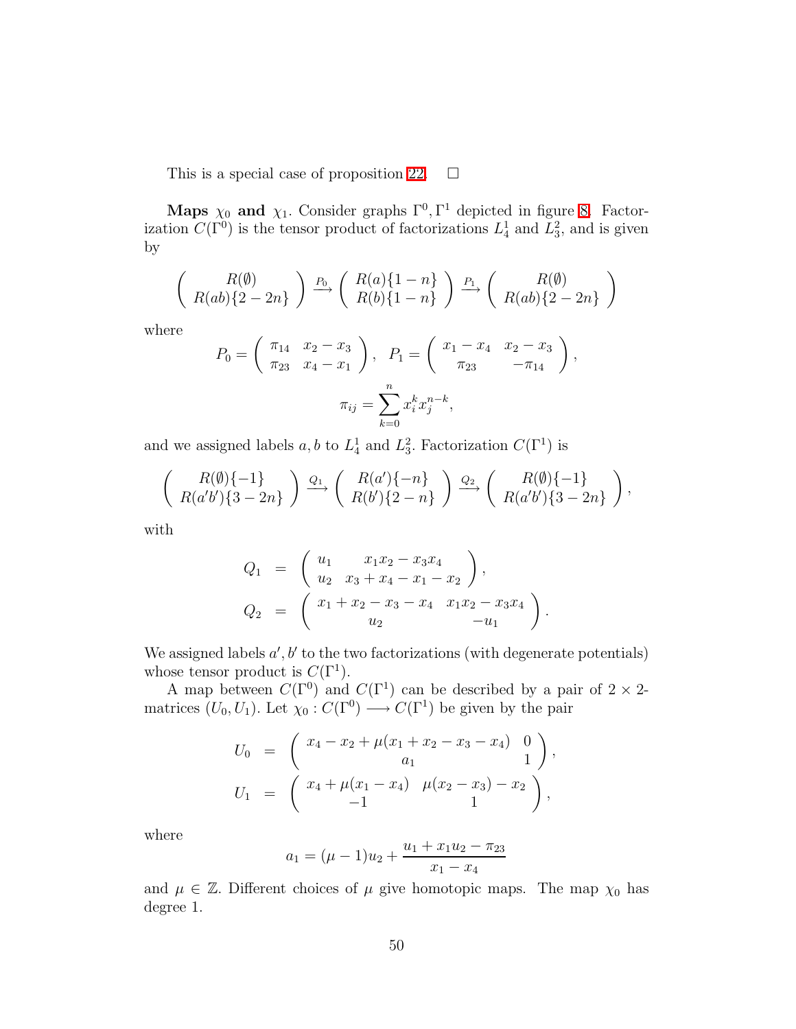This is a special case of proposition 22. $\square$

**Maps $\chi_0$ and $\chi_1$.** Consider graphs $\Gamma^0, \Gamma^1$ depicted in figure 8. Factorization $C(\Gamma^0)$ is the tensor product of factorizations $L^1_4$ and $L^2_3$, and is given by

$$\left( \begin{array}{c} R(\emptyset) \\ R(ab)\{2-2n\} \end{array} \right) \xrightarrow{P_0} \left( \begin{array}{c} R(a)\{1-n\} \\ R(b)\{1-n\} \end{array} \right) \xrightarrow{P_1} \left( \begin{array}{c} R(\emptyset) \\ R(ab)\{2-2n\} \end{array} \right)$$

where

$$P_0 = \left( \begin{array}{cc} \pi_{14} & x_2 - x_3 \\ \pi_{23} & x_4 - x_1 \end{array} \right), \quad P_1 = \left( \begin{array}{cc} x_1 - x_4 & x_2 - x_3 \\ \pi_{23} & -\pi_{14} \end{array} \right),$$

$$\pi_{ij} = \sum_{k=0}^{n} x_i^k x_j^{n-k},$$

and we assigned labels $a, b$ to $L^1_4$ and $L^2_3$. Factorization $C(\Gamma^1)$ is

$$\left( \begin{array}{c} R(\emptyset)\{-1\} \\ R(a'b')\{3-2n\} \end{array} \right) \xrightarrow{Q_1} \left( \begin{array}{c} R(a')\{-n\} \\ R(b')\{2-n\} \end{array} \right) \xrightarrow{Q_2} \left( \begin{array}{c} R(\emptyset)\{-1\} \\ R(a'b')\{3-2n\} \end{array} \right),$$

with

$$\begin{aligned} Q_1 &= \left( \begin{array}{cc} u_1 & x_1 x_2 - x_3 x_4 \\ u_2 & x_3 + x_4 - x_1 - x_2 \end{array} \right), \\ Q_2 &= \left( \begin{array}{cc} x_1 + x_2 - x_3 - x_4 & x_1 x_2 - x_3 x_4 \\ u_2 & -u_1 \end{array} \right). \end{aligned}$$

We assigned labels $a', b'$ to the two factorizations (with degenerate potentials) whose tensor product is $C(\Gamma^1)$.

A map between $C(\Gamma^0)$ and $C(\Gamma^1)$ can be described by a pair of $2 \times 2$-matrices $(U_0, U_1)$. Let $\chi_0 : C(\Gamma^0) \longrightarrow C(\Gamma^1)$ be given by the pair

$$\begin{aligned} U_0 &= \left( \begin{array}{cc} x_4 - x_2 + \mu(x_1 + x_2 - x_3 - x_4) & 0 \\ a_1 & 1 \end{array} \right), \\ U_1 &= \left( \begin{array}{cc} x_4 + \mu(x_1 - x_4) & \mu(x_2 - x_3) - x_2 \\ -1 & 1 \end{array} \right), \end{aligned}$$

where

$$a_1 = (\mu - 1)u_2 + \frac{u_1 + x_1 u_2 - \pi_{23}}{x_1 - x_4}$$

and $\mu \in \mathbb{Z}$. Different choices of $\mu$ give homotopic maps. The map $\chi_0$ has degree 1.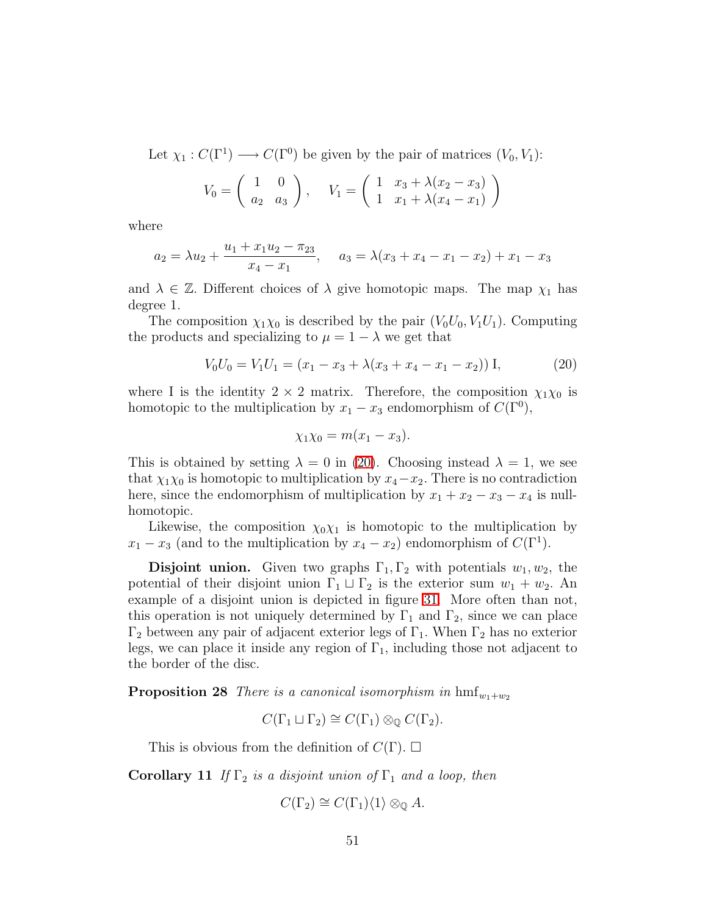Let $\chi_1 : C(\Gamma^1) \longrightarrow C(\Gamma^0)$ be given by the pair of matrices $(V_0, V_1)$:

$$V_0 = \begin{pmatrix} 1 & 0 \\ a_2 & a_3 \end{pmatrix}, \quad V_1 = \begin{pmatrix} 1 & x_3 + \lambda(x_2 - x_3) \\ 1 & x_1 + \lambda(x_4 - x_1) \end{pmatrix}$$

where

$$a_2 = \lambda u_2 + \frac{u_1 + x_1 u_2 - \pi_{23}}{x_4 - x_1}, \quad a_3 = \lambda(x_3 + x_4 - x_1 - x_2) + x_1 - x_3$$

and $\lambda \in \mathbb{Z}$. Different choices of $\lambda$ give homotopic maps. The map $\chi_1$ has degree 1.

The composition $\chi_1\chi_0$ is described by the pair $(V_0U_0, V_1U_1)$. Computing the products and specializing to $\mu = 1 - \lambda$ we get that

$$V_0U_0 = V_1U_1 = (x_1 - x_3 + \lambda(x_3 + x_4 - x_1 - x_2))\,\mathrm{I}, \tag{20}$$

where I is the identity $2 \times 2$ matrix. Therefore, the composition $\chi_1\chi_0$ is homotopic to the multiplication by $x_1 - x_3$ endomorphism of $C(\Gamma^0)$,

$$\chi_1\chi_0 = m(x_1 - x_3).$$

This is obtained by setting $\lambda = 0$ in (20). Choosing instead $\lambda = 1$, we see that $\chi_1\chi_0$ is homotopic to multiplication by $x_4 - x_2$. There is no contradiction here, since the endomorphism of multiplication by $x_1 + x_2 - x_3 - x_4$ is null-homotopic.

Likewise, the composition $\chi_0\chi_1$ is homotopic to the multiplication by $x_1 - x_3$ (and to the multiplication by $x_4 - x_2$) endomorphism of $C(\Gamma^1)$.

**Disjoint union.** Given two graphs $\Gamma_1, \Gamma_2$ with potentials $w_1, w_2$, the potential of their disjoint union $\Gamma_1 \sqcup \Gamma_2$ is the exterior sum $w_1 + w_2$. An example of a disjoint union is depicted in figure 31. More often than not, this operation is not uniquely determined by $\Gamma_1$ and $\Gamma_2$, since we can place $\Gamma_2$ between any pair of adjacent exterior legs of $\Gamma_1$. When $\Gamma_2$ has no exterior legs, we can place it inside any region of $\Gamma_1$, including those not adjacent to the border of the disc.

**Proposition 28** *There is a canonical isomorphism in* $\mathrm{hmf}_{w_1+w_2}$

$$C(\Gamma_1 \sqcup \Gamma_2) \cong C(\Gamma_1) \otimes_{\mathbb{Q}} C(\Gamma_2).$$

This is obvious from the definition of $C(\Gamma)$. $\square$

**Corollary 11** *If* $\Gamma_2$ *is a disjoint union of* $\Gamma_1$ *and a loop, then*

$$C(\Gamma_2) \cong C(\Gamma_1)\langle 1 \rangle \otimes_{\mathbb{Q}} A.$$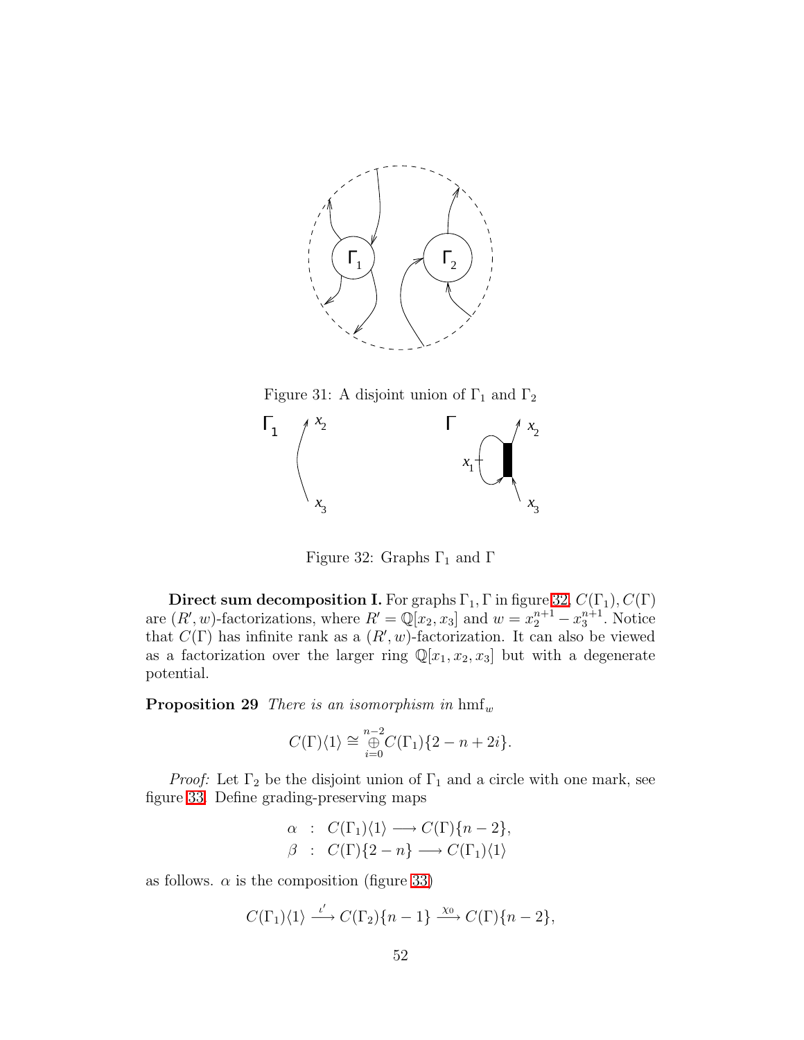Figure 31: A disjoint union of $\Gamma_1$ and $\Gamma_2$

Figure 32: Graphs $\Gamma_1$ and $\Gamma$

**Direct sum decomposition I.** For graphs $\Gamma_1, \Gamma$ in figure 32, $C(\Gamma_1), C(\Gamma)$ are $(R', w)$-factorizations, where $R' = \mathbb{Q}[x_2, x_3]$ and $w = x_2^{n+1} - x_3^{n+1}$. Notice that $C(\Gamma)$ has infinite rank as a $(R', w)$-factorization. It can also be viewed as a factorization over the larger ring $\mathbb{Q}[x_1, x_2, x_3]$ but with a degenerate potential.

**Proposition 29** *There is an isomorphism in* $\mathrm{hmf}_w$

$$C(\Gamma)\langle 1\rangle \cong \mathop{\oplus}_{i=0}^{n-2} C(\Gamma_1)\{2-n+2i\}.$$

*Proof:* Let $\Gamma_2$ be the disjoint union of $\Gamma_1$ and a circle with one mark, see figure 33. Define grading-preserving maps

$$\begin{aligned}
\alpha &: C(\Gamma_1)\langle 1\rangle \longrightarrow C(\Gamma)\{n-2\}, \\
\beta &: C(\Gamma)\{2-n\} \longrightarrow C(\Gamma_1)\langle 1\rangle
\end{aligned}$$

as follows. $\alpha$ is the composition (figure 33)

$$C(\Gamma_1)\langle 1\rangle \xrightarrow{\iota'} C(\Gamma_2)\{n-1\} \xrightarrow{\chi_0} C(\Gamma)\{n-2\},$$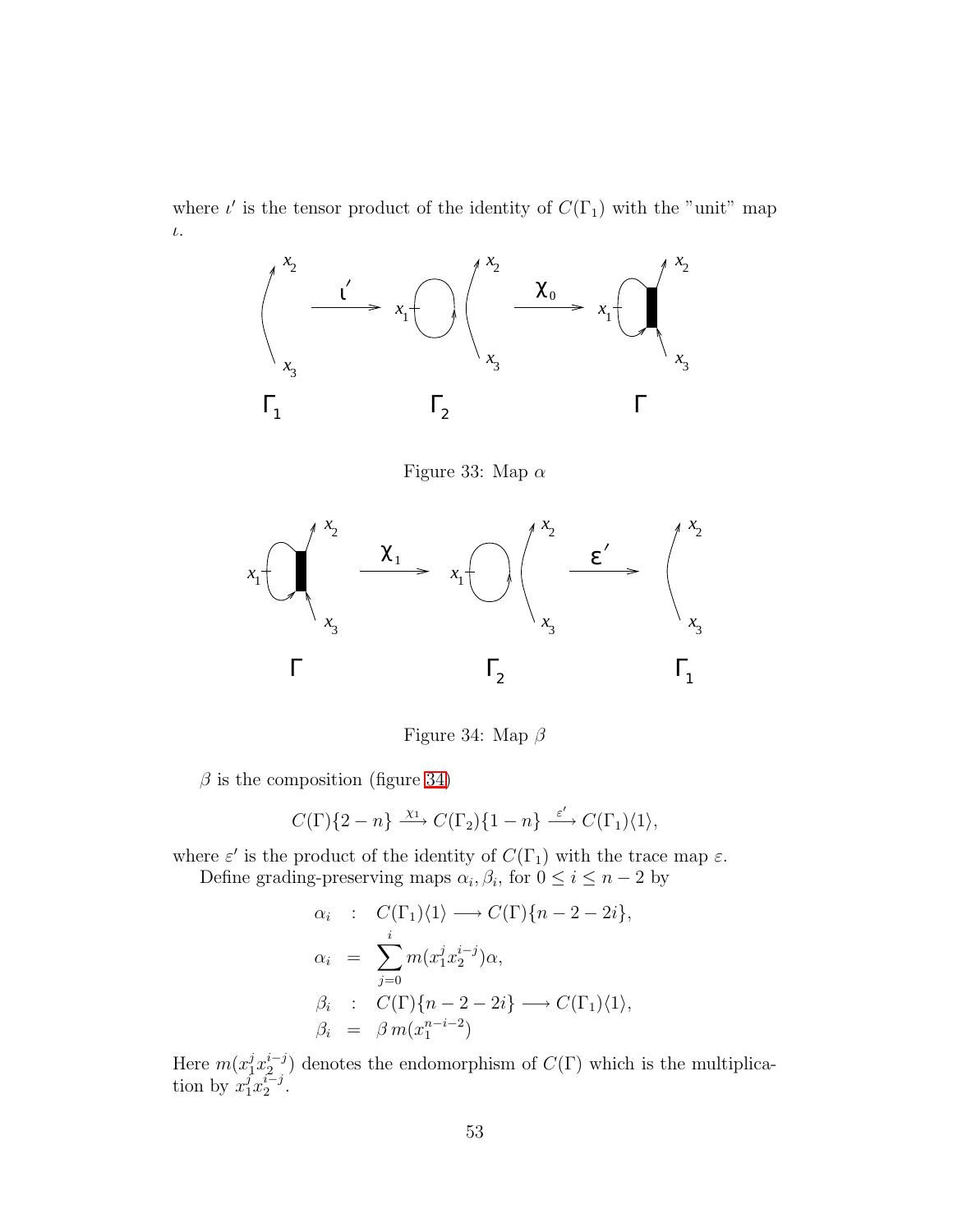where $\iota'$ is the tensor product of the identity of $C(\Gamma_1)$ with the "unit" map $\iota$.

Figure 33: Map $\alpha$

Figure 34: Map $\beta$

$\beta$ is the composition (figure 34)

$$C(\Gamma)\{2-n\} \xrightarrow{\chi_1} C(\Gamma_2)\{1-n\} \xrightarrow{\varepsilon'} C(\Gamma_1)\langle 1\rangle,$$

where $\varepsilon'$ is the product of the identity of $C(\Gamma_1)$ with the trace map $\varepsilon$.

Define grading-preserving maps $\alpha_i, \beta_i$, for $0 \le i \le n-2$ by

$$\begin{aligned}
\alpha_i &: C(\Gamma_1)\langle 1\rangle \longrightarrow C(\Gamma)\{n-2-2i\}, \\
\alpha_i &= \sum_{j=0}^{i} m(x_1^j x_2^{i-j})\alpha, \\
\beta_i &: C(\Gamma)\{n-2-2i\} \longrightarrow C(\Gamma_1)\langle 1\rangle, \\
\beta_i &= \beta\, m(x_1^{n-i-2})
\end{aligned}$$

Here $m(x_1^j x_2^{i-j})$ denotes the endomorphism of $C(\Gamma)$ which is the multiplication by $x_1^j x_2^{i-j}$.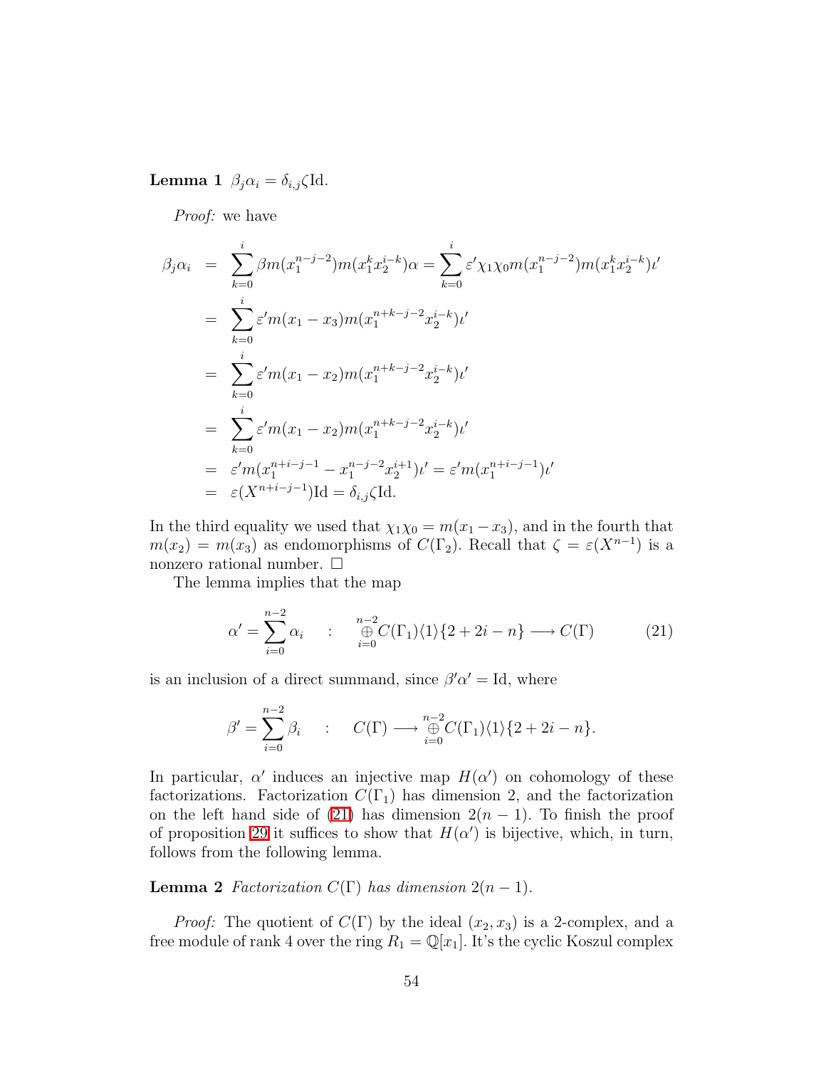**Lemma 1** $\beta_j \alpha_i = \delta_{i,j} \zeta \mathrm{Id}$.

*Proof:* we have

$$
\begin{aligned}
\beta_j \alpha_i &= \sum_{k=0}^{i} \beta m(x_1^{n-j-2}) m(x_1^k x_2^{i-k}) \alpha = \sum_{k=0}^{i} \varepsilon' \chi_1 \chi_0 m(x_1^{n-j-2}) m(x_1^k x_2^{i-k}) \iota' \\
&= \sum_{k=0}^{i} \varepsilon' m(x_1 - x_3) m(x_1^{n+k-j-2} x_2^{i-k}) \iota' \\
&= \sum_{k=0}^{i} \varepsilon' m(x_1 - x_2) m(x_1^{n+k-j-2} x_2^{i-k}) \iota' \\
&= \sum_{k=0}^{i} \varepsilon' m(x_1 - x_2) m(x_1^{n+k-j-2} x_2^{i-k}) \iota' \\
&= \varepsilon' m(x_1^{n+i-j-1} - x_1^{n-j-2} x_2^{i+1}) \iota' = \varepsilon' m(x_1^{n+i-j-1}) \iota' \\
&= \varepsilon(X^{n+i-j-1}) \mathrm{Id} = \delta_{i,j} \zeta \mathrm{Id}.
\end{aligned}
$$

In the third equality we used that $\chi_1 \chi_0 = m(x_1 - x_3)$, and in the fourth that $m(x_2) = m(x_3)$ as endomorphisms of $C(\Gamma_2)$. Recall that $\zeta = \varepsilon(X^{n-1})$ is a nonzero rational number. $\square$

The lemma implies that the map

$$
\alpha' = \sum_{i=0}^{n-2} \alpha_i \quad : \quad \mathop{\oplus}_{i=0}^{n-2} C(\Gamma_1)\langle 1 \rangle \{2 + 2i - n\} \longrightarrow C(\Gamma) \tag{21}
$$

is an inclusion of a direct summand, since $\beta' \alpha' = \mathrm{Id}$, where

$$
\beta' = \sum_{i=0}^{n-2} \beta_i \quad : \quad C(\Gamma) \longrightarrow \mathop{\oplus}_{i=0}^{n-2} C(\Gamma_1)\langle 1 \rangle \{2 + 2i - n\}.
$$

In particular, $\alpha'$ induces an injective map $H(\alpha')$ on cohomology of these factorizations. Factorization $C(\Gamma_1)$ has dimension 2, and the factorization on the left hand side of (21) has dimension $2(n-1)$. To finish the proof of proposition 29 it suffices to show that $H(\alpha')$ is bijective, which, in turn, follows from the following lemma.

**Lemma 2** *Factorization $C(\Gamma)$ has dimension $2(n-1)$.*

*Proof:* The quotient of $C(\Gamma)$ by the ideal $(x_2, x_3)$ is a 2-complex, and a free module of rank 4 over the ring $R_1 = \mathbb{Q}[x_1]$. It's the cyclic Koszul complex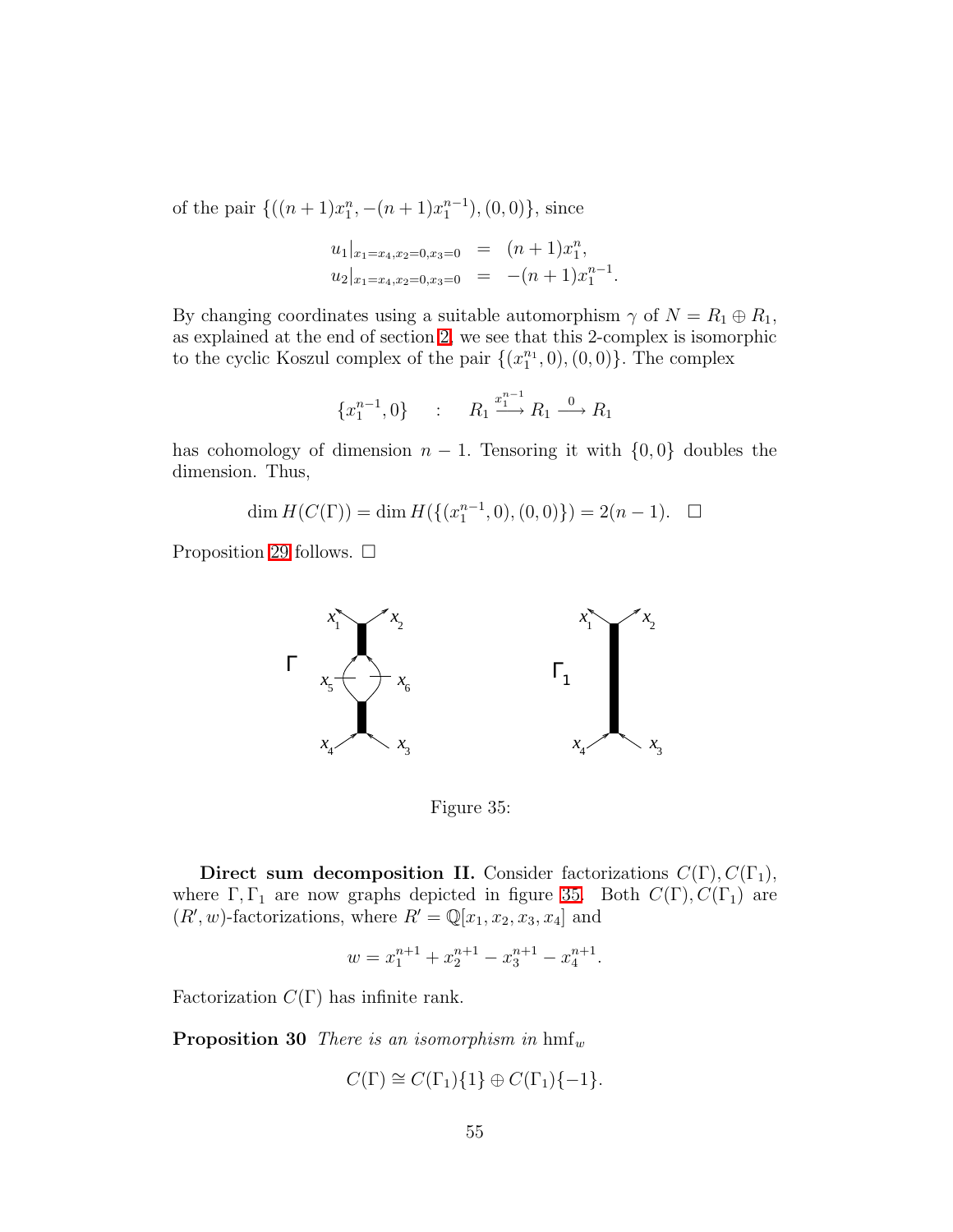of the pair $\{((n+1)x_1^n, -(n+1)x_1^{n-1}), (0,0)\}$, since

$$
\begin{aligned}
u_1|_{x_1=x_4, x_2=0, x_3=0} &= (n+1)x_1^n, \\
u_2|_{x_1=x_4, x_2=0, x_3=0} &= -(n+1)x_1^{n-1}.
\end{aligned}
$$

By changing coordinates using a suitable automorphism $\gamma$ of $N = R_1 \oplus R_1$, as explained at the end of section 2, we see that this 2-complex is isomorphic to the cyclic Koszul complex of the pair $\{(x_1^{n_1}, 0), (0,0)\}$. The complex

$$
\{x_1^{n-1}, 0\} \quad : \quad R_1 \xrightarrow{x_1^{n-1}} R_1 \xrightarrow{0} R_1
$$

has cohomology of dimension $n-1$. Tensoring it with $\{0,0\}$ doubles the dimension. Thus,

$$
\dim H(C(\Gamma)) = \dim H(\{(x_1^{n-1}, 0), (0,0)\}) = 2(n-1). \quad \square
$$

Proposition 29 follows. $\square$

Figure 35:

**Direct sum decomposition II.** Consider factorizations $C(\Gamma), C(\Gamma_1)$, where $\Gamma, \Gamma_1$ are now graphs depicted in figure 35. Both $C(\Gamma), C(\Gamma_1)$ are $(R', w)$-factorizations, where $R' = \mathbb{Q}[x_1, x_2, x_3, x_4]$ and

$$
w = x_1^{n+1} + x_2^{n+1} - x_3^{n+1} - x_4^{n+1}.
$$

Factorization $C(\Gamma)$ has infinite rank.

**Proposition 30** *There is an isomorphism in* $\mathrm{hmf}_w$

$$
C(\Gamma) \cong C(\Gamma_1)\{1\} \oplus C(\Gamma_1)\{-1\}.
$$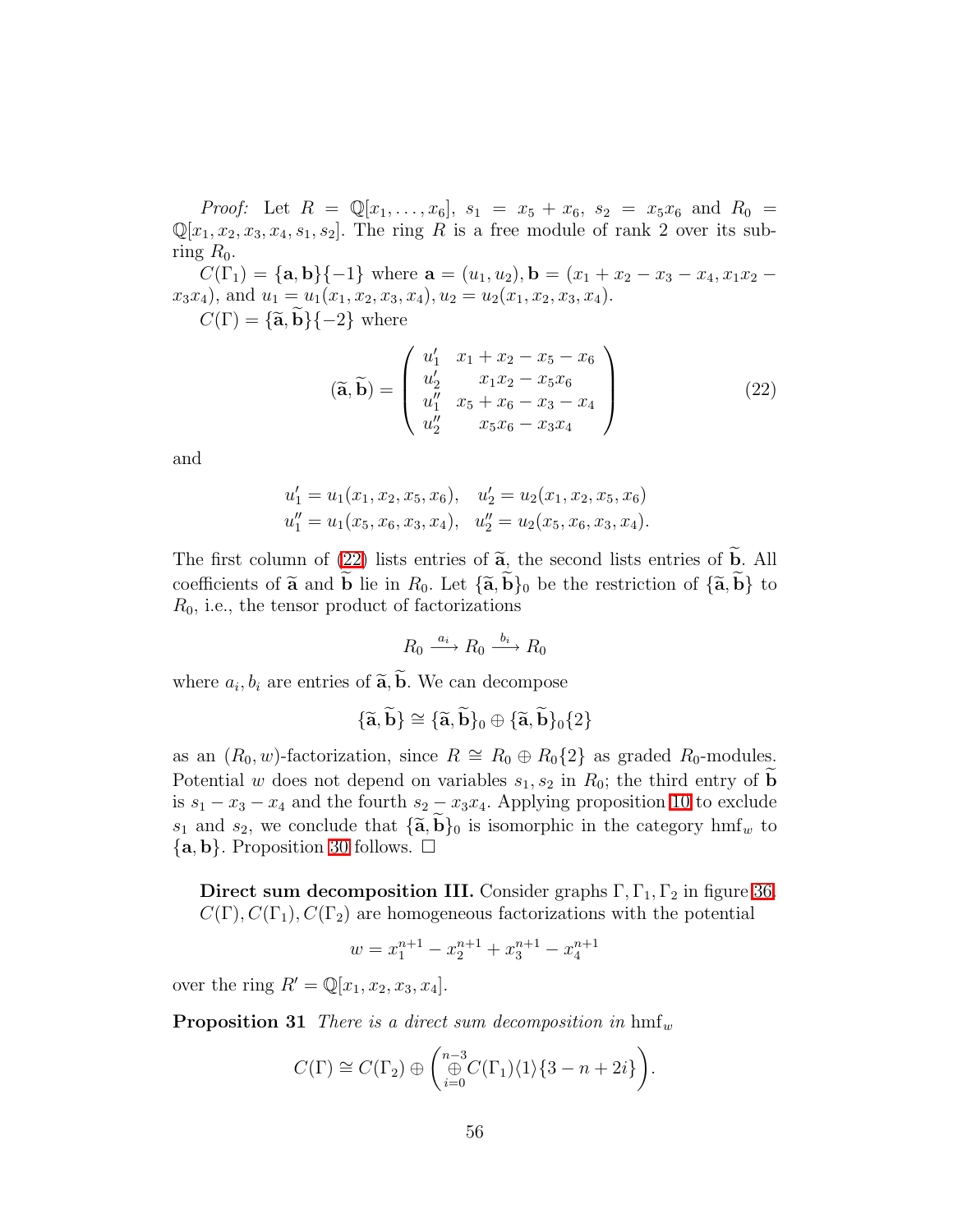*Proof:* Let $R = \mathbb{Q}[x_1, \dots, x_6]$, $s_1 = x_5 + x_6$, $s_2 = x_5 x_6$ and $R_0 = \mathbb{Q}[x_1, x_2, x_3, x_4, s_1, s_2]$. The ring $R$ is a free module of rank 2 over its subring $R_0$.

$C(\Gamma_1) = \{\mathbf{a}, \mathbf{b}\}\{-1\}$ where $\mathbf{a} = (u_1, u_2), \mathbf{b} = (x_1 + x_2 - x_3 - x_4, x_1x_2 - x_3x_4)$, and $u_1 = u_1(x_1, x_2, x_3, x_4), u_2 = u_2(x_1, x_2, x_3, x_4)$.

$C(\Gamma) = \{\widetilde{\mathbf{a}}, \widetilde{\mathbf{b}}\}\{-2\}$ where

$$(\widetilde{\mathbf{a}}, \widetilde{\mathbf{b}}) = \begin{pmatrix} u_1' & x_1 + x_2 - x_5 - x_6 \\ u_2' & x_1x_2 - x_5x_6 \\ u_1'' & x_5 + x_6 - x_3 - x_4 \\ u_2'' & x_5x_6 - x_3x_4 \end{pmatrix} \tag{22}$$

and

$$u_1' = u_1(x_1, x_2, x_5, x_6), \quad u_2' = u_2(x_1, x_2, x_5, x_6)$$
$$u_1'' = u_1(x_5, x_6, x_3, x_4), \quad u_2'' = u_2(x_5, x_6, x_3, x_4).$$

The first column of (22) lists entries of $\widetilde{\mathbf{a}}$, the second lists entries of $\widetilde{\mathbf{b}}$. All coefficients of $\widetilde{\mathbf{a}}$ and $\widetilde{\mathbf{b}}$ lie in $R_0$. Let $\{\widetilde{\mathbf{a}}, \widetilde{\mathbf{b}}\}_0$ be the restriction of $\{\widetilde{\mathbf{a}}, \widetilde{\mathbf{b}}\}$ to $R_0$, i.e., the tensor product of factorizations

$$R_0 \xrightarrow{a_i} R_0 \xrightarrow{b_i} R_0$$

where $a_i, b_i$ are entries of $\widetilde{\mathbf{a}}, \widetilde{\mathbf{b}}$. We can decompose

$$\{\widetilde{\mathbf{a}}, \widetilde{\mathbf{b}}\} \cong \{\widetilde{\mathbf{a}}, \widetilde{\mathbf{b}}\}_0 \oplus \{\widetilde{\mathbf{a}}, \widetilde{\mathbf{b}}\}_0\{2\}$$

as an $(R_0, w)$-factorization, since $R \cong R_0 \oplus R_0\{2\}$ as graded $R_0$-modules. Potential $w$ does not depend on variables $s_1, s_2$ in $R_0$; the third entry of $\widetilde{\mathbf{b}}$ is $s_1 - x_3 - x_4$ and the fourth $s_2 - x_3x_4$. Applying proposition 10 to exclude $s_1$ and $s_2$, we conclude that $\{\widetilde{\mathbf{a}}, \widetilde{\mathbf{b}}\}_0$ is isomorphic in the category $\mathrm{hmf}_w$ to $\{\mathbf{a}, \mathbf{b}\}$. Proposition 30 follows. $\square$

**Direct sum decomposition III.** Consider graphs $\Gamma, \Gamma_1, \Gamma_2$ in figure 36. $C(\Gamma), C(\Gamma_1), C(\Gamma_2)$ are homogeneous factorizations with the potential

$$w = x_1^{n+1} - x_2^{n+1} + x_3^{n+1} - x_4^{n+1}$$

over the ring $R' = \mathbb{Q}[x_1, x_2, x_3, x_4]$.

**Proposition 31** *There is a direct sum decomposition in* $\mathrm{hmf}_w$

$$C(\Gamma) \cong C(\Gamma_2) \oplus \left( \bigoplus_{i=0}^{n-3} C(\Gamma_1)\langle 1 \rangle \{3 - n + 2i\} \right).$$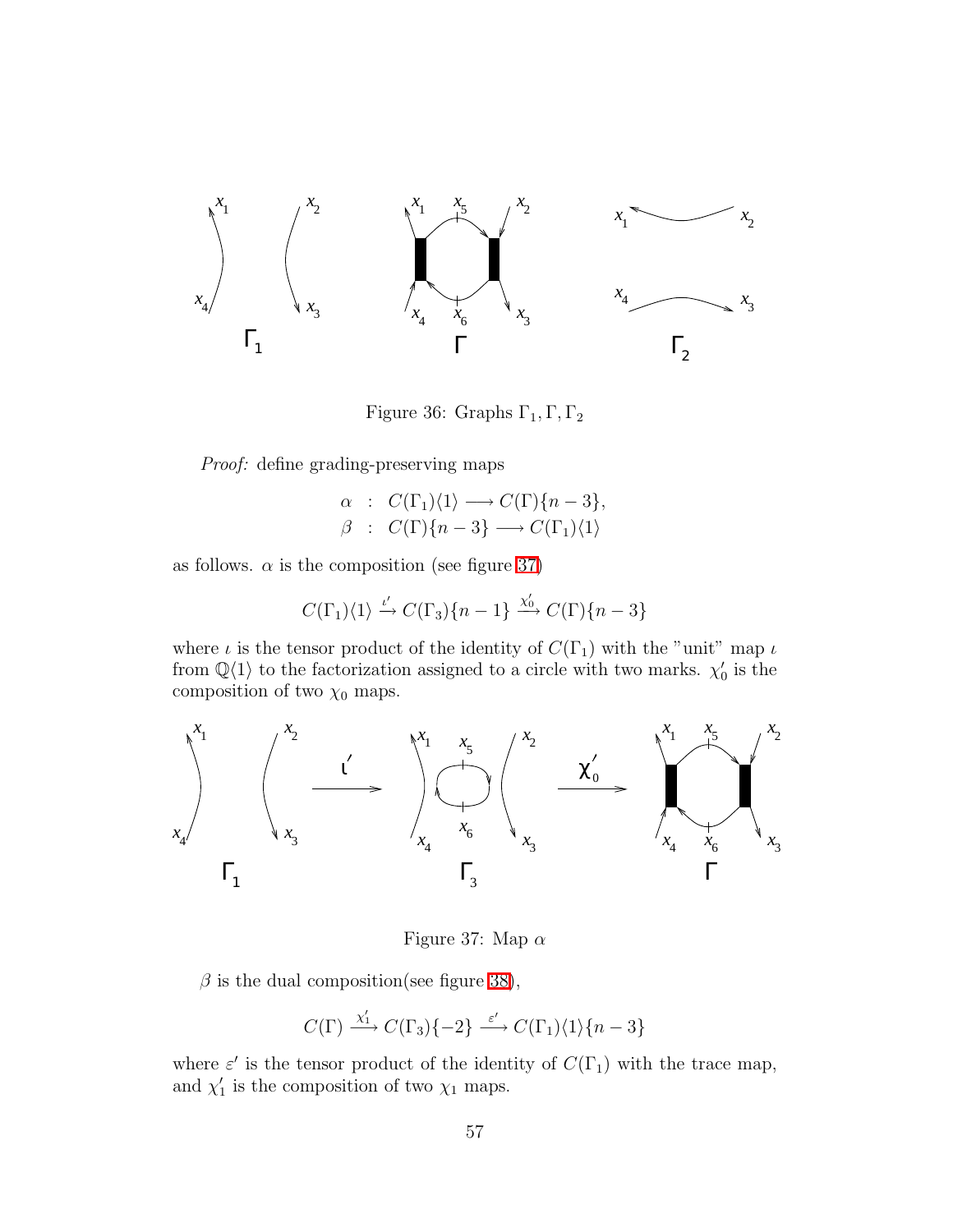Figure 36: Graphs $\Gamma_1, \Gamma, \Gamma_2$

*Proof:* define grading-preserving maps

$$\begin{aligned}
\alpha &: C(\Gamma_1)\langle 1\rangle \longrightarrow C(\Gamma)\{n-3\}, \\
\beta &: C(\Gamma)\{n-3\} \longrightarrow C(\Gamma_1)\langle 1\rangle
\end{aligned}$$

as follows. $\alpha$ is the composition (see figure 37)

$$C(\Gamma_1)\langle 1\rangle \xrightarrow{\iota'} C(\Gamma_3)\{n-1\} \xrightarrow{\chi_0'} C(\Gamma)\{n-3\}$$

where $\iota$ is the tensor product of the identity of $C(\Gamma_1)$ with the "unit" map $\iota$ from $\mathbb{Q}\langle 1\rangle$ to the factorization assigned to a circle with two marks. $\chi_0'$ is the composition of two $\chi_0$ maps.

Figure 37: Map $\alpha$

$\beta$ is the dual composition(see figure 38),

$$C(\Gamma) \xrightarrow{\chi_1'} C(\Gamma_3)\{-2\} \xrightarrow{\varepsilon'} C(\Gamma_1)\langle 1\rangle\{n-3\}$$

where $\varepsilon'$ is the tensor product of the identity of $C(\Gamma_1)$ with the trace map, and $\chi_1'$ is the composition of two $\chi_1$ maps.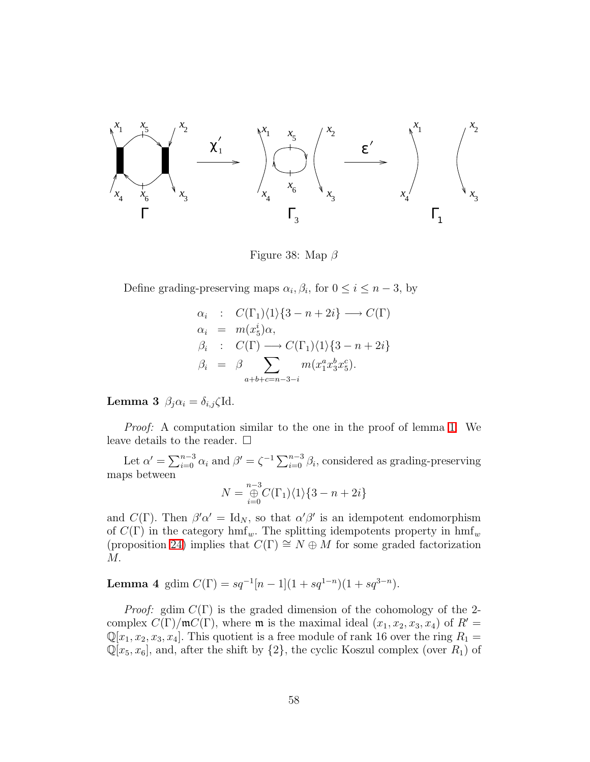Figure 38: Map $\beta$

Define grading-preserving maps $\alpha_i, \beta_i$, for $0 \le i \le n-3$, by

$$
\begin{aligned}
\alpha_i &: C(\Gamma_1)\langle 1\rangle\{3-n+2i\} \longrightarrow C(\Gamma) \\
\alpha_i &= m(x_5^i)\alpha, \\
\beta_i &: C(\Gamma) \longrightarrow C(\Gamma_1)\langle 1\rangle\{3-n+2i\} \\
\beta_i &= \beta \sum_{a+b+c=n-3-i} m(x_1^a x_3^b x_5^c).
\end{aligned}
$$

**Lemma 3** $\beta_j\alpha_i = \delta_{i,j}\zeta \mathrm{Id}$.

*Proof:* A computation similar to the one in the proof of lemma 1. We leave details to the reader. $\square$

Let $\alpha' = \sum_{i=0}^{n-3}\alpha_i$ and $\beta' = \zeta^{-1}\sum_{i=0}^{n-3}\beta_i$, considered as grading-preserving maps between

$$N = \mathop{\oplus}_{i=0}^{n-3} C(\Gamma_1)\langle 1\rangle\{3-n+2i\}$$

and $C(\Gamma)$. Then $\beta'\alpha' = \mathrm{Id}_N$, so that $\alpha'\beta'$ is an idempotent endomorphism of $C(\Gamma)$ in the category $\mathrm{hmf}_w$. The splitting idempotents property in $\mathrm{hmf}_w$ (proposition 24) implies that $C(\Gamma) \cong N \oplus M$ for some graded factorization $M$.

**Lemma 4** $\mathrm{gdim}\; C(\Gamma) = sq^{-1}[n-1](1+sq^{1-n})(1+sq^{3-n})$.

*Proof:* $\mathrm{gdim}\; C(\Gamma)$ is the graded dimension of the cohomology of the 2-complex $C(\Gamma)/\mathfrak{m}C(\Gamma)$, where $\mathfrak{m}$ is the maximal ideal $(x_1, x_2, x_3, x_4)$ of $R' = \mathbb{Q}[x_1, x_2, x_3, x_4]$. This quotient is a free module of rank 16 over the ring $R_1 = \mathbb{Q}[x_5, x_6]$, and, after the shift by $\{2\}$, the cyclic Koszul complex (over $R_1$) of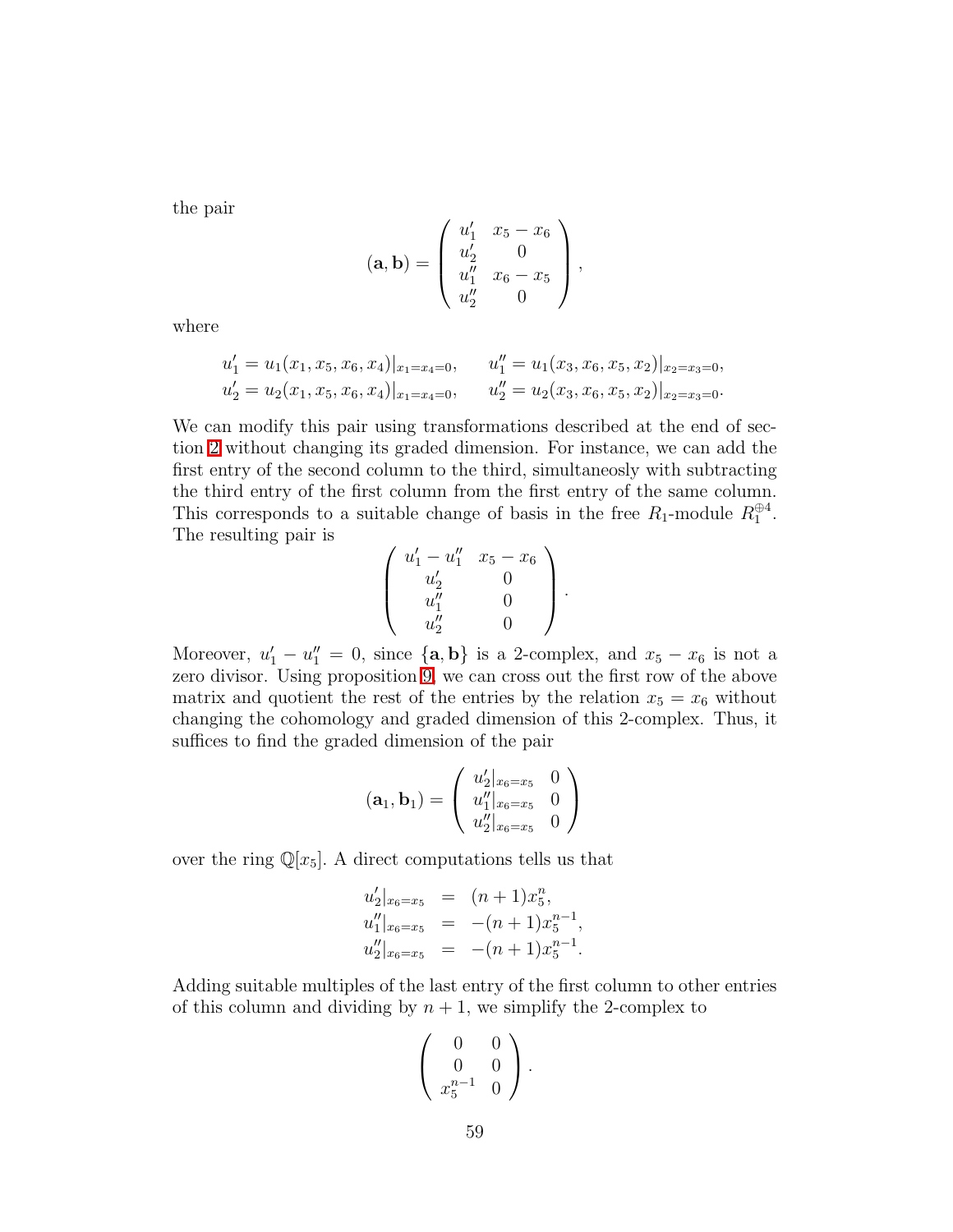the pair

$$
(\mathbf{a}, \mathbf{b}) = \begin{pmatrix} u_1' & x_5 - x_6 \\ u_2' & 0 \\ u_1'' & x_6 - x_5 \\ u_2'' & 0 \end{pmatrix},
$$

where

$$
\begin{aligned}
u_1' &= u_1(x_1, x_5, x_6, x_4)|_{x_1 = x_4 = 0}, \qquad & u_1'' &= u_1(x_3, x_6, x_5, x_2)|_{x_2 = x_3 = 0}, \\
u_2' &= u_2(x_1, x_5, x_6, x_4)|_{x_1 = x_4 = 0}, \qquad & u_2'' &= u_2(x_3, x_6, x_5, x_2)|_{x_2 = x_3 = 0}.
\end{aligned}
$$

We can modify this pair using transformations described at the end of section 2 without changing its graded dimension. For instance, we can add the first entry of the second column to the third, simultaneosly with subtracting the third entry of the first column from the first entry of the same column. This corresponds to a suitable change of basis in the free $R_1$-module $R_1^{\oplus 4}$. The resulting pair is

$$
\begin{pmatrix} u_1' - u_1'' & x_5 - x_6 \\ u_2' & 0 \\ u_1'' & 0 \\ u_2'' & 0 \end{pmatrix}.
$$

Moreover, $u_1' - u_1'' = 0$, since $\{\mathbf{a}, \mathbf{b}\}$ is a 2-complex, and $x_5 - x_6$ is not a zero divisor. Using proposition 9, we can cross out the first row of the above matrix and quotient the rest of the entries by the relation $x_5 = x_6$ without changing the cohomology and graded dimension of this 2-complex. Thus, it suffices to find the graded dimension of the pair

$$
(\mathbf{a}_1, \mathbf{b}_1) = \begin{pmatrix} u_2'|_{x_6 = x_5} & 0 \\ u_1''|_{x_6 = x_5} & 0 \\ u_2''|_{x_6 = x_5} & 0 \end{pmatrix}
$$

over the ring $\mathbb{Q}[x_5]$. A direct computations tells us that

$$
\begin{aligned}
u_2'|_{x_6 = x_5} &= (n+1) x_5^n, \\
u_1''|_{x_6 = x_5} &= -(n+1) x_5^{n-1}, \\
u_2''|_{x_6 = x_5} &= -(n+1) x_5^{n-1}.
\end{aligned}
$$

Adding suitable multiples of the last entry of the first column to other entries of this column and dividing by $n+1$, we simplify the 2-complex to

$$
\begin{pmatrix} 0 & 0 \\ 0 & 0 \\ x_5^{n-1} & 0 \end{pmatrix}.
$$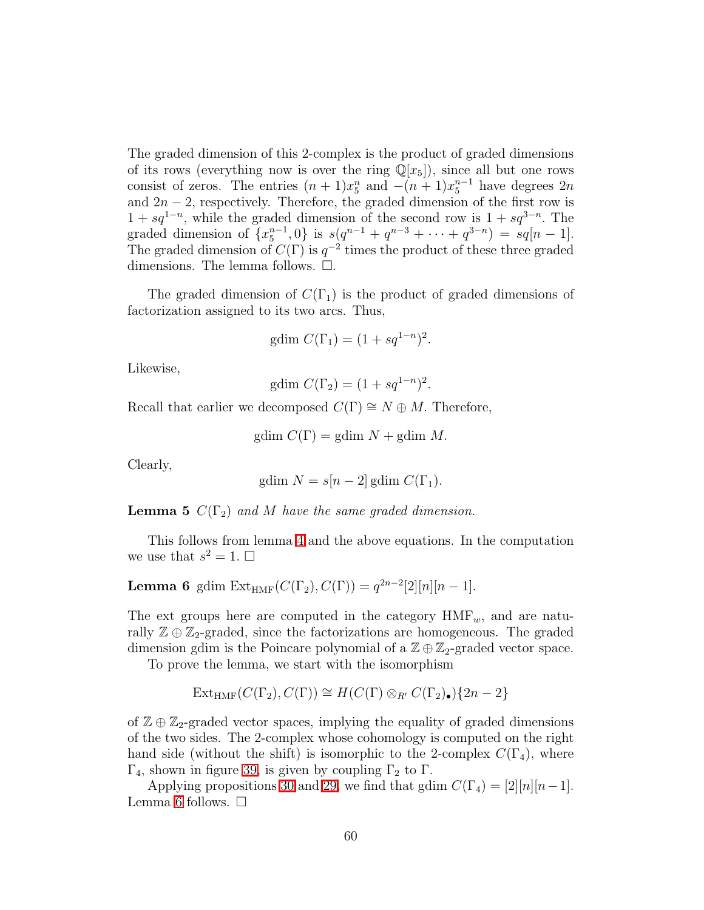The graded dimension of this 2-complex is the product of graded dimensions of its rows (everything now is over the ring $\mathbb{Q}[x_5]$), since all but one rows consist of zeros. The entries $(n+1)x_5^n$ and $-(n+1)x_5^{n-1}$ have degrees $2n$ and $2n-2$, respectively. Therefore, the graded dimension of the first row is $1 + sq^{1-n}$, while the graded dimension of the second row is $1 + sq^{3-n}$. The graded dimension of $\{x_5^{n-1}, 0\}$ is $s(q^{n-1} + q^{n-3} + \cdots + q^{3-n}) = sq[n-1]$. The graded dimension of $C(\Gamma)$ is $q^{-2}$ times the product of these three graded dimensions. The lemma follows. $\Box$.

The graded dimension of $C(\Gamma_1)$ is the product of graded dimensions of factorization assigned to its two arcs. Thus,

$$\text{gdim } C(\Gamma_1) = (1 + sq^{1-n})^2.$$

Likewise,

$$\text{gdim } C(\Gamma_2) = (1 + sq^{1-n})^2.$$

Recall that earlier we decomposed $C(\Gamma) \cong N \oplus M$. Therefore,

$$\text{gdim } C(\Gamma) = \text{gdim } N + \text{gdim } M.$$

Clearly,

$$\text{gdim } N = s[n-2] \, \text{gdim } C(\Gamma_1).$$

**Lemma 5** *$C(\Gamma_2)$ and $M$ have the same graded dimension.*

This follows from lemma 4 and the above equations. In the computation we use that $s^2 = 1$. $\Box$

**Lemma 6** $\text{gdim Ext}_{\text{HMF}}(C(\Gamma_2), C(\Gamma)) = q^{2n-2}[2][n][n-1]$.

The ext groups here are computed in the category $\text{HMF}_w$, and are naturally $\mathbb{Z} \oplus \mathbb{Z}_2$-graded, since the factorizations are homogeneous. The graded dimension gdim is the Poincare polynomial of a $\mathbb{Z} \oplus \mathbb{Z}_2$-graded vector space.

To prove the lemma, we start with the isomorphism

$$\text{Ext}_{\text{HMF}}(C(\Gamma_2), C(\Gamma)) \cong H(C(\Gamma) \otimes_{R'} C(\Gamma_2)_\bullet)\{2n-2\}$$

of $\mathbb{Z} \oplus \mathbb{Z}_2$-graded vector spaces, implying the equality of graded dimensions of the two sides. The 2-complex whose cohomology is computed on the right hand side (without the shift) is isomorphic to the 2-complex $C(\Gamma_4)$, where $\Gamma_4$, shown in figure 39, is given by coupling $\Gamma_2$ to $\Gamma$.

Applying propositions 30 and 29, we find that $\text{gdim } C(\Gamma_4) = [2][n][n-1]$. Lemma 6 follows. $\Box$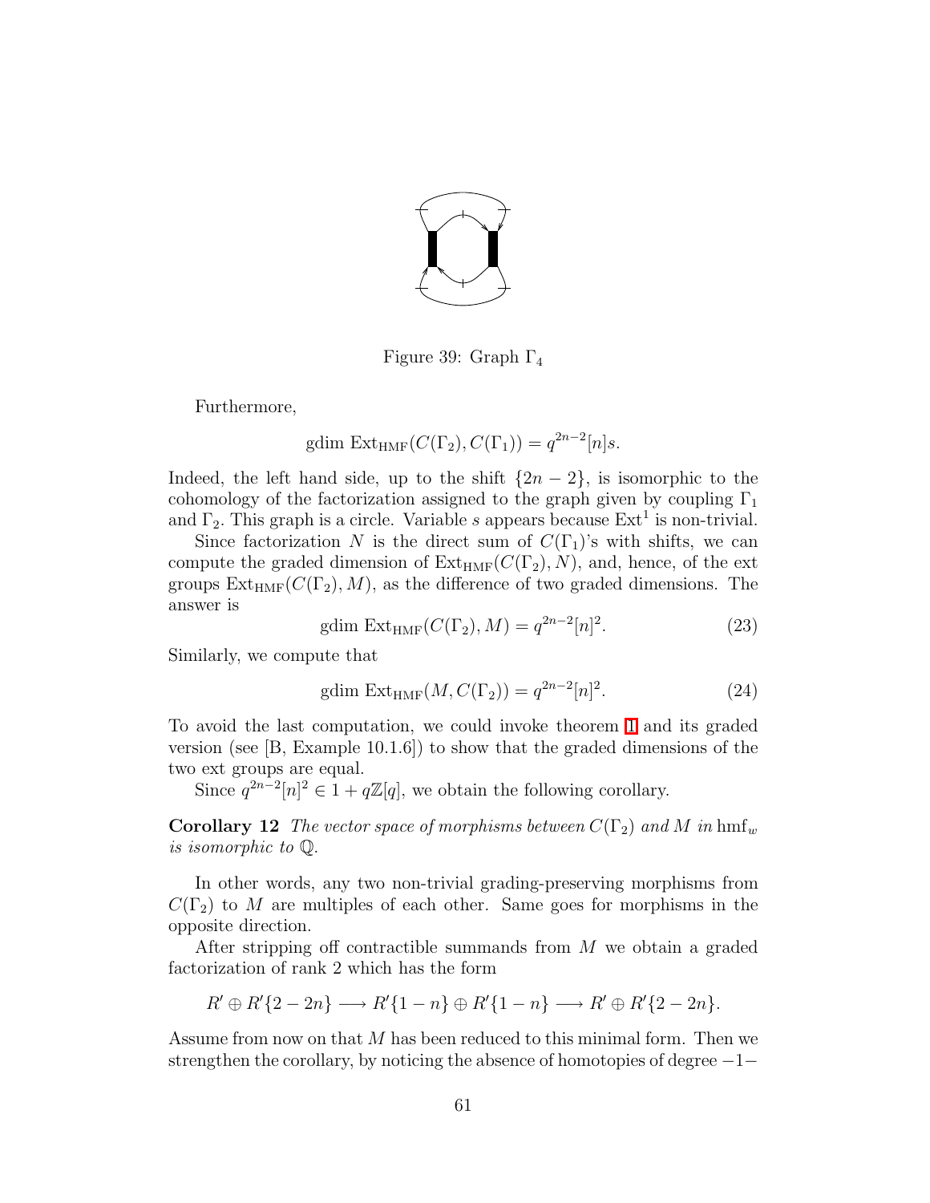Figure 39: Graph $\Gamma_4$

Furthermore,

$$\text{gdim } \text{Ext}_{\text{HMF}}(C(\Gamma_2), C(\Gamma_1)) = q^{2n-2}[n]s.$$

Indeed, the left hand side, up to the shift $\{2n-2\}$, is isomorphic to the cohomology of the factorization assigned to the graph given by coupling $\Gamma_1$ and $\Gamma_2$. This graph is a circle. Variable $s$ appears because $\text{Ext}^1$ is non-trivial.

Since factorization $N$ is the direct sum of $C(\Gamma_1)$'s with shifts, we can compute the graded dimension of $\text{Ext}_{\text{HMF}}(C(\Gamma_2), N)$, and, hence, of the ext groups $\text{Ext}_{\text{HMF}}(C(\Gamma_2), M)$, as the difference of two graded dimensions. The answer is

$$\text{gdim } \text{Ext}_{\text{HMF}}(C(\Gamma_2), M) = q^{2n-2}[n]^2. \tag{23}$$

Similarly, we compute that

$$\text{gdim } \text{Ext}_{\text{HMF}}(M, C(\Gamma_2)) = q^{2n-2}[n]^2. \tag{24}$$

To avoid the last computation, we could invoke theorem 1 and its graded version (see [B, Example 10.1.6]) to show that the graded dimensions of the two ext groups are equal.

Since $q^{2n-2}[n]^2 \in 1 + q\mathbb{Z}[q]$, we obtain the following corollary.

**Corollary 12** *The vector space of morphisms between $C(\Gamma_2)$ and $M$ in $\text{hmf}_w$ is isomorphic to $\mathbb{Q}$.*

In other words, any two non-trivial grading-preserving morphisms from $C(\Gamma_2)$ to $M$ are multiples of each other. Same goes for morphisms in the opposite direction.

After stripping off contractible summands from $M$ we obtain a graded factorization of rank 2 which has the form

$$R' \oplus R'\{2-2n\} \longrightarrow R'\{1-n\} \oplus R'\{1-n\} \longrightarrow R' \oplus R'\{2-2n\}.$$

Assume from now on that $M$ has been reduced to this minimal form. Then we strengthen the corollary, by noticing the absence of homotopies of degree $-1-$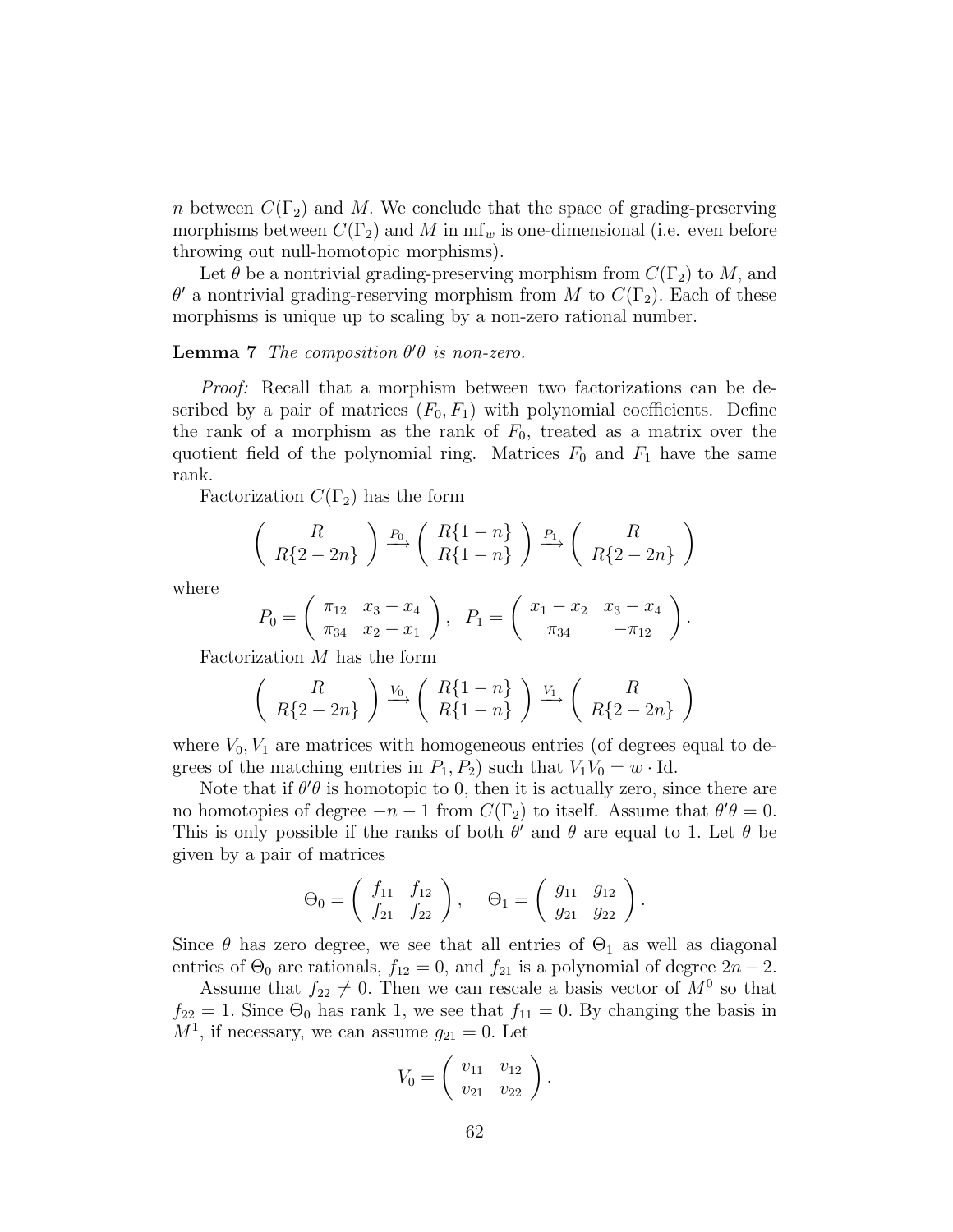$n$ between $C(\Gamma_2)$ and $M$. We conclude that the space of grading-preserving morphisms between $C(\Gamma_2)$ and $M$ in $\mathrm{mf}_w$ is one-dimensional (i.e. even before throwing out null-homotopic morphisms).

Let $\theta$ be a nontrivial grading-preserving morphism from $C(\Gamma_2)$ to $M$, and $\theta'$ a nontrivial grading-reserving morphism from $M$ to $C(\Gamma_2)$. Each of these morphisms is unique up to scaling by a non-zero rational number.

**Lemma 7** *The composition $\theta'\theta$ is non-zero.*

*Proof:* Recall that a morphism between two factorizations can be described by a pair of matrices $(F_0, F_1)$ with polynomial coefficients. Define the rank of a morphism as the rank of $F_0$, treated as a matrix over the quotient field of the polynomial ring. Matrices $F_0$ and $F_1$ have the same rank.

Factorization $C(\Gamma_2)$ has the form

$$\begin{pmatrix} R \\ R\{2-2n\} \end{pmatrix} \xrightarrow{P_0} \begin{pmatrix} R\{1-n\} \\ R\{1-n\} \end{pmatrix} \xrightarrow{P_1} \begin{pmatrix} R \\ R\{2-2n\} \end{pmatrix}$$

where

$$P_0 = \begin{pmatrix} \pi_{12} & x_3 - x_4 \\ \pi_{34} & x_2 - x_1 \end{pmatrix}, \quad P_1 = \begin{pmatrix} x_1 - x_2 & x_3 - x_4 \\ \pi_{34} & -\pi_{12} \end{pmatrix}.$$

Factorization $M$ has the form

$$\begin{pmatrix} R \\ R\{2-2n\} \end{pmatrix} \xrightarrow{V_0} \begin{pmatrix} R\{1-n\} \\ R\{1-n\} \end{pmatrix} \xrightarrow{V_1} \begin{pmatrix} R \\ R\{2-2n\} \end{pmatrix}$$

where $V_0, V_1$ are matrices with homogeneous entries (of degrees equal to degrees of the matching entries in $P_1, P_2$) such that $V_1 V_0 = w \cdot \mathrm{Id}$.

Note that if $\theta'\theta$ is homotopic to 0, then it is actually zero, since there are no homotopies of degree $-n-1$ from $C(\Gamma_2)$ to itself. Assume that $\theta'\theta = 0$. This is only possible if the ranks of both $\theta'$ and $\theta$ are equal to 1. Let $\theta$ be given by a pair of matrices

$$\Theta_0 = \begin{pmatrix} f_{11} & f_{12} \\ f_{21} & f_{22} \end{pmatrix}, \quad \Theta_1 = \begin{pmatrix} g_{11} & g_{12} \\ g_{21} & g_{22} \end{pmatrix}.$$

Since $\theta$ has zero degree, we see that all entries of $\Theta_1$ as well as diagonal entries of $\Theta_0$ are rationals, $f_{12} = 0$, and $f_{21}$ is a polynomial of degree $2n-2$.

Assume that $f_{22} \neq 0$. Then we can rescale a basis vector of $M^0$ so that $f_{22} = 1$. Since $\Theta_0$ has rank 1, we see that $f_{11} = 0$. By changing the basis in $M^1$, if necessary, we can assume $g_{21} = 0$. Let

$$V_0 = \begin{pmatrix} v_{11} & v_{12} \\ v_{21} & v_{22} \end{pmatrix}.$$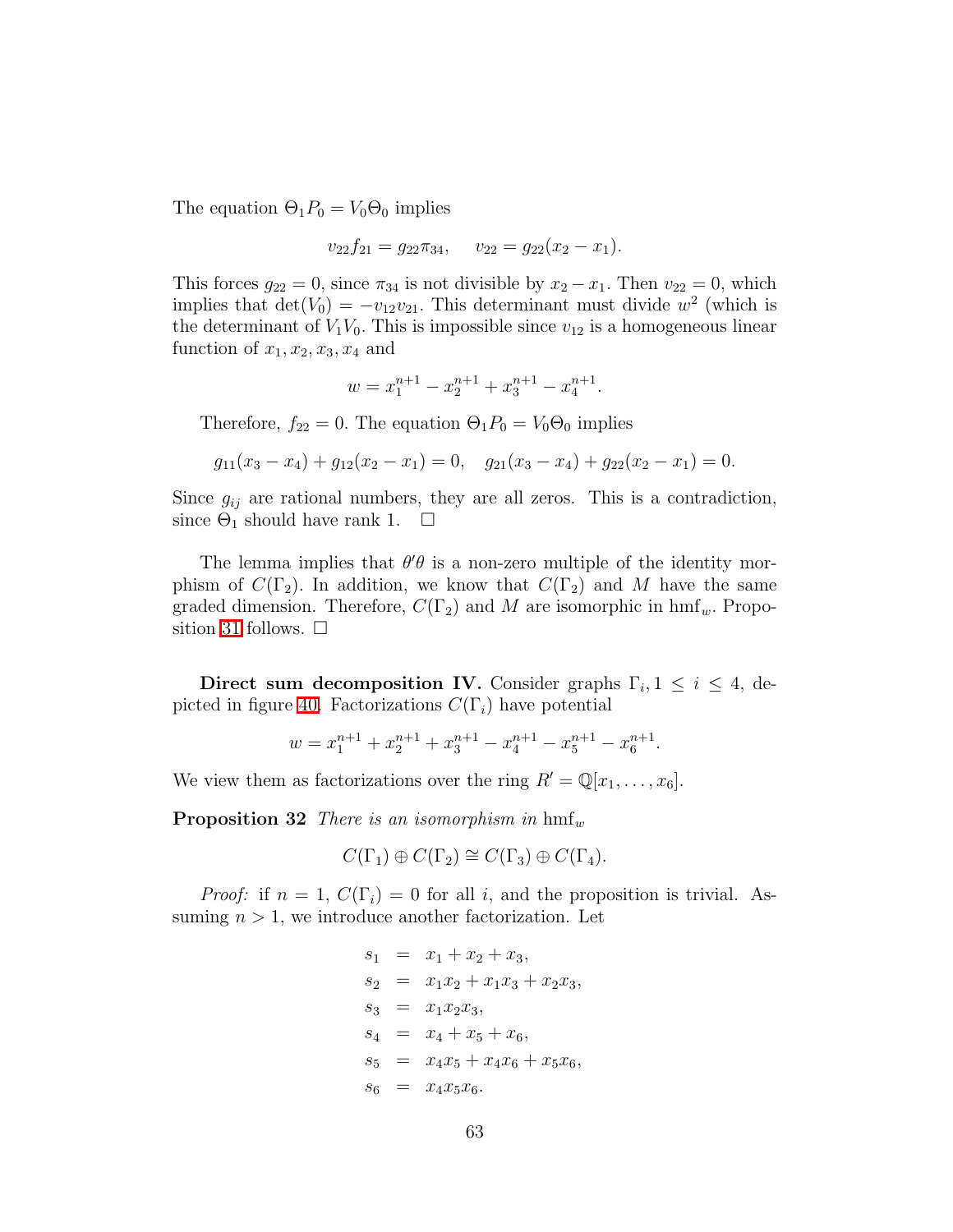The equation $\Theta_1 P_0 = V_0 \Theta_0$ implies

$$v_{22} f_{21} = g_{22} \pi_{34}, \quad v_{22} = g_{22}(x_2 - x_1).$$

This forces $g_{22} = 0$, since $\pi_{34}$ is not divisible by $x_2 - x_1$. Then $v_{22} = 0$, which implies that $\det(V_0) = -v_{12}v_{21}$. This determinant must divide $w^2$ (which is the determinant of $V_1 V_0$. This is impossible since $v_{12}$ is a homogeneous linear function of $x_1, x_2, x_3, x_4$ and

$$w = x_1^{n+1} - x_2^{n+1} + x_3^{n+1} - x_4^{n+1}.$$

Therefore, $f_{22} = 0$. The equation $\Theta_1 P_0 = V_0 \Theta_0$ implies

$$g_{11}(x_3 - x_4) + g_{12}(x_2 - x_1) = 0, \quad g_{21}(x_3 - x_4) + g_{22}(x_2 - x_1) = 0.$$

Since $g_{ij}$ are rational numbers, they are all zeros. This is a contradiction, since $\Theta_1$ should have rank 1. $\square$

The lemma implies that $\theta'\theta$ is a non-zero multiple of the identity morphism of $C(\Gamma_2)$. In addition, we know that $C(\Gamma_2)$ and $M$ have the same graded dimension. Therefore, $C(\Gamma_2)$ and $M$ are isomorphic in $\mathrm{hmf}_w$. Proposition 31 follows. $\square$

**Direct sum decomposition IV.** Consider graphs $\Gamma_i, 1 \le i \le 4$, depicted in figure 40. Factorizations $C(\Gamma_i)$ have potential

$$w = x_1^{n+1} + x_2^{n+1} + x_3^{n+1} - x_4^{n+1} - x_5^{n+1} - x_6^{n+1}.$$

We view them as factorizations over the ring $R' = \mathbb{Q}[x_1, \dots, x_6]$.

**Proposition 32** *There is an isomorphism in* $\mathrm{hmf}_w$

$$C(\Gamma_1) \oplus C(\Gamma_2) \cong C(\Gamma_3) \oplus C(\Gamma_4).$$

*Proof:* if $n = 1$, $C(\Gamma_i) = 0$ for all $i$, and the proposition is trivial. Assuming $n > 1$, we introduce another factorization. Let

$$\begin{aligned}
s_1 &= x_1 + x_2 + x_3, \\
s_2 &= x_1 x_2 + x_1 x_3 + x_2 x_3, \\
s_3 &= x_1 x_2 x_3, \\
s_4 &= x_4 + x_5 + x_6, \\
s_5 &= x_4 x_5 + x_4 x_6 + x_5 x_6, \\
s_6 &= x_4 x_5 x_6.
\end{aligned}$$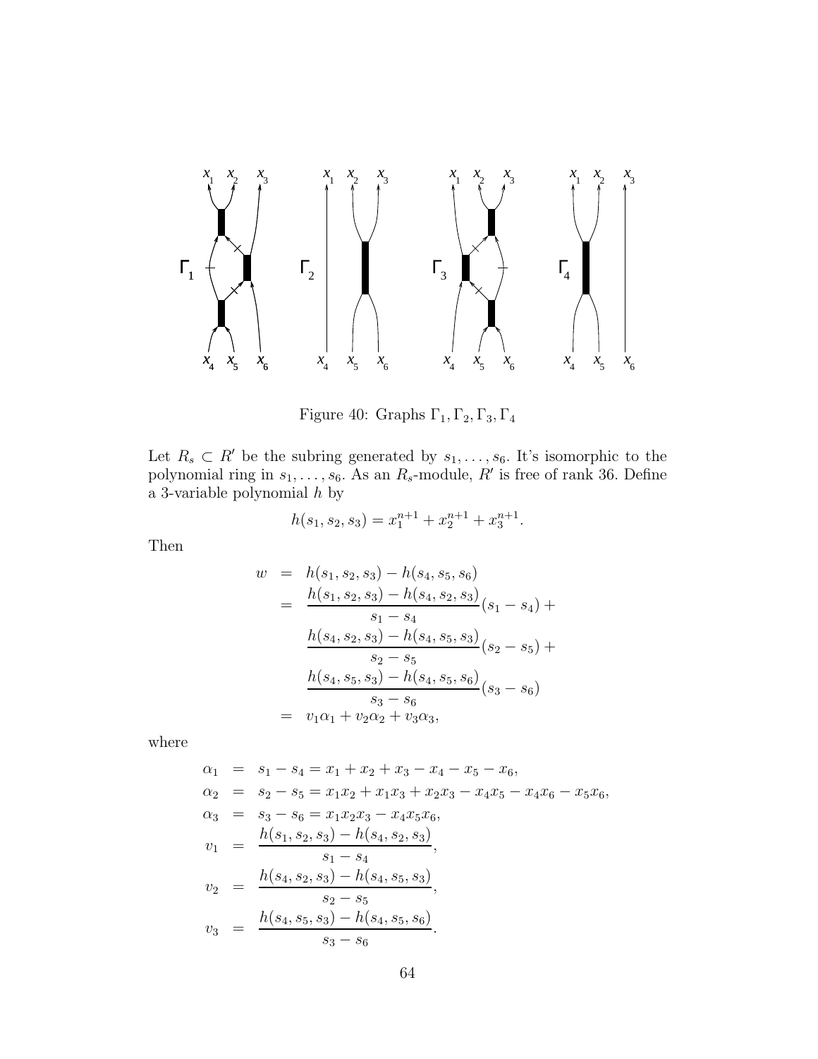Figure 40: Graphs $\Gamma_1, \Gamma_2, \Gamma_3, \Gamma_4$

Let $R_s \subset R'$ be the subring generated by $s_1, \dots, s_6$. It's isomorphic to the polynomial ring in $s_1, \dots, s_6$. As an $R_s$-module, $R'$ is free of rank 36. Define a 3-variable polynomial $h$ by

$$h(s_1, s_2, s_3) = x_1^{n+1} + x_2^{n+1} + x_3^{n+1}.$$

Then

$$\begin{aligned}
w &= h(s_1, s_2, s_3) - h(s_4, s_5, s_6) \\
&= \frac{h(s_1, s_2, s_3) - h(s_4, s_2, s_3)}{s_1 - s_4}(s_1 - s_4) + \\
&\quad \frac{h(s_4, s_2, s_3) - h(s_4, s_5, s_3)}{s_2 - s_5}(s_2 - s_5) + \\
&\quad \frac{h(s_4, s_5, s_3) - h(s_4, s_5, s_6)}{s_3 - s_6}(s_3 - s_6) \\
&= v_1\alpha_1 + v_2\alpha_2 + v_3\alpha_3,
\end{aligned}$$

where

$$\begin{aligned}
\alpha_1 &= s_1 - s_4 = x_1 + x_2 + x_3 - x_4 - x_5 - x_6, \\
\alpha_2 &= s_2 - s_5 = x_1x_2 + x_1x_3 + x_2x_3 - x_4x_5 - x_4x_6 - x_5x_6, \\
\alpha_3 &= s_3 - s_6 = x_1x_2x_3 - x_4x_5x_6, \\
v_1 &= \frac{h(s_1, s_2, s_3) - h(s_4, s_2, s_3)}{s_1 - s_4}, \\
v_2 &= \frac{h(s_4, s_2, s_3) - h(s_4, s_5, s_3)}{s_2 - s_5}, \\
v_3 &= \frac{h(s_4, s_5, s_3) - h(s_4, s_5, s_6)}{s_3 - s_6}.
\end{aligned}$$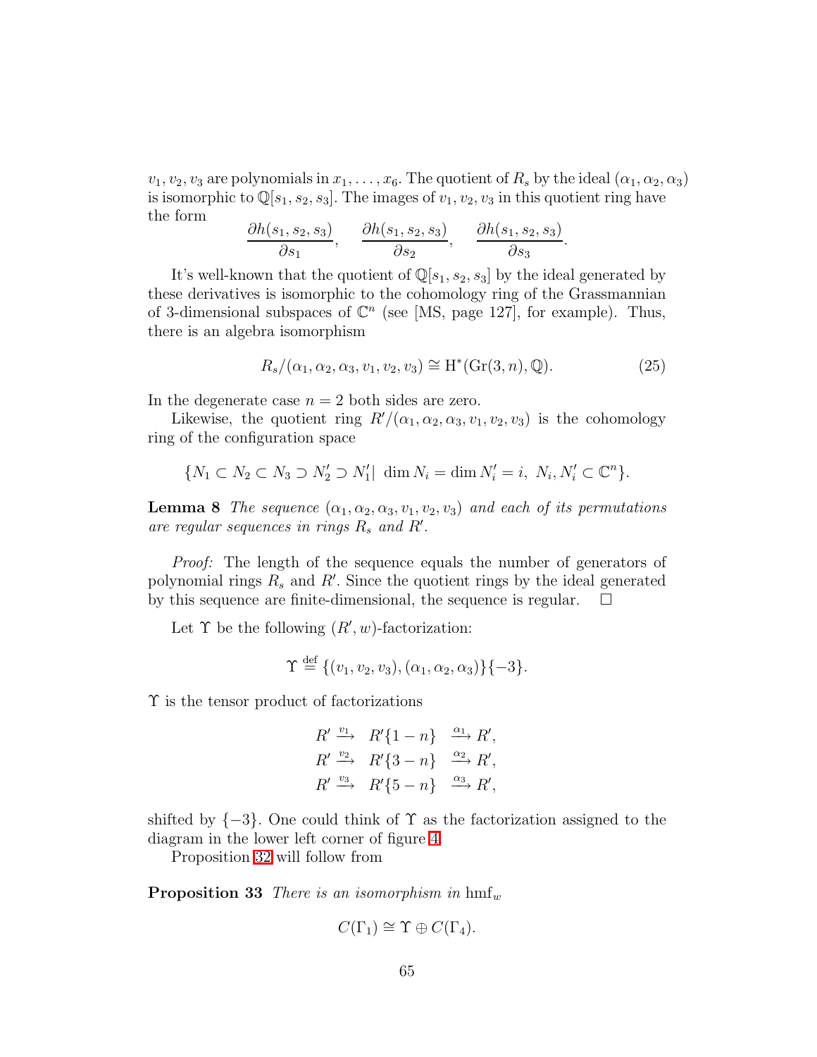$v_1, v_2, v_3$ are polynomials in $x_1, \dots, x_6$. The quotient of $R_s$ by the ideal $(\alpha_1, \alpha_2, \alpha_3)$ is isomorphic to $\mathbb{Q}[s_1, s_2, s_3]$. The images of $v_1, v_2, v_3$ in this quotient ring have the form

$$\frac{\partial h(s_1, s_2, s_3)}{\partial s_1}, \quad \frac{\partial h(s_1, s_2, s_3)}{\partial s_2}, \quad \frac{\partial h(s_1, s_2, s_3)}{\partial s_3}.$$

It's well-known that the quotient of $\mathbb{Q}[s_1, s_2, s_3]$ by the ideal generated by these derivatives is isomorphic to the cohomology ring of the Grassmannian of 3-dimensional subspaces of $\mathbb{C}^n$ (see [MS, page 127], for example). Thus, there is an algebra isomorphism

$$R_s/(\alpha_1, \alpha_2, \alpha_3, v_1, v_2, v_3) \cong \mathrm{H}^*(\mathrm{Gr}(3, n), \mathbb{Q}). \tag{25}$$

In the degenerate case $n = 2$ both sides are zero.

Likewise, the quotient ring $R'/(\alpha_1, \alpha_2, \alpha_3, v_1, v_2, v_3)$ is the cohomology ring of the configuration space

$$\{N_1 \subset N_2 \subset N_3 \supset N_2' \supset N_1' | \ \dim N_i = \dim N_i' = i, \ N_i, N_i' \subset \mathbb{C}^n\}.$$

**Lemma 8** *The sequence $(\alpha_1, \alpha_2, \alpha_3, v_1, v_2, v_3)$ and each of its permutations are regular sequences in rings $R_s$ and $R'$.*

*Proof:* The length of the sequence equals the number of generators of polynomial rings $R_s$ and $R'$. Since the quotient rings by the ideal generated by this sequence are finite-dimensional, the sequence is regular. $\square$

Let $\Upsilon$ be the following $(R', w)$-factorization:

$$\Upsilon \stackrel{\text{def}}{=} \{(v_1, v_2, v_3), (\alpha_1, \alpha_2, \alpha_3)\}\{-3\}.$$

$\Upsilon$ is the tensor product of factorizations

$$\begin{aligned}
R' &\xrightarrow{v_1} R'\{1-n\} \xrightarrow{\alpha_1} R', \\
R' &\xrightarrow{v_2} R'\{3-n\} \xrightarrow{\alpha_2} R', \\
R' &\xrightarrow{v_3} R'\{5-n\} \xrightarrow{\alpha_3} R',
\end{aligned}$$

shifted by $\{-3\}$. One could think of $\Upsilon$ as the factorization assigned to the diagram in the lower left corner of figure 4.

Proposition 32 will follow from

**Proposition 33** *There is an isomorphism in* $\mathrm{hmf}_w$

$$C(\Gamma_1) \cong \Upsilon \oplus C(\Gamma_4).$$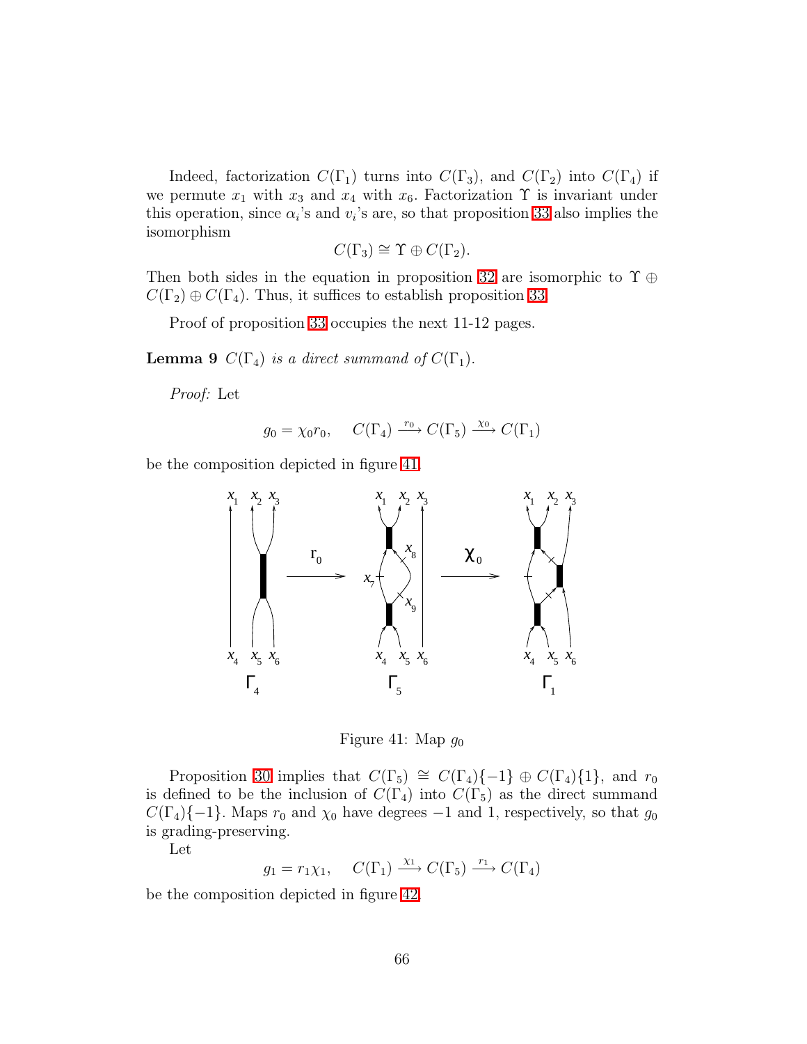Indeed, factorization $C(\Gamma_1)$ turns into $C(\Gamma_3)$, and $C(\Gamma_2)$ into $C(\Gamma_4)$ if we permute $x_1$ with $x_3$ and $x_4$ with $x_6$. Factorization $\Upsilon$ is invariant under this operation, since $\alpha_i$'s and $v_i$'s are, so that proposition 33 also implies the isomorphism

$$C(\Gamma_3) \cong \Upsilon \oplus C(\Gamma_2).$$

Then both sides in the equation in proposition 32 are isomorphic to $\Upsilon \oplus C(\Gamma_2) \oplus C(\Gamma_4)$. Thus, it suffices to establish proposition 33.

Proof of proposition 33 occupies the next 11-12 pages.

**Lemma 9** *$C(\Gamma_4)$ is a direct summand of $C(\Gamma_1)$.*

*Proof:* Let

$$g_0 = \chi_0 r_0, \quad C(\Gamma_4) \xrightarrow{r_0} C(\Gamma_5) \xrightarrow{\chi_0} C(\Gamma_1)$$

be the composition depicted in figure 41.

Figure 41: Map $g_0$

Proposition 30 implies that $C(\Gamma_5) \cong C(\Gamma_4)\{-1\} \oplus C(\Gamma_4)\{1\}$, and $r_0$ is defined to be the inclusion of $C(\Gamma_4)$ into $C(\Gamma_5)$ as the direct summand $C(\Gamma_4)\{-1\}$. Maps $r_0$ and $\chi_0$ have degrees $-1$ and $1$, respectively, so that $g_0$ is grading-preserving.

Let

$$g_1 = r_1 \chi_1, \quad C(\Gamma_1) \xrightarrow{\chi_1} C(\Gamma_5) \xrightarrow{r_1} C(\Gamma_4)$$

be the composition depicted in figure 42.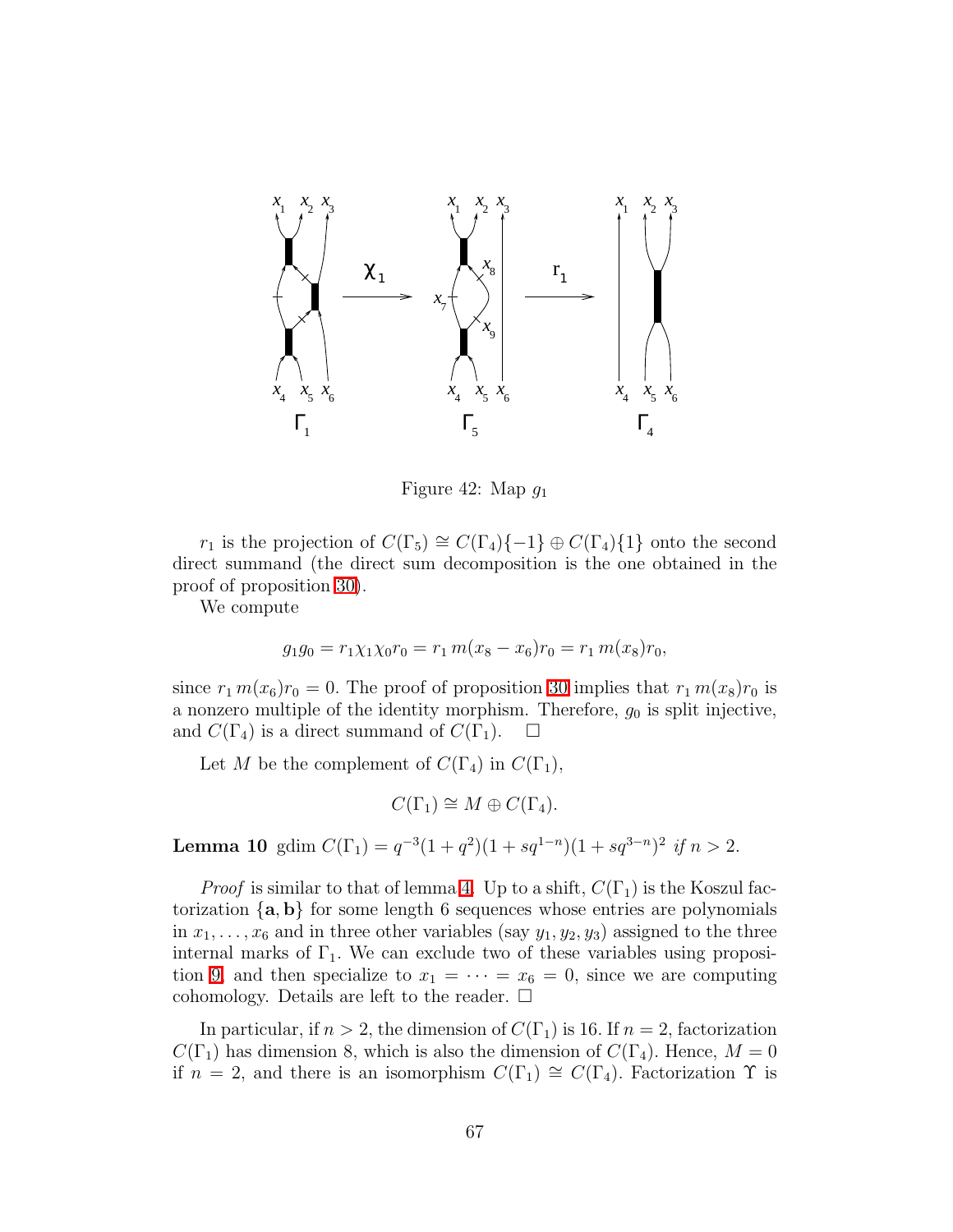Figure 42: Map $g_1$

$r_1$ is the projection of $C(\Gamma_5) \cong C(\Gamma_4)\{-1\} \oplus C(\Gamma_4)\{1\}$ onto the second direct summand (the direct sum decomposition is the one obtained in the proof of proposition 30).

We compute

$$g_1 g_0 = r_1 \chi_1 \chi_0 r_0 = r_1\, m(x_8 - x_6) r_0 = r_1\, m(x_8) r_0,$$

since $r_1\, m(x_6) r_0 = 0$. The proof of proposition 30 implies that $r_1\, m(x_8) r_0$ is a nonzero multiple of the identity morphism. Therefore, $g_0$ is split injective, and $C(\Gamma_4)$ is a direct summand of $C(\Gamma_1)$. $\square$

Let $M$ be the complement of $C(\Gamma_4)$ in $C(\Gamma_1)$,

$$C(\Gamma_1) \cong M \oplus C(\Gamma_4).$$

**Lemma 10** gdim $C(\Gamma_1) = q^{-3}(1+q^2)(1+sq^{1-n})(1+sq^{3-n})^2$ *if* $n > 2$.

*Proof* is similar to that of lemma 4. Up to a shift, $C(\Gamma_1)$ is the Koszul factorization $\{\mathbf{a}, \mathbf{b}\}$ for some length 6 sequences whose entries are polynomials in $x_1, \dots, x_6$ and in three other variables (say $y_1, y_2, y_3$) assigned to the three internal marks of $\Gamma_1$. We can exclude two of these variables using proposition 9, and then specialize to $x_1 = \dots = x_6 = 0$, since we are computing cohomology. Details are left to the reader. $\square$

In particular, if $n > 2$, the dimension of $C(\Gamma_1)$ is 16. If $n = 2$, factorization $C(\Gamma_1)$ has dimension 8, which is also the dimension of $C(\Gamma_4)$. Hence, $M = 0$ if $n = 2$, and there is an isomorphism $C(\Gamma_1) \cong C(\Gamma_4)$. Factorization $\Upsilon$ is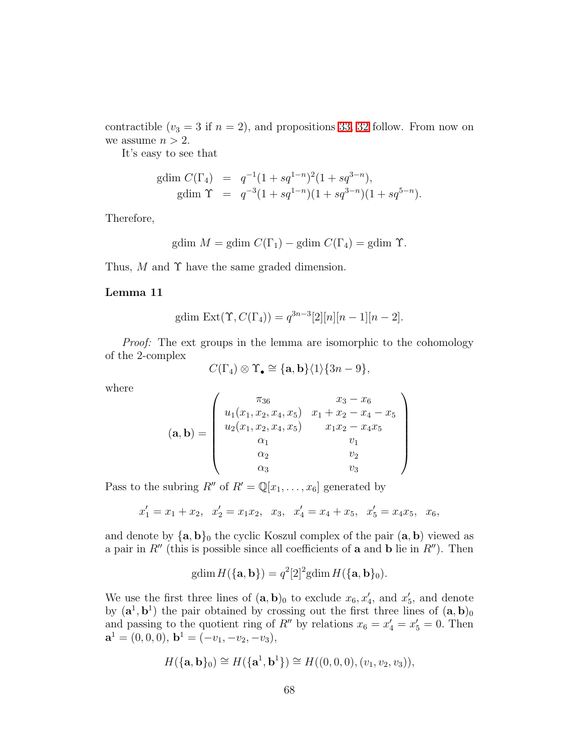contractible ($v_3 = 3$ if $n = 2$), and propositions 33, 32 follow. From now on we assume $n > 2$.

It's easy to see that

$$
\begin{aligned}
\text{gdim}\, C(\Gamma_4) &= q^{-1}(1 + sq^{1-n})^2(1 + sq^{3-n}), \\
\text{gdim}\, \Upsilon &= q^{-3}(1 + sq^{1-n})(1 + sq^{3-n})(1 + sq^{5-n}).
\end{aligned}
$$

Therefore,

$$
\text{gdim}\, M = \text{gdim}\, C(\Gamma_1) - \text{gdim}\, C(\Gamma_4) = \text{gdim}\, \Upsilon.
$$

Thus, $M$ and $\Upsilon$ have the same graded dimension.

**Lemma 11**

$$
\text{gdim Ext}(\Upsilon, C(\Gamma_4)) = q^{3n-3}[2][n][n-1][n-2].
$$

*Proof:* The ext groups in the lemma are isomorphic to the cohomology of the 2-complex

$$
C(\Gamma_4) \otimes \Upsilon_\bullet \cong \{\mathbf{a}, \mathbf{b}\}\langle 1\rangle\{3n-9\},
$$

where

$$
(\mathbf{a}, \mathbf{b}) = \begin{pmatrix}
\pi_{36} & x_3 - x_6 \\
u_1(x_1, x_2, x_4, x_5) & x_1 + x_2 - x_4 - x_5 \\
u_2(x_1, x_2, x_4, x_5) & x_1 x_2 - x_4 x_5 \\
\alpha_1 & v_1 \\
\alpha_2 & v_2 \\
\alpha_3 & v_3
\end{pmatrix}
$$

Pass to the subring $R''$ of $R' = \mathbb{Q}[x_1, \dots, x_6]$ generated by

$$
x_1' = x_1 + x_2, \quad x_2' = x_1 x_2, \quad x_3, \quad x_4' = x_4 + x_5, \quad x_5' = x_4 x_5, \quad x_6,
$$

and denote by $\{\mathbf{a}, \mathbf{b}\}_0$ the cyclic Koszul complex of the pair $(\mathbf{a}, \mathbf{b})$ viewed as a pair in $R''$ (this is possible since all coefficients of $\mathbf{a}$ and $\mathbf{b}$ lie in $R''$). Then

$$
\text{gdim}\, H(\{\mathbf{a}, \mathbf{b}\}) = q^2[2]^2 \text{gdim}\, H(\{\mathbf{a}, \mathbf{b}\}_0).
$$

We use the first three lines of $(\mathbf{a}, \mathbf{b})_0$ to exclude $x_6, x_4'$, and $x_5'$, and denote by $(\mathbf{a}^1, \mathbf{b}^1)$ the pair obtained by crossing out the first three lines of $(\mathbf{a}, \mathbf{b})_0$ and passing to the quotient ring of $R''$ by relations $x_6 = x_4' = x_5' = 0$. Then $\mathbf{a}^1 = (0, 0, 0)$, $\mathbf{b}^1 = (-v_1, -v_2, -v_3)$,

$$
H(\{\mathbf{a}, \mathbf{b}\}_0) \cong H(\{\mathbf{a}^1, \mathbf{b}^1\}) \cong H((0, 0, 0), (v_1, v_2, v_3)),
$$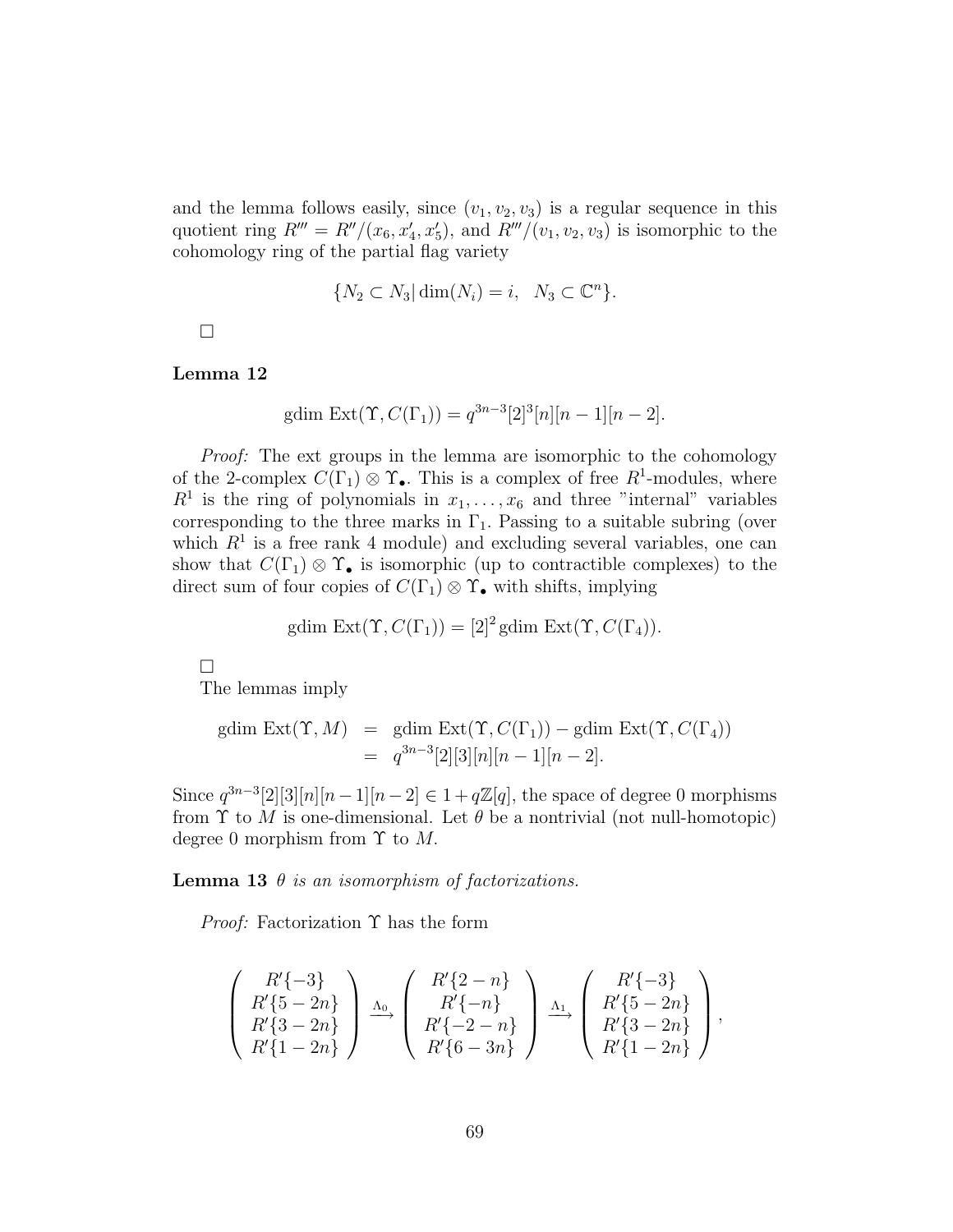and the lemma follows easily, since $(v_1, v_2, v_3)$ is a regular sequence in this quotient ring $R''' = R''/(x_6, x'_4, x'_5)$, and $R'''/(v_1, v_2, v_3)$ is isomorphic to the cohomology ring of the partial flag variety

$$\{N_2 \subset N_3 | \dim(N_i) = i, \quad N_3 \subset \mathbb{C}^n\}.$$

$\square$

**Lemma 12**

$$\text{gdim Ext}(\Upsilon, C(\Gamma_1)) = q^{3n-3}[2]^3[n][n-1][n-2].$$

*Proof:* The ext groups in the lemma are isomorphic to the cohomology of the 2-complex $C(\Gamma_1) \otimes \Upsilon_\bullet$. This is a complex of free $R^1$-modules, where $R^1$ is the ring of polynomials in $x_1, \dots, x_6$ and three "internal" variables corresponding to the three marks in $\Gamma_1$. Passing to a suitable subring (over which $R^1$ is a free rank 4 module) and excluding several variables, one can show that $C(\Gamma_1) \otimes \Upsilon_\bullet$ is isomorphic (up to contractible complexes) to the direct sum of four copies of $C(\Gamma_1) \otimes \Upsilon_\bullet$ with shifts, implying

$$\text{gdim Ext}(\Upsilon, C(\Gamma_1)) = [2]^2 \, \text{gdim Ext}(\Upsilon, C(\Gamma_4)).$$

$\square$

The lemmas imply

$$\begin{aligned} \text{gdim Ext}(\Upsilon, M) &= \text{gdim Ext}(\Upsilon, C(\Gamma_1)) - \text{gdim Ext}(\Upsilon, C(\Gamma_4)) \\ &= q^{3n-3}[2][3][n][n-1][n-2]. \end{aligned}$$

Since $q^{3n-3}[2][3][n][n-1][n-2] \in 1 + q\mathbb{Z}[q]$, the space of degree 0 morphisms from $\Upsilon$ to $M$ is one-dimensional. Let $\theta$ be a nontrivial (not null-homotopic) degree 0 morphism from $\Upsilon$ to $M$.

**Lemma 13** *$\theta$ is an isomorphism of factorizations.*

*Proof:* Factorization $\Upsilon$ has the form

$$\begin{pmatrix} R'\{-3\} \\ R'\{5-2n\} \\ R'\{3-2n\} \\ R'\{1-2n\} \end{pmatrix} \xrightarrow{\Lambda_0} \begin{pmatrix} R'\{2-n\} \\ R'\{-n\} \\ R'\{-2-n\} \\ R'\{6-3n\} \end{pmatrix} \xrightarrow{\Lambda_1} \begin{pmatrix} R'\{-3\} \\ R'\{5-2n\} \\ R'\{3-2n\} \\ R'\{1-2n\} \end{pmatrix},$$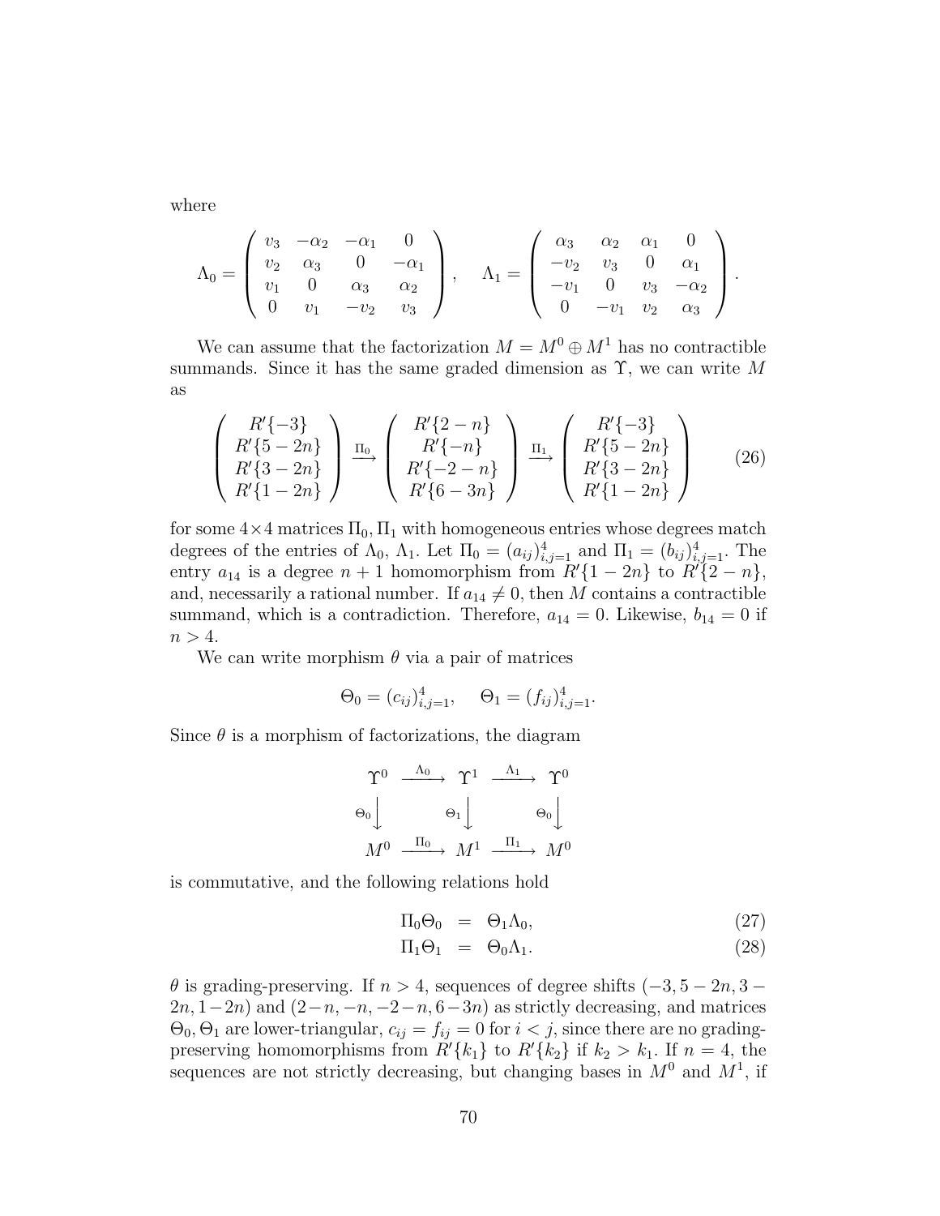where

$$
\Lambda_0 = \begin{pmatrix} v_3 & -\alpha_2 & -\alpha_1 & 0 \\ v_2 & \alpha_3 & 0 & -\alpha_1 \\ v_1 & 0 & \alpha_3 & \alpha_2 \\ 0 & v_1 & -v_2 & v_3 \end{pmatrix}, \quad \Lambda_1 = \begin{pmatrix} \alpha_3 & \alpha_2 & \alpha_1 & 0 \\ -v_2 & v_3 & 0 & \alpha_1 \\ -v_1 & 0 & v_3 & -\alpha_2 \\ 0 & -v_1 & v_2 & \alpha_3 \end{pmatrix}.
$$

We can assume that the factorization $M = M^0 \oplus M^1$ has no contractible summands. Since it has the same graded dimension as $\Upsilon$, we can write $M$ as

$$
\begin{pmatrix} R'\{-3\} \\ R'\{5-2n\} \\ R'\{3-2n\} \\ R'\{1-2n\} \end{pmatrix} \xrightarrow{\Pi_0} \begin{pmatrix} R'\{2-n\} \\ R'\{-n\} \\ R'\{-2-n\} \\ R'\{6-3n\} \end{pmatrix} \xrightarrow{\Pi_1} \begin{pmatrix} R'\{-3\} \\ R'\{5-2n\} \\ R'\{3-2n\} \\ R'\{1-2n\} \end{pmatrix} \tag{26}
$$

for some $4\times 4$ matrices $\Pi_0, \Pi_1$ with homogeneous entries whose degrees match degrees of the entries of $\Lambda_0$, $\Lambda_1$. Let $\Pi_0 = (a_{ij})_{i,j=1}^4$ and $\Pi_1 = (b_{ij})_{i,j=1}^4$. The entry $a_{14}$ is a degree $n+1$ homomorphism from $R'\{1-2n\}$ to $R'\{2-n\}$, and, necessarily a rational number. If $a_{14} \neq 0$, then $M$ contains a contractible summand, which is a contradiction. Therefore, $a_{14} = 0$. Likewise, $b_{14} = 0$ if $n > 4$.

We can write morphism $\theta$ via a pair of matrices

$$
\Theta_0 = (c_{ij})_{i,j=1}^4, \quad \Theta_1 = (f_{ij})_{i,j=1}^4.
$$

Since $\theta$ is a morphism of factorizations, the diagram

$$
\begin{array}{ccccc}
\Upsilon^0 & \xrightarrow{\Lambda_0} & \Upsilon^1 & \xrightarrow{\Lambda_1} & \Upsilon^0 \\
\Theta_0 \downarrow & & \Theta_1 \downarrow & & \Theta_0 \downarrow \\
M^0 & \xrightarrow{\Pi_0} & M^1 & \xrightarrow{\Pi_1} & M^0
\end{array}
$$

is commutative, and the following relations hold

$$
\Pi_0\Theta_0 = \Theta_1\Lambda_0, \tag{27}
$$

$$
\Pi_1\Theta_1 = \Theta_0\Lambda_1. \tag{28}
$$

$\theta$ is grading-preserving. If $n > 4$, sequences of degree shifts $(-3, 5-2n, 3-2n, 1-2n)$ and $(2-n, -n, -2-n, 6-3n)$ as strictly decreasing, and matrices $\Theta_0, \Theta_1$ are lower-triangular, $c_{ij} = f_{ij} = 0$ for $i < j$, since there are no grading-preserving homomorphisms from $R'\{k_1\}$ to $R'\{k_2\}$ if $k_2 > k_1$. If $n = 4$, the sequences are not strictly decreasing, but changing bases in $M^0$ and $M^1$, if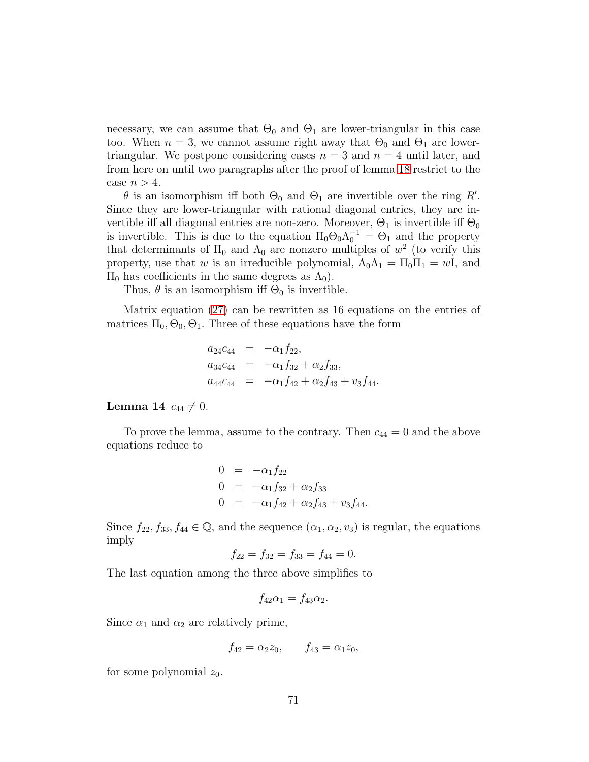necessary, we can assume that $\Theta_0$ and $\Theta_1$ are lower-triangular in this case too. When $n = 3$, we cannot assume right away that $\Theta_0$ and $\Theta_1$ are lower-triangular. We postpone considering cases $n = 3$ and $n = 4$ until later, and from here on until two paragraphs after the proof of lemma 18 restrict to the case $n > 4$.

$\theta$ is an isomorphism iff both $\Theta_0$ and $\Theta_1$ are invertible over the ring $R'$. Since they are lower-triangular with rational diagonal entries, they are invertible iff all diagonal entries are non-zero. Moreover, $\Theta_1$ is invertible iff $\Theta_0$ is invertible. This is due to the equation $\Pi_0\Theta_0\Lambda_0^{-1} = \Theta_1$ and the property that determinants of $\Pi_0$ and $\Lambda_0$ are nonzero multiples of $w^2$ (to verify this property, use that $w$ is an irreducible polynomial, $\Lambda_0\Lambda_1 = \Pi_0\Pi_1 = w\mathrm{I}$, and $\Pi_0$ has coefficients in the same degrees as $\Lambda_0$).

Thus, $\theta$ is an isomorphism iff $\Theta_0$ is invertible.

Matrix equation (27) can be rewritten as 16 equations on the entries of matrices $\Pi_0, \Theta_0, \Theta_1$. Three of these equations have the form

$$
\begin{aligned}
a_{24}c_{44} &= -\alpha_1 f_{22}, \\
a_{34}c_{44} &= -\alpha_1 f_{32} + \alpha_2 f_{33}, \\
a_{44}c_{44} &= -\alpha_1 f_{42} + \alpha_2 f_{43} + v_3 f_{44}.
\end{aligned}
$$

**Lemma 14** $c_{44} \neq 0$.

To prove the lemma, assume to the contrary. Then $c_{44} = 0$ and the above equations reduce to

$$
\begin{aligned}
0 &= -\alpha_1 f_{22} \\
0 &= -\alpha_1 f_{32} + \alpha_2 f_{33} \\
0 &= -\alpha_1 f_{42} + \alpha_2 f_{43} + v_3 f_{44}.
\end{aligned}
$$

Since $f_{22}, f_{33}, f_{44} \in \mathbb{Q}$, and the sequence $(\alpha_1, \alpha_2, v_3)$ is regular, the equations imply

$$f_{22} = f_{32} = f_{33} = f_{44} = 0.$$

The last equation among the three above simplifies to

$$f_{42}\alpha_1 = f_{43}\alpha_2.$$

Since $\alpha_1$ and $\alpha_2$ are relatively prime,

$$f_{42} = \alpha_2 z_0, \qquad f_{43} = \alpha_1 z_0,$$

for some polynomial $z_0$.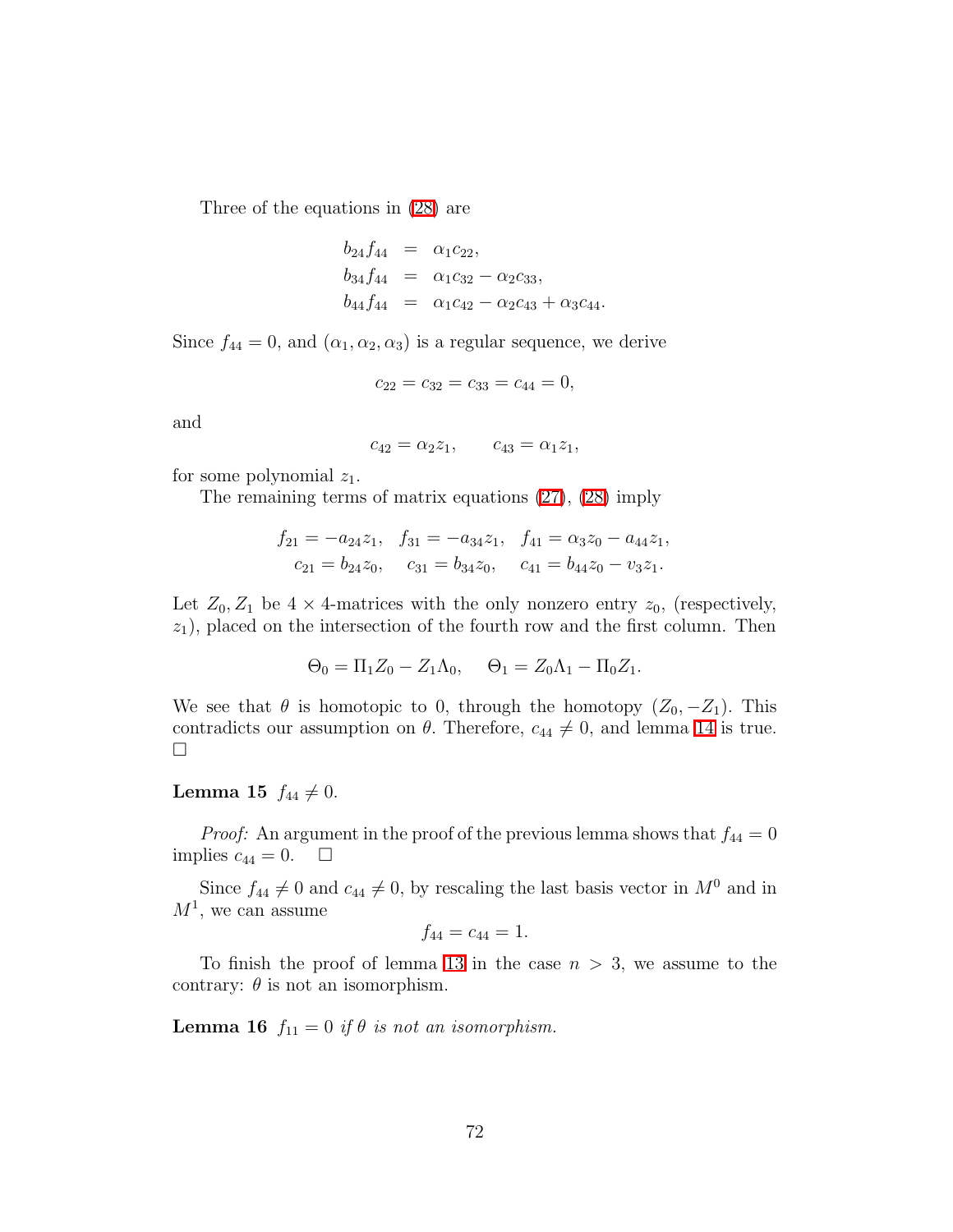Three of the equations in (28) are

$$
\begin{aligned}
b_{24}f_{44} &= \alpha_1 c_{22}, \\
b_{34}f_{44} &= \alpha_1 c_{32} - \alpha_2 c_{33}, \\
b_{44}f_{44} &= \alpha_1 c_{42} - \alpha_2 c_{43} + \alpha_3 c_{44}.
\end{aligned}
$$

Since $f_{44} = 0$, and $(\alpha_1, \alpha_2, \alpha_3)$ is a regular sequence, we derive

$$c_{22} = c_{32} = c_{33} = c_{44} = 0,$$

and

$$c_{42} = \alpha_2 z_1, \qquad c_{43} = \alpha_1 z_1,$$

for some polynomial $z_1$.

The remaining terms of matrix equations (27), (28) imply

$$
\begin{aligned}
f_{21} = -a_{24}z_1, \quad f_{31} = -a_{34}z_1, \quad f_{41} = \alpha_3 z_0 - a_{44}z_1, \\
c_{21} = b_{24}z_0, \quad c_{31} = b_{34}z_0, \quad c_{41} = b_{44}z_0 - v_3 z_1.
\end{aligned}
$$

Let $Z_0, Z_1$ be $4 \times 4$-matrices with the only nonzero entry $z_0$, (respectively, $z_1$), placed on the intersection of the fourth row and the first column. Then

$$\Theta_0 = \Pi_1 Z_0 - Z_1 \Lambda_0, \quad \Theta_1 = Z_0 \Lambda_1 - \Pi_0 Z_1.$$

We see that $\theta$ is homotopic to 0, through the homotopy $(Z_0, -Z_1)$. This contradicts our assumption on $\theta$. Therefore, $c_{44} \neq 0$, and lemma 14 is true. □

**Lemma 15** $f_{44} \neq 0$.

*Proof:* An argument in the proof of the previous lemma shows that $f_{44} = 0$ implies $c_{44} = 0$. □

Since $f_{44} \neq 0$ and $c_{44} \neq 0$, by rescaling the last basis vector in $M^0$ and in $M^1$, we can assume

$$f_{44} = c_{44} = 1.$$

To finish the proof of lemma 13 in the case $n > 3$, we assume to the contrary: $\theta$ is not an isomorphism.

**Lemma 16** *$f_{11} = 0$ if $\theta$ is not an isomorphism.*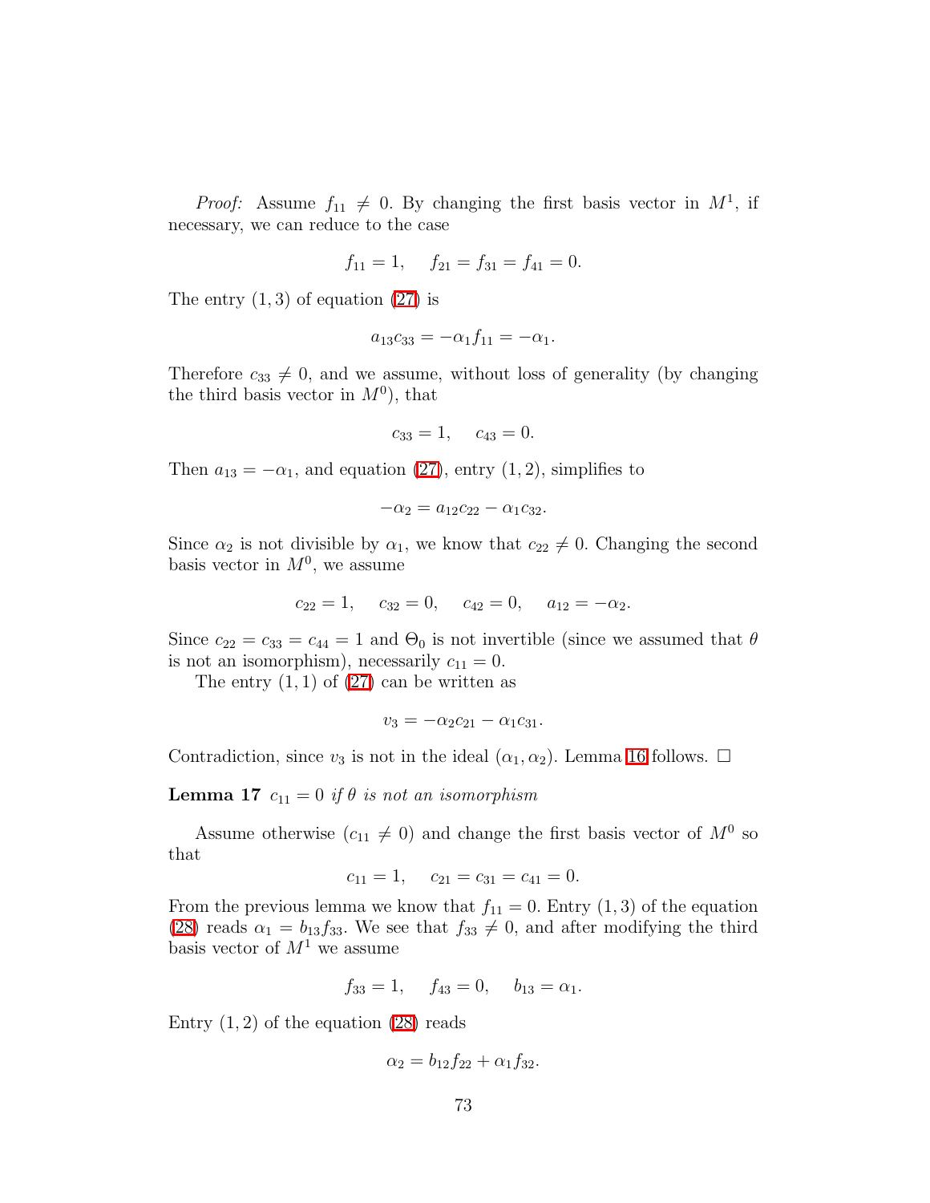*Proof:* Assume $f_{11} \neq 0$. By changing the first basis vector in $M^1$, if necessary, we can reduce to the case

$$f_{11} = 1, \quad f_{21} = f_{31} = f_{41} = 0.$$

The entry $(1,3)$ of equation (27) is

$$a_{13}c_{33} = -\alpha_1 f_{11} = -\alpha_1.$$

Therefore $c_{33} \neq 0$, and we assume, without loss of generality (by changing the third basis vector in $M^0$), that

$$c_{33} = 1, \quad c_{43} = 0.$$

Then $a_{13} = -\alpha_1$, and equation (27), entry $(1,2)$, simplifies to

$$-\alpha_2 = a_{12}c_{22} - \alpha_1 c_{32}.$$

Since $\alpha_2$ is not divisible by $\alpha_1$, we know that $c_{22} \neq 0$. Changing the second basis vector in $M^0$, we assume

$$c_{22} = 1, \quad c_{32} = 0, \quad c_{42} = 0, \quad a_{12} = -\alpha_2.$$

Since $c_{22} = c_{33} = c_{44} = 1$ and $\Theta_0$ is not invertible (since we assumed that $\theta$ is not an isomorphism), necessarily $c_{11} = 0$.

The entry $(1,1)$ of (27) can be written as

$$v_3 = -\alpha_2 c_{21} - \alpha_1 c_{31}.$$

Contradiction, since $v_3$ is not in the ideal $(\alpha_1, \alpha_2)$. Lemma 16 follows. □

**Lemma 17** *$c_{11} = 0$ if $\theta$ is not an isomorphism*

Assume otherwise ($c_{11} \neq 0$) and change the first basis vector of $M^0$ so that

$$c_{11} = 1, \quad c_{21} = c_{31} = c_{41} = 0.$$

From the previous lemma we know that $f_{11} = 0$. Entry $(1,3)$ of the equation (28) reads $\alpha_1 = b_{13}f_{33}$. We see that $f_{33} \neq 0$, and after modifying the third basis vector of $M^1$ we assume

$$f_{33} = 1, \quad f_{43} = 0, \quad b_{13} = \alpha_1.$$

Entry $(1,2)$ of the equation (28) reads

$$\alpha_2 = b_{12}f_{22} + \alpha_1 f_{32}.$$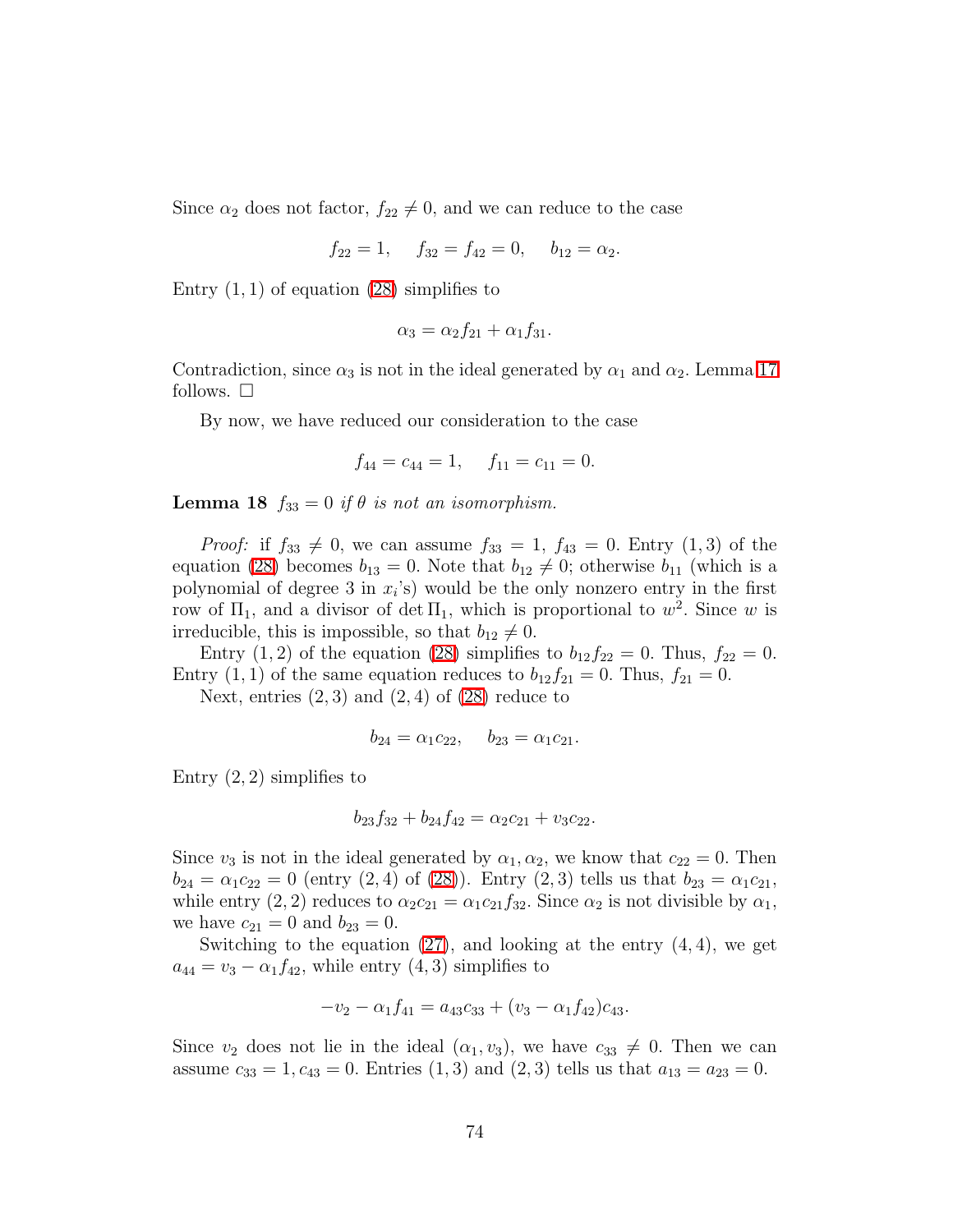Since $\alpha_2$ does not factor, $f_{22} \neq 0$, and we can reduce to the case

$$f_{22} = 1, \quad f_{32} = f_{42} = 0, \quad b_{12} = \alpha_2.$$

Entry $(1,1)$ of equation (28) simplifies to

$$\alpha_3 = \alpha_2 f_{21} + \alpha_1 f_{31}.$$

Contradiction, since $\alpha_3$ is not in the ideal generated by $\alpha_1$ and $\alpha_2$. Lemma 17 follows. $\square$

By now, we have reduced our consideration to the case

$$f_{44} = c_{44} = 1, \quad f_{11} = c_{11} = 0.$$

**Lemma 18** *$f_{33} = 0$ if $\theta$ is not an isomorphism.*

*Proof:* if $f_{33} \neq 0$, we can assume $f_{33} = 1$, $f_{43} = 0$. Entry $(1,3)$ of the equation (28) becomes $b_{13} = 0$. Note that $b_{12} \neq 0$; otherwise $b_{11}$ (which is a polynomial of degree 3 in $x_i$'s) would be the only nonzero entry in the first row of $\Pi_1$, and a divisor of $\det \Pi_1$, which is proportional to $w^2$. Since $w$ is irreducible, this is impossible, so that $b_{12} \neq 0$.

Entry $(1,2)$ of the equation (28) simplifies to $b_{12} f_{22} = 0$. Thus, $f_{22} = 0$. Entry $(1,1)$ of the same equation reduces to $b_{12} f_{21} = 0$. Thus, $f_{21} = 0$.

Next, entries $(2,3)$ and $(2,4)$ of (28) reduce to

$$b_{24} = \alpha_1 c_{22}, \quad b_{23} = \alpha_1 c_{21}.$$

Entry $(2,2)$ simplifies to

$$b_{23} f_{32} + b_{24} f_{42} = \alpha_2 c_{21} + v_3 c_{22}.$$

Since $v_3$ is not in the ideal generated by $\alpha_1, \alpha_2$, we know that $c_{22} = 0$. Then $b_{24} = \alpha_1 c_{22} = 0$ (entry $(2,4)$ of (28)). Entry $(2,3)$ tells us that $b_{23} = \alpha_1 c_{21}$, while entry $(2,2)$ reduces to $\alpha_2 c_{21} = \alpha_1 c_{21} f_{32}$. Since $\alpha_2$ is not divisible by $\alpha_1$, we have $c_{21} = 0$ and $b_{23} = 0$.

Switching to the equation (27), and looking at the entry $(4,4)$, we get $a_{44} = v_3 - \alpha_1 f_{42}$, while entry $(4,3)$ simplifies to

$$-v_2 - \alpha_1 f_{41} = a_{43} c_{33} + (v_3 - \alpha_1 f_{42}) c_{43}.$$

Since $v_2$ does not lie in the ideal $(\alpha_1, v_3)$, we have $c_{33} \neq 0$. Then we can assume $c_{33} = 1, c_{43} = 0$. Entries $(1,3)$ and $(2,3)$ tells us that $a_{13} = a_{23} = 0$.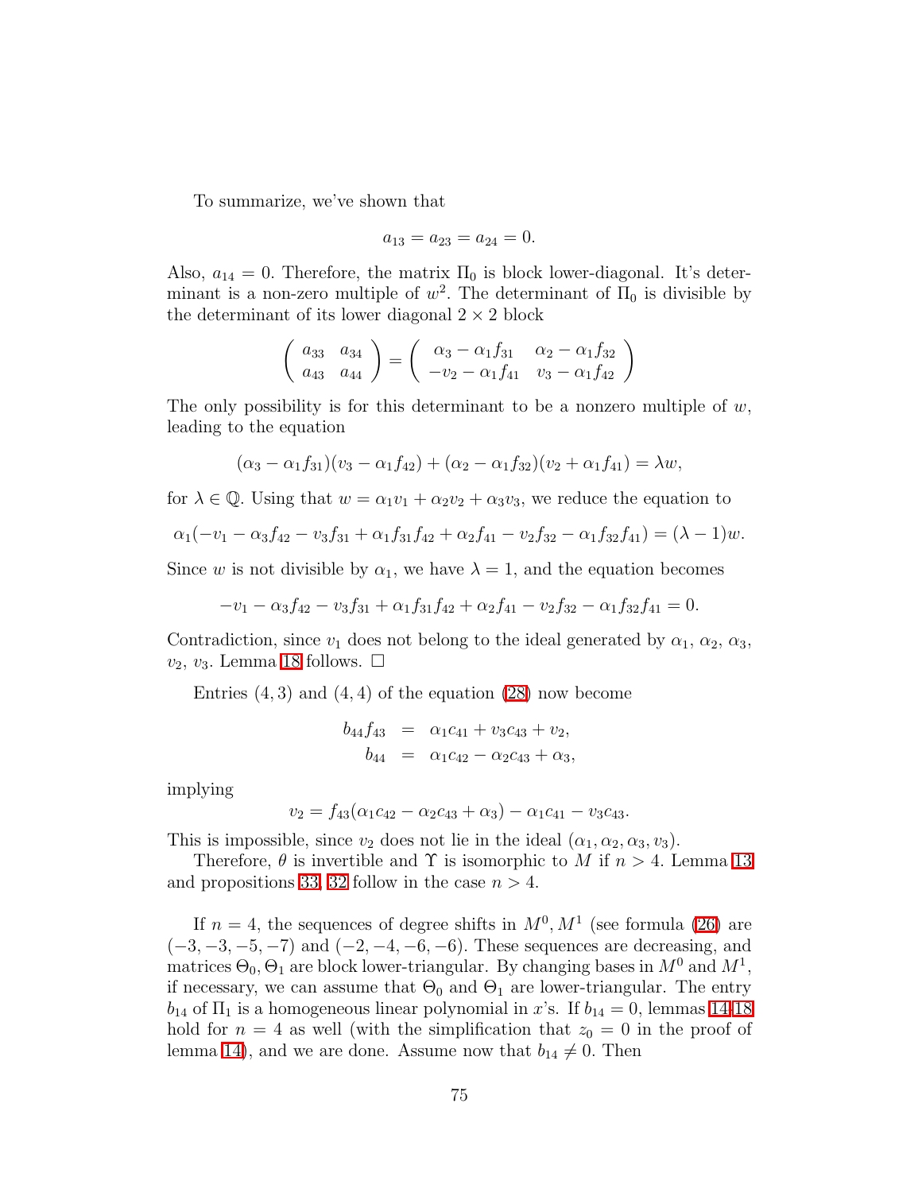To summarize, we've shown that

$$a_{13} = a_{23} = a_{24} = 0.$$

Also, $a_{14} = 0$. Therefore, the matrix $\Pi_0$ is block lower-diagonal. It's determinant is a non-zero multiple of $w^2$. The determinant of $\Pi_0$ is divisible by the determinant of its lower diagonal $2 \times 2$ block

$$\begin{pmatrix} a_{33} & a_{34} \\ a_{43} & a_{44} \end{pmatrix} = \begin{pmatrix} \alpha_3 - \alpha_1 f_{31} & \alpha_2 - \alpha_1 f_{32} \\ -v_2 - \alpha_1 f_{41} & v_3 - \alpha_1 f_{42} \end{pmatrix}$$

The only possibility is for this determinant to be a nonzero multiple of $w$, leading to the equation

$$(\alpha_3 - \alpha_1 f_{31})(v_3 - \alpha_1 f_{42}) + (\alpha_2 - \alpha_1 f_{32})(v_2 + \alpha_1 f_{41}) = \lambda w,$$

for $\lambda \in \mathbb{Q}$. Using that $w = \alpha_1 v_1 + \alpha_2 v_2 + \alpha_3 v_3$, we reduce the equation to

$$\alpha_1(-v_1 - \alpha_3 f_{42} - v_3 f_{31} + \alpha_1 f_{31} f_{42} + \alpha_2 f_{41} - v_2 f_{32} - \alpha_1 f_{32} f_{41}) = (\lambda - 1)w.$$

Since $w$ is not divisible by $\alpha_1$, we have $\lambda = 1$, and the equation becomes

$$-v_1 - \alpha_3 f_{42} - v_3 f_{31} + \alpha_1 f_{31} f_{42} + \alpha_2 f_{41} - v_2 f_{32} - \alpha_1 f_{32} f_{41} = 0.$$

Contradiction, since $v_1$ does not belong to the ideal generated by $\alpha_1$, $\alpha_2$, $\alpha_3$, $v_2$, $v_3$. Lemma 18 follows. □

Entries $(4,3)$ and $(4,4)$ of the equation (28) now become

$$\begin{aligned} b_{44} f_{43} &= \alpha_1 c_{41} + v_3 c_{43} + v_2, \\ b_{44} &= \alpha_1 c_{42} - \alpha_2 c_{43} + \alpha_3, \end{aligned}$$

implying

$$v_2 = f_{43}(\alpha_1 c_{42} - \alpha_2 c_{43} + \alpha_3) - \alpha_1 c_{41} - v_3 c_{43}.$$

This is impossible, since $v_2$ does not lie in the ideal $(\alpha_1, \alpha_2, \alpha_3, v_3)$.

Therefore, $\theta$ is invertible and $\Upsilon$ is isomorphic to $M$ if $n > 4$. Lemma 13 and propositions 33, 32 follow in the case $n > 4$.

If $n = 4$, the sequences of degree shifts in $M^0, M^1$ (see formula (26) are $(-3, -3, -5, -7)$ and $(-2, -4, -6, -6)$. These sequences are decreasing, and matrices $\Theta_0, \Theta_1$ are block lower-triangular. By changing bases in $M^0$ and $M^1$, if necessary, we can assume that $\Theta_0$ and $\Theta_1$ are lower-triangular. The entry $b_{14}$ of $\Pi_1$ is a homogeneous linear polynomial in $x$'s. If $b_{14} = 0$, lemmas 14-18 hold for $n = 4$ as well (with the simplification that $z_0 = 0$ in the proof of lemma 14), and we are done. Assume now that $b_{14} \neq 0$. Then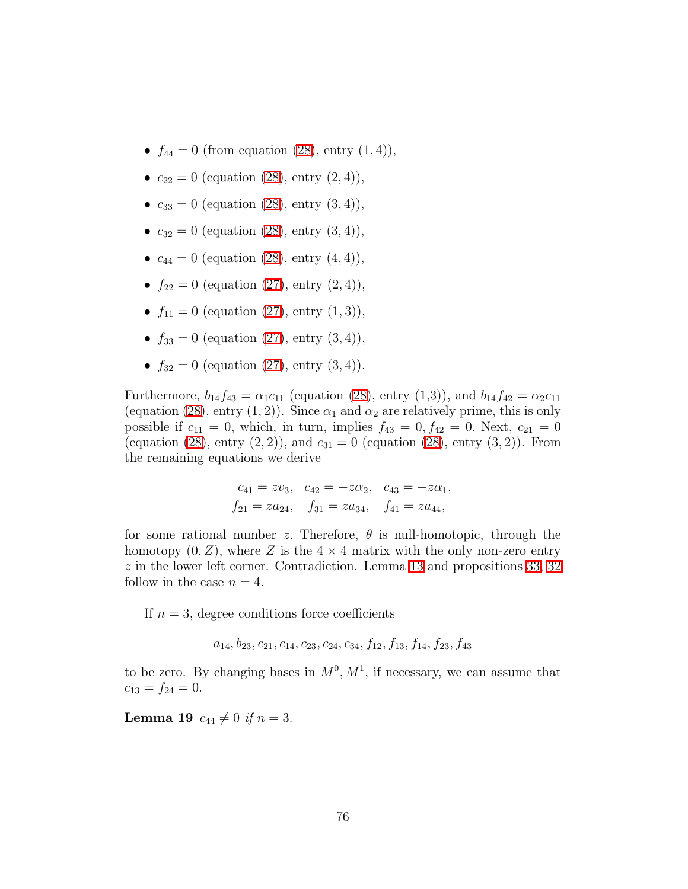- $f_{44} = 0$ (from equation (28), entry $(1,4)$),
- $c_{22} = 0$ (equation (28), entry $(2,4)$),
- $c_{33} = 0$ (equation (28), entry $(3,4)$),
- $c_{32} = 0$ (equation (28), entry $(3,4)$),
- $c_{44} = 0$ (equation (28), entry $(4,4)$),
- $f_{22} = 0$ (equation (27), entry $(2,4)$),
- $f_{11} = 0$ (equation (27), entry $(1,3)$),
- $f_{33} = 0$ (equation (27), entry $(3,4)$),
- $f_{32} = 0$ (equation (27), entry $(3,4)$).

Furthermore, $b_{14}f_{43} = \alpha_1 c_{11}$ (equation (28), entry (1,3)), and $b_{14}f_{42} = \alpha_2 c_{11}$ (equation (28), entry $(1,2)$). Since $\alpha_1$ and $\alpha_2$ are relatively prime, this is only possible if $c_{11} = 0$, which, in turn, implies $f_{43} = 0, f_{42} = 0$. Next, $c_{21} = 0$ (equation (28), entry $(2,2)$), and $c_{31} = 0$ (equation (28), entry $(3,2)$). From the remaining equations we derive

$$
\begin{aligned}
c_{41} = zv_3, \quad c_{42} = -z\alpha_2, \quad c_{43} = -z\alpha_1, \\
f_{21} = za_{24}, \quad f_{31} = za_{34}, \quad f_{41} = za_{44},
\end{aligned}
$$

for some rational number $z$. Therefore, $\theta$ is null-homotopic, through the homotopy $(0, Z)$, where $Z$ is the $4 \times 4$ matrix with the only non-zero entry $z$ in the lower left corner. Contradiction. Lemma 13 and propositions 33, 32 follow in the case $n = 4$.

If $n = 3$, degree conditions force coefficients

$$
a_{14}, b_{23}, c_{21}, c_{14}, c_{23}, c_{24}, c_{34}, f_{12}, f_{13}, f_{14}, f_{23}, f_{43}
$$

to be zero. By changing bases in $M^0, M^1$, if necessary, we can assume that $c_{13} = f_{24} = 0$.

**Lemma 19** *$c_{44} \neq 0$ if $n = 3$.*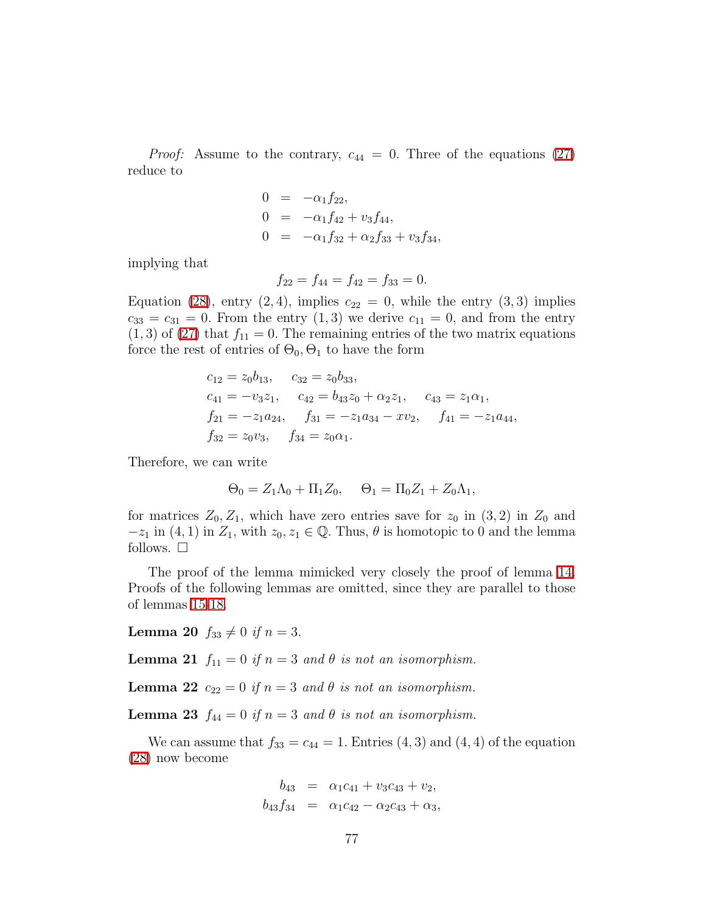*Proof:* Assume to the contrary, $c_{44} = 0$. Three of the equations (27) reduce to

$$
\begin{aligned}
0 &= -\alpha_1 f_{22}, \\
0 &= -\alpha_1 f_{42} + v_3 f_{44}, \\
0 &= -\alpha_1 f_{32} + \alpha_2 f_{33} + v_3 f_{34},
\end{aligned}
$$

implying that

$$f_{22} = f_{44} = f_{42} = f_{33} = 0.$$

Equation (28), entry $(2,4)$, implies $c_{22} = 0$, while the entry $(3,3)$ implies $c_{33} = c_{31} = 0$. From the entry $(1,3)$ we derive $c_{11} = 0$, and from the entry $(1,3)$ of (27) that $f_{11} = 0$. The remaining entries of the two matrix equations force the rest of entries of $\Theta_0, \Theta_1$ to have the form

$$
\begin{aligned}
&c_{12} = z_0 b_{13}, \quad c_{32} = z_0 b_{33}, \\
&c_{41} = -v_3 z_1, \quad c_{42} = b_{43} z_0 + \alpha_2 z_1, \quad c_{43} = z_1 \alpha_1, \\
&f_{21} = -z_1 a_{24}, \quad f_{31} = -z_1 a_{34} - x v_2, \quad f_{41} = -z_1 a_{44}, \\
&f_{32} = z_0 v_3, \quad f_{34} = z_0 \alpha_1.
\end{aligned}
$$

Therefore, we can write

$$\Theta_0 = Z_1 \Lambda_0 + \Pi_1 Z_0, \quad \Theta_1 = \Pi_0 Z_1 + Z_0 \Lambda_1,$$

for matrices $Z_0, Z_1$, which have zero entries save for $z_0$ in $(3,2)$ in $Z_0$ and $-z_1$ in $(4,1)$ in $Z_1$, with $z_0, z_1 \in \mathbb{Q}$. Thus, $\theta$ is homotopic to 0 and the lemma follows. $\square$

The proof of the lemma mimicked very closely the proof of lemma 14. Proofs of the following lemmas are omitted, since they are parallel to those of lemmas 15-18.

**Lemma 20** *$f_{33} \neq 0$ if $n = 3$.*

**Lemma 21** *$f_{11} = 0$ if $n = 3$ and $\theta$ is not an isomorphism.*

**Lemma 22** *$c_{22} = 0$ if $n = 3$ and $\theta$ is not an isomorphism.*

**Lemma 23** *$f_{44} = 0$ if $n = 3$ and $\theta$ is not an isomorphism.*

We can assume that $f_{33} = c_{44} = 1$. Entries $(4,3)$ and $(4,4)$ of the equation (28) now become

$$
\begin{aligned}
b_{43} &= \alpha_1 c_{41} + v_3 c_{43} + v_2, \\
b_{43} f_{34} &= \alpha_1 c_{42} - \alpha_2 c_{43} + \alpha_3,
\end{aligned}
$$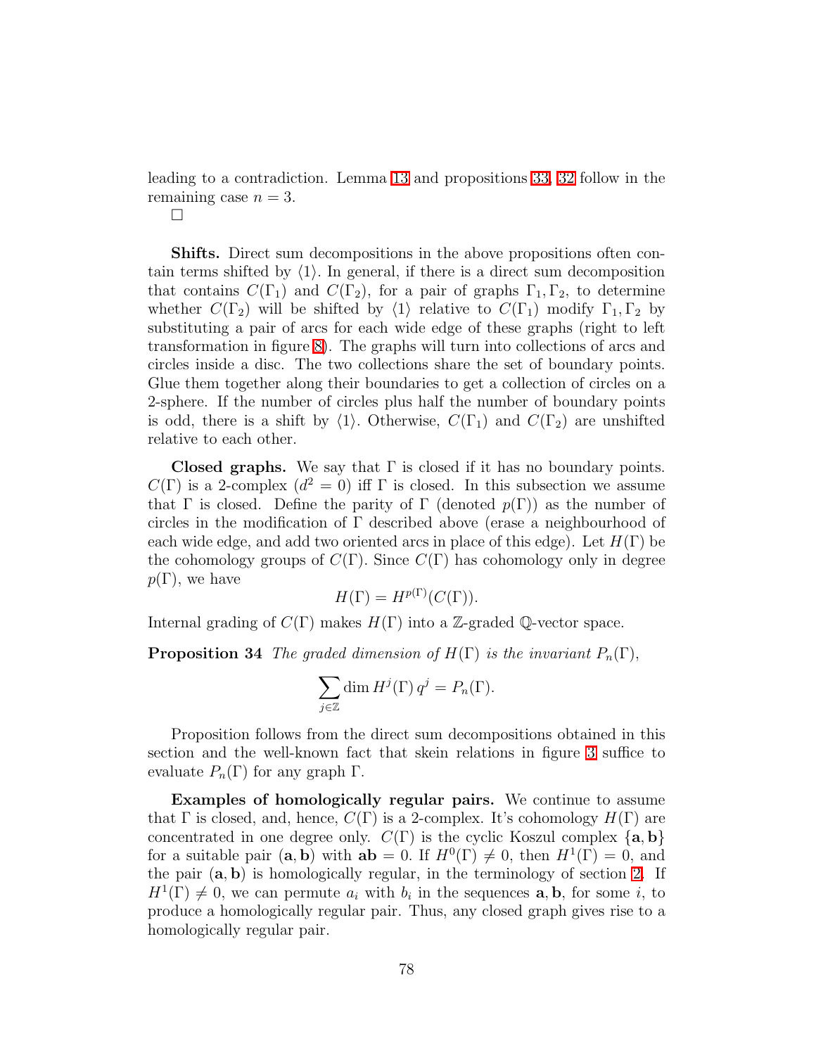leading to a contradiction. Lemma 13 and propositions 33, 32 follow in the remaining case $n = 3$.

□

**Shifts.** Direct sum decompositions in the above propositions often contain terms shifted by $\langle 1\rangle$. In general, if there is a direct sum decomposition that contains $C(\Gamma_1)$ and $C(\Gamma_2)$, for a pair of graphs $\Gamma_1, \Gamma_2$, to determine whether $C(\Gamma_2)$ will be shifted by $\langle 1\rangle$ relative to $C(\Gamma_1)$ modify $\Gamma_1, \Gamma_2$ by substituting a pair of arcs for each wide edge of these graphs (right to left transformation in figure 8). The graphs will turn into collections of arcs and circles inside a disc. The two collections share the set of boundary points. Glue them together along their boundaries to get a collection of circles on a 2-sphere. If the number of circles plus half the number of boundary points is odd, there is a shift by $\langle 1\rangle$. Otherwise, $C(\Gamma_1)$ and $C(\Gamma_2)$ are unshifted relative to each other.

**Closed graphs.** We say that $\Gamma$ is closed if it has no boundary points. $C(\Gamma)$ is a 2-complex ($d^2 = 0$) iff $\Gamma$ is closed. In this subsection we assume that $\Gamma$ is closed. Define the parity of $\Gamma$ (denoted $p(\Gamma)$) as the number of circles in the modification of $\Gamma$ described above (erase a neighbourhood of each wide edge, and add two oriented arcs in place of this edge). Let $H(\Gamma)$ be the cohomology groups of $C(\Gamma)$. Since $C(\Gamma)$ has cohomology only in degree $p(\Gamma)$, we have

$$H(\Gamma) = H^{p(\Gamma)}(C(\Gamma)).$$

Internal grading of $C(\Gamma)$ makes $H(\Gamma)$ into a $\mathbb{Z}$-graded $\mathbb{Q}$-vector space.

**Proposition 34** *The graded dimension of $H(\Gamma)$ is the invariant $P_n(\Gamma)$,*

$$\sum_{j\in\mathbb{Z}} \dim H^j(\Gamma)\, q^j = P_n(\Gamma).$$

Proposition follows from the direct sum decompositions obtained in this section and the well-known fact that skein relations in figure 3 suffice to evaluate $P_n(\Gamma)$ for any graph $\Gamma$.

**Examples of homologically regular pairs.** We continue to assume that $\Gamma$ is closed, and, hence, $C(\Gamma)$ is a 2-complex. It's cohomology $H(\Gamma)$ are concentrated in one degree only. $C(\Gamma)$ is the cyclic Koszul complex $\{\mathbf{a}, \mathbf{b}\}$ for a suitable pair $(\mathbf{a}, \mathbf{b})$ with $\mathbf{ab} = 0$. If $H^0(\Gamma) \neq 0$, then $H^1(\Gamma) = 0$, and the pair $(\mathbf{a}, \mathbf{b})$ is homologically regular, in the terminology of section 2. If $H^1(\Gamma) \neq 0$, we can permute $a_i$ with $b_i$ in the sequences $\mathbf{a}, \mathbf{b}$, for some $i$, to produce a homologically regular pair. Thus, any closed graph gives rise to a homologically regular pair.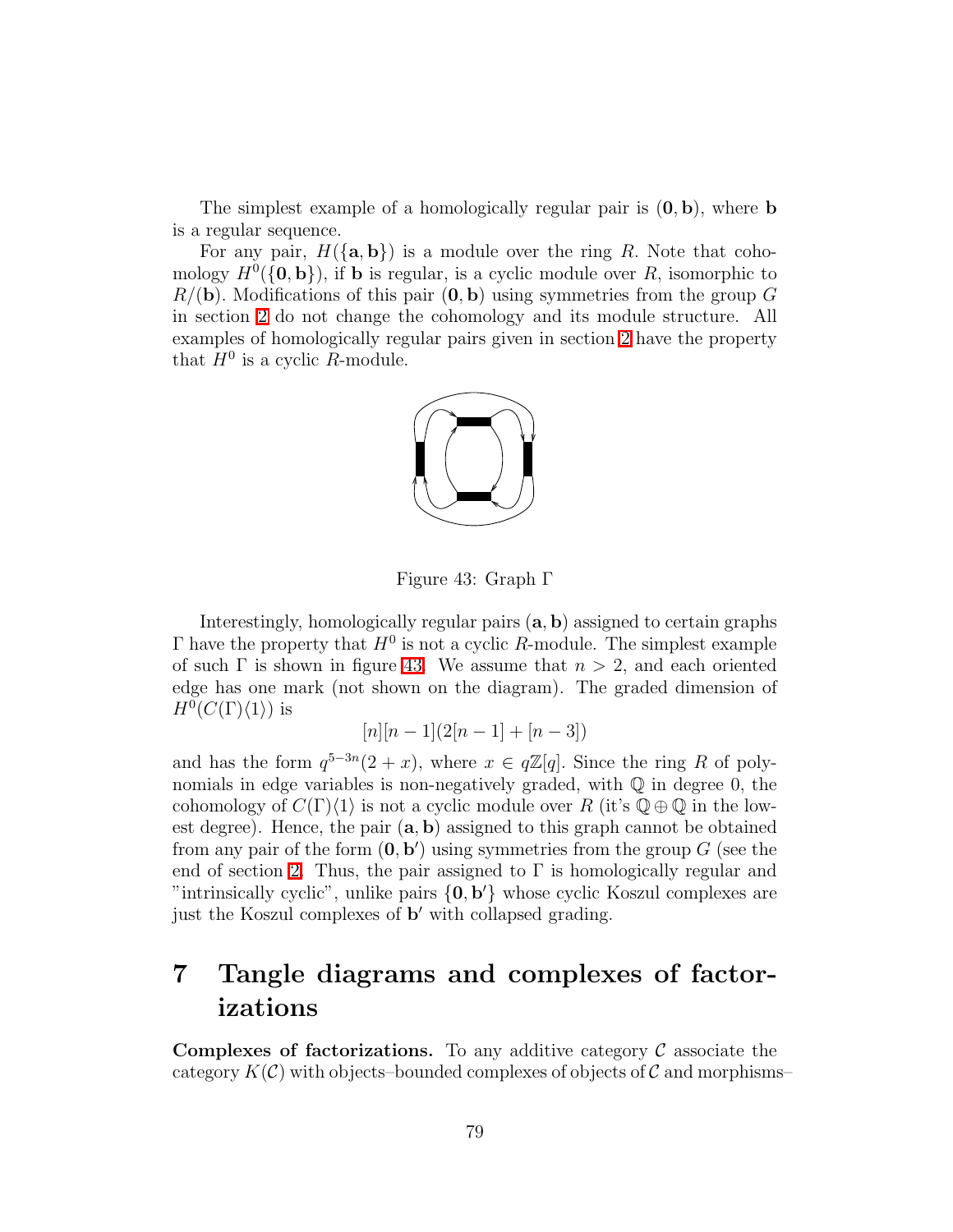The simplest example of a homologically regular pair is $(\mathbf{0}, \mathbf{b})$, where $\mathbf{b}$ is a regular sequence.

For any pair, $H(\{\mathbf{a}, \mathbf{b}\})$ is a module over the ring $R$. Note that cohomology $H^0(\{\mathbf{0}, \mathbf{b}\})$, if $\mathbf{b}$ is regular, is a cyclic module over $R$, isomorphic to $R/(\mathbf{b})$. Modifications of this pair $(\mathbf{0}, \mathbf{b})$ using symmetries from the group $G$ in section 2 do not change the cohomology and its module structure. All examples of homologically regular pairs given in section 2 have the property that $H^0$ is a cyclic $R$-module.

Figure 43: Graph $\Gamma$

Interestingly, homologically regular pairs $(\mathbf{a}, \mathbf{b})$ assigned to certain graphs $\Gamma$ have the property that $H^0$ is not a cyclic $R$-module. The simplest example of such $\Gamma$ is shown in figure 43. We assume that $n > 2$, and each oriented edge has one mark (not shown on the diagram). The graded dimension of $H^0(C(\Gamma)\langle 1 \rangle)$ is

$$[n][n-1](2[n-1] + [n-3])$$

and has the form $q^{5-3n}(2 + x)$, where $x \in q\mathbb{Z}[q]$. Since the ring $R$ of polynomials in edge variables is non-negatively graded, with $\mathbb{Q}$ in degree 0, the cohomology of $C(\Gamma)\langle 1 \rangle$ is not a cyclic module over $R$ (it's $\mathbb{Q} \oplus \mathbb{Q}$ in the lowest degree). Hence, the pair $(\mathbf{a}, \mathbf{b})$ assigned to this graph cannot be obtained from any pair of the form $(\mathbf{0}, \mathbf{b}')$ using symmetries from the group $G$ (see the end of section 2. Thus, the pair assigned to $\Gamma$ is homologically regular and "intrinsically cyclic", unlike pairs $\{\mathbf{0}, \mathbf{b}'\}$ whose cyclic Koszul complexes are just the Koszul complexes of $\mathbf{b}'$ with collapsed grading.

# 7 Tangle diagrams and complexes of factorizations

**Complexes of factorizations.** To any additive category $\mathcal{C}$ associate the category $K(\mathcal{C})$ with objects–bounded complexes of objects of $\mathcal{C}$ and morphisms–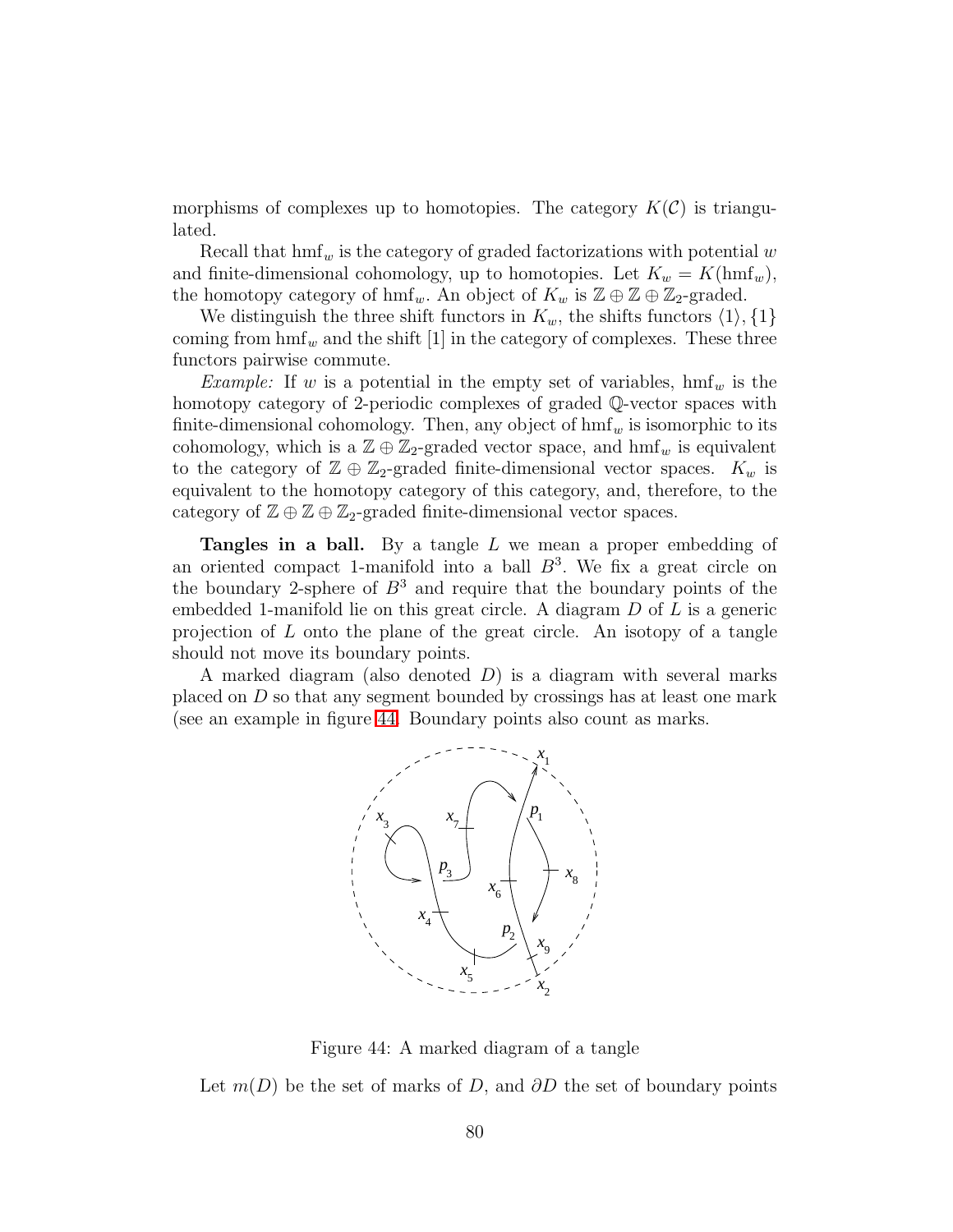morphisms of complexes up to homotopies. The category $K(\mathcal{C})$ is triangulated.

Recall that $\mathrm{hmf}_w$ is the category of graded factorizations with potential $w$ and finite-dimensional cohomology, up to homotopies. Let $K_w = K(\mathrm{hmf}_w)$, the homotopy category of $\mathrm{hmf}_w$. An object of $K_w$ is $\mathbb{Z} \oplus \mathbb{Z} \oplus \mathbb{Z}_2$-graded.

We distinguish the three shift functors in $K_w$, the shifts functors $\langle 1 \rangle, \{1\}$ coming from $\mathrm{hmf}_w$ and the shift $[1]$ in the category of complexes. These three functors pairwise commute.

*Example:* If $w$ is a potential in the empty set of variables, $\mathrm{hmf}_w$ is the homotopy category of 2-periodic complexes of graded $\mathbb{Q}$-vector spaces with finite-dimensional cohomology. Then, any object of $\mathrm{hmf}_w$ is isomorphic to its cohomology, which is a $\mathbb{Z} \oplus \mathbb{Z}_2$-graded vector space, and $\mathrm{hmf}_w$ is equivalent to the category of $\mathbb{Z} \oplus \mathbb{Z}_2$-graded finite-dimensional vector spaces. $K_w$ is equivalent to the homotopy category of this category, and, therefore, to the category of $\mathbb{Z} \oplus \mathbb{Z} \oplus \mathbb{Z}_2$-graded finite-dimensional vector spaces.

**Tangles in a ball.** By a tangle $L$ we mean a proper embedding of an oriented compact 1-manifold into a ball $B^3$. We fix a great circle on the boundary 2-sphere of $B^3$ and require that the boundary points of the embedded 1-manifold lie on this great circle. A diagram $D$ of $L$ is a generic projection of $L$ onto the plane of the great circle. An isotopy of a tangle should not move its boundary points.

A marked diagram (also denoted $D$) is a diagram with several marks placed on $D$ so that any segment bounded by crossings has at least one mark (see an example in figure 44. Boundary points also count as marks.

Figure 44: A marked diagram of a tangle

Let $m(D)$ be the set of marks of $D$, and $\partial D$ the set of boundary points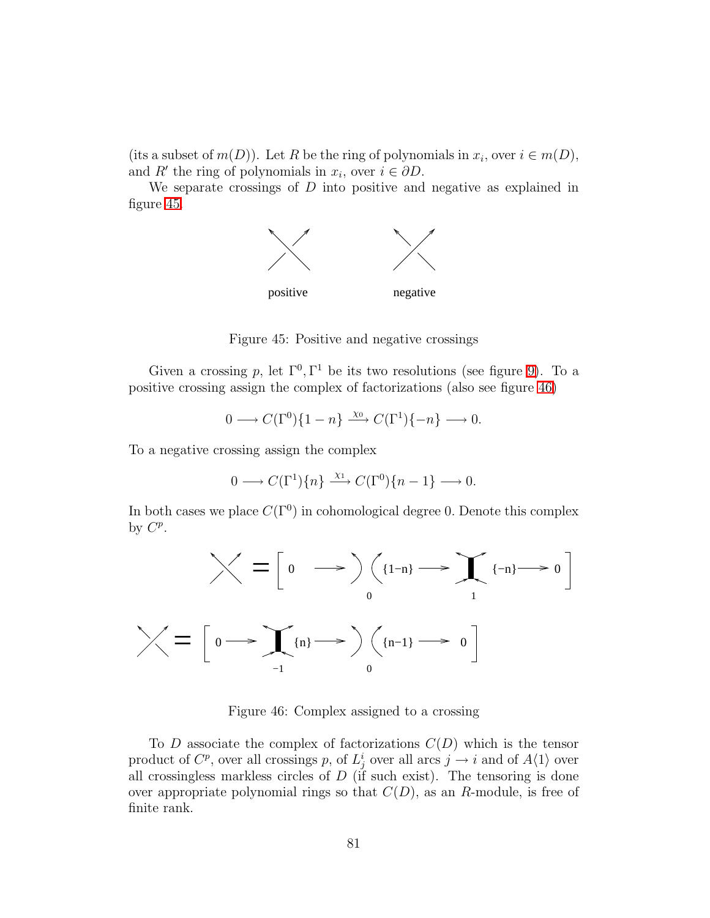(its a subset of $m(D)$). Let $R$ be the ring of polynomials in $x_i$, over $i \in m(D)$, and $R'$ the ring of polynomials in $x_i$, over $i \in \partial D$.

We separate crossings of $D$ into positive and negative as explained in figure 45.

Figure 45: Positive and negative crossings

Given a crossing $p$, let $\Gamma^0, \Gamma^1$ be its two resolutions (see figure 9). To a positive crossing assign the complex of factorizations (also see figure 46)

$$0 \longrightarrow C(\Gamma^0)\{1-n\} \xrightarrow{\chi_0} C(\Gamma^1)\{-n\} \longrightarrow 0.$$

To a negative crossing assign the complex

$$0 \longrightarrow C(\Gamma^1)\{n\} \xrightarrow{\chi_1} C(\Gamma^0)\{n-1\} \longrightarrow 0.$$

In both cases we place $C(\Gamma^0)$ in cohomological degree 0. Denote this complex by $C^p$.

Figure 46: Complex assigned to a crossing

To $D$ associate the complex of factorizations $C(D)$ which is the tensor product of $C^p$, over all crossings $p$, of $L^i_j$ over all arcs $j \to i$ and of $A\langle 1 \rangle$ over all crossingless markless circles of $D$ (if such exist). The tensoring is done over appropriate polynomial rings so that $C(D)$, as an $R$-module, is free of finite rank.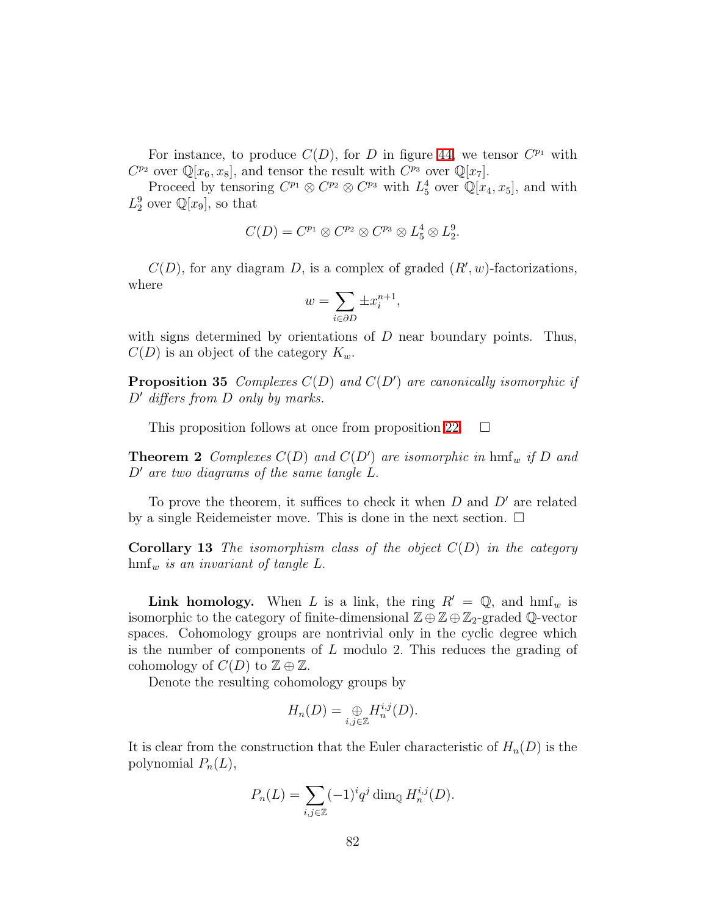For instance, to produce $C(D)$, for $D$ in figure 44, we tensor $C^{p_1}$ with $C^{p_2}$ over $\mathbb{Q}[x_6, x_8]$, and tensor the result with $C^{p_3}$ over $\mathbb{Q}[x_7]$.

Proceed by tensoring $C^{p_1} \otimes C^{p_2} \otimes C^{p_3}$ with $L_5^4$ over $\mathbb{Q}[x_4, x_5]$, and with $L_2^9$ over $\mathbb{Q}[x_9]$, so that

$$C(D) = C^{p_1} \otimes C^{p_2} \otimes C^{p_3} \otimes L_5^4 \otimes L_2^9.$$

$C(D)$, for any diagram $D$, is a complex of graded $(R', w)$-factorizations, where

$$w = \sum_{i \in \partial D} \pm x_i^{n+1},$$

with signs determined by orientations of $D$ near boundary points. Thus, $C(D)$ is an object of the category $K_w$.

**Proposition 35** *Complexes $C(D)$ and $C(D')$ are canonically isomorphic if $D'$ differs from $D$ only by marks.*

This proposition follows at once from proposition 22. $\square$

**Theorem 2** *Complexes $C(D)$ and $C(D')$ are isomorphic in $\mathrm{hmf}_w$ if $D$ and $D'$ are two diagrams of the same tangle $L$.*

To prove the theorem, it suffices to check it when $D$ and $D'$ are related by a single Reidemeister move. This is done in the next section. $\square$

**Corollary 13** *The isomorphism class of the object $C(D)$ in the category $\mathrm{hmf}_w$ is an invariant of tangle $L$.*

**Link homology.** When $L$ is a link, the ring $R' = \mathbb{Q}$, and $\mathrm{hmf}_w$ is isomorphic to the category of finite-dimensional $\mathbb{Z} \oplus \mathbb{Z} \oplus \mathbb{Z}_2$-graded $\mathbb{Q}$-vector spaces. Cohomology groups are nontrivial only in the cyclic degree which is the number of components of $L$ modulo 2. This reduces the grading of cohomology of $C(D)$ to $\mathbb{Z} \oplus \mathbb{Z}$.

Denote the resulting cohomology groups by

$$H_n(D) = \underset{i,j \in \mathbb{Z}}{\oplus} H_n^{i,j}(D).$$

It is clear from the construction that the Euler characteristic of $H_n(D)$ is the polynomial $P_n(L)$,

$$P_n(L) = \sum_{i,j \in \mathbb{Z}} (-1)^i q^j \dim_{\mathbb{Q}} H_n^{i,j}(D).$$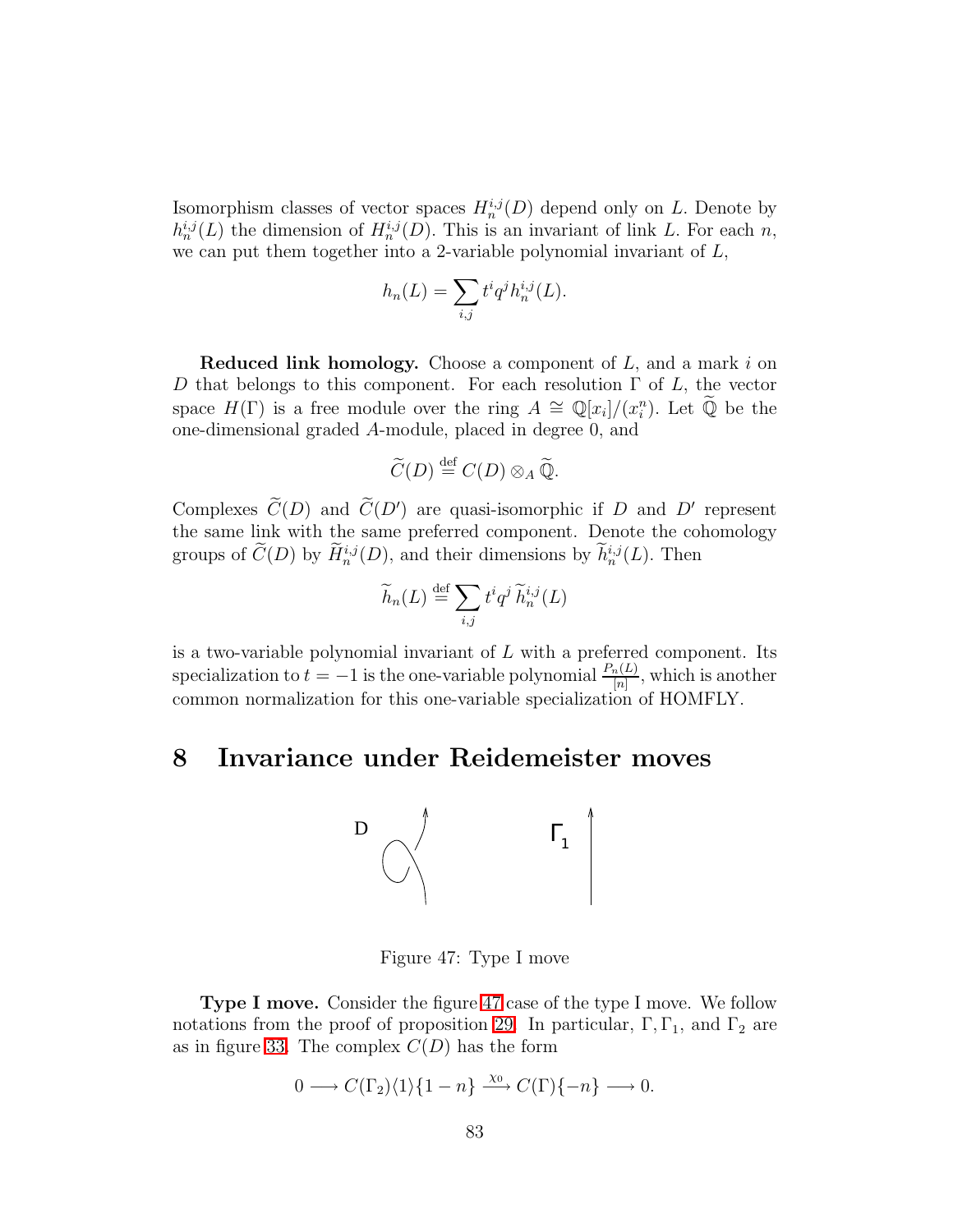Isomorphism classes of vector spaces $H_n^{i,j}(D)$ depend only on $L$. Denote by $h_n^{i,j}(L)$ the dimension of $H_n^{i,j}(D)$. This is an invariant of link $L$. For each $n$, we can put them together into a 2-variable polynomial invariant of $L$,

$$h_n(L) = \sum_{i,j} t^i q^j h_n^{i,j}(L).$$

**Reduced link homology.** Choose a component of $L$, and a mark $i$ on $D$ that belongs to this component. For each resolution $\Gamma$ of $L$, the vector space $H(\Gamma)$ is a free module over the ring $A \cong \mathbb{Q}[x_i]/(x_i^n)$. Let $\widetilde{\mathbb{Q}}$ be the one-dimensional graded $A$-module, placed in degree 0, and

$$\widetilde{C}(D) \stackrel{\text{def}}{=} C(D) \otimes_A \widetilde{\mathbb{Q}}.$$

Complexes $\widetilde{C}(D)$ and $\widetilde{C}(D')$ are quasi-isomorphic if $D$ and $D'$ represent the same link with the same preferred component. Denote the cohomology groups of $\widetilde{C}(D)$ by $\widetilde{H}_n^{i,j}(D)$, and their dimensions by $\widetilde{h}_n^{i,j}(L)$. Then

$$\widetilde{h}_n(L) \stackrel{\text{def}}{=} \sum_{i,j} t^i q^j \, \widetilde{h}_n^{i,j}(L)$$

is a two-variable polynomial invariant of $L$ with a preferred component. Its specialization to $t = -1$ is the one-variable polynomial $\frac{P_n(L)}{[n]}$, which is another common normalization for this one-variable specialization of HOMFLY.

# 8 Invariance under Reidemeister moves

Figure 47: Type I move

**Type I move.** Consider the figure 47 case of the type I move. We follow notations from the proof of proposition 29. In particular, $\Gamma, \Gamma_1$, and $\Gamma_2$ are as in figure 33. The complex $C(D)$ has the form

$$0 \longrightarrow C(\Gamma_2)\langle 1 \rangle \{1-n\} \xrightarrow{\chi_0} C(\Gamma)\{-n\} \longrightarrow 0.$$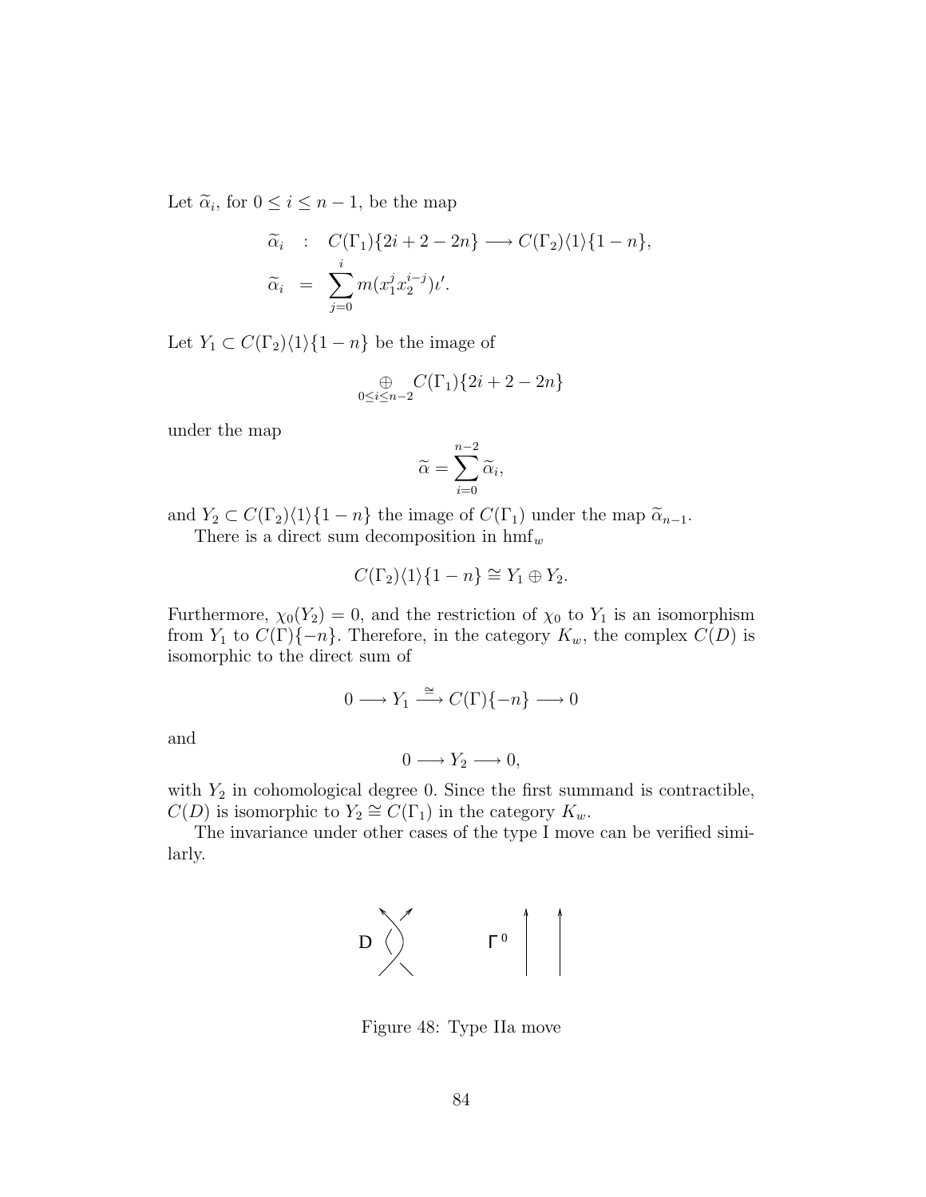Let $\widetilde{\alpha}_i$, for $0 \le i \le n-1$, be the map

$$\begin{aligned}
\widetilde{\alpha}_i &: C(\Gamma_1)\{2i+2-2n\} \longrightarrow C(\Gamma_2)\langle 1\rangle\{1-n\}, \\
\widetilde{\alpha}_i &= \sum_{j=0}^{i} m(x_1^j x_2^{i-j})\iota'.
\end{aligned}$$

Let $Y_1 \subset C(\Gamma_2)\langle 1\rangle\{1-n\}$ be the image of

$$\underset{0\le i\le n-2}{\oplus} C(\Gamma_1)\{2i+2-2n\}$$

under the map

$$\widetilde{\alpha} = \sum_{i=0}^{n-2} \widetilde{\alpha}_i,$$

and $Y_2 \subset C(\Gamma_2)\langle 1\rangle\{1-n\}$ the image of $C(\Gamma_1)$ under the map $\widetilde{\alpha}_{n-1}$.

There is a direct sum decomposition in $\mathrm{hmf}_w$

$$C(\Gamma_2)\langle 1\rangle\{1-n\} \cong Y_1 \oplus Y_2.$$

Furthermore, $\chi_0(Y_2) = 0$, and the restriction of $\chi_0$ to $Y_1$ is an isomorphism from $Y_1$ to $C(\Gamma)\{-n\}$. Therefore, in the category $K_w$, the complex $C(D)$ is isomorphic to the direct sum of

$$0 \longrightarrow Y_1 \stackrel{\cong}{\longrightarrow} C(\Gamma)\{-n\} \longrightarrow 0$$

and

$$0 \longrightarrow Y_2 \longrightarrow 0,$$

with $Y_2$ in cohomological degree 0. Since the first summand is contractible, $C(D)$ is isomorphic to $Y_2 \cong C(\Gamma_1)$ in the category $K_w$.

The invariance under other cases of the type I move can be verified similarly.

Figure 48: Type IIa move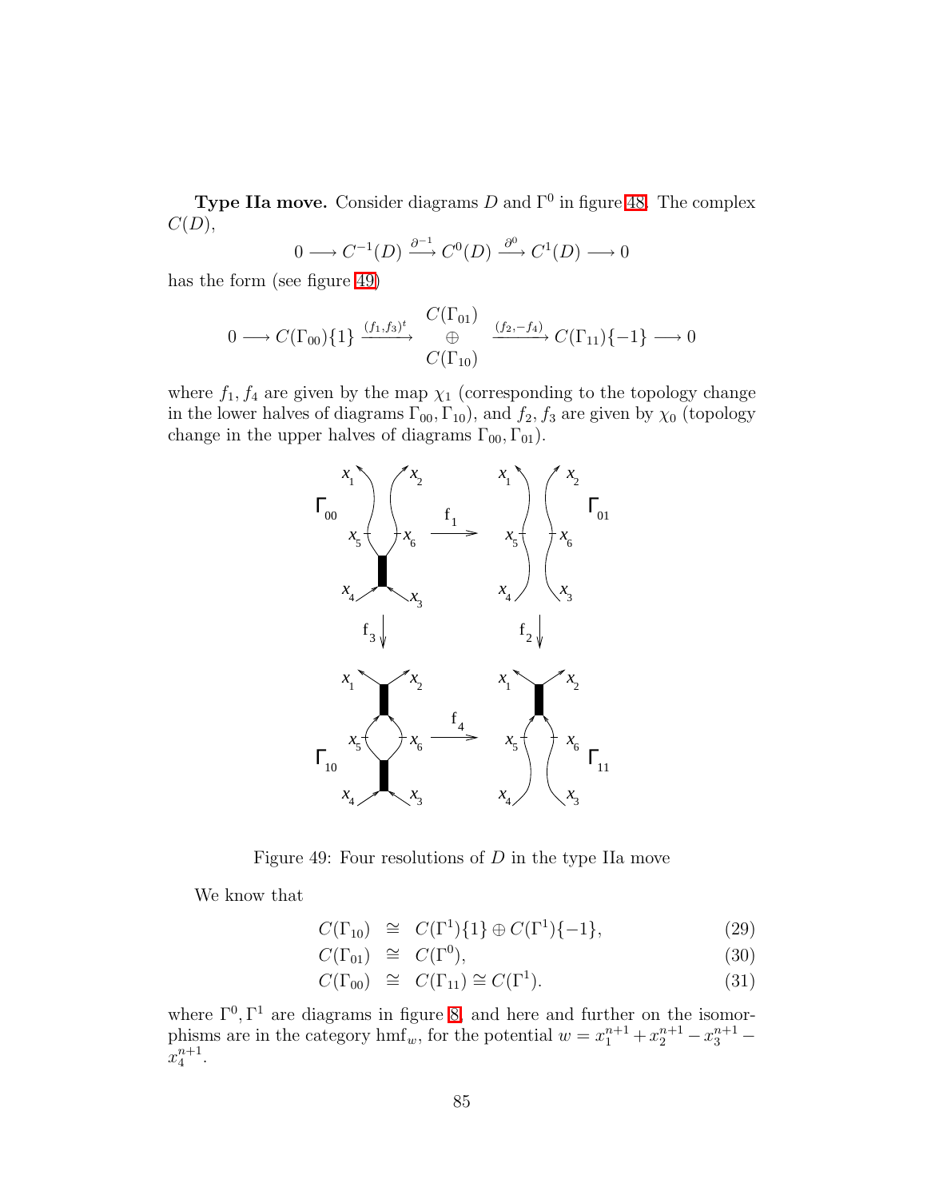**Type IIa move.** Consider diagrams $D$ and $\Gamma^0$ in figure 48. The complex $C(D)$,

$$0 \longrightarrow C^{-1}(D) \xrightarrow{\partial^{-1}} C^0(D) \xrightarrow{\partial^0} C^1(D) \longrightarrow 0$$

has the form (see figure 49)

$$0 \longrightarrow C(\Gamma_{00})\{1\} \xrightarrow{(f_1,f_3)^t} \begin{array}{c} C(\Gamma_{01}) \\ \oplus \\ C(\Gamma_{10}) \end{array} \xrightarrow{(f_2,-f_4)} C(\Gamma_{11})\{-1\} \longrightarrow 0$$

where $f_1, f_4$ are given by the map $\chi_1$ (corresponding to the topology change in the lower halves of diagrams $\Gamma_{00}, \Gamma_{10}$), and $f_2, f_3$ are given by $\chi_0$ (topology change in the upper halves of diagrams $\Gamma_{00}, \Gamma_{01}$).

Figure 49: Four resolutions of $D$ in the type IIa move

We know that

$$C(\Gamma_{10}) \cong C(\Gamma^1)\{1\} \oplus C(\Gamma^1)\{-1\}, \tag{29}$$

$$C(\Gamma_{01}) \cong C(\Gamma^0), \tag{30}$$

$$C(\Gamma_{00}) \cong C(\Gamma_{11}) \cong C(\Gamma^1). \tag{31}$$

where $\Gamma^0, \Gamma^1$ are diagrams in figure 8, and here and further on the isomorphisms are in the category $\mathrm{hmf}_w$, for the potential $w = x_1^{n+1} + x_2^{n+1} - x_3^{n+1} - x_4^{n+1}$.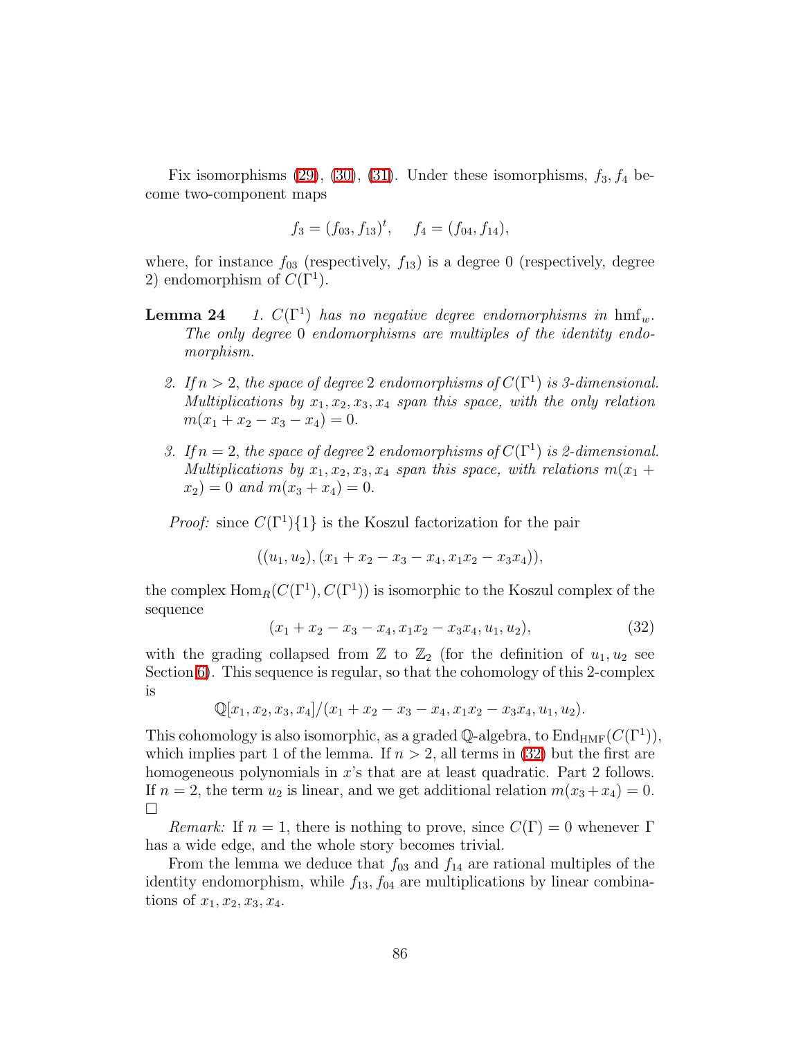Fix isomorphisms (29), (30), (31). Under these isomorphisms, $f_3, f_4$ become two-component maps

$$f_3 = (f_{03}, f_{13})^t, \quad f_4 = (f_{04}, f_{14}),$$

where, for instance $f_{03}$ (respectively, $f_{13}$) is a degree 0 (respectively, degree 2) endomorphism of $C(\Gamma^1)$.

**Lemma 24** *1. $C(\Gamma^1)$ has no negative degree endomorphisms in $\mathrm{hmf}_w$. The only degree 0 endomorphisms are multiples of the identity endomorphism.*

*2. If $n > 2$, the space of degree 2 endomorphisms of $C(\Gamma^1)$ is 3-dimensional. Multiplications by $x_1, x_2, x_3, x_4$ span this space, with the only relation $m(x_1 + x_2 - x_3 - x_4) = 0$.*

*3. If $n = 2$, the space of degree 2 endomorphisms of $C(\Gamma^1)$ is 2-dimensional. Multiplications by $x_1, x_2, x_3, x_4$ span this space, with relations $m(x_1 + x_2) = 0$ and $m(x_3 + x_4) = 0$.*

*Proof:* since $C(\Gamma^1)\{1\}$ is the Koszul factorization for the pair

$$((u_1, u_2), (x_1 + x_2 - x_3 - x_4, x_1x_2 - x_3x_4)),$$

the complex $\mathrm{Hom}_R(C(\Gamma^1), C(\Gamma^1))$ is isomorphic to the Koszul complex of the sequence

$$(x_1 + x_2 - x_3 - x_4, x_1x_2 - x_3x_4, u_1, u_2), \tag{32}$$

with the grading collapsed from $\mathbb{Z}$ to $\mathbb{Z}_2$ (for the definition of $u_1, u_2$ see Section 6). This sequence is regular, so that the cohomology of this 2-complex is

$$\mathbb{Q}[x_1, x_2, x_3, x_4]/(x_1 + x_2 - x_3 - x_4, x_1x_2 - x_3x_4, u_1, u_2).$$

This cohomology is also isomorphic, as a graded $\mathbb{Q}$-algebra, to $\mathrm{End}_{\mathrm{HMF}}(C(\Gamma^1))$, which implies part 1 of the lemma. If $n > 2$, all terms in (32) but the first are homogeneous polynomials in $x$'s that are at least quadratic. Part 2 follows. If $n = 2$, the term $u_2$ is linear, and we get additional relation $m(x_3 + x_4) = 0$. $\square$

*Remark:* If $n = 1$, there is nothing to prove, since $C(\Gamma) = 0$ whenever $\Gamma$ has a wide edge, and the whole story becomes trivial.

From the lemma we deduce that $f_{03}$ and $f_{14}$ are rational multiples of the identity endomorphism, while $f_{13}, f_{04}$ are multiplications by linear combinations of $x_1, x_2, x_3, x_4$.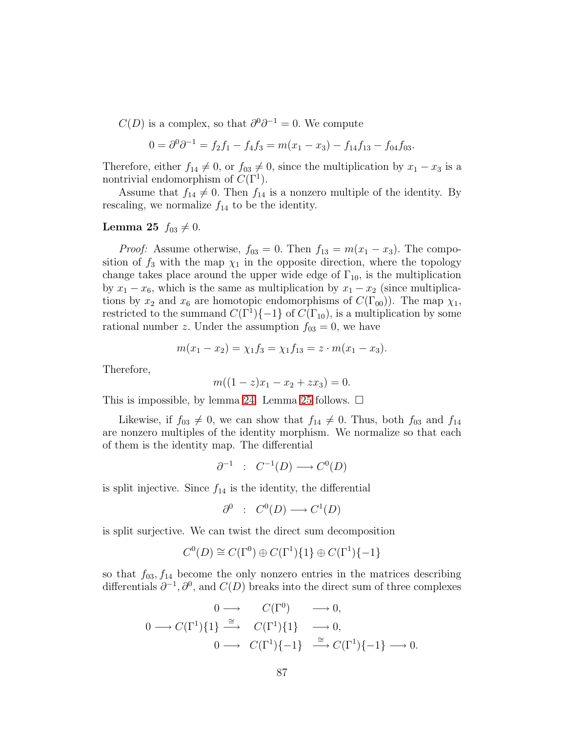$C(D)$ is a complex, so that $\partial^0 \partial^{-1} = 0$. We compute

$$0 = \partial^0 \partial^{-1} = f_2 f_1 - f_4 f_3 = m(x_1 - x_3) - f_{14} f_{13} - f_{04} f_{03}.$$

Therefore, either $f_{14} \neq 0$, or $f_{03} \neq 0$, since the multiplication by $x_1 - x_3$ is a nontrivial endomorphism of $C(\Gamma^1)$.

Assume that $f_{14} \neq 0$. Then $f_{14}$ is a nonzero multiple of the identity. By rescaling, we normalize $f_{14}$ to be the identity.

**Lemma 25** $f_{03} \neq 0$.

*Proof:* Assume otherwise, $f_{03} = 0$. Then $f_{13} = m(x_1 - x_3)$. The composition of $f_3$ with the map $\chi_1$ in the opposite direction, where the topology change takes place around the upper wide edge of $\Gamma_{10}$, is the multiplication by $x_1 - x_6$, which is the same as multiplication by $x_1 - x_2$ (since multiplications by $x_2$ and $x_6$ are homotopic endomorphisms of $C(\Gamma_{00})$). The map $\chi_1$, restricted to the summand $C(\Gamma^1)\{-1\}$ of $C(\Gamma_{10})$, is a multiplication by some rational number $z$. Under the assumption $f_{03} = 0$, we have

$$m(x_1 - x_2) = \chi_1 f_3 = \chi_1 f_{13} = z \cdot m(x_1 - x_3).$$

Therefore,

$$m((1 - z)x_1 - x_2 + z x_3) = 0.$$

This is impossible, by lemma 24. Lemma 25 follows. $\square$

Likewise, if $f_{03} \neq 0$, we can show that $f_{14} \neq 0$. Thus, both $f_{03}$ and $f_{14}$ are nonzero multiples of the identity morphism. We normalize so that each of them is the identity map. The differential

$$\partial^{-1} \quad : \quad C^{-1}(D) \longrightarrow C^0(D)$$

is split injective. Since $f_{14}$ is the identity, the differential

$$\partial^0 \quad : \quad C^0(D) \longrightarrow C^1(D)$$

is split surjective. We can twist the direct sum decomposition

$$C^0(D) \cong C(\Gamma^0) \oplus C(\Gamma^1)\{1\} \oplus C(\Gamma^1)\{-1\}$$

so that $f_{03}, f_{14}$ become the only nonzero entries in the matrices describing differentials $\partial^{-1}, \partial^0$, and $C(D)$ breaks into the direct sum of three complexes

$$\begin{array}{rcl} 0 \longrightarrow & C(\Gamma^0) & \longrightarrow 0, \\ 0 \longrightarrow C(\Gamma^1)\{1\} \xrightarrow{\cong} & C(\Gamma^1)\{1\} & \longrightarrow 0, \\ 0 \longrightarrow & C(\Gamma^1)\{-1\} & \xrightarrow{\cong} C(\Gamma^1)\{-1\} \longrightarrow 0. \end{array}$$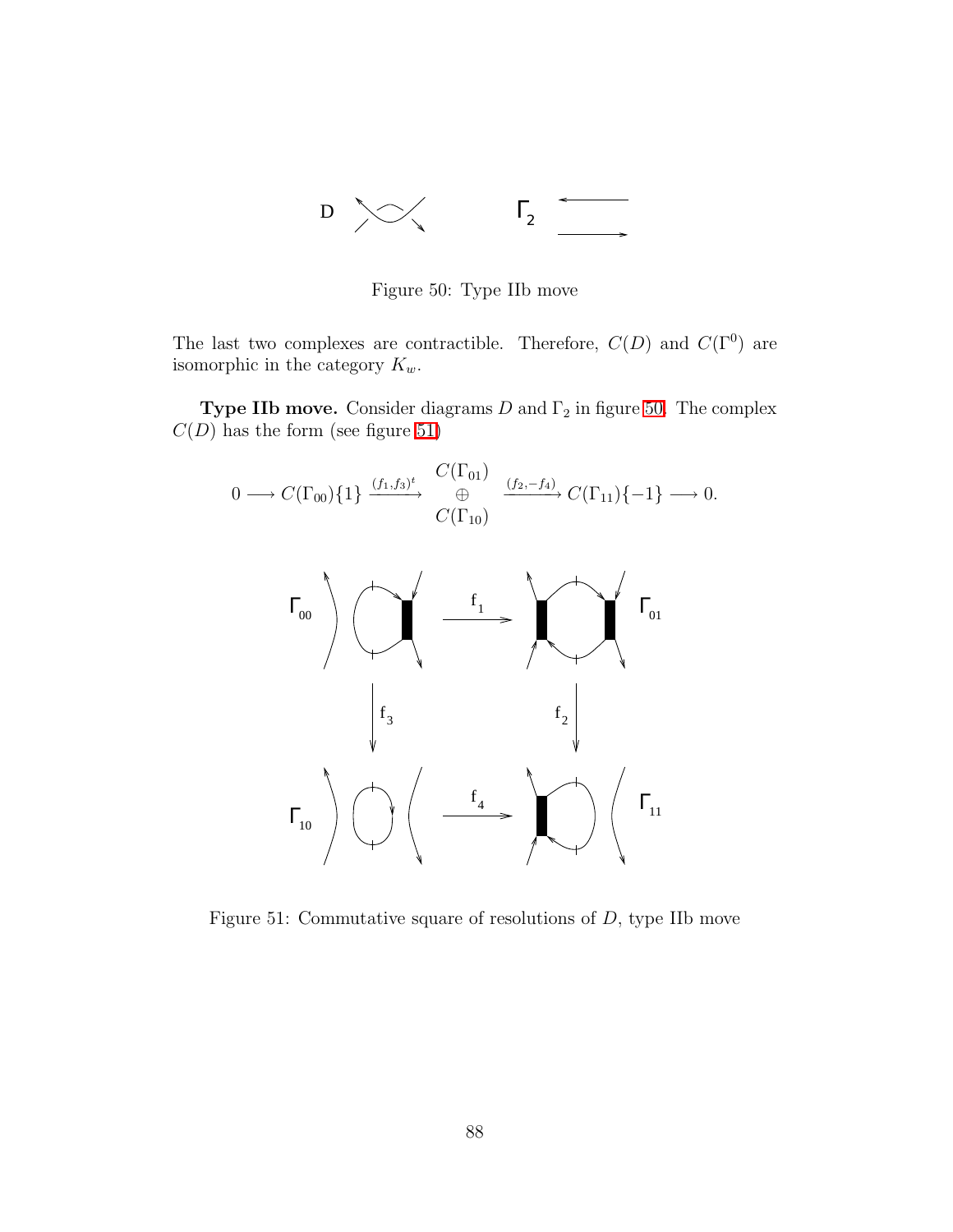Figure 50: Type IIb move

The last two complexes are contractible. Therefore, $C(D)$ and $C(\Gamma^0)$ are isomorphic in the category $K_w$.

**Type IIb move.** Consider diagrams $D$ and $\Gamma_2$ in figure 50. The complex $C(D)$ has the form (see figure 51)

$$0 \longrightarrow C(\Gamma_{00})\{1\} \xrightarrow{(f_1,f_3)^t} \begin{array}{c} C(\Gamma_{01}) \\ \oplus \\ C(\Gamma_{10}) \end{array} \xrightarrow{(f_2,-f_4)} C(\Gamma_{11})\{-1\} \longrightarrow 0.$$

Figure 51: Commutative square of resolutions of $D$, type IIb move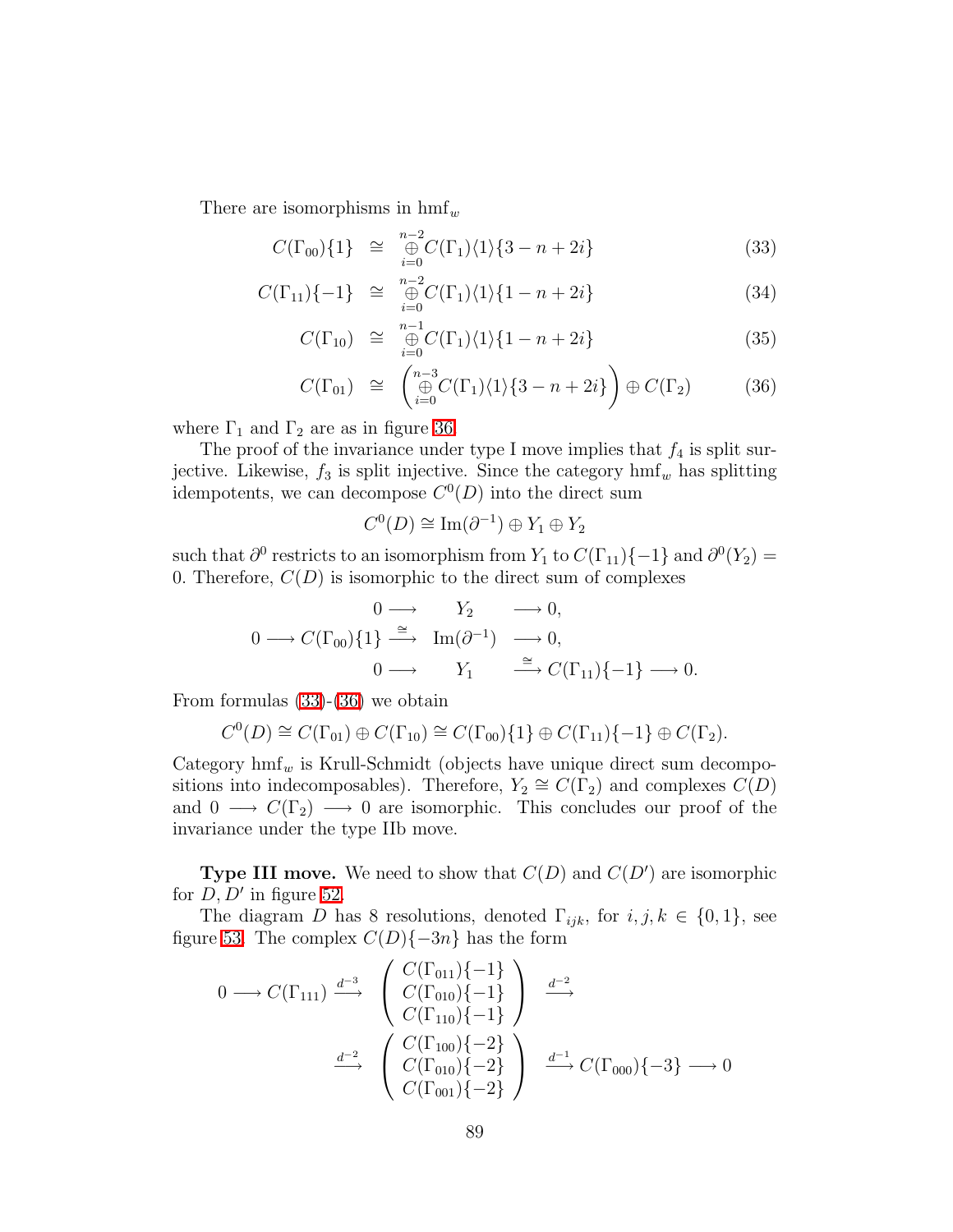There are isomorphisms in $\mathrm{hmf}_w$

$$C(\Gamma_{00})\{1\} \cong \overset{n-2}{\underset{i=0}{\oplus}} C(\Gamma_1)\langle 1\rangle\{3-n+2i\} \tag{33}$$

$$C(\Gamma_{11})\{-1\} \cong \overset{n-2}{\underset{i=0}{\oplus}} C(\Gamma_1)\langle 1\rangle\{1-n+2i\} \tag{34}$$

$$C(\Gamma_{10}) \cong \overset{n-1}{\underset{i=0}{\oplus}} C(\Gamma_1)\langle 1\rangle\{1-n+2i\} \tag{35}$$

$$C(\Gamma_{01}) \cong \left(\overset{n-3}{\underset{i=0}{\oplus}} C(\Gamma_1)\langle 1\rangle\{3-n+2i\}\right) \oplus C(\Gamma_2) \tag{36}$$

where $\Gamma_1$ and $\Gamma_2$ are as in figure 36.

The proof of the invariance under type I move implies that $f_4$ is split surjective. Likewise, $f_3$ is split injective. Since the category $\mathrm{hmf}_w$ has splitting idempotents, we can decompose $C^0(D)$ into the direct sum

$$C^0(D) \cong \mathrm{Im}(\partial^{-1}) \oplus Y_1 \oplus Y_2$$

such that $\partial^0$ restricts to an isomorphism from $Y_1$ to $C(\Gamma_{11})\{-1\}$ and $\partial^0(Y_2) = 0$. Therefore, $C(D)$ is isomorphic to the direct sum of complexes

$$\begin{array}{ccccc} & 0 \longrightarrow & Y_2 & \longrightarrow 0, & \\ 0 \longrightarrow & C(\Gamma_{00})\{1\} \xrightarrow{\cong} & \mathrm{Im}(\partial^{-1}) & \longrightarrow 0, & \\ & 0 \longrightarrow & Y_1 & \xrightarrow{\cong} C(\Gamma_{11})\{-1\} \longrightarrow 0. & \end{array}$$

From formulas (33)-(36) we obtain

$$C^0(D) \cong C(\Gamma_{01}) \oplus C(\Gamma_{10}) \cong C(\Gamma_{00})\{1\} \oplus C(\Gamma_{11})\{-1\} \oplus C(\Gamma_2).$$

Category $\mathrm{hmf}_w$ is Krull-Schmidt (objects have unique direct sum decompositions into indecomposables). Therefore, $Y_2 \cong C(\Gamma_2)$ and complexes $C(D)$ and $0 \longrightarrow C(\Gamma_2) \longrightarrow 0$ are isomorphic. This concludes our proof of the invariance under the type IIb move.

**Type III move.** We need to show that $C(D)$ and $C(D')$ are isomorphic for $D, D'$ in figure 52.

The diagram $D$ has 8 resolutions, denoted $\Gamma_{ijk}$, for $i,j,k \in \{0,1\}$, see figure 53. The complex $C(D)\{-3n\}$ has the form

$$0 \longrightarrow C(\Gamma_{111}) \xrightarrow{d^{-3}} \begin{pmatrix} C(\Gamma_{011})\{-1\} \\ C(\Gamma_{010})\{-1\} \\ C(\Gamma_{110})\{-1\} \end{pmatrix} \xrightarrow{d^{-2}}$$

$$\xrightarrow{d^{-2}} \begin{pmatrix} C(\Gamma_{100})\{-2\} \\ C(\Gamma_{010})\{-2\} \\ C(\Gamma_{001})\{-2\} \end{pmatrix} \xrightarrow{d^{-1}} C(\Gamma_{000})\{-3\} \longrightarrow 0$$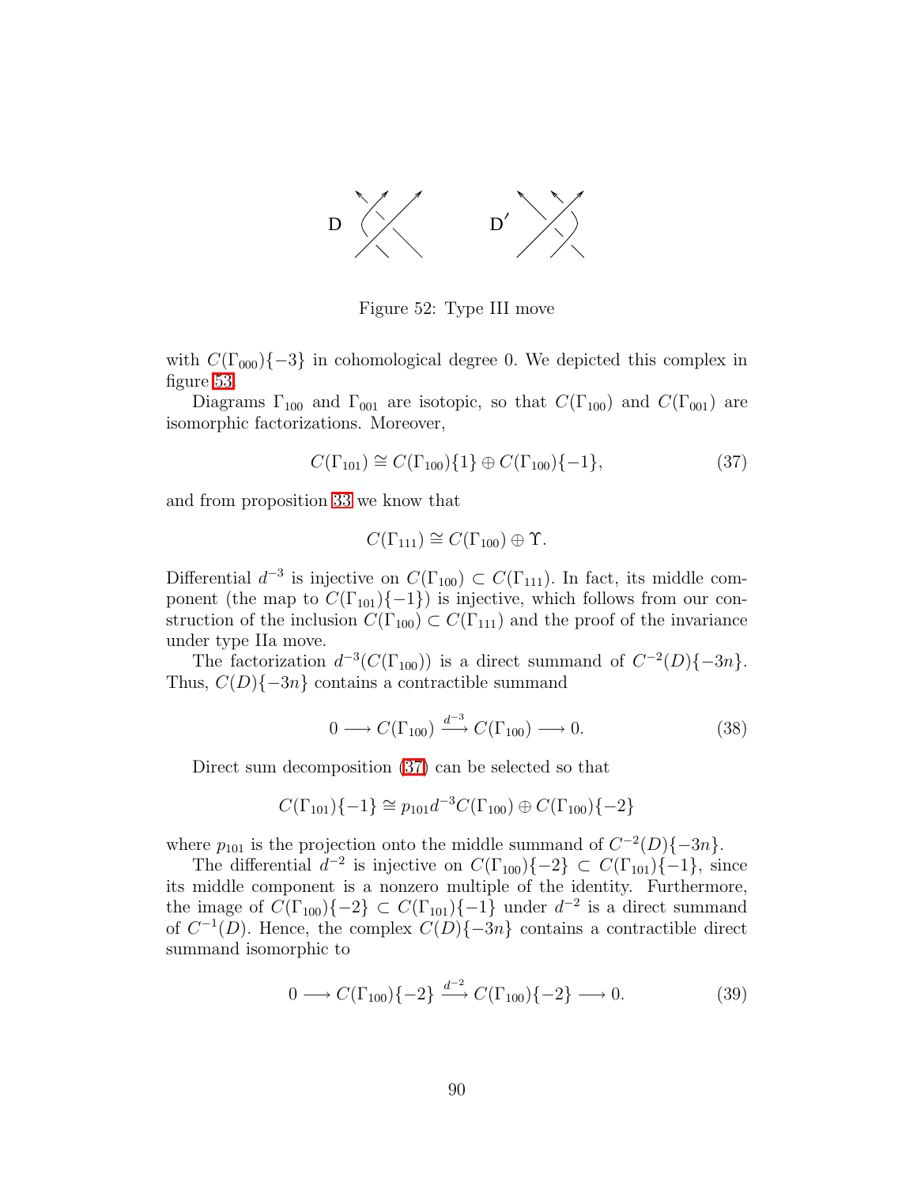Figure 52: Type III move

with $C(\Gamma_{000})\{-3\}$ in cohomological degree 0. We depicted this complex in figure 53.

Diagrams $\Gamma_{100}$ and $\Gamma_{001}$ are isotopic, so that $C(\Gamma_{100})$ and $C(\Gamma_{001})$ are isomorphic factorizations. Moreover,

$$C(\Gamma_{101}) \cong C(\Gamma_{100})\{1\} \oplus C(\Gamma_{100})\{-1\}, \tag{37}$$

and from proposition 33 we know that

$$C(\Gamma_{111}) \cong C(\Gamma_{100}) \oplus \Upsilon.$$

Differential $d^{-3}$ is injective on $C(\Gamma_{100}) \subset C(\Gamma_{111})$. In fact, its middle component (the map to $C(\Gamma_{101})\{-1\}$) is injective, which follows from our construction of the inclusion $C(\Gamma_{100}) \subset C(\Gamma_{111})$ and the proof of the invariance under type IIa move.

The factorization $d^{-3}(C(\Gamma_{100}))$ is a direct summand of $C^{-2}(D)\{-3n\}$. Thus, $C(D)\{-3n\}$ contains a contractible summand

$$0 \longrightarrow C(\Gamma_{100}) \xrightarrow{d^{-3}} C(\Gamma_{100}) \longrightarrow 0. \tag{38}$$

Direct sum decomposition (37) can be selected so that

$$C(\Gamma_{101})\{-1\} \cong p_{101} d^{-3} C(\Gamma_{100}) \oplus C(\Gamma_{100})\{-2\}$$

where $p_{101}$ is the projection onto the middle summand of $C^{-2}(D)\{-3n\}$.

The differential $d^{-2}$ is injective on $C(\Gamma_{100})\{-2\} \subset C(\Gamma_{101})\{-1\}$, since its middle component is a nonzero multiple of the identity. Furthermore, the image of $C(\Gamma_{100})\{-2\} \subset C(\Gamma_{101})\{-1\}$ under $d^{-2}$ is a direct summand of $C^{-1}(D)$. Hence, the complex $C(D)\{-3n\}$ contains a contractible direct summand isomorphic to

$$0 \longrightarrow C(\Gamma_{100})\{-2\} \xrightarrow{d^{-2}} C(\Gamma_{100})\{-2\} \longrightarrow 0. \tag{39}$$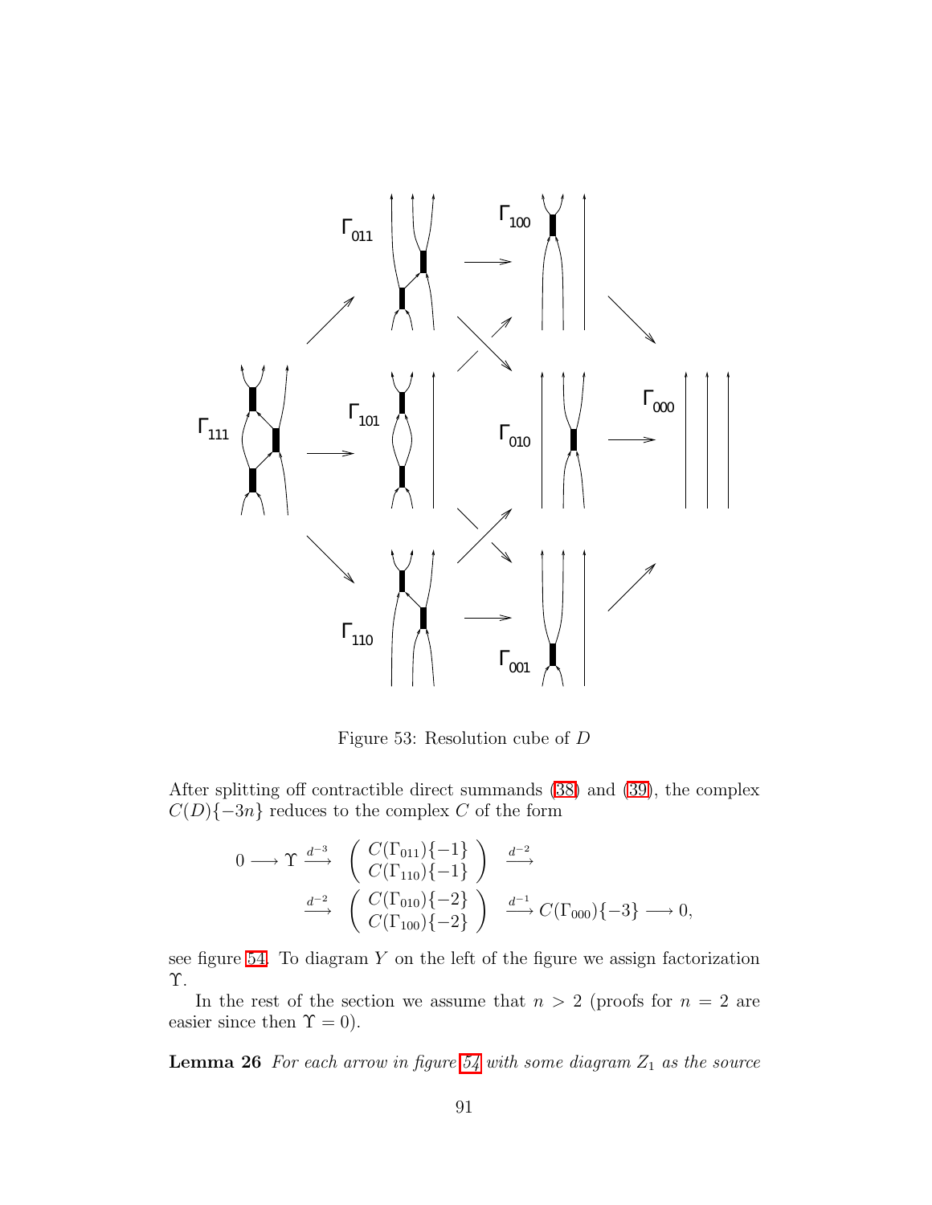Figure 53: Resolution cube of $D$

After splitting off contractible direct summands (38) and (39), the complex $C(D)\{-3n\}$ reduces to the complex $C$ of the form

$$0 \longrightarrow \Upsilon \xrightarrow{d^{-3}} \begin{pmatrix} C(\Gamma_{011})\{-1\} \\ C(\Gamma_{110})\{-1\} \end{pmatrix} \xrightarrow{d^{-2}}$$

$$\xrightarrow{d^{-2}} \begin{pmatrix} C(\Gamma_{010})\{-2\} \\ C(\Gamma_{100})\{-2\} \end{pmatrix} \xrightarrow{d^{-1}} C(\Gamma_{000})\{-3\} \longrightarrow 0,$$

see figure 54. To diagram $Y$ on the left of the figure we assign factorization $\Upsilon$.

In the rest of the section we assume that $n > 2$ (proofs for $n = 2$ are easier since then $\Upsilon = 0$).

**Lemma 26** *For each arrow in figure 54 with some diagram $Z_1$ as the source*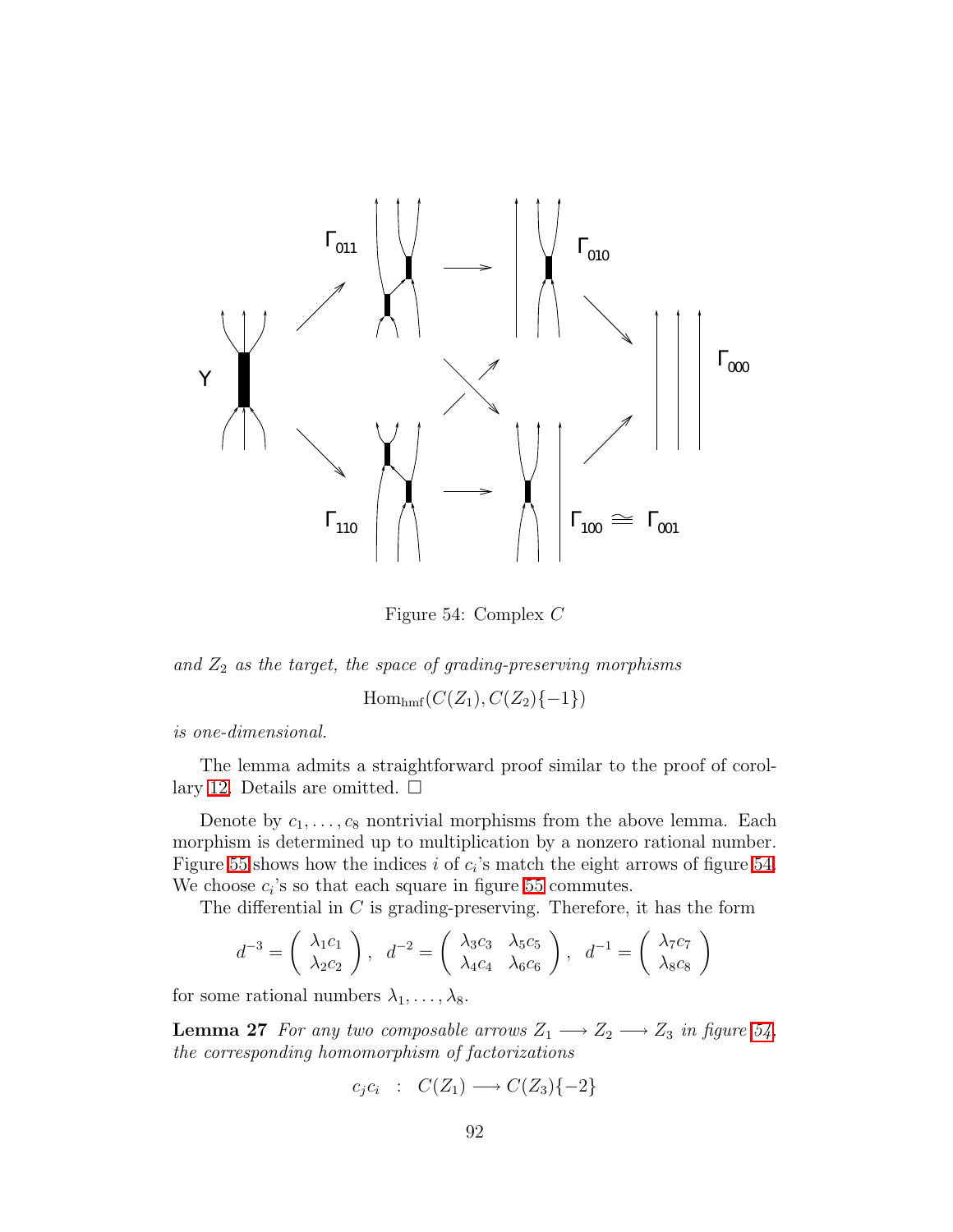Figure 54: Complex $C$

*and $Z_2$ as the target, the space of grading-preserving morphisms*

$$\mathrm{Hom}_{\mathrm{hmf}}(C(Z_1), C(Z_2)\{-1\})$$

*is one-dimensional.*

The lemma admits a straightforward proof similar to the proof of corollary 12. Details are omitted. □

Denote by $c_1, \dots, c_8$ nontrivial morphisms from the above lemma. Each morphism is determined up to multiplication by a nonzero rational number. Figure 55 shows how the indices $i$ of $c_i$'s match the eight arrows of figure 54. We choose $c_i$'s so that each square in figure 55 commutes.

The differential in $C$ is grading-preserving. Therefore, it has the form

$$d^{-3} = \begin{pmatrix} \lambda_1 c_1 \\ \lambda_2 c_2 \end{pmatrix}, \quad d^{-2} = \begin{pmatrix} \lambda_3 c_3 & \lambda_5 c_5 \\ \lambda_4 c_4 & \lambda_6 c_6 \end{pmatrix}, \quad d^{-1} = \begin{pmatrix} \lambda_7 c_7 \\ \lambda_8 c_8 \end{pmatrix}$$

for some rational numbers $\lambda_1, \dots, \lambda_8$.

**Lemma 27** *For any two composable arrows $Z_1 \longrightarrow Z_2 \longrightarrow Z_3$ in figure 54, the corresponding homomorphism of factorizations*

$$c_j c_i \quad : \quad C(Z_1) \longrightarrow C(Z_3)\{-2\}$$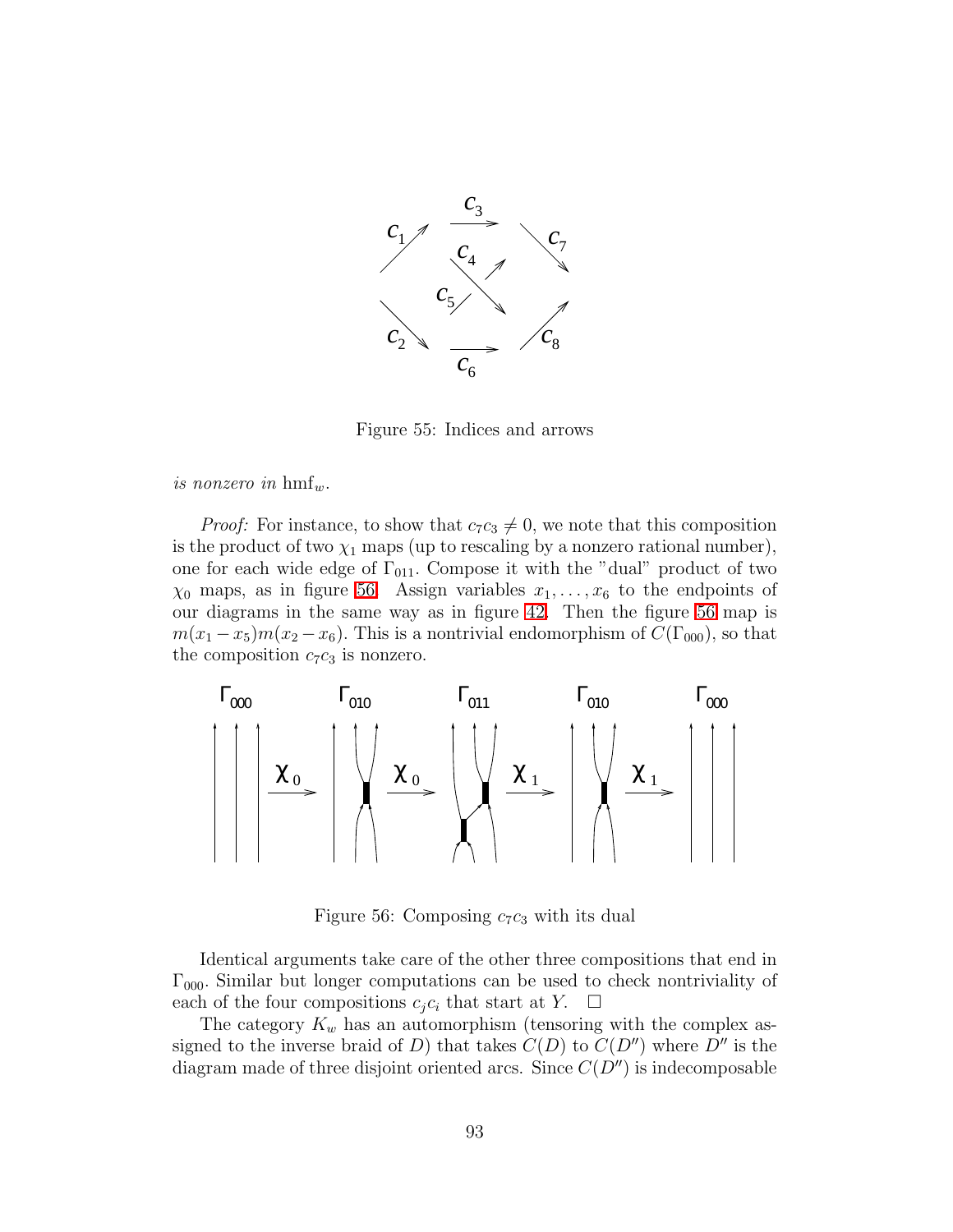Figure 55: Indices and arrows

*is nonzero in* $\mathrm{hmf}_w$.

*Proof:* For instance, to show that $c_7 c_3 \neq 0$, we note that this composition is the product of two $\chi_1$ maps (up to rescaling by a nonzero rational number), one for each wide edge of $\Gamma_{011}$. Compose it with the "dual" product of two $\chi_0$ maps, as in figure 56. Assign variables $x_1, \dots, x_6$ to the endpoints of our diagrams in the same way as in figure 42. Then the figure 56 map is $m(x_1 - x_5)m(x_2 - x_6)$. This is a nontrivial endomorphism of $C(\Gamma_{000})$, so that the composition $c_7 c_3$ is nonzero.

Figure 56: Composing $c_7 c_3$ with its dual

Identical arguments take care of the other three compositions that end in $\Gamma_{000}$. Similar but longer computations can be used to check nontriviality of each of the four compositions $c_j c_i$ that start at $Y$. $\square$

The category $K_w$ has an automorphism (tensoring with the complex assigned to the inverse braid of $D$) that takes $C(D)$ to $C(D'')$ where $D''$ is the diagram made of three disjoint oriented arcs. Since $C(D'')$ is indecomposable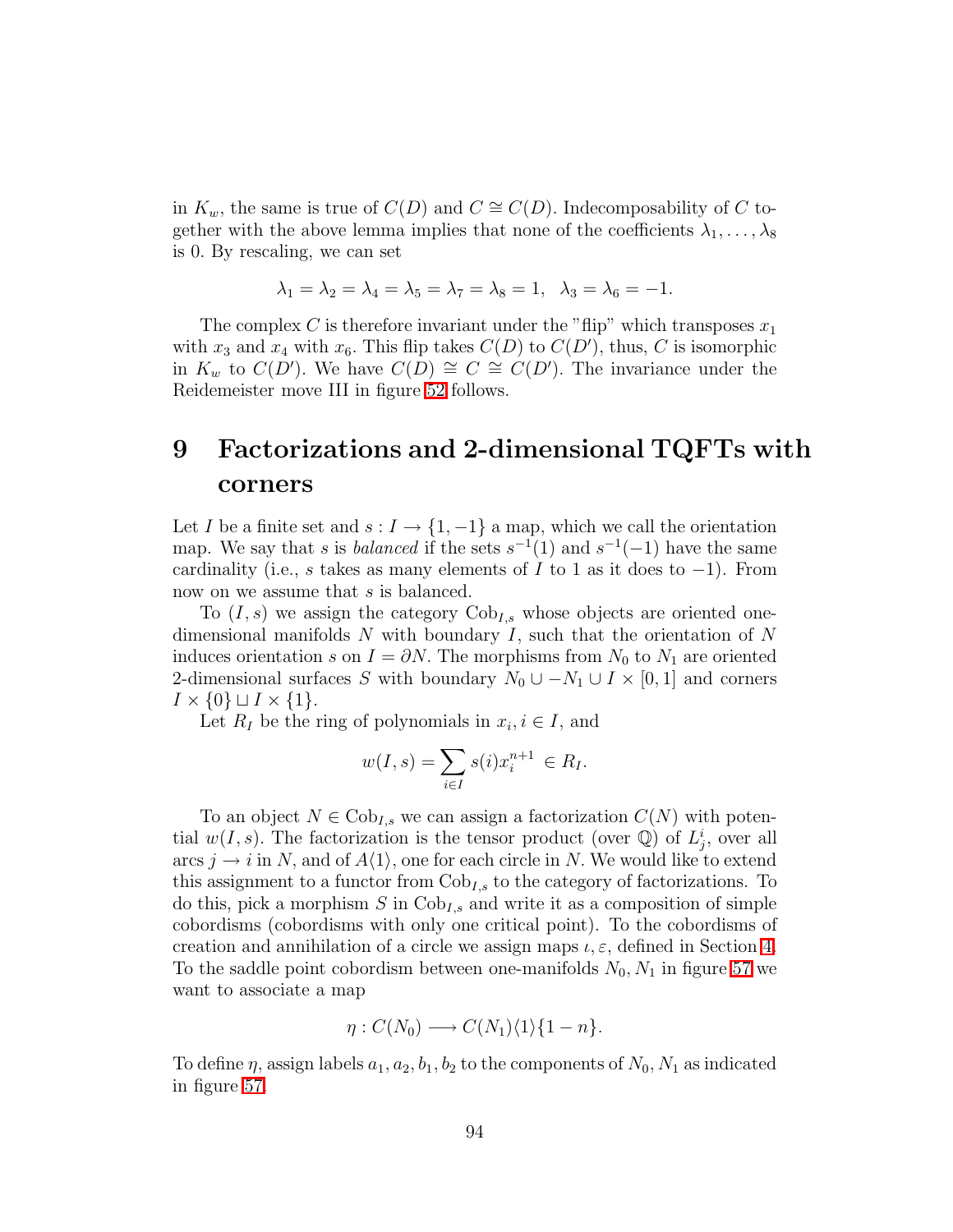in $K_w$, the same is true of $C(D)$ and $C \cong C(D)$. Indecomposability of $C$ together with the above lemma implies that none of the coefficients $\lambda_1, \ldots, \lambda_8$ is 0. By rescaling, we can set

$$\lambda_1 = \lambda_2 = \lambda_4 = \lambda_5 = \lambda_7 = \lambda_8 = 1, \quad \lambda_3 = \lambda_6 = -1.$$

The complex $C$ is therefore invariant under the "flip" which transposes $x_1$ with $x_3$ and $x_4$ with $x_6$. This flip takes $C(D)$ to $C(D')$, thus, $C$ is isomorphic in $K_w$ to $C(D')$. We have $C(D) \cong C \cong C(D')$. The invariance under the Reidemeister move III in figure 52 follows.

# 9 Factorizations and 2-dimensional TQFTs with corners

Let $I$ be a finite set and $s : I \to \{1, -1\}$ a map, which we call the orientation map. We say that $s$ is *balanced* if the sets $s^{-1}(1)$ and $s^{-1}(-1)$ have the same cardinality (i.e., $s$ takes as many elements of $I$ to 1 as it does to $-1$). From now on we assume that $s$ is balanced.

To $(I, s)$ we assign the category $\mathrm{Cob}_{I,s}$ whose objects are oriented one-dimensional manifolds $N$ with boundary $I$, such that the orientation of $N$ induces orientation $s$ on $I = \partial N$. The morphisms from $N_0$ to $N_1$ are oriented 2-dimensional surfaces $S$ with boundary $N_0 \cup -N_1 \cup I \times [0, 1]$ and corners $I \times \{0\} \sqcup I \times \{1\}$.

Let $R_I$ be the ring of polynomials in $x_i, i \in I$, and

$$w(I, s) = \sum_{i \in I} s(i) x_i^{n+1} \in R_I.$$

To an object $N \in \mathrm{Cob}_{I,s}$ we can assign a factorization $C(N)$ with potential $w(I, s)$. The factorization is the tensor product (over $\mathbb{Q}$) of $L_j^i$, over all arcs $j \to i$ in $N$, and of $A\langle 1 \rangle$, one for each circle in $N$. We would like to extend this assignment to a functor from $\mathrm{Cob}_{I,s}$ to the category of factorizations. To do this, pick a morphism $S$ in $\mathrm{Cob}_{I,s}$ and write it as a composition of simple cobordisms (cobordisms with only one critical point). To the cobordisms of creation and annihilation of a circle we assign maps $\iota, \varepsilon$, defined in Section 4. To the saddle point cobordism between one-manifolds $N_0, N_1$ in figure 57 we want to associate a map

$$\eta : C(N_0) \longrightarrow C(N_1)\langle 1 \rangle \{1 - n\}.$$

To define $\eta$, assign labels $a_1, a_2, b_1, b_2$ to the components of $N_0, N_1$ as indicated in figure 57.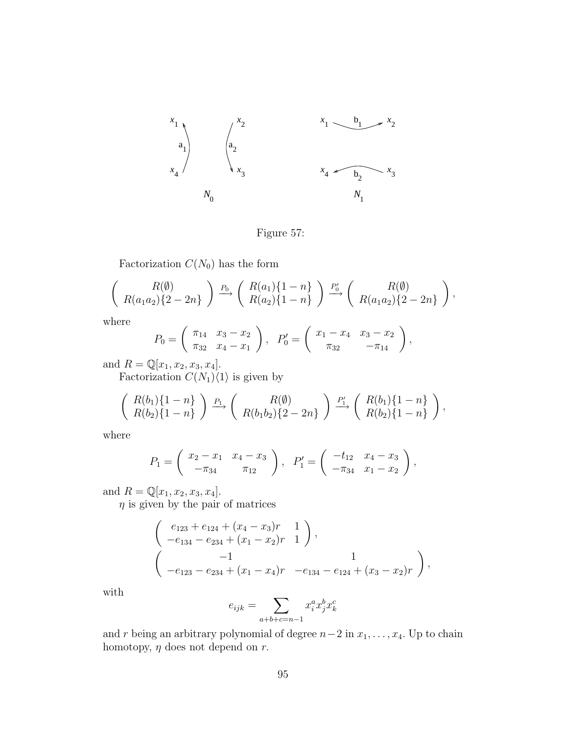Figure 57:

Factorization $C(N_0)$ has the form

$$\left( \begin{array}{c} R(\emptyset) \\ R(a_1a_2)\{2-2n\} \end{array} \right) \xrightarrow{P_0} \left( \begin{array}{c} R(a_1)\{1-n\} \\ R(a_2)\{1-n\} \end{array} \right) \xrightarrow{P_0'} \left( \begin{array}{c} R(\emptyset) \\ R(a_1a_2)\{2-2n\} \end{array} \right),$$

where

$$P_0 = \left( \begin{array}{cc} \pi_{14} & x_3 - x_2 \\ \pi_{32} & x_4 - x_1 \end{array} \right), \quad P_0' = \left( \begin{array}{cc} x_1 - x_4 & x_3 - x_2 \\ \pi_{32} & -\pi_{14} \end{array} \right),$$

and $R = \mathbb{Q}[x_1, x_2, x_3, x_4]$.

Factorization $C(N_1)\langle 1 \rangle$ is given by

$$\left( \begin{array}{c} R(b_1)\{1-n\} \\ R(b_2)\{1-n\} \end{array} \right) \xrightarrow{P_1} \left( \begin{array}{c} R(\emptyset) \\ R(b_1b_2)\{2-2n\} \end{array} \right) \xrightarrow{P_1'} \left( \begin{array}{c} R(b_1)\{1-n\} \\ R(b_2)\{1-n\} \end{array} \right),$$

where

$$P_1 = \left( \begin{array}{cc} x_2 - x_1 & x_4 - x_3 \\ -\pi_{34} & \pi_{12} \end{array} \right), \quad P_1' = \left( \begin{array}{cc} -t_{12} & x_4 - x_3 \\ -\pi_{34} & x_1 - x_2 \end{array} \right),$$

and $R = \mathbb{Q}[x_1, x_2, x_3, x_4]$.

$\eta$ is given by the pair of matrices

$$\left( \begin{array}{cc} e_{123} + e_{124} + (x_4 - x_3)r & 1 \\ -e_{134} - e_{234} + (x_1 - x_2)r & 1 \end{array} \right),$$
$$\left( \begin{array}{cc} -1 & 1 \\ -e_{123} - e_{234} + (x_1 - x_4)r & -e_{134} - e_{124} + (x_3 - x_2)r \end{array} \right),$$

with

$$e_{ijk} = \sum_{a+b+c=n-1} x_i^a x_j^b x_k^c$$

and $r$ being an arbitrary polynomial of degree $n-2$ in $x_1, \ldots, x_4$. Up to chain homotopy, $\eta$ does not depend on $r$.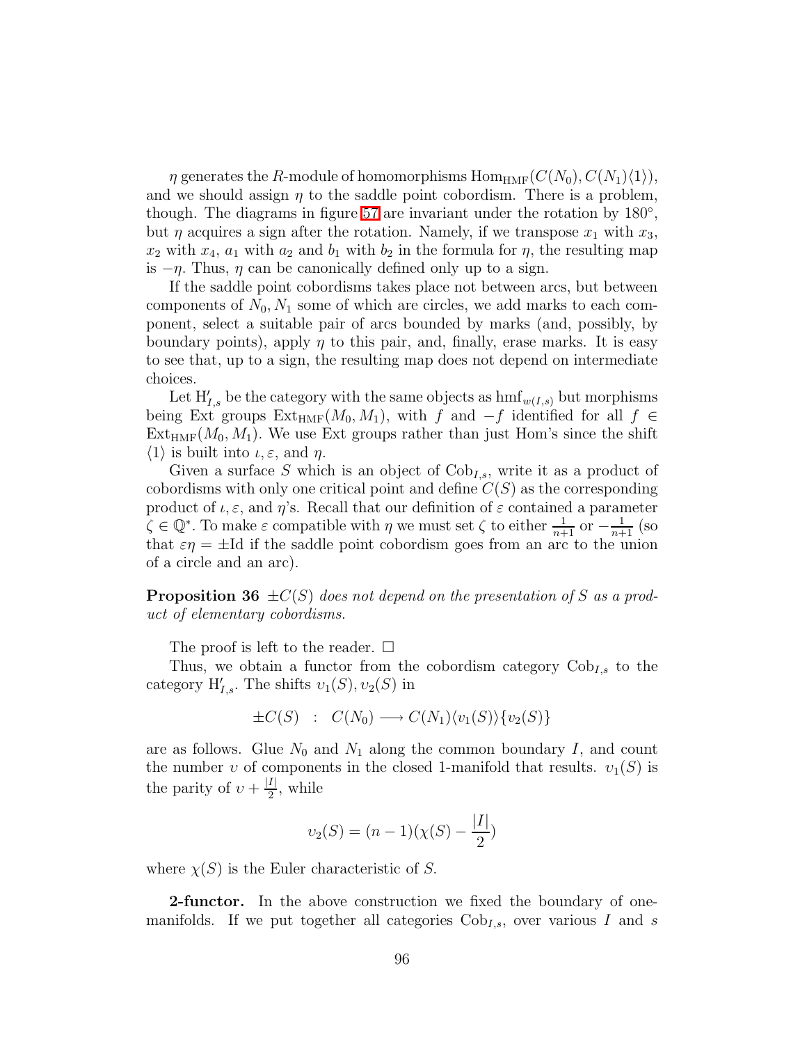$\eta$ generates the $R$-module of homomorphisms $\mathrm{Hom}_{\mathrm{HMF}}(C(N_0), C(N_1)\langle 1\rangle)$, and we should assign $\eta$ to the saddle point cobordism. There is a problem, though. The diagrams in figure 57 are invariant under the rotation by $180°$, but $\eta$ acquires a sign after the rotation. Namely, if we transpose $x_1$ with $x_3$, $x_2$ with $x_4$, $a_1$ with $a_2$ and $b_1$ with $b_2$ in the formula for $\eta$, the resulting map is $-\eta$. Thus, $\eta$ can be canonically defined only up to a sign.

If the saddle point cobordisms takes place not between arcs, but between components of $N_0, N_1$ some of which are circles, we add marks to each component, select a suitable pair of arcs bounded by marks (and, possibly, by boundary points), apply $\eta$ to this pair, and, finally, erase marks. It is easy to see that, up to a sign, the resulting map does not depend on intermediate choices.

Let $\mathrm{H}'_{I,s}$ be the category with the same objects as $\mathrm{hmf}_{w(I,s)}$ but morphisms being Ext groups $\mathrm{Ext}_{\mathrm{HMF}}(M_0, M_1)$, with $f$ and $-f$ identified for all $f \in \mathrm{Ext}_{\mathrm{HMF}}(M_0, M_1)$. We use Ext groups rather than just Hom's since the shift $\langle 1\rangle$ is built into $\iota, \varepsilon$, and $\eta$.

Given a surface $S$ which is an object of $\mathrm{Cob}_{I,s}$, write it as a product of cobordisms with only one critical point and define $C(S)$ as the corresponding product of $\iota, \varepsilon$, and $\eta$'s. Recall that our definition of $\varepsilon$ contained a parameter $\zeta \in \mathbb{Q}^*$. To make $\varepsilon$ compatible with $\eta$ we must set $\zeta$ to either $\frac{1}{n+1}$ or $-\frac{1}{n+1}$ (so that $\varepsilon\eta = \pm\mathrm{Id}$ if the saddle point cobordism goes from an arc to the union of a circle and an arc).

**Proposition 36** *$\pm C(S)$ does not depend on the presentation of $S$ as a product of elementary cobordisms.*

The proof is left to the reader. $\square$

Thus, we obtain a functor from the cobordism category $\mathrm{Cob}_{I,s}$ to the category $\mathrm{H}'_{I,s}$. The shifts $\upsilon_1(S), \upsilon_2(S)$ in

$$\pm C(S) \quad : \quad C(N_0) \longrightarrow C(N_1)\langle \upsilon_1(S)\rangle\{\upsilon_2(S)\}$$

are as follows. Glue $N_0$ and $N_1$ along the common boundary $I$, and count the number $\upsilon$ of components in the closed 1-manifold that results. $\upsilon_1(S)$ is the parity of $\upsilon + \frac{|I|}{2}$, while

$$\upsilon_2(S) = (n-1)(\chi(S) - \frac{|I|}{2})$$

where $\chi(S)$ is the Euler characteristic of $S$.

**2-functor.** In the above construction we fixed the boundary of one-manifolds. If we put together all categories $\mathrm{Cob}_{I,s}$, over various $I$ and $s$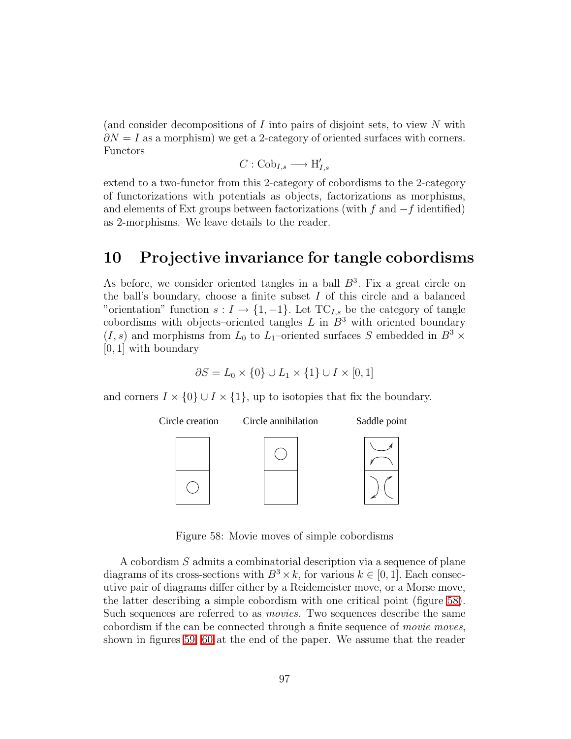(and consider decompositions of $I$ into pairs of disjoint sets, to view $N$ with $\partial N = I$ as a morphism) we get a 2-category of oriented surfaces with corners. Functors

$$C : \mathrm{Cob}_{I,s} \longrightarrow \mathrm{H}'_{I,s}$$

extend to a two-functor from this 2-category of cobordisms to the 2-category of functorizations with potentials as objects, factorizations as morphisms, and elements of Ext groups between factorizations (with $f$ and $-f$ identified) as 2-morphisms. We leave details to the reader.

# 10 Projective invariance for tangle cobordisms

As before, we consider oriented tangles in a ball $B^3$. Fix a great circle on the ball's boundary, choose a finite subset $I$ of this circle and a balanced "orientation" function $s : I \to \{1, -1\}$. Let $\mathrm{TC}_{I,s}$ be the category of tangle cobordisms with objects–oriented tangles $L$ in $B^3$ with oriented boundary $(I, s)$ and morphisms from $L_0$ to $L_1$–oriented surfaces $S$ embedded in $B^3 \times [0,1]$ with boundary

$$\partial S = L_0 \times \{0\} \cup L_1 \times \{1\} \cup I \times [0,1]$$

and corners $I \times \{0\} \cup I \times \{1\}$, up to isotopies that fix the boundary.

Circle creation — Circle annihilation — Saddle point

Figure 58: Movie moves of simple cobordisms

A cobordism $S$ admits a combinatorial description via a sequence of plane diagrams of its cross-sections with $B^3 \times k$, for various $k \in [0,1]$. Each consecutive pair of diagrams differ either by a Reidemeister move, or a Morse move, the latter describing a simple cobordism with one critical point (figure 58). Such sequences are referred to as *movies*. Two sequences describe the same cobordism if the can be connected through a finite sequence of *movie moves*, shown in figures 59, 60 at the end of the paper. We assume that the reader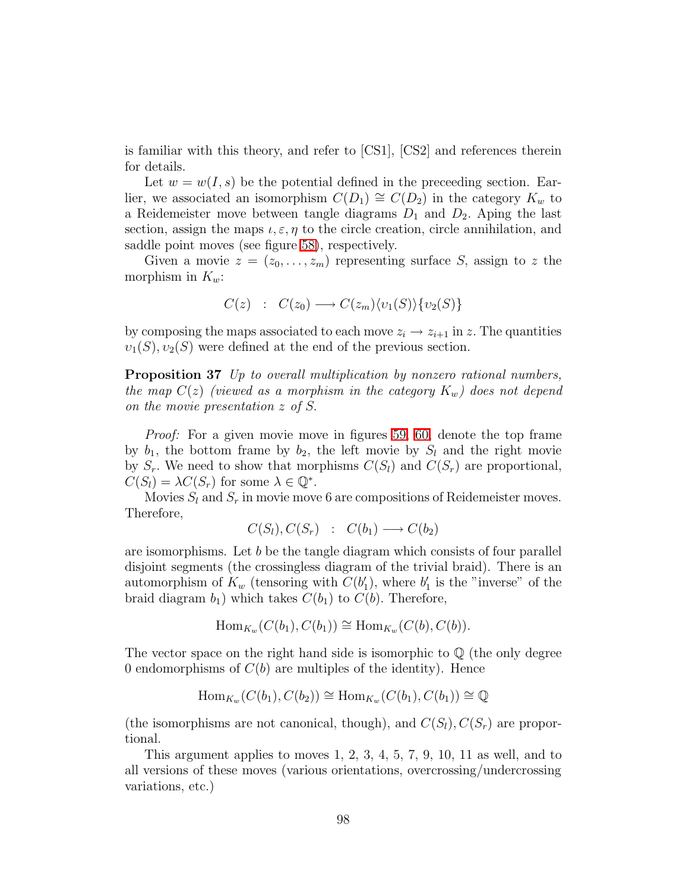is familiar with this theory, and refer to [CS1], [CS2] and references therein for details.

Let $w = w(I, s)$ be the potential defined in the preceeding section. Earlier, we associated an isomorphism $C(D_1) \cong C(D_2)$ in the category $K_w$ to a Reidemeister move between tangle diagrams $D_1$ and $D_2$. Aping the last section, assign the maps $\iota, \varepsilon, \eta$ to the circle creation, circle annihilation, and saddle point moves (see figure 58), respectively.

Given a movie $z = (z_0, \dots, z_m)$ representing surface $S$, assign to $z$ the morphism in $K_w$:

$$C(z) \quad : \quad C(z_0) \longrightarrow C(z_m)\langle \upsilon_1(S)\rangle\{\upsilon_2(S)\}$$

by composing the maps associated to each move $z_i \to z_{i+1}$ in $z$. The quantities $\upsilon_1(S), \upsilon_2(S)$ were defined at the end of the previous section.

**Proposition 37** *Up to overall multiplication by nonzero rational numbers, the map $C(z)$ (viewed as a morphism in the category $K_w$) does not depend on the movie presentation $z$ of $S$.*

*Proof:* For a given movie move in figures 59, 60, denote the top frame by $b_1$, the bottom frame by $b_2$, the left movie by $S_l$ and the right movie by $S_r$. We need to show that morphisms $C(S_l)$ and $C(S_r)$ are proportional, $C(S_l) = \lambda C(S_r)$ for some $\lambda \in \mathbb{Q}^*$.

Movies $S_l$ and $S_r$ in movie move 6 are compositions of Reidemeister moves. Therefore,

$$C(S_l), C(S_r) \quad : \quad C(b_1) \longrightarrow C(b_2)$$

are isomorphisms. Let $b$ be the tangle diagram which consists of four parallel disjoint segments (the crossingless diagram of the trivial braid). There is an automorphism of $K_w$ (tensoring with $C(b_1')$, where $b_1'$ is the "inverse" of the braid diagram $b_1$) which takes $C(b_1)$ to $C(b)$. Therefore,

$$\mathrm{Hom}_{K_w}(C(b_1), C(b_1)) \cong \mathrm{Hom}_{K_w}(C(b), C(b)).$$

The vector space on the right hand side is isomorphic to $\mathbb{Q}$ (the only degree 0 endomorphisms of $C(b)$ are multiples of the identity). Hence

$$\mathrm{Hom}_{K_w}(C(b_1), C(b_2)) \cong \mathrm{Hom}_{K_w}(C(b_1), C(b_1)) \cong \mathbb{Q}$$

(the isomorphisms are not canonical, though), and $C(S_l), C(S_r)$ are proportional.

This argument applies to moves 1, 2, 3, 4, 5, 7, 9, 10, 11 as well, and to all versions of these moves (various orientations, overcrossing/undercrossing variations, etc.)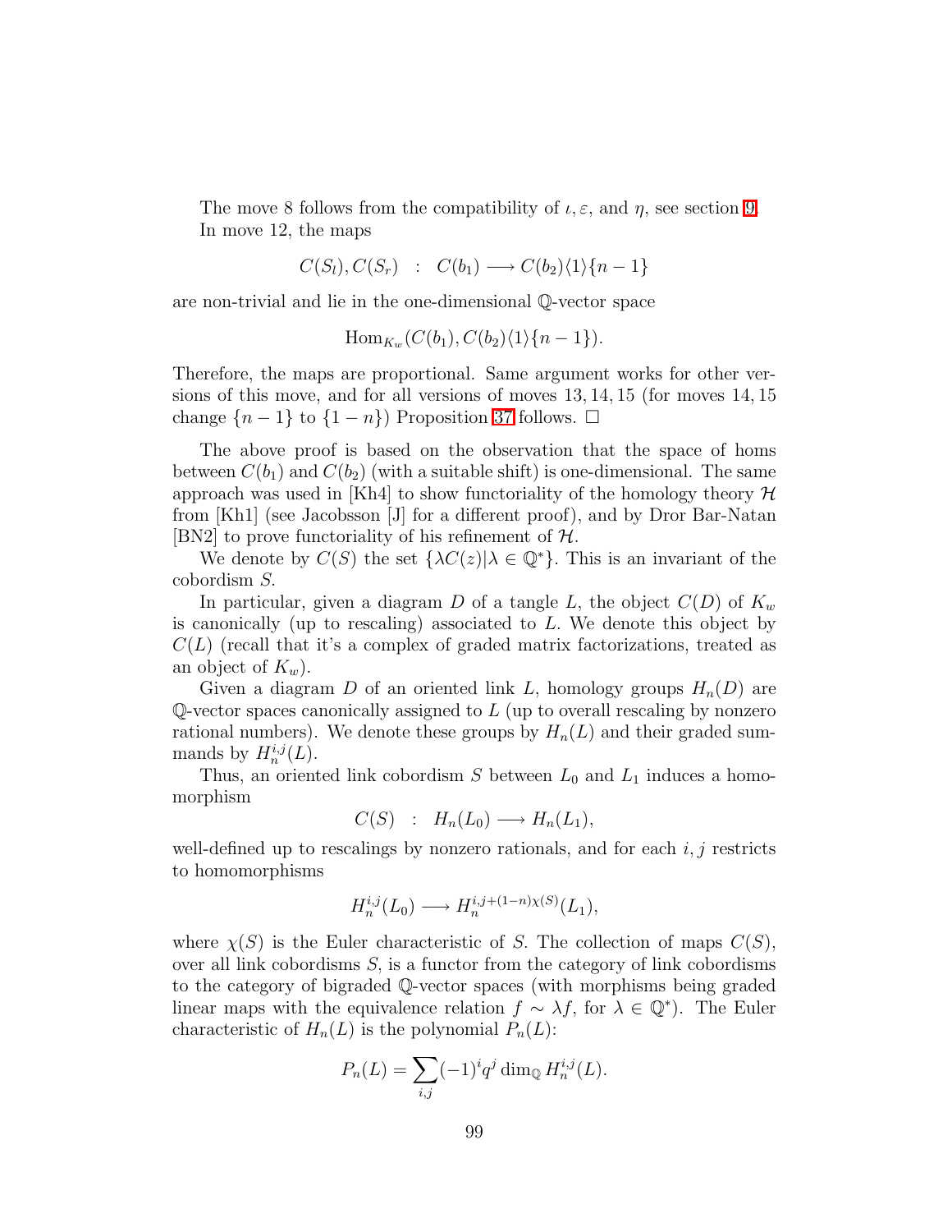The move 8 follows from the compatibility of $\iota, \varepsilon$, and $\eta$, see section 9. In move 12, the maps

$$C(S_l), C(S_r) \quad : \quad C(b_1) \longrightarrow C(b_2)\langle 1\rangle\{n-1\}$$

are non-trivial and lie in the one-dimensional $\mathbb{Q}$-vector space

$$\mathrm{Hom}_{K_w}(C(b_1), C(b_2)\langle 1\rangle\{n-1\}).$$

Therefore, the maps are proportional. Same argument works for other versions of this move, and for all versions of moves 13, 14, 15 (for moves 14, 15 change $\{n-1\}$ to $\{1-n\}$) Proposition 37 follows. $\square$

The above proof is based on the observation that the space of homs between $C(b_1)$ and $C(b_2)$ (with a suitable shift) is one-dimensional. The same approach was used in [Kh4] to show functoriality of the homology theory $\mathcal{H}$ from [Kh1] (see Jacobsson [J] for a different proof), and by Dror Bar-Natan [BN2] to prove functoriality of his refinement of $\mathcal{H}$.

We denote by $C(S)$ the set $\{\lambda C(z) | \lambda \in \mathbb{Q}^*\}$. This is an invariant of the cobordism $S$.

In particular, given a diagram $D$ of a tangle $L$, the object $C(D)$ of $K_w$ is canonically (up to rescaling) associated to $L$. We denote this object by $C(L)$ (recall that it's a complex of graded matrix factorizations, treated as an object of $K_w$).

Given a diagram $D$ of an oriented link $L$, homology groups $H_n(D)$ are $\mathbb{Q}$-vector spaces canonically assigned to $L$ (up to overall rescaling by nonzero rational numbers). We denote these groups by $H_n(L)$ and their graded summands by $H_n^{i,j}(L)$.

Thus, an oriented link cobordism $S$ between $L_0$ and $L_1$ induces a homomorphism

$$C(S) \quad : \quad H_n(L_0) \longrightarrow H_n(L_1),$$

well-defined up to rescalings by nonzero rationals, and for each $i, j$ restricts to homomorphisms

$$H_n^{i,j}(L_0) \longrightarrow H_n^{i,j+(1-n)\chi(S)}(L_1),$$

where $\chi(S)$ is the Euler characteristic of $S$. The collection of maps $C(S)$, over all link cobordisms $S$, is a functor from the category of link cobordisms to the category of bigraded $\mathbb{Q}$-vector spaces (with morphisms being graded linear maps with the equivalence relation $f \sim \lambda f$, for $\lambda \in \mathbb{Q}^*$). The Euler characteristic of $H_n(L)$ is the polynomial $P_n(L)$:

$$P_n(L) = \sum_{i,j} (-1)^i q^j \dim_{\mathbb{Q}} H_n^{i,j}(L).$$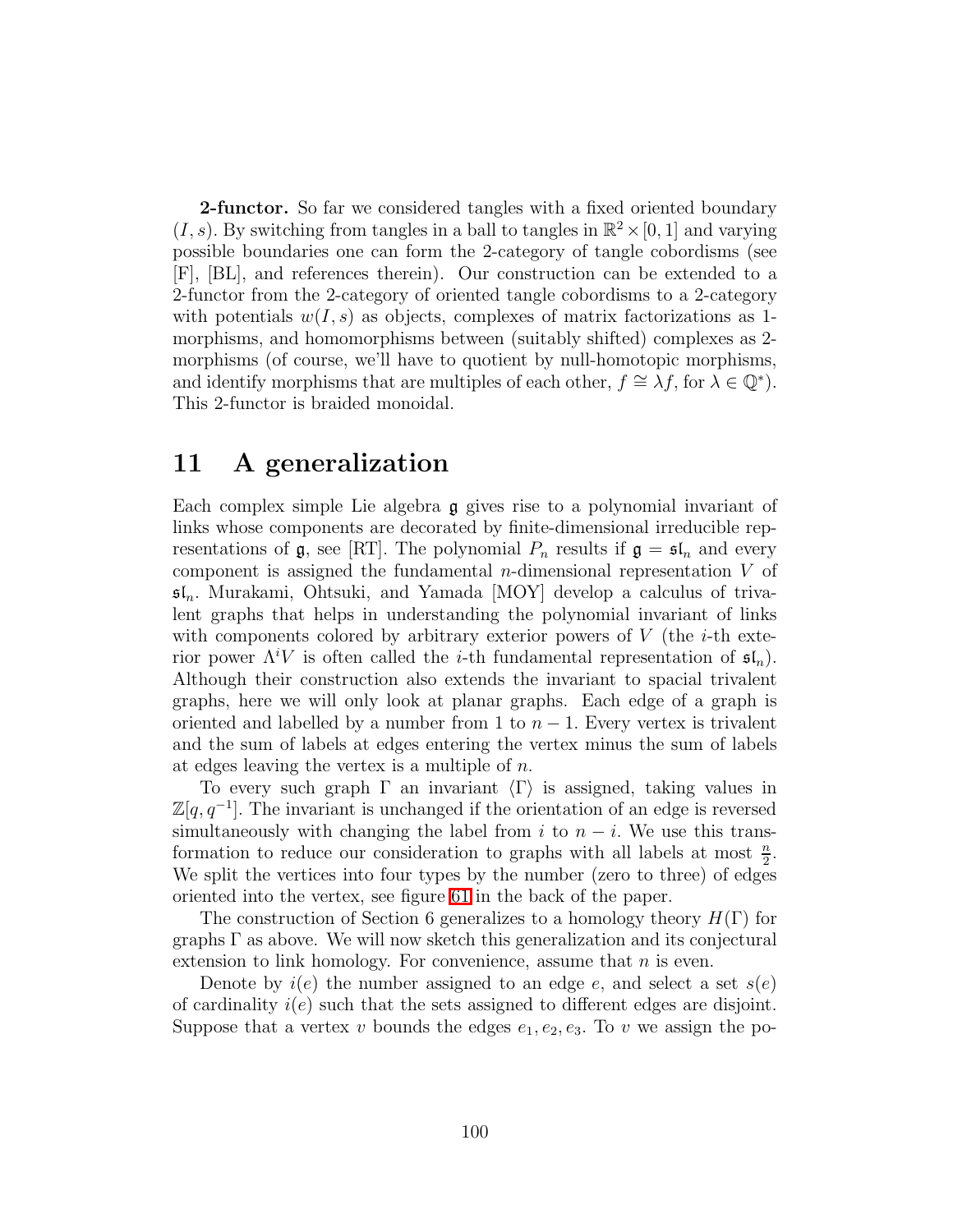**2-functor.** So far we considered tangles with a fixed oriented boundary $(I, s)$. By switching from tangles in a ball to tangles in $\mathbb{R}^2 \times [0, 1]$ and varying possible boundaries one can form the 2-category of tangle cobordisms (see [F], [BL], and references therein). Our construction can be extended to a 2-functor from the 2-category of oriented tangle cobordisms to a 2-category with potentials $w(I, s)$ as objects, complexes of matrix factorizations as 1-morphisms, and homomorphisms between (suitably shifted) complexes as 2-morphisms (of course, we'll have to quotient by null-homotopic morphisms, and identify morphisms that are multiples of each other, $f \cong \lambda f$, for $\lambda \in \mathbb{Q}^*$). This 2-functor is braided monoidal.

# 11 A generalization

Each complex simple Lie algebra $\mathfrak{g}$ gives rise to a polynomial invariant of links whose components are decorated by finite-dimensional irreducible representations of $\mathfrak{g}$, see [RT]. The polynomial $P_n$ results if $\mathfrak{g} = \mathfrak{sl}_n$ and every component is assigned the fundamental $n$-dimensional representation $V$ of $\mathfrak{sl}_n$. Murakami, Ohtsuki, and Yamada [MOY] develop a calculus of trivalent graphs that helps in understanding the polynomial invariant of links with components colored by arbitrary exterior powers of $V$ (the $i$-th exterior power $\Lambda^i V$ is often called the $i$-th fundamental representation of $\mathfrak{sl}_n$). Although their construction also extends the invariant to spacial trivalent graphs, here we will only look at planar graphs. Each edge of a graph is oriented and labelled by a number from 1 to $n-1$. Every vertex is trivalent and the sum of labels at edges entering the vertex minus the sum of labels at edges leaving the vertex is a multiple of $n$.

To every such graph $\Gamma$ an invariant $\langle \Gamma \rangle$ is assigned, taking values in $\mathbb{Z}[q, q^{-1}]$. The invariant is unchanged if the orientation of an edge is reversed simultaneously with changing the label from $i$ to $n - i$. We use this transformation to reduce our consideration to graphs with all labels at most $\frac{n}{2}$. We split the vertices into four types by the number (zero to three) of edges oriented into the vertex, see figure 61 in the back of the paper.

The construction of Section 6 generalizes to a homology theory $H(\Gamma)$ for graphs $\Gamma$ as above. We will now sketch this generalization and its conjectural extension to link homology. For convenience, assume that $n$ is even.

Denote by $i(e)$ the number assigned to an edge $e$, and select a set $s(e)$ of cardinality $i(e)$ such that the sets assigned to different edges are disjoint. Suppose that a vertex $v$ bounds the edges $e_1, e_2, e_3$. To $v$ we assign the po-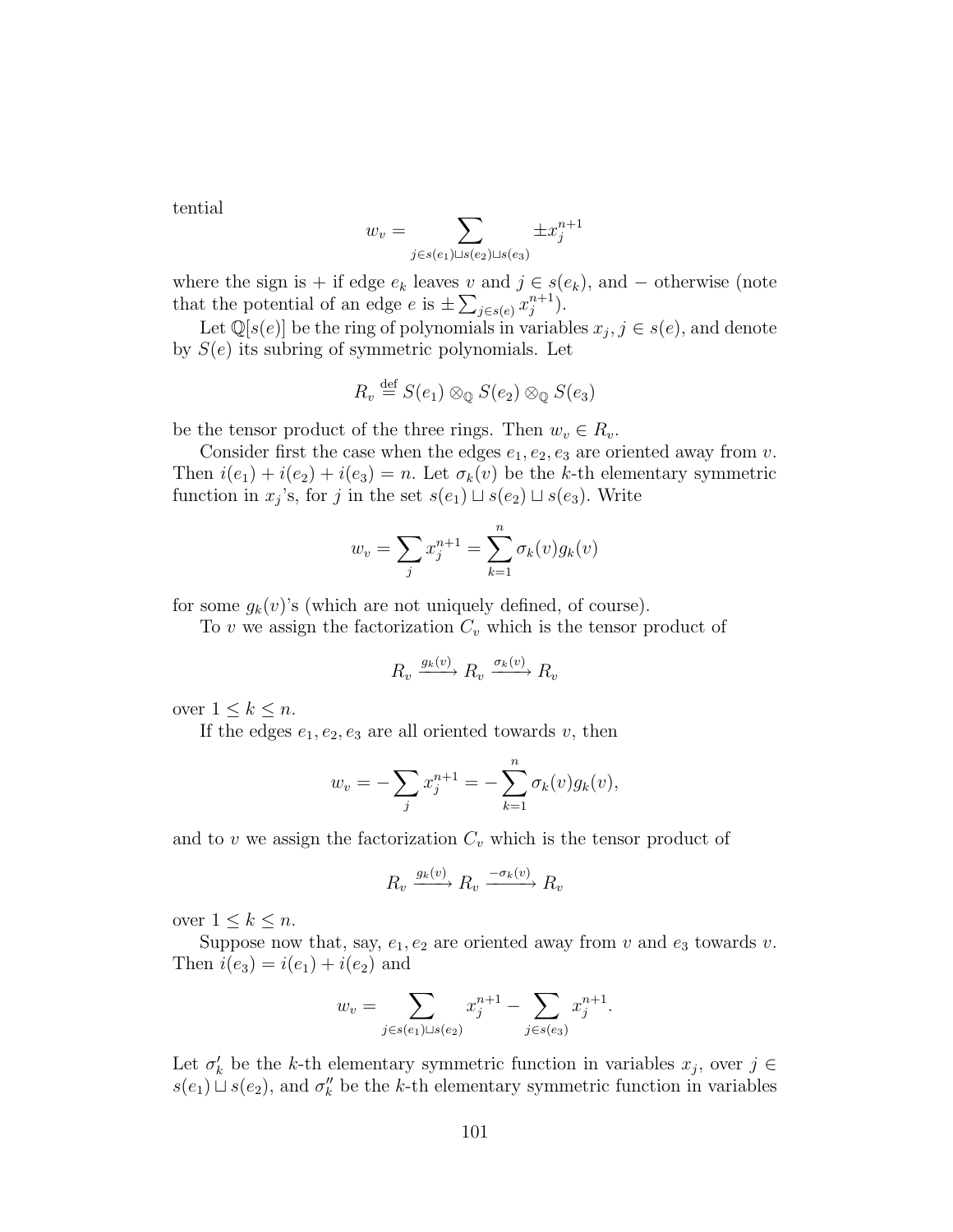tential

$$w_v = \sum_{j \in s(e_1) \sqcup s(e_2) \sqcup s(e_3)} \pm x_j^{n+1}$$

where the sign is + if edge $e_k$ leaves $v$ and $j \in s(e_k)$, and − otherwise (note that the potential of an edge $e$ is $\pm \sum_{j \in s(e)} x_j^{n+1}$).

Let $\mathbb{Q}[s(e)]$ be the ring of polynomials in variables $x_j$, $j \in s(e)$, and denote by $S(e)$ its subring of symmetric polynomials. Let

$$R_v \stackrel{\text{def}}{=} S(e_1) \otimes_{\mathbb{Q}} S(e_2) \otimes_{\mathbb{Q}} S(e_3)$$

be the tensor product of the three rings. Then $w_v \in R_v$.

Consider first the case when the edges $e_1, e_2, e_3$ are oriented away from $v$. Then $i(e_1) + i(e_2) + i(e_3) = n$. Let $\sigma_k(v)$ be the $k$-th elementary symmetric function in $x_j$'s, for $j$ in the set $s(e_1) \sqcup s(e_2) \sqcup s(e_3)$. Write

$$w_v = \sum_j x_j^{n+1} = \sum_{k=1}^{n} \sigma_k(v) g_k(v)$$

for some $g_k(v)$'s (which are not uniquely defined, of course).

To $v$ we assign the factorization $C_v$ which is the tensor product of

$$R_v \xrightarrow{g_k(v)} R_v \xrightarrow{\sigma_k(v)} R_v$$

over $1 \leq k \leq n$.

If the edges $e_1, e_2, e_3$ are all oriented towards $v$, then

$$w_v = -\sum_j x_j^{n+1} = -\sum_{k=1}^{n} \sigma_k(v) g_k(v),$$

and to $v$ we assign the factorization $C_v$ which is the tensor product of

$$R_v \xrightarrow{g_k(v)} R_v \xrightarrow{-\sigma_k(v)} R_v$$

over $1 \leq k \leq n$.

Suppose now that, say, $e_1, e_2$ are oriented away from $v$ and $e_3$ towards $v$. Then $i(e_3) = i(e_1) + i(e_2)$ and

$$w_v = \sum_{j \in s(e_1) \sqcup s(e_2)} x_j^{n+1} - \sum_{j \in s(e_3)} x_j^{n+1}.$$

Let $\sigma'_k$ be the $k$-th elementary symmetric function in variables $x_j$, over $j \in s(e_1) \sqcup s(e_2)$, and $\sigma''_k$ be the $k$-th elementary symmetric function in variables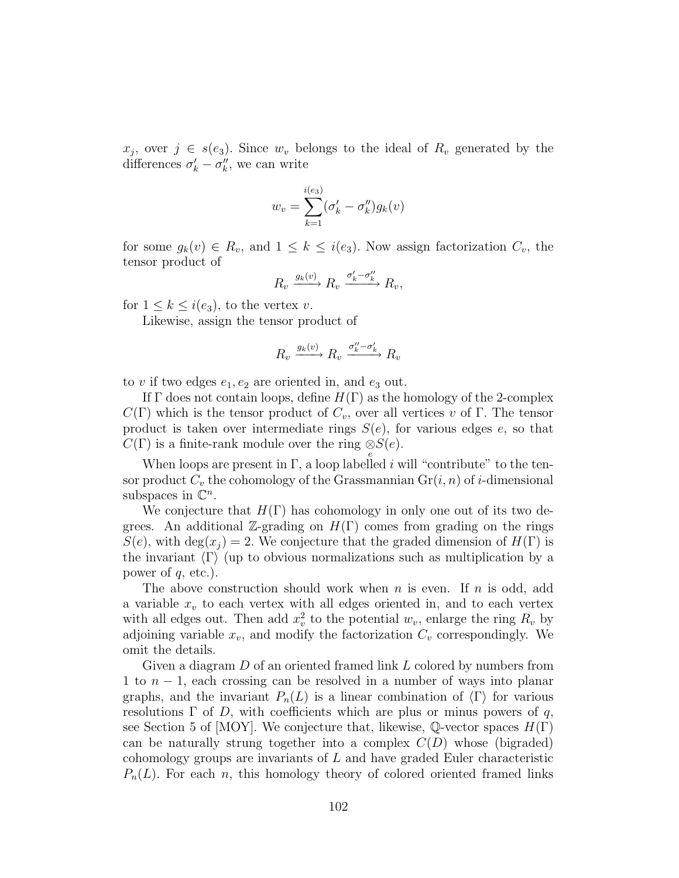$x_j$, over $j \in s(e_3)$. Since $w_v$ belongs to the ideal of $R_v$ generated by the differences $\sigma'_k - \sigma''_k$, we can write

$$w_v = \sum_{k=1}^{i(e_3)} (\sigma'_k - \sigma''_k) g_k(v)$$

for some $g_k(v) \in R_v$, and $1 \le k \le i(e_3)$. Now assign factorization $C_v$, the tensor product of

$$R_v \xrightarrow{g_k(v)} R_v \xrightarrow{\sigma'_k - \sigma''_k} R_v,$$

for $1 \le k \le i(e_3)$, to the vertex $v$.

Likewise, assign the tensor product of

$$R_v \xrightarrow{g_k(v)} R_v \xrightarrow{\sigma''_k - \sigma'_k} R_v$$

to $v$ if two edges $e_1, e_2$ are oriented in, and $e_3$ out.

If $\Gamma$ does not contain loops, define $H(\Gamma)$ as the homology of the 2-complex $C(\Gamma)$ which is the tensor product of $C_v$, over all vertices $v$ of $\Gamma$. The tensor product is taken over intermediate rings $S(e)$, for various edges $e$, so that $C(\Gamma)$ is a finite-rank module over the ring $\underset{e}{\otimes} S(e)$.

When loops are present in $\Gamma$, a loop labelled $i$ will "contribute" to the tensor product $C_v$ the cohomology of the Grassmannian $\mathrm{Gr}(i,n)$ of $i$-dimensional subspaces in $\mathbb{C}^n$.

We conjecture that $H(\Gamma)$ has cohomology in only one out of its two degrees. An additional $\mathbb{Z}$-grading on $H(\Gamma)$ comes from grading on the rings $S(e)$, with $\deg(x_j) = 2$. We conjecture that the graded dimension of $H(\Gamma)$ is the invariant $\langle \Gamma \rangle$ (up to obvious normalizations such as multiplication by a power of $q$, etc.).

The above construction should work when $n$ is even. If $n$ is odd, add a variable $x_v$ to each vertex with all edges oriented in, and to each vertex with all edges out. Then add $x_v^2$ to the potential $w_v$, enlarge the ring $R_v$ by adjoining variable $x_v$, and modify the factorization $C_v$ correspondingly. We omit the details.

Given a diagram $D$ of an oriented framed link $L$ colored by numbers from 1 to $n-1$, each crossing can be resolved in a number of ways into planar graphs, and the invariant $P_n(L)$ is a linear combination of $\langle \Gamma \rangle$ for various resolutions $\Gamma$ of $D$, with coefficients which are plus or minus powers of $q$, see Section 5 of [MOY]. We conjecture that, likewise, $\mathbb{Q}$-vector spaces $H(\Gamma)$ can be naturally strung together into a complex $C(D)$ whose (bigraded) cohomology groups are invariants of $L$ and have graded Euler characteristic $P_n(L)$. For each $n$, this homology theory of colored oriented framed links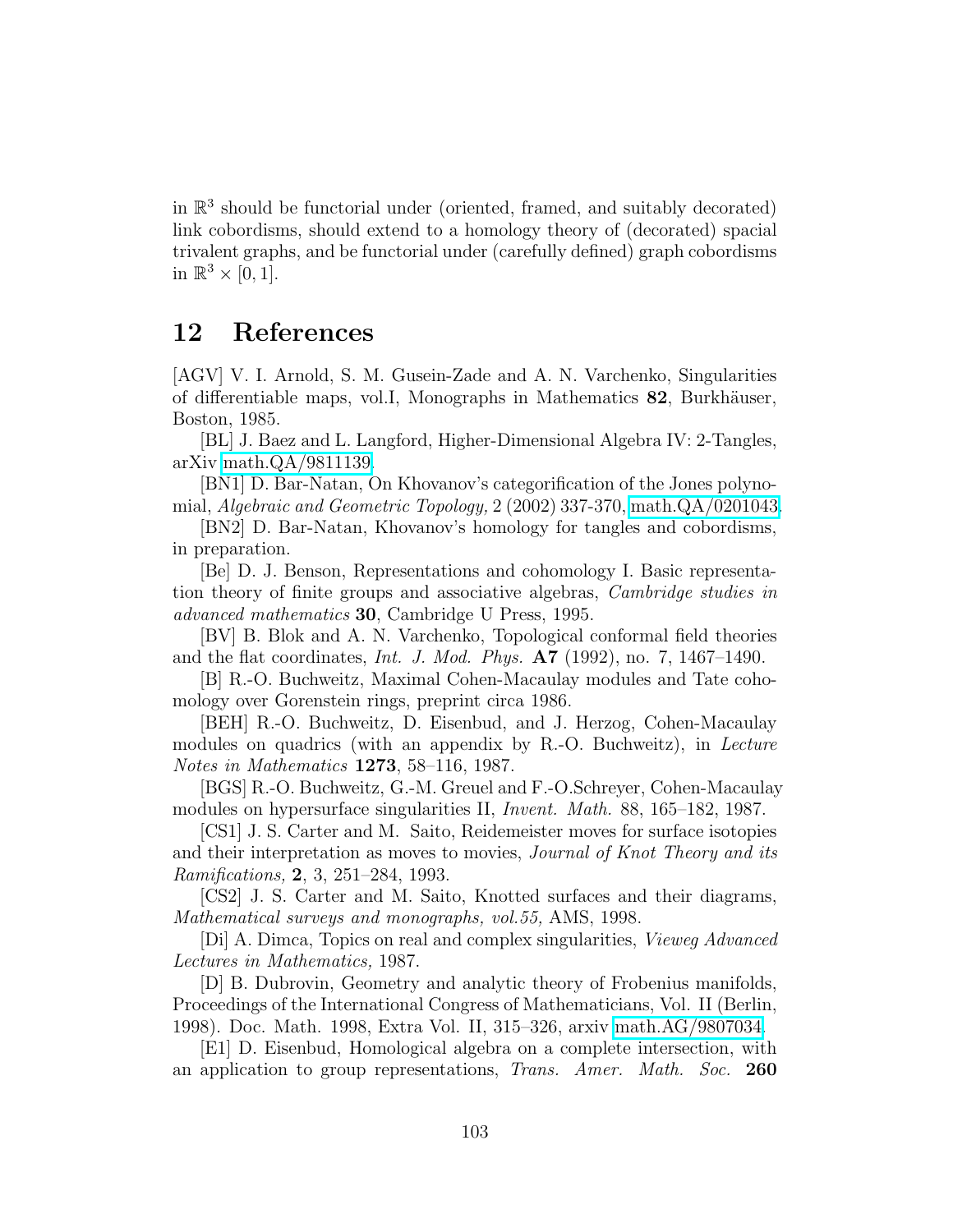in $\mathbb{R}^3$ should be functorial under (oriented, framed, and suitably decorated) link cobordisms, should extend to a homology theory of (decorated) spacial trivalent graphs, and be functorial under (carefully defined) graph cobordisms in $\mathbb{R}^3 \times [0, 1]$.

## 12 References

[AGV] V. I. Arnold, S. M. Gusein-Zade and A. N. Varchenko, Singularities of differentiable maps, vol.I, Monographs in Mathematics **82**, Burkhäuser, Boston, 1985.

[BL] J. Baez and L. Langford, Higher-Dimensional Algebra IV: 2-Tangles, arXiv math.QA/9811139.

[BN1] D. Bar-Natan, On Khovanov's categorification of the Jones polynomial, *Algebraic and Geometric Topology,* 2 (2002) 337-370, math.QA/0201043.

[BN2] D. Bar-Natan, Khovanov's homology for tangles and cobordisms, in preparation.

[Be] D. J. Benson, Representations and cohomology I. Basic representation theory of finite groups and associative algebras, *Cambridge studies in advanced mathematics* **30**, Cambridge U Press, 1995.

[BV] B. Blok and A. N. Varchenko, Topological conformal field theories and the flat coordinates, *Int. J. Mod. Phys.* **A7** (1992), no. 7, 1467–1490.

[B] R.-O. Buchweitz, Maximal Cohen-Macaulay modules and Tate cohomology over Gorenstein rings, preprint circa 1986.

[BEH] R.-O. Buchweitz, D. Eisenbud, and J. Herzog, Cohen-Macaulay modules on quadrics (with an appendix by R.-O. Buchweitz), in *Lecture Notes in Mathematics* **1273**, 58–116, 1987.

[BGS] R.-O. Buchweitz, G.-M. Greuel and F.-O.Schreyer, Cohen-Macaulay modules on hypersurface singularities II, *Invent. Math.* 88, 165–182, 1987.

[CS1] J. S. Carter and M. Saito, Reidemeister moves for surface isotopies and their interpretation as moves to movies, *Journal of Knot Theory and its Ramifications,* **2**, 3, 251–284, 1993.

[CS2] J. S. Carter and M. Saito, Knotted surfaces and their diagrams, *Mathematical surveys and monographs, vol.55,* AMS, 1998.

[Di] A. Dimca, Topics on real and complex singularities, *Vieweg Advanced Lectures in Mathematics,* 1987.

[D] B. Dubrovin, Geometry and analytic theory of Frobenius manifolds, Proceedings of the International Congress of Mathematicians, Vol. II (Berlin, 1998). Doc. Math. 1998, Extra Vol. II, 315–326, arxiv math.AG/9807034.

[E1] D. Eisenbud, Homological algebra on a complete intersection, with an application to group representations, *Trans. Amer. Math. Soc.* **260**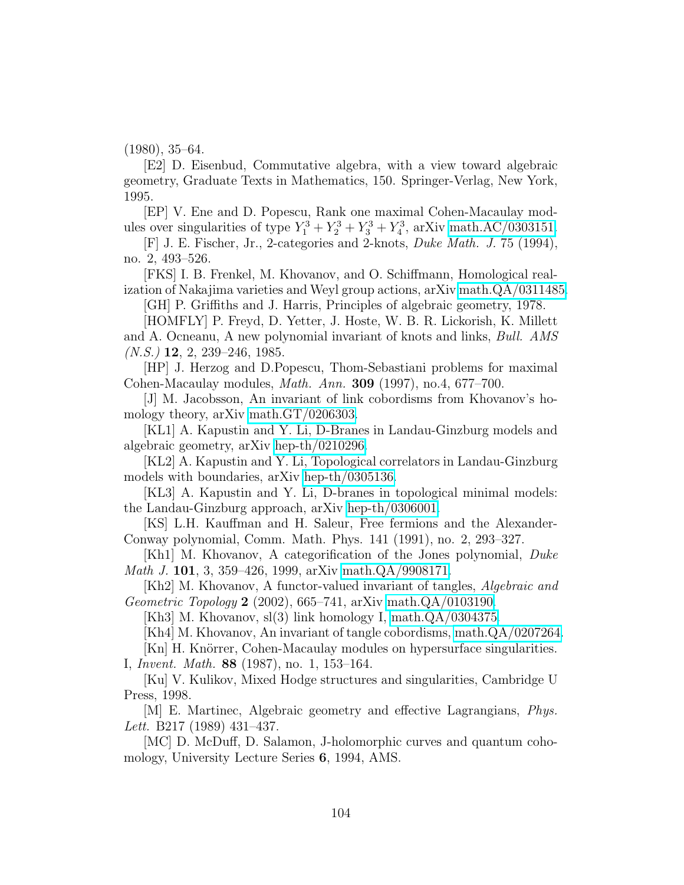(1980), 35–64.

[E2] D. Eisenbud, Commutative algebra, with a view toward algebraic geometry, Graduate Texts in Mathematics, 150. Springer-Verlag, New York, 1995.

[EP] V. Ene and D. Popescu, Rank one maximal Cohen-Macaulay modules over singularities of type $Y_1^3 + Y_2^3 + Y_3^3 + Y_4^3$, arXiv math.AC/0303151.

[F] J. E. Fischer, Jr., 2-categories and 2-knots, *Duke Math. J.* 75 (1994), no. 2, 493–526.

[FKS] I. B. Frenkel, M. Khovanov, and O. Schiffmann, Homological realization of Nakajima varieties and Weyl group actions, arXiv math.QA/0311485.

[GH] P. Griffiths and J. Harris, Principles of algebraic geometry, 1978.

[HOMFLY] P. Freyd, D. Yetter, J. Hoste, W. B. R. Lickorish, K. Millett and A. Ocneanu, A new polynomial invariant of knots and links, *Bull. AMS (N.S.)* **12**, 2, 239–246, 1985.

[HP] J. Herzog and D.Popescu, Thom-Sebastiani problems for maximal Cohen-Macaulay modules, *Math. Ann.* **309** (1997), no.4, 677–700.

[J] M. Jacobsson, An invariant of link cobordisms from Khovanov's homology theory, arXiv math.GT/0206303.

[KL1] A. Kapustin and Y. Li, D-Branes in Landau-Ginzburg models and algebraic geometry, arXiv hep-th/0210296.

[KL2] A. Kapustin and Y. Li, Topological correlators in Landau-Ginzburg models with boundaries, arXiv hep-th/0305136.

[KL3] A. Kapustin and Y. Li, D-branes in topological minimal models: the Landau-Ginzburg approach, arXiv hep-th/0306001.

[KS] L.H. Kauffman and H. Saleur, Free fermions and the Alexander-Conway polynomial, Comm. Math. Phys. 141 (1991), no. 2, 293–327.

[Kh1] M. Khovanov, A categorification of the Jones polynomial, *Duke Math J.* **101**, 3, 359–426, 1999, arXiv math.QA/9908171.

[Kh2] M. Khovanov, A functor-valued invariant of tangles, *Algebraic and Geometric Topology* **2** (2002), 665–741, arXiv math.QA/0103190.

[Kh3] M. Khovanov, sl(3) link homology I, math.QA/0304375.

[Kh4] M. Khovanov, An invariant of tangle cobordisms, math.QA/0207264.

[Kn] H. Knörrer, Cohen-Macaulay modules on hypersurface singularities. I, *Invent. Math.* **88** (1987), no. 1, 153–164.

[Ku] V. Kulikov, Mixed Hodge structures and singularities, Cambridge U Press, 1998.

[M] E. Martinec, Algebraic geometry and effective Lagrangians, *Phys. Lett.* B217 (1989) 431–437.

[MC] D. McDuff, D. Salamon, J-holomorphic curves and quantum cohomology, University Lecture Series **6**, 1994, AMS.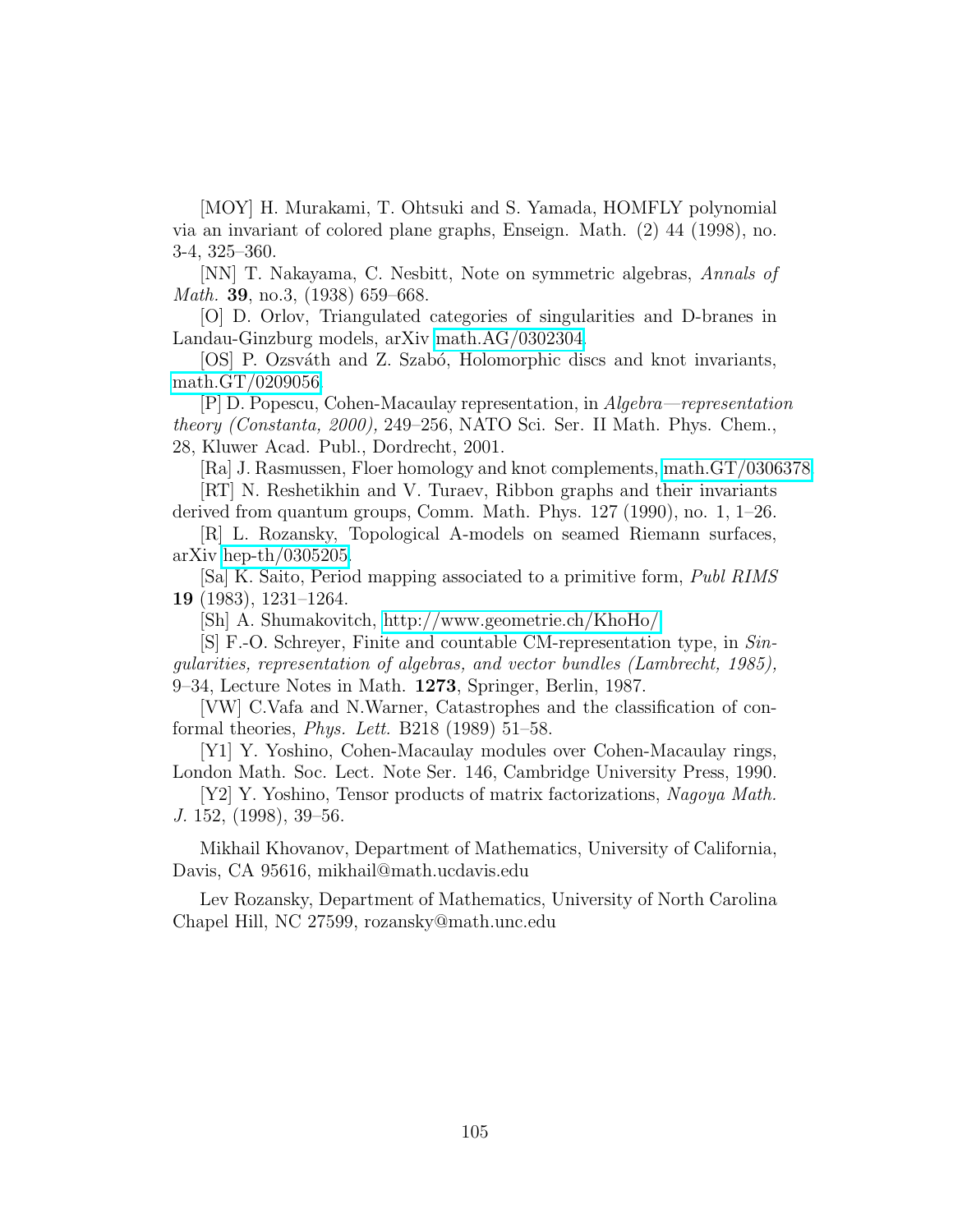[MOY] H. Murakami, T. Ohtsuki and S. Yamada, HOMFLY polynomial via an invariant of colored plane graphs, Enseign. Math. (2) 44 (1998), no. 3-4, 325–360.

[NN] T. Nakayama, C. Nesbitt, Note on symmetric algebras, *Annals of Math.* **39**, no.3, (1938) 659–668.

[O] D. Orlov, Triangulated categories of singularities and D-branes in Landau-Ginzburg models, arXiv math.AG/0302304.

[OS] P. Ozsváth and Z. Szabó, Holomorphic discs and knot invariants, math.GT/0209056.

[P] D. Popescu, Cohen-Macaulay representation, in *Algebra—representation theory (Constanta, 2000),* 249–256, NATO Sci. Ser. II Math. Phys. Chem., 28, Kluwer Acad. Publ., Dordrecht, 2001.

[Ra] J. Rasmussen, Floer homology and knot complements, math.GT/0306378.

[RT] N. Reshetikhin and V. Turaev, Ribbon graphs and their invariants derived from quantum groups, Comm. Math. Phys. 127 (1990), no. 1, 1–26.

[R] L. Rozansky, Topological A-models on seamed Riemann surfaces, arXiv hep-th/0305205.

[Sa] K. Saito, Period mapping associated to a primitive form, *Publ RIMS* **19** (1983), 1231–1264.

[Sh] A. Shumakovitch, http://www.geometrie.ch/KhoHo/

[S] F.-O. Schreyer, Finite and countable CM-representation type, in *Singularities, representation of algebras, and vector bundles (Lambrecht, 1985),* 9–34, Lecture Notes in Math. **1273**, Springer, Berlin, 1987.

[VW] C.Vafa and N.Warner, Catastrophes and the classification of conformal theories, *Phys. Lett.* B218 (1989) 51–58.

[Y1] Y. Yoshino, Cohen-Macaulay modules over Cohen-Macaulay rings, London Math. Soc. Lect. Note Ser. 146, Cambridge University Press, 1990.

[Y2] Y. Yoshino, Tensor products of matrix factorizations, *Nagoya Math. J.* 152, (1998), 39–56.

Mikhail Khovanov, Department of Mathematics, University of California, Davis, CA 95616, mikhail@math.ucdavis.edu

Lev Rozansky, Department of Mathematics, University of North Carolina Chapel Hill, NC 27599, rozansky@math.unc.edu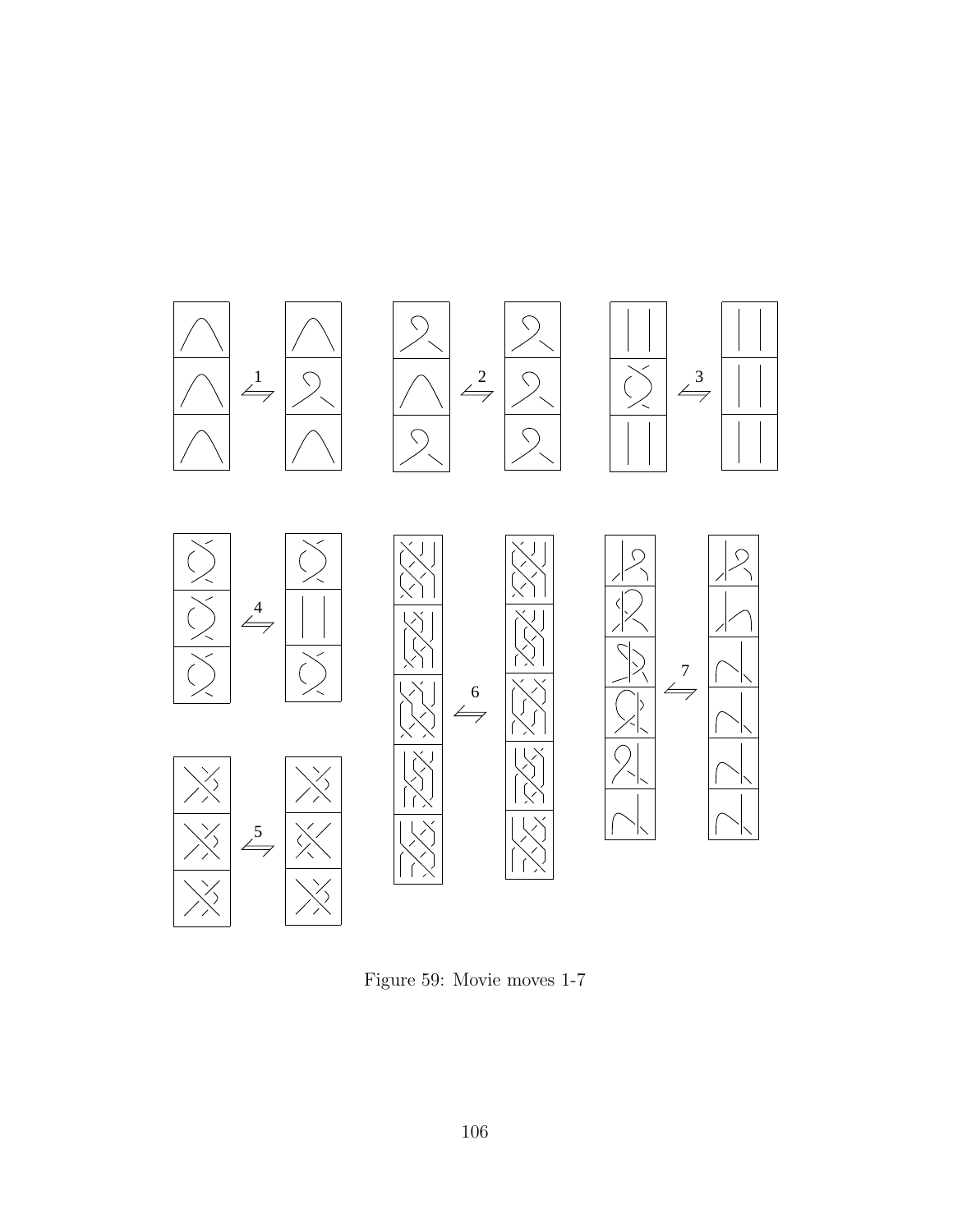Figure 59: Movie moves 1-7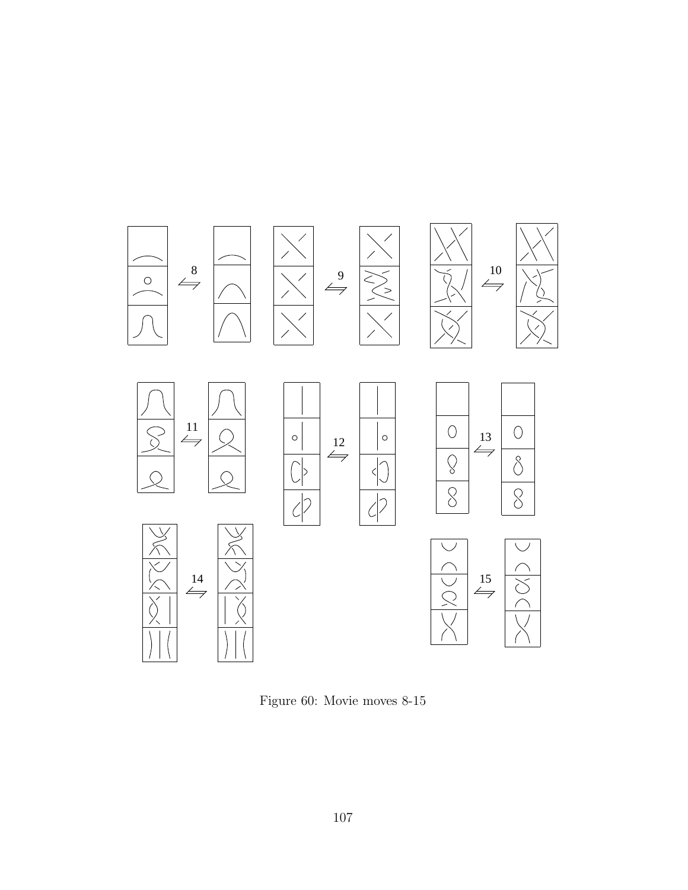Figure 60: Movie moves 8-15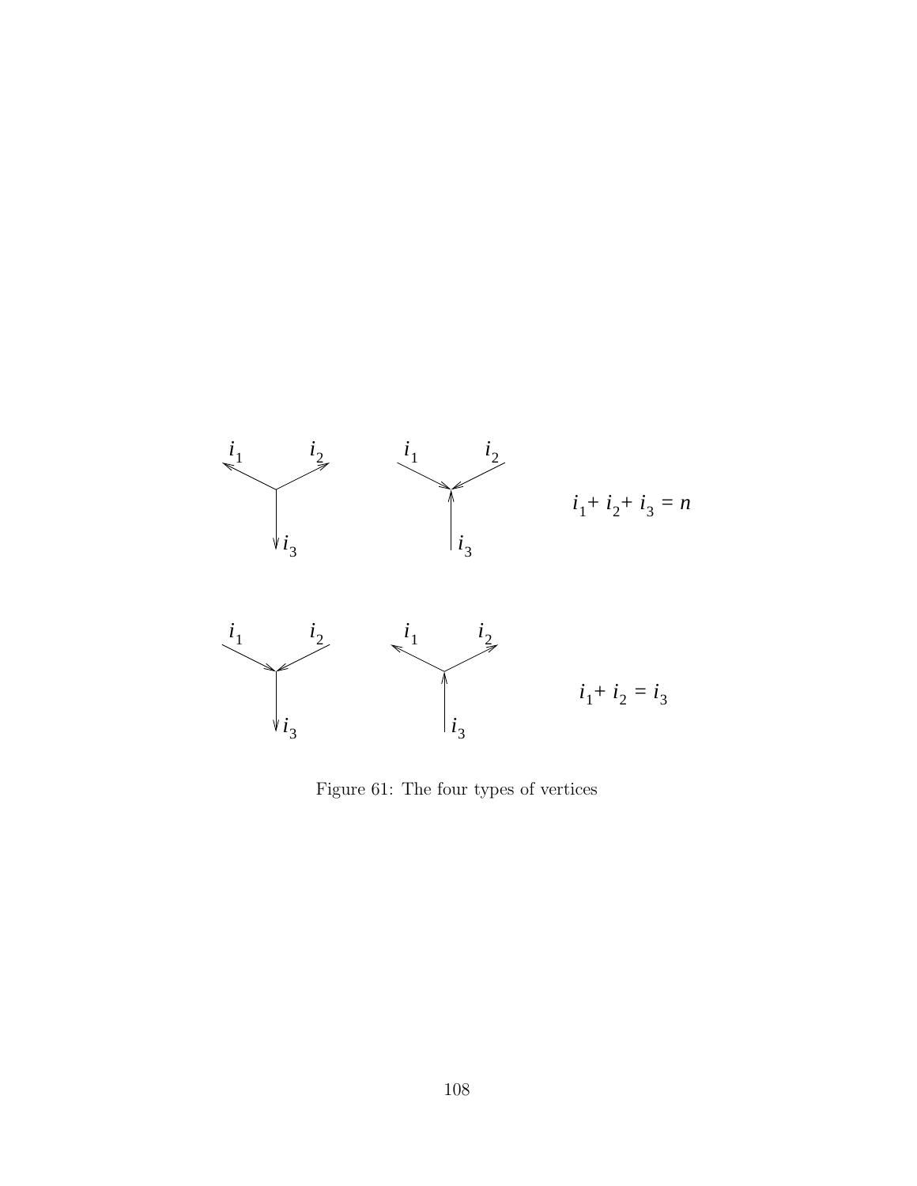$i_1$ $i_2$ $i_3$

$i_1$ $i_2$ $i_3$

$i_1 + i_2 + i_3 = n$

$i_1$ $i_2$ $i_3$

$i_1$ $i_2$ $i_3$

$i_1 + i_2 = i_3$

Figure 61: The four types of vertices